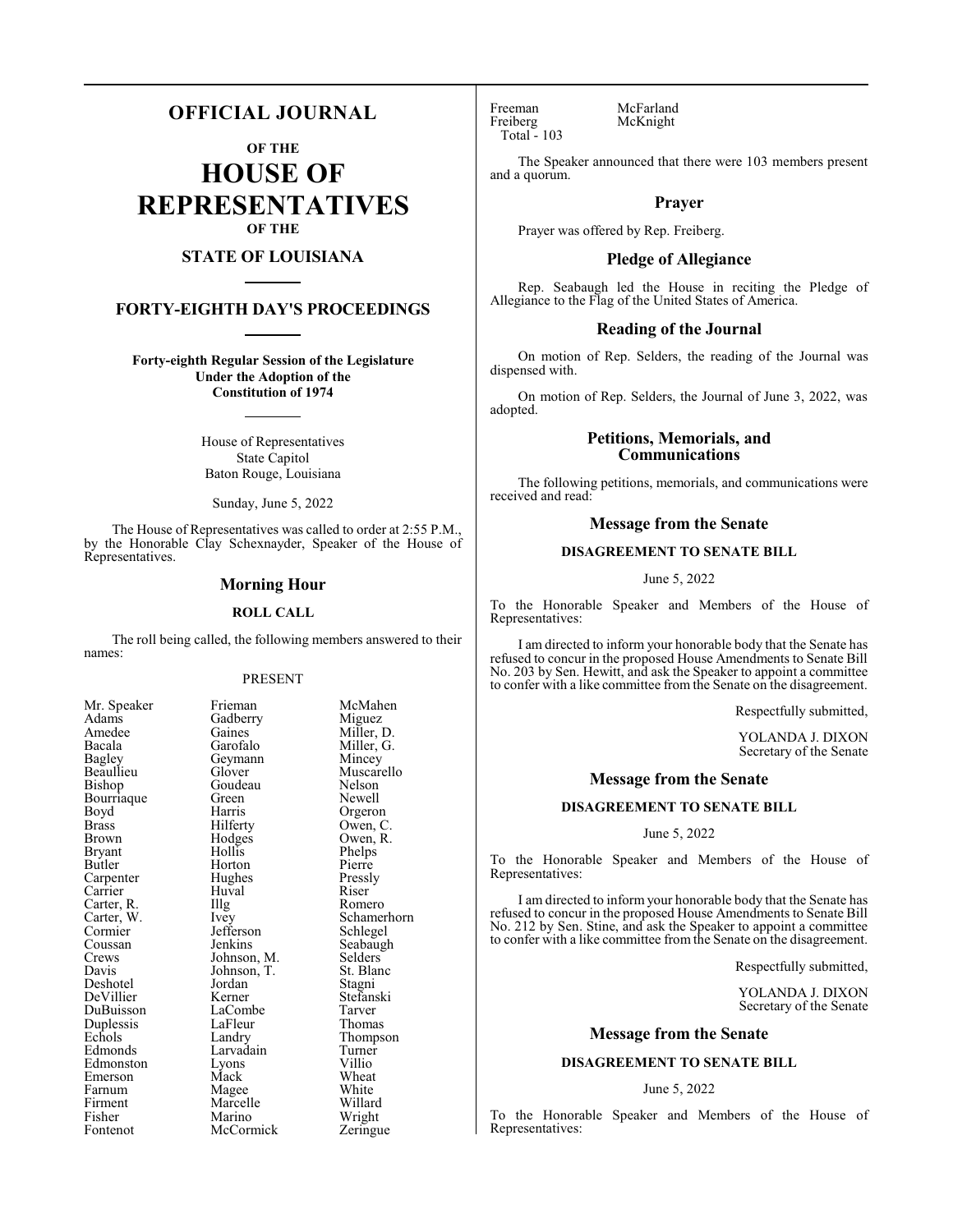# OFFICIAL JOURNAL

## OF THE

# HOUSE OF REPRESENTATIVES

## OF THE

## STATE OF LOUISIANA

## FORTY-EIGHTH DAY'S PROCEEDINGS

**Forty-eighth Regular Session of the Legislature Under the Adoption of the Constitution of 1974**

House of Representatives
State Capitol
Baton Rouge, Louisiana

Sunday, June 5, 2022

The House of Representatives was called to order at 2:55 P.M., by the Honorable Clay Schexnayder, Speaker of the House of Representatives.

## Morning Hour

### ROLL CALL

The roll being called, the following members answered to their names:

PRESENT

| | | |
|---|---|---|
| Mr. Speaker | Frieman | McMahen |
| Adams | Gadberry | Miguez |
| Amedee | Gaines | Miller, D. |
| Bacala | Garofalo | Miller, G. |
| Bagley | Geymann | Mincey |
| Beaullieu | Glover | Muscarello |
| Bishop | Goudeau | Nelson |
| Bourriaque | Green | Newell |
| Boyd | Harris | Orgeron |
| Brass | Hilferty | Owen, C. |
| Brown | Hodges | Owen, R. |
| Bryant | Hollis | Phelps |
| Butler | Horton | Pierre |
| Carpenter | Hughes | Pressly |
| Carrier | Huval | Riser |
| Carter, R. | Illg | Romero |
| Carter, W. | Ivey | Schamerhorn |
| Cormier | Jefferson | Schlegel |
| Coussan | Jenkins | Seabaugh |
| Crews | Johnson, M. | Selders |
| Davis | Johnson, T. | St. Blanc |
| Deshotel | Jordan | Stagni |
| DeVillier | Kerner | Stefanski |
| DuBuisson | LaCombe | Tarver |
| Duplessis | LaFleur | Thomas |
| Echols | Landry | Thompson |
| Edmonds | Larvadain | Turner |
| Edmonston | Lyons | Villio |
| Emerson | Mack | Wheat |
| Farnum | Magee | White |
| Firment | Marcelle | Willard |
| Fisher | Marino | Wright |
| Fontenot | McCormick | Zeringue |
| Freeman | McFarland | |
| Freiberg | McKnight | |

Total - 103

The Speaker announced that there were 103 members present and a quorum.

## Prayer

Prayer was offered by Rep. Freiberg.

## Pledge of Allegiance

Rep. Seabaugh led the House in reciting the Pledge of Allegiance to the Flag of the United States of America.

## Reading of the Journal

On motion of Rep. Selders, the reading of the Journal was dispensed with.

On motion of Rep. Selders, the Journal of June 3, 2022, was adopted.

## Petitions, Memorials, and Communications

The following petitions, memorials, and communications were received and read:

## Message from the Senate

### DISAGREEMENT TO SENATE BILL

June 5, 2022

To the Honorable Speaker and Members of the House of Representatives:

I am directed to inform your honorable body that the Senate has refused to concur in the proposed House Amendments to Senate Bill No. 203 by Sen. Hewitt, and ask the Speaker to appoint a committee to confer with a like committee from the Senate on the disagreement.

Respectfully submitted,

YOLANDA J. DIXON
Secretary of the Senate

## Message from the Senate

### DISAGREEMENT TO SENATE BILL

June 5, 2022

To the Honorable Speaker and Members of the House of Representatives:

I am directed to inform your honorable body that the Senate has refused to concur in the proposed House Amendments to Senate Bill No. 212 by Sen. Stine, and ask the Speaker to appoint a committee to confer with a like committee from the Senate on the disagreement.

Respectfully submitted,

YOLANDA J. DIXON
Secretary of the Senate

## Message from the Senate

### DISAGREEMENT TO SENATE BILL

June 5, 2022

To the Honorable Speaker and Members of the House of Representatives: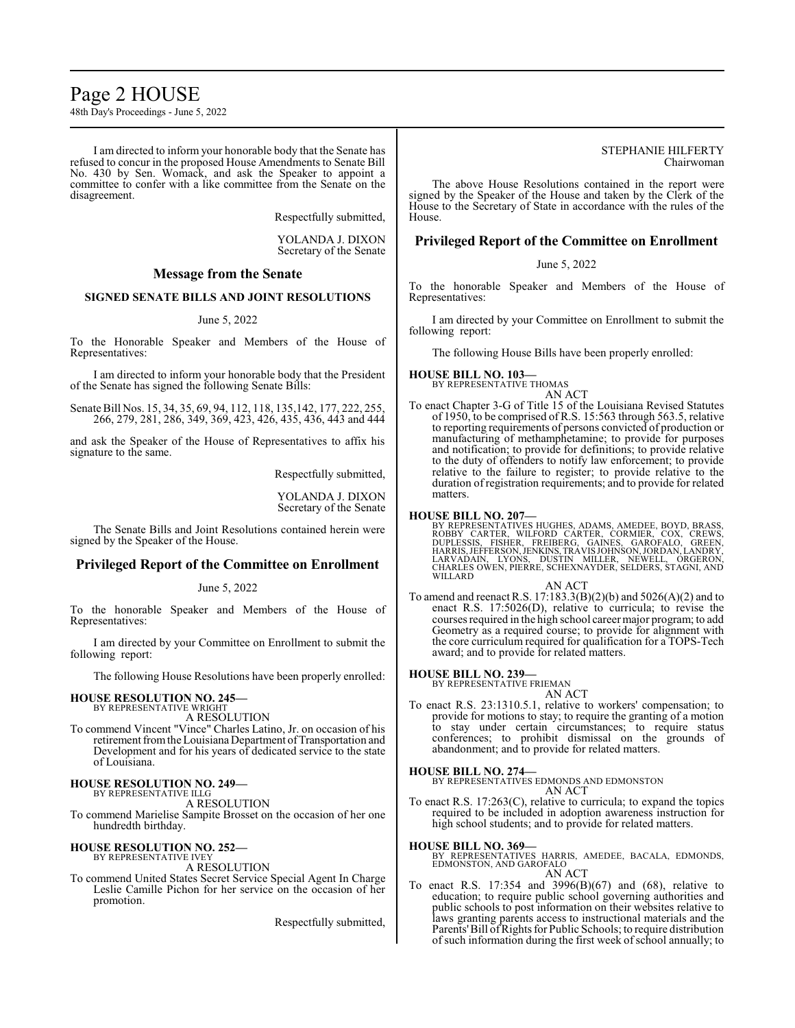I am directed to inform your honorable body that the Senate has refused to concur in the proposed House Amendments to Senate Bill No. 430 by Sen. Womack, and ask the Speaker to appoint a committee to confer with a like committee from the Senate on the disagreement.

Respectfully submitted,

YOLANDA J. DIXON
Secretary of the Senate

## Message from the Senate

### SIGNED SENATE BILLS AND JOINT RESOLUTIONS

June 5, 2022

To the Honorable Speaker and Members of the House of Representatives:

I am directed to inform your honorable body that the President of the Senate has signed the following Senate Bills:

Senate Bill Nos. 15, 34, 35, 69, 94, 112, 118, 135,142, 177, 222, 255, 266, 279, 281, 286, 349, 369, 423, 426, 435, 436, 443 and 444

and ask the Speaker of the House of Representatives to affix his signature to the same.

Respectfully submitted,

YOLANDA J. DIXON
Secretary of the Senate

The Senate Bills and Joint Resolutions contained herein were signed by the Speaker of the House.

## Privileged Report of the Committee on Enrollment

June 5, 2022

To the honorable Speaker and Members of the House of Representatives:

I am directed by your Committee on Enrollment to submit the following report:

The following House Resolutions have been properly enrolled:

**HOUSE RESOLUTION NO. 245—**
BY REPRESENTATIVE WRIGHT
A RESOLUTION
To commend Vincent "Vince" Charles Latino, Jr. on occasion of his retirement from the Louisiana Department of Transportation and Development and for his years of dedicated service to the state of Louisiana.

**HOUSE RESOLUTION NO. 249—**
BY REPRESENTATIVE ILLG
A RESOLUTION
To commend Marielise Sampite Brosset on the occasion of her one hundredth birthday.

**HOUSE RESOLUTION NO. 252—**
BY REPRESENTATIVE IVEY
A RESOLUTION
To commend United States Secret Service Special Agent In Charge Leslie Camille Pichon for her service on the occasion of her promotion.

Respectfully submitted,

STEPHANIE HILFERTY
Chairwoman

The above House Resolutions contained in the report were signed by the Speaker of the House and taken by the Clerk of the House to the Secretary of State in accordance with the rules of the House.

## Privileged Report of the Committee on Enrollment

June 5, 2022

To the honorable Speaker and Members of the House of Representatives:

I am directed by your Committee on Enrollment to submit the following report:

The following House Bills have been properly enrolled:

**HOUSE BILL NO. 103—**
BY REPRESENTATIVE THOMAS
AN ACT
To enact Chapter 3-G of Title 15 of the Louisiana Revised Statutes of 1950, to be comprised of R.S. 15:563 through 563.5, relative to reporting requirements of persons convicted of production or manufacturing of methamphetamine; to provide for purposes and notification; to provide for definitions; to provide relative to the duty of offenders to notify law enforcement; to provide relative to the failure to register; to provide relative to the duration of registration requirements; and to provide for related matters.

**HOUSE BILL NO. 207—**
BY REPRESENTATIVES HUGHES, ADAMS, AMEDEE, BOYD, BRASS, ROBBY CARTER, WILFORD CARTER, CORMIER, COX, CREWS, DUPLESSIS, FISHER, FREIBERG, GAINES, GAROFALO, GREEN, HARRIS, JEFFERSON, JENKINS, TRAVIS JOHNSON, JORDAN, LANDRY, LARVADAIN, LYONS, DUSTIN MILLER, NEWELL, ORGERON, CHARLES OWEN, PIERRE, SCHEXNAYDER, SELDERS, STAGNI, AND WILLARD
AN ACT
To amend and reenact R.S. 17:183.3(B)(2)(b) and 5026(A)(2) and to enact R.S. 17:5026(D), relative to curricula; to revise the courses required in the high school career major program; to add Geometry as a required course; to provide for alignment with the core curriculum required for qualification for a TOPS-Tech award; and to provide for related matters.

**HOUSE BILL NO. 239—**
BY REPRESENTATIVE FRIEMAN
AN ACT
To enact R.S. 23:1310.5.1, relative to workers' compensation; to provide for motions to stay; to require the granting of a motion to stay under certain circumstances; to require status conferences; to prohibit dismissal on the grounds of abandonment; and to provide for related matters.

**HOUSE BILL NO. 274—**
BY REPRESENTATIVES EDMONDS AND EDMONSTON
AN ACT
To enact R.S. 17:263(C), relative to curricula; to expand the topics required to be included in adoption awareness instruction for high school students; and to provide for related matters.

**HOUSE BILL NO. 369—**
BY REPRESENTATIVES HARRIS, AMEDEE, BACALA, EDMONDS, EDMONSTON, AND GAROFALO
AN ACT
To enact R.S. 17:354 and 3996(B)(67) and (68), relative to education; to require public school governing authorities and public schools to post information on their websites relative to laws granting parents access to instructional materials and the Parents' Bill of Rights for Public Schools; to require distribution of such information during the first week of school annually; to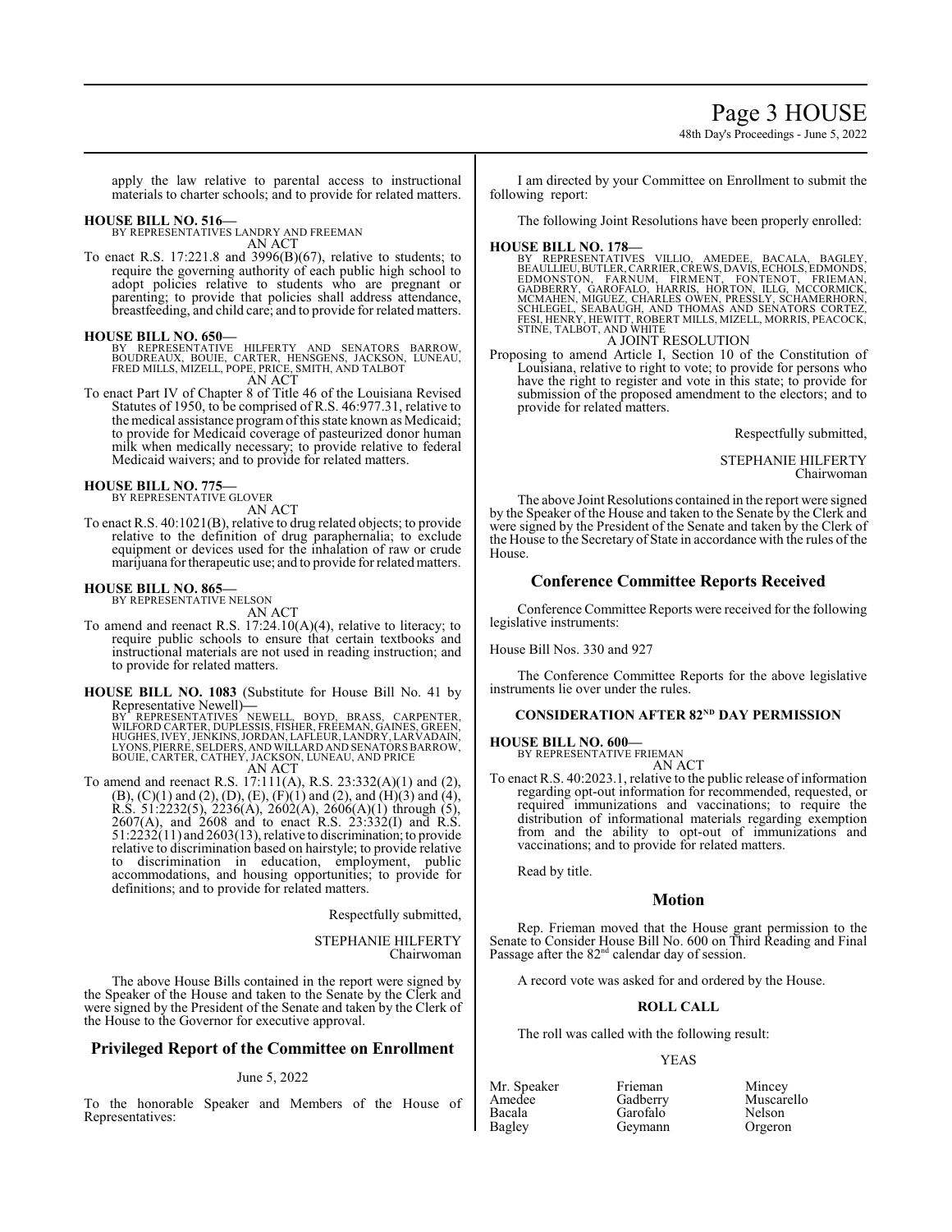apply the law relative to parental access to instructional materials to charter schools; and to provide for related matters.

**HOUSE BILL NO. 516—**
BY REPRESENTATIVES LANDRY AND FREEMAN
AN ACT

To enact R.S. 17:221.8 and 3996(B)(67), relative to students; to require the governing authority of each public high school to adopt policies relative to students who are pregnant or parenting; to provide that policies shall address attendance, breastfeeding, and child care; and to provide for related matters.

**HOUSE BILL NO. 650—**
BY REPRESENTATIVE HILFERTY AND SENATORS BARROW, BOUDREAUX, BOUIE, CARTER, HENSGENS, JACKSON, LUNEAU, FRED MILLS, MIZELL, POPE, PRICE, SMITH, AND TALBOT
AN ACT

To enact Part IV of Chapter 8 of Title 46 of the Louisiana Revised Statutes of 1950, to be comprised of R.S. 46:977.31, relative to the medical assistance program of this state known as Medicaid; to provide for Medicaid coverage of pasteurized donor human milk when medically necessary; to provide relative to federal Medicaid waivers; and to provide for related matters.

**HOUSE BILL NO. 775—**
BY REPRESENTATIVE GLOVER
AN ACT

To enact R.S. 40:1021(B), relative to drug related objects; to provide relative to the definition of drug paraphernalia; to exclude equipment or devices used for the inhalation of raw or crude marijuana for therapeutic use; and to provide for related matters.

**HOUSE BILL NO. 865—**
BY REPRESENTATIVE NELSON
AN ACT

To amend and reenact R.S. 17:24.10(A)(4), relative to literacy; to require public schools to ensure that certain textbooks and instructional materials are not used in reading instruction; and to provide for related matters.

**HOUSE BILL NO. 1083** (Substitute for House Bill No. 41 by Representative Newell)**—**
BY REPRESENTATIVES NEWELL, BOYD, BRASS, CARPENTER, WILFORD CARTER, DUPLESSIS, FISHER, FREEMAN, GAINES, GREEN, HUGHES, IVEY, JENKINS, JORDAN, LAFLEUR, LANDRY, LARVADAIN, LYONS, PIERRE, SELDERS, AND WILLARD AND SENATORS BARROW, BOUIE, CARTER, CATHEY, JACKSON, LUNEAU, AND PRICE
AN ACT

To amend and reenact R.S. 17:111(A), R.S. 23:332(A)(1) and (2), (B), (C)(1) and (2), (D), (E), (F)(1) and (2), and (H)(3) and (4), R.S. 51:2232(5), 2236(A), 2602(A), 2606(A)(1) through (5), 2607(A), and 2608 and to enact R.S. 23:332(I) and R.S. 51:2232(11) and 2603(13), relative to discrimination; to provide relative to discrimination based on hairstyle; to provide relative to discrimination in education, employment, public accommodations, and housing opportunities; to provide for definitions; and to provide for related matters.

Respectfully submitted,

STEPHANIE HILFERTY
Chairwoman

The above House Bills contained in the report were signed by the Speaker of the House and taken to the Senate by the Clerk and were signed by the President of the Senate and taken by the Clerk of the House to the Governor for executive approval.

## Privileged Report of the Committee on Enrollment

June 5, 2022

To the honorable Speaker and Members of the House of Representatives:

I am directed by your Committee on Enrollment to submit the following report:

The following Joint Resolutions have been properly enrolled:

**HOUSE BILL NO. 178—**
BY REPRESENTATIVES VILLIO, AMEDEE, BACALA, BAGLEY, BEAULLIEU, BUTLER, CARRIER, CREWS, DAVIS, ECHOLS, EDMONDS, EDMONSTON, FARNUM, FIRMENT, FONTENOT, FRIEMAN, GADBERRY, GAROFALO, HARRIS, HORTON, ILLG, MCCORMICK, MCMAHEN, MIGUEZ, CHARLES OWEN, PRESSLY, SCHAMERHORN, SCHLEGEL, SEABAUGH, AND THOMAS AND SENATORS CORTEZ, FESI, HENRY, HEWITT, ROBERT MILLS, MIZELL, MORRIS, PEACOCK, STINE, TALBOT, AND WHITE
A JOINT RESOLUTION

Proposing to amend Article I, Section 10 of the Constitution of Louisiana, relative to right to vote; to provide for persons who have the right to register and vote in this state; to provide for submission of the proposed amendment to the electors; and to provide for related matters.

Respectfully submitted,

STEPHANIE HILFERTY
Chairwoman

The above Joint Resolutions contained in the report were signed by the Speaker of the House and taken to the Senate by the Clerk and were signed by the President of the Senate and taken by the Clerk of the House to the Secretary of State in accordance with the rules of the House.

## Conference Committee Reports Received

Conference Committee Reports were received for the following legislative instruments:

House Bill Nos. 330 and 927

The Conference Committee Reports for the above legislative instruments lie over under the rules.

### CONSIDERATION AFTER 82[ND] DAY PERMISSION

**HOUSE BILL NO. 600—**
BY REPRESENTATIVE FRIEMAN
AN ACT

To enact R.S. 40:2023.1, relative to the public release of information regarding opt-out information for recommended, requested, or required immunizations and vaccinations; to require the distribution of informational materials regarding exemption from and the ability to opt-out of immunizations and vaccinations; and to provide for related matters.

Read by title.

## Motion

Rep. Frieman moved that the House grant permission to the Senate to Consider House Bill No. 600 on Third Reading and Final Passage after the 82[nd] calendar day of session.

A record vote was asked for and ordered by the House.

### ROLL CALL

The roll was called with the following result:

YEAS

| | | |
|---|---|---|
| Mr. Speaker | Frieman | Mincey |
| Amedee | Gadberry | Muscarello |
| Bacala | Garofalo | Nelson |
| Bagley | Geymann | Orgeron |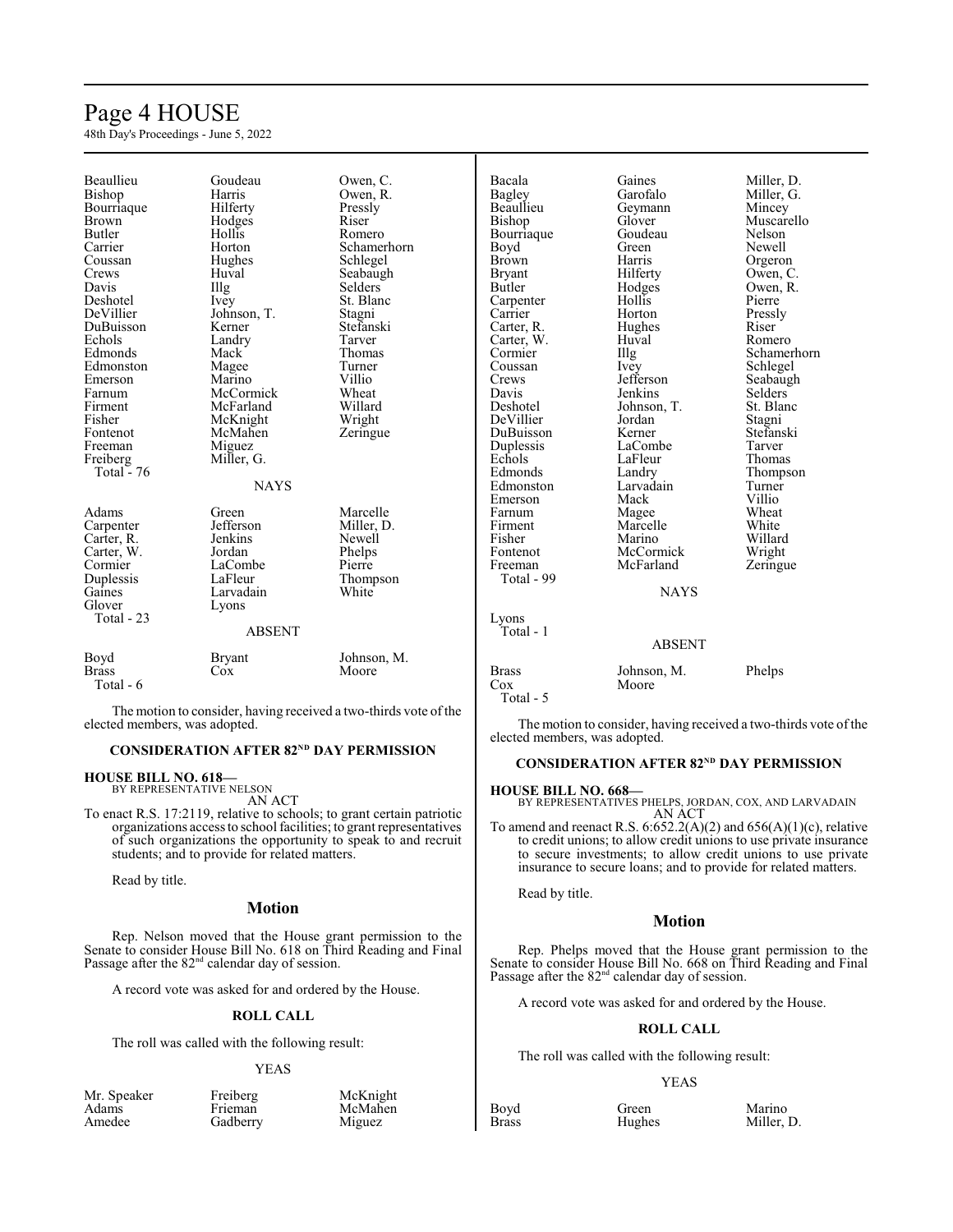| | | |
|---|---|---|
| Beaullieu | Goudeau | Owen, C. |
| Bishop | Harris | Owen, R. |
| Bourriaque | Hilferty | Pressly |
| Brown | Hodges | Riser |
| Butler | Hollis | Romero |
| Carrier | Horton | Schamerhorn |
| Coussan | Hughes | Schlegel |
| Crews | Huval | Seabaugh |
| Davis | Illg | Selders |
| Deshotel | Ivey | St. Blanc |
| DeVillier | Johnson, T. | Stagni |
| DuBuisson | Kerner | Stefanski |
| Echols | Landry | Tarver |
| Edmonds | Mack | Thomas |
| Edmonston | Magee | Turner |
| Emerson | Marino | Villio |
| Farnum | McCormick | Wheat |
| Firment | McFarland | Willard |
| Fisher | McKnight | Wright |
| Fontenot | McMahen | Zeringue |
| Freeman | Miguez | |
| Freiberg | Miller, G. | |
| Total - 76 | | |

NAYS

| | | |
|---|---|---|
| Adams | Green | Marcelle |
| Carpenter | Jefferson | Miller, D. |
| Carter, R. | Jenkins | Newell |
| Carter, W. | Jordan | Phelps |
| Cormier | LaCombe | Pierre |
| Duplessis | LaFleur | Thompson |
| Gaines | Larvadain | White |
| Glover | Lyons | |
| Total - 23 | | |

ABSENT

| | | |
|---|---|---|
| Boyd | Bryant | Johnson, M. |
| Brass | Cox | Moore |
| Total - 6 | | |

The motion to consider, having received a two-thirds vote of the elected members, was adopted.

### CONSIDERATION AFTER 82ND DAY PERMISSION

**HOUSE BILL NO. 618—**
BY REPRESENTATIVE NELSON
AN ACT

To enact R.S. 17:2119, relative to schools; to grant certain patriotic organizations access to school facilities; to grant representatives of such organizations the opportunity to speak to and recruit students; and to provide for related matters.

Read by title.

## Motion

Rep. Nelson moved that the House grant permission to the Senate to consider House Bill No. 618 on Third Reading and Final Passage after the 82nd calendar day of session.

A record vote was asked for and ordered by the House.

### ROLL CALL

The roll was called with the following result:

YEAS

| | | |
|---|---|---|
| Mr. Speaker | Freiberg | McKnight |
| Adams | Frieman | McMahen |
| Amedee | Gadberry | Miguez |
| Bacala | Gaines | Miller, D. |
| Bagley | Garofalo | Miller, G. |
| Beaullieu | Geymann | Mincey |
| Bishop | Glover | Muscarello |
| Bourriaque | Goudeau | Nelson |
| Boyd | Green | Newell |
| Brown | Harris | Orgeron |
| Bryant | Hilferty | Owen, C. |
| Butler | Hodges | Owen, R. |
| Carpenter | Hollis | Pierre |
| Carrier | Horton | Pressly |
| Carter, R. | Hughes | Riser |
| Carter, W. | Huval | Romero |
| Cormier | Illg | Schamerhorn |
| Coussan | Ivey | Schlegel |
| Crews | Jefferson | Seabaugh |
| Davis | Jenkins | Selders |
| Deshotel | Johnson, T. | St. Blanc |
| DeVillier | Jordan | Stagni |
| DuBuisson | Kerner | Stefanski |
| Duplessis | LaCombe | Tarver |
| Echols | LaFleur | Thomas |
| Edmonds | Landry | Thompson |
| Edmonston | Larvadain | Turner |
| Emerson | Mack | Villio |
| Farnum | Magee | Wheat |
| Firment | Marcelle | White |
| Fisher | Marino | Willard |
| Fontenot | McCormick | Wright |
| Freeman | McFarland | Zeringue |
| Total - 99 | | |

NAYS

| |
|---|
| Lyons |
| Total - 1 |

ABSENT

| | | |
|---|---|---|
| Brass | Johnson, M. | Phelps |
| Cox | Moore | |
| Total - 5 | | |

The motion to consider, having received a two-thirds vote of the elected members, was adopted.

### CONSIDERATION AFTER 82ND DAY PERMISSION

**HOUSE BILL NO. 668—**
BY REPRESENTATIVES PHELPS, JORDAN, COX, AND LARVADAIN
AN ACT

To amend and reenact R.S. 6:652.2(A)(2) and 656(A)(1)(c), relative to credit unions; to allow credit unions to use private insurance to secure investments; to allow credit unions to use private insurance to secure loans; and to provide for related matters.

Read by title.

## Motion

Rep. Phelps moved that the House grant permission to the Senate to consider House Bill No. 668 on Third Reading and Final Passage after the 82nd calendar day of session.

A record vote was asked for and ordered by the House.

### ROLL CALL

The roll was called with the following result:

YEAS

| | | |
|---|---|---|
| Boyd | Green | Marino |
| Brass | Hughes | Miller, D. |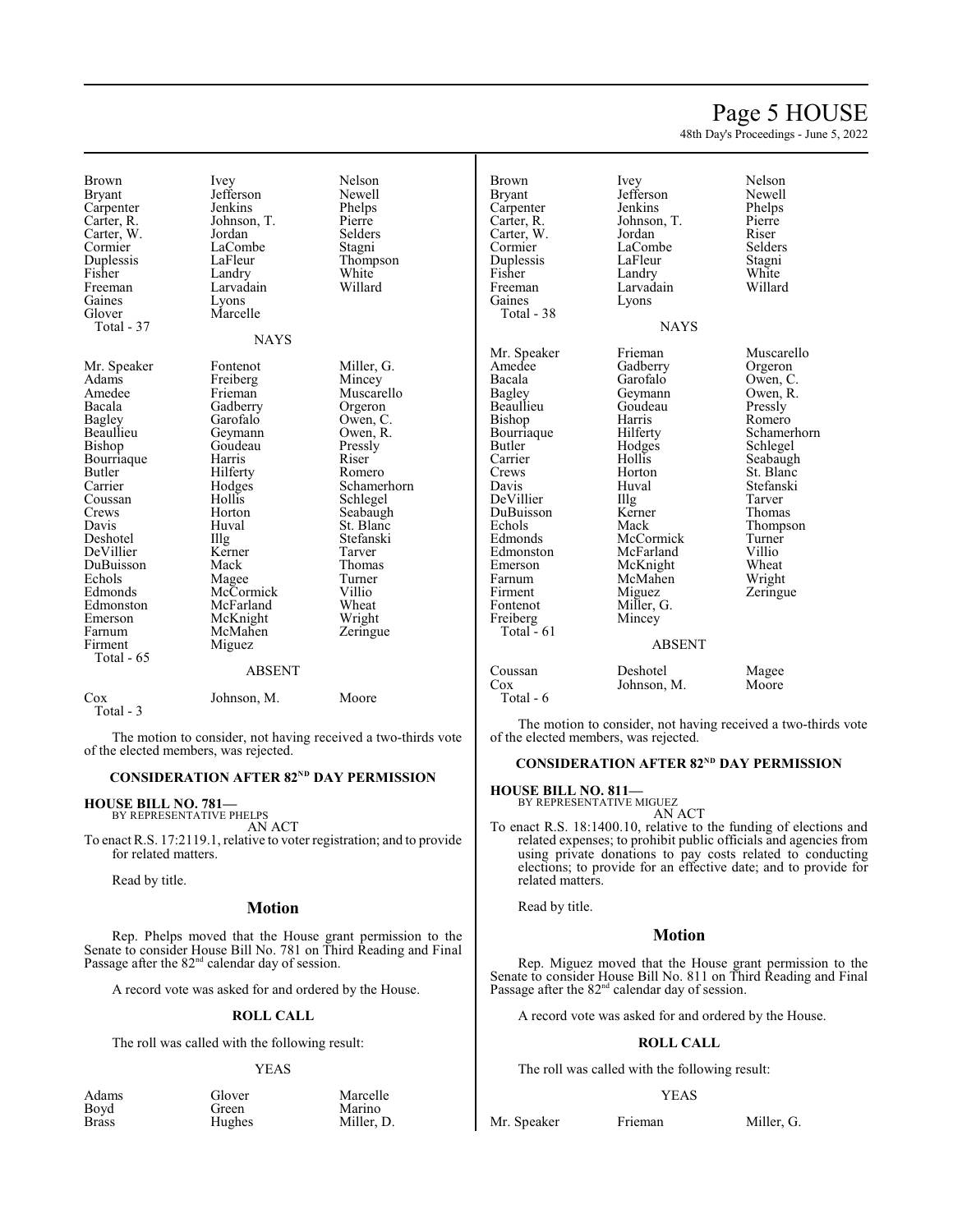| | | |
|---|---|---|
| Brown | Ivey | Nelson |
| Bryant | Jefferson | Newell |
| Carpenter | Jenkins | Phelps |
| Carter, R. | Johnson, T. | Pierre |
| Carter, W. | Jordan | Selders |
| Cormier | LaCombe | Stagni |
| Duplessis | LaFleur | Thompson |
| Fisher | Landry | White |
| Freeman | Larvadain | Willard |
| Gaines | Lyons | |
| Glover | Marcelle | |
| Total - 37 | | |

NAYS

| | | |
|---|---|---|
| Mr. Speaker | Fontenot | Miller, G. |
| Adams | Freiberg | Mincey |
| Amedee | Frieman | Muscarello |
| Bacala | Gadberry | Orgeron |
| Bagley | Garofalo | Owen, C. |
| Beaullieu | Geymann | Owen, R. |
| Bishop | Goudeau | Pressly |
| Bourriaque | Harris | Riser |
| Butler | Hilferty | Romero |
| Carrier | Hodges | Schamerhorn |
| Coussan | Hollis | Schlegel |
| Crews | Horton | Seabaugh |
| Davis | Huval | St. Blanc |
| Deshotel | Illg | Stefanski |
| DeVillier | Kerner | Tarver |
| DuBuisson | Mack | Thomas |
| Echols | Magee | Turner |
| Edmonds | McCormick | Villio |
| Edmonston | McFarland | Wheat |
| Emerson | McKnight | Wright |
| Farnum | McMahen | Zeringue |
| Firment | Miguez | |
| Total - 65 | | |

ABSENT

| | | |
|---|---|---|
| Cox | Johnson, M. | Moore |
| Total - 3 | | |

The motion to consider, not having received a two-thirds vote of the elected members, was rejected.

### CONSIDERATION AFTER 82ND DAY PERMISSION

**HOUSE BILL NO. 781—**
BY REPRESENTATIVE PHELPS
AN ACT

To enact R.S. 17:2119.1, relative to voter registration; and to provide for related matters.

Read by title.

## Motion

Rep. Phelps moved that the House grant permission to the Senate to consider House Bill No. 781 on Third Reading and Final Passage after the 82nd calendar day of session.

A record vote was asked for and ordered by the House.

### ROLL CALL

The roll was called with the following result:

YEAS

| | | |
|---|---|---|
| Adams | Glover | Marcelle |
| Boyd | Green | Marino |
| Brass | Hughes | Miller, D. |
| Brown | Ivey | Nelson |
| Bryant | Jefferson | Newell |
| Carpenter | Jenkins | Phelps |
| Carter, R. | Johnson, T. | Pierre |
| Carter, W. | Jordan | Riser |
| Cormier | LaCombe | Selders |
| Duplessis | LaFleur | Stagni |
| Fisher | Landry | White |
| Freeman | Larvadain | Willard |
| Gaines | Lyons | |
| Total - 38 | | |

NAYS

| | | |
|---|---|---|
| Mr. Speaker | Frieman | Muscarello |
| Amedee | Gadberry | Orgeron |
| Bacala | Garofalo | Owen, C. |
| Bagley | Geymann | Owen, R. |
| Beaullieu | Goudeau | Pressly |
| Bishop | Harris | Romero |
| Bourriaque | Hilferty | Schamerhorn |
| Butler | Hodges | Schlegel |
| Carrier | Hollis | Seabaugh |
| Crews | Horton | St. Blanc |
| Davis | Huval | Stefanski |
| DeVillier | Illg | Tarver |
| DuBuisson | Kerner | Thomas |
| Echols | Mack | Thompson |
| Edmonds | McCormick | Turner |
| Edmonston | McFarland | Villio |
| Emerson | McKnight | Wheat |
| Farnum | McMahen | Wright |
| Firment | Miguez | Zeringue |
| Fontenot | Miller, G. | |
| Freiberg | Mincey | |
| Total - 61 | | |

ABSENT

| | | |
|---|---|---|
| Coussan | Deshotel | Magee |
| Cox | Johnson, M. | Moore |
| Total - 6 | | |

The motion to consider, not having received a two-thirds vote of the elected members, was rejected.

### CONSIDERATION AFTER 82ND DAY PERMISSION

**HOUSE BILL NO. 811—**
BY REPRESENTATIVE MIGUEZ
AN ACT

To enact R.S. 18:1400.10, relative to the funding of elections and related expenses; to prohibit public officials and agencies from using private donations to pay costs related to conducting elections; to provide for an effective date; and to provide for related matters.

Read by title.

## Motion

Rep. Miguez moved that the House grant permission to the Senate to consider House Bill No. 811 on Third Reading and Final Passage after the 82nd calendar day of session.

A record vote was asked for and ordered by the House.

### ROLL CALL

The roll was called with the following result:

YEAS

| | | |
|---|---|---|
| Mr. Speaker | Frieman | Miller, G. |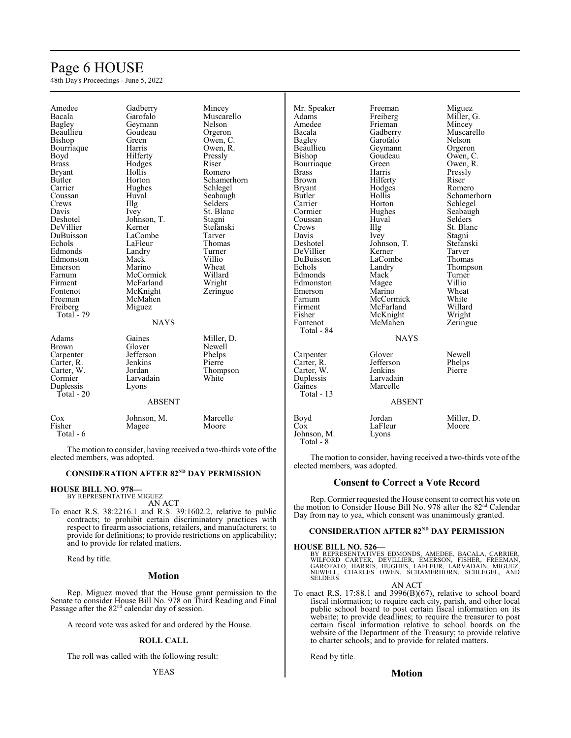| | | |
|---|---|---|
| Amedee | Gadberry | Mincey |
| Bacala | Garofalo | Muscarello |
| Bagley | Geymann | Nelson |
| Beaullieu | Goudeau | Orgeron |
| Bishop | Green | Owen, C. |
| Bourriaque | Harris | Owen, R. |
| Boyd | Hilferty | Pressly |
| Brass | Hodges | Riser |
| Bryant | Hollis | Romero |
| Butler | Horton | Schamerhorn |
| Carrier | Hughes | Schlegel |
| Coussan | Huval | Seabaugh |
| Crews | Illg | Selders |
| Davis | Ivey | St. Blanc |
| Deshotel | Johnson, T. | Stagni |
| DeVillier | Kerner | Stefanski |
| DuBuisson | LaCombe | Tarver |
| Echols | LaFleur | Thomas |
| Edmonds | Landry | Turner |
| Edmonston | Mack | Villio |
| Emerson | Marino | Wheat |
| Farnum | McCormick | Willard |
| Firment | McFarland | Wright |
| Fontenot | McKnight | Zeringue |
| Freeman | McMahen | |
| Freiberg | Miguez | |

Total - 79

NAYS

| | | |
|---|---|---|
| Adams | Gaines | Miller, D. |
| Brown | Glover | Newell |
| Carpenter | Jefferson | Phelps |
| Carter, R. | Jenkins | Pierre |
| Carter, W. | Jordan | Thompson |
| Cormier | Larvadain | White |
| Duplessis | Lyons | |

Total - 20

ABSENT

| | | |
|---|---|---|
| Cox | Johnson, M. | Marcelle |
| Fisher | Magee | Moore |

Total - 6

The motion to consider, having received a two-thirds vote of the elected members, was adopted.

## CONSIDERATION AFTER 82ND DAY PERMISSION

**HOUSE BILL NO. 978—**
BY REPRESENTATIVE MIGUEZ

AN ACT

To enact R.S. 38:2216.1 and R.S. 39:1602.2, relative to public contracts; to prohibit certain discriminatory practices with respect to firearm associations, retailers, and manufacturers; to provide for definitions; to provide restrictions on applicability; and to provide for related matters.

Read by title.

## Motion

Rep. Miguez moved that the House grant permission to the Senate to consider House Bill No. 978 on Third Reading and Final Passage after the 82nd calendar day of session.

A record vote was asked for and ordered by the House.

### ROLL CALL

The roll was called with the following result:

YEAS

| | | |
|---|---|---|
| Mr. Speaker | Freeman | Miguez |
| Adams | Freiberg | Miller, G. |
| Amedee | Frieman | Mincey |
| Bacala | Gadberry | Muscarello |
| Bagley | Garofalo | Nelson |
| Beaullieu | Geymann | Orgeron |
| Bishop | Goudeau | Owen, C. |
| Bourriaque | Green | Owen, R. |
| Brass | Harris | Pressly |
| Brown | Hilferty | Riser |
| Bryant | Hodges | Romero |
| Butler | Hollis | Schamerhorn |
| Carrier | Horton | Schlegel |
| Cormier | Hughes | Seabaugh |
| Coussan | Huval | Selders |
| Crews | Illg | St. Blanc |
| Davis | Ivey | Stagni |
| Deshotel | Johnson, T. | Stefanski |
| DeVillier | Kerner | Tarver |
| DuBuisson | LaCombe | Thomas |
| Echols | Landry | Thompson |
| Edmonds | Mack | Turner |
| Edmonston | Magee | Villio |
| Emerson | Marino | Wheat |
| Farnum | McCormick | White |
| Firment | McFarland | Willard |
| Fisher | McKnight | Wright |
| Fontenot | McMahen | Zeringue |

Total - 84

NAYS

| | | |
|---|---|---|
| Carpenter | Glover | Newell |
| Carter, R. | Jefferson | Phelps |
| Carter, W. | Jenkins | Pierre |
| Duplessis | Larvadain | |
| Gaines | Marcelle | |

Total - 13

ABSENT

| | | |
|---|---|---|
| Boyd | Jordan | Miller, D. |
| Cox | LaFleur | Moore |
| Johnson, M. | Lyons | |

Total - 8

The motion to consider, having received a two-thirds vote of the elected members, was adopted.

## Consent to Correct a Vote Record

Rep. Cormier requested the House consent to correct his vote on the motion to Consider House Bill No. 978 after the 82nd Calendar Day from nay to yea, which consent was unanimously granted.

## CONSIDERATION AFTER 82ND DAY PERMISSION

**HOUSE BILL NO. 526—**
BY REPRESENTATIVES EDMONDS, AMEDEE, BACALA, CARRIER, WILFORD CARTER, DEVILLIER, EMERSON, FISHER, FREEMAN, GAROFALO, HARRIS, HUGHES, LAFLEUR, LARVADAIN, MIGUEZ, NEWELL, CHARLES OWEN, SCHAMERHORN, SCHLEGEL, AND SELDERS

AN ACT

To enact R.S. 17:88.1 and 3996(B)(67), relative to school board fiscal information; to require each city, parish, and other local public school board to post certain fiscal information on its website; to provide deadlines; to require the treasurer to post certain fiscal information relative to school boards on the website of the Department of the Treasury; to provide relative to charter schools; and to provide for related matters.

Read by title.

## Motion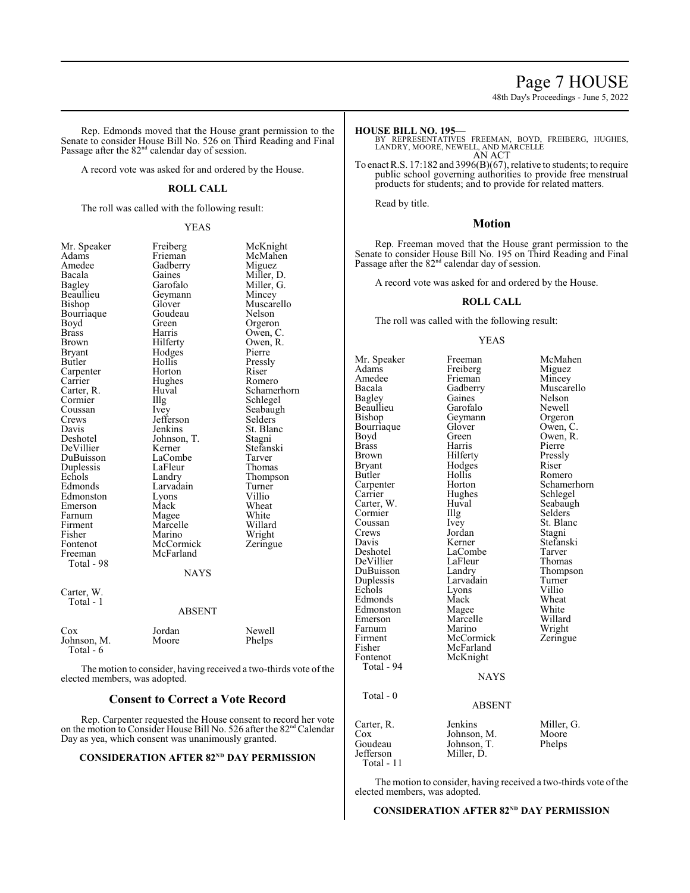Rep. Edmonds moved that the House grant permission to the Senate to consider House Bill No. 526 on Third Reading and Final Passage after the 82nd calendar day of session.

A record vote was asked for and ordered by the House.

**ROLL CALL**

The roll was called with the following result:

YEAS

| | | |
|---|---|---|
| Mr. Speaker | Freiberg | McKnight |
| Adams | Frieman | McMahen |
| Amedee | Gadberry | Miguez |
| Bacala | Gaines | Miller, D. |
| Bagley | Garofalo | Miller, G. |
| Beaullieu | Geymann | Mincey |
| Bishop | Glover | Muscarello |
| Bourriaque | Goudeau | Nelson |
| Boyd | Green | Orgeron |
| Brass | Harris | Owen, C. |
| Brown | Hilferty | Owen, R. |
| Bryant | Hodges | Pierre |
| Butler | Hollis | Pressly |
| Carpenter | Horton | Riser |
| Carrier | Hughes | Romero |
| Carter, R. | Huval | Schamerhorn |
| Cormier | Illg | Schlegel |
| Coussan | Ivey | Seabaugh |
| Crews | Jefferson | Selders |
| Davis | Jenkins | St. Blanc |
| Deshotel | Johnson, T. | Stagni |
| DeVillier | Kerner | Stefanski |
| DuBuisson | LaCombe | Tarver |
| Duplessis | LaFleur | Thomas |
| Echols | Landry | Thompson |
| Edmonds | Larvadain | Turner |
| Edmonston | Lyons | Villio |
| Emerson | Mack | Wheat |
| Farnum | Magee | White |
| Firment | Marcelle | Willard |
| Fisher | Marino | Wright |
| Fontenot | McCormick | Zeringue |
| Freeman | McFarland | |

Total - 98

NAYS

Carter, W.

Total - 1

ABSENT

| | | |
|---|---|---|
| Cox | Jordan | Newell |
| Johnson, M. | Moore | Phelps |

Total - 6

The motion to consider, having received a two-thirds vote of the elected members, was adopted.

## Consent to Correct a Vote Record

Rep. Carpenter requested the House consent to record her vote on the motion to Consider House Bill No. 526 after the 82nd Calendar Day as yea, which consent was unanimously granted.

**CONSIDERATION AFTER 82ND DAY PERMISSION**

**HOUSE BILL NO. 195—**

BY REPRESENTATIVES FREEMAN, BOYD, FREIBERG, HUGHES, LANDRY, MOORE, NEWELL, AND MARCELLE

AN ACT

To enact R.S. 17:182 and 3996(B)(67), relative to students; to require public school governing authorities to provide free menstrual products for students; and to provide for related matters.

Read by title.

## Motion

Rep. Freeman moved that the House grant permission to the Senate to consider House Bill No. 195 on Third Reading and Final Passage after the 82nd calendar day of session.

A record vote was asked for and ordered by the House.

**ROLL CALL**

The roll was called with the following result:

YEAS

| | | |
|---|---|---|
| Mr. Speaker | Freeman | McMahen |
| Adams | Freiberg | Miguez |
| Amedee | Frieman | Mincey |
| Bacala | Gadberry | Muscarello |
| Bagley | Gaines | Nelson |
| Beaullieu | Garofalo | Newell |
| Bishop | Geymann | Orgeron |
| Bourriaque | Glover | Owen, C. |
| Boyd | Green | Owen, R. |
| Brass | Harris | Pierre |
| Brown | Hilferty | Pressly |
| Bryant | Hodges | Riser |
| Butler | Hollis | Romero |
| Carpenter | Horton | Schamerhorn |
| Carrier | Hughes | Schlegel |
| Carter, W. | Huval | Seabaugh |
| Cormier | Illg | Selders |
| Coussan | Ivey | St. Blanc |
| Crews | Jordan | Stagni |
| Davis | Kerner | Stefanski |
| Deshotel | LaCombe | Tarver |
| DeVillier | LaFleur | Thomas |
| DuBuisson | Landry | Thompson |
| Duplessis | Larvadain | Turner |
| Echols | Lyons | Villio |
| Edmonds | Mack | Wheat |
| Edmonston | Magee | White |
| Emerson | Marcelle | Willard |
| Farnum | Marino | Wright |
| Firment | McCormick | Zeringue |
| Fisher | McFarland | |
| Fontenot | McKnight | |

Total - 94

NAYS

Total - 0

ABSENT

| | | |
|---|---|---|
| Carter, R. | Jenkins | Miller, G. |
| Cox | Johnson, M. | Moore |
| Goudeau | Johnson, T. | Phelps |
| Jefferson | Miller, D. | |

Total - 11

The motion to consider, having received a two-thirds vote of the elected members, was adopted.

**CONSIDERATION AFTER 82ND DAY PERMISSION**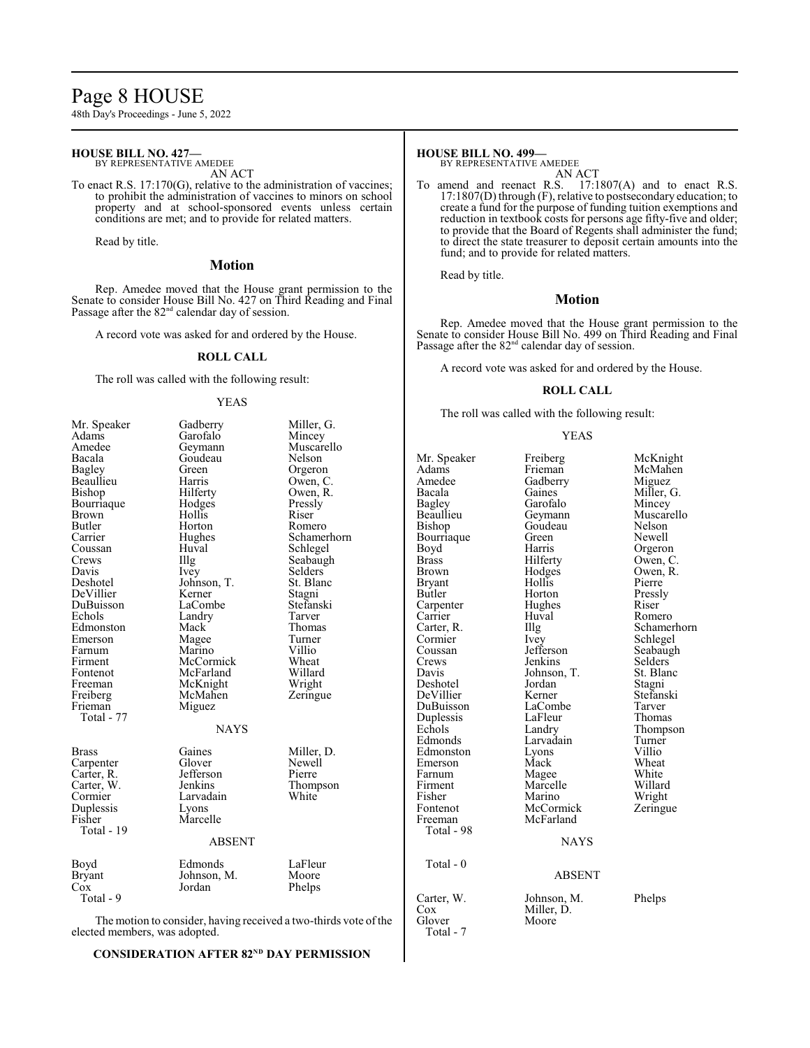**HOUSE BILL NO. 427—**
BY REPRESENTATIVE AMEDEE

AN ACT

To enact R.S. 17:170(G), relative to the administration of vaccines; to prohibit the administration of vaccines to minors on school property and at school-sponsored events unless certain conditions are met; and to provide for related matters.

Read by title.

## Motion

Rep. Amedee moved that the House grant permission to the Senate to consider House Bill No. 427 on Third Reading and Final Passage after the 82nd calendar day of session.

A record vote was asked for and ordered by the House.

### ROLL CALL

The roll was called with the following result:

YEAS

| | | |
|---|---|---|
| Mr. Speaker | Gadberry | Miller, G. |
| Adams | Garofalo | Mincey |
| Amedee | Geymann | Muscarello |
| Bacala | Goudeau | Nelson |
| Bagley | Green | Orgeron |
| Beaullieu | Harris | Owen, C. |
| Bishop | Hilferty | Owen, R. |
| Bourriaque | Hodges | Pressly |
| Brown | Hollis | Riser |
| Butler | Horton | Romero |
| Carrier | Hughes | Schamerhorn |
| Coussan | Huval | Schlegel |
| Crews | Illg | Seabaugh |
| Davis | Ivey | Selders |
| Deshotel | Johnson, T. | St. Blanc |
| DeVillier | Kerner | Stagni |
| DuBuisson | LaCombe | Stefanski |
| Echols | Landry | Tarver |
| Edmonston | Mack | Thomas |
| Emerson | Magee | Turner |
| Farnum | Marino | Villio |
| Firment | McCormick | Wheat |
| Fontenot | McFarland | Willard |
| Freeman | McKnight | Wright |
| Freiberg | McMahen | Zeringue |
| Frieman | Miguez | |

Total - 77

NAYS

| | | |
|---|---|---|
| Brass | Gaines | Miller, D. |
| Carpenter | Glover | Newell |
| Carter, R. | Jefferson | Pierre |
| Carter, W. | Jenkins | Thompson |
| Cormier | Larvadain | White |
| Duplessis | Lyons | |
| Fisher | Marcelle | |

Total - 19

ABSENT

| | | |
|---|---|---|
| Boyd | Edmonds | LaFleur |
| Bryant | Johnson, M. | Moore |
| Cox | Jordan | Phelps |

Total - 9

The motion to consider, having received a two-thirds vote of the elected members, was adopted.

## CONSIDERATION AFTER 82ND DAY PERMISSION

**HOUSE BILL NO. 499—**
BY REPRESENTATIVE AMEDEE

AN ACT

To amend and reenact R.S. 17:1807(A) and to enact R.S. 17:1807(D) through (F), relative to postsecondary education; to create a fund for the purpose of funding tuition exemptions and reduction in textbook costs for persons age fifty-five and older; to provide that the Board of Regents shall administer the fund; to direct the state treasurer to deposit certain amounts into the fund; and to provide for related matters.

Read by title.

## Motion

Rep. Amedee moved that the House grant permission to the Senate to consider House Bill No. 499 on Third Reading and Final Passage after the 82nd calendar day of session.

A record vote was asked for and ordered by the House.

### ROLL CALL

The roll was called with the following result:

YEAS

| | | |
|---|---|---|
| Mr. Speaker | Freiberg | McKnight |
| Adams | Frieman | McMahen |
| Amedee | Gadberry | Miguez |
| Bacala | Gaines | Miller, G. |
| Bagley | Garofalo | Mincey |
| Beaullieu | Geymann | Muscarello |
| Bishop | Goudeau | Nelson |
| Bourriaque | Green | Newell |
| Boyd | Harris | Orgeron |
| Brass | Hilferty | Owen, C. |
| Brown | Hodges | Owen, R. |
| Bryant | Hollis | Pierre |
| Butler | Horton | Pressly |
| Carpenter | Hughes | Riser |
| Carrier | Huval | Romero |
| Carter, R. | Illg | Schamerhorn |
| Cormier | Ivey | Schlegel |
| Coussan | Jefferson | Seabaugh |
| Crews | Jenkins | Selders |
| Davis | Johnson, T. | St. Blanc |
| Deshotel | Jordan | Stagni |
| DeVillier | Kerner | Stefanski |
| DuBuisson | LaCombe | Tarver |
| Duplessis | LaFleur | Thomas |
| Echols | Landry | Thompson |
| Edmonds | Larvadain | Turner |
| Edmonston | Lyons | Villio |
| Emerson | Mack | Wheat |
| Farnum | Magee | White |
| Firment | Marcelle | Willard |
| Fisher | Marino | Wright |
| Fontenot | McCormick | Zeringue |
| Freeman | McFarland | |

Total - 98

NAYS

Total - 0

ABSENT

| | | |
|---|---|---|
| Carter, W. | Johnson, M. | Phelps |
| Cox | Miller, D. | |
| Glover | Moore | |

Total - 7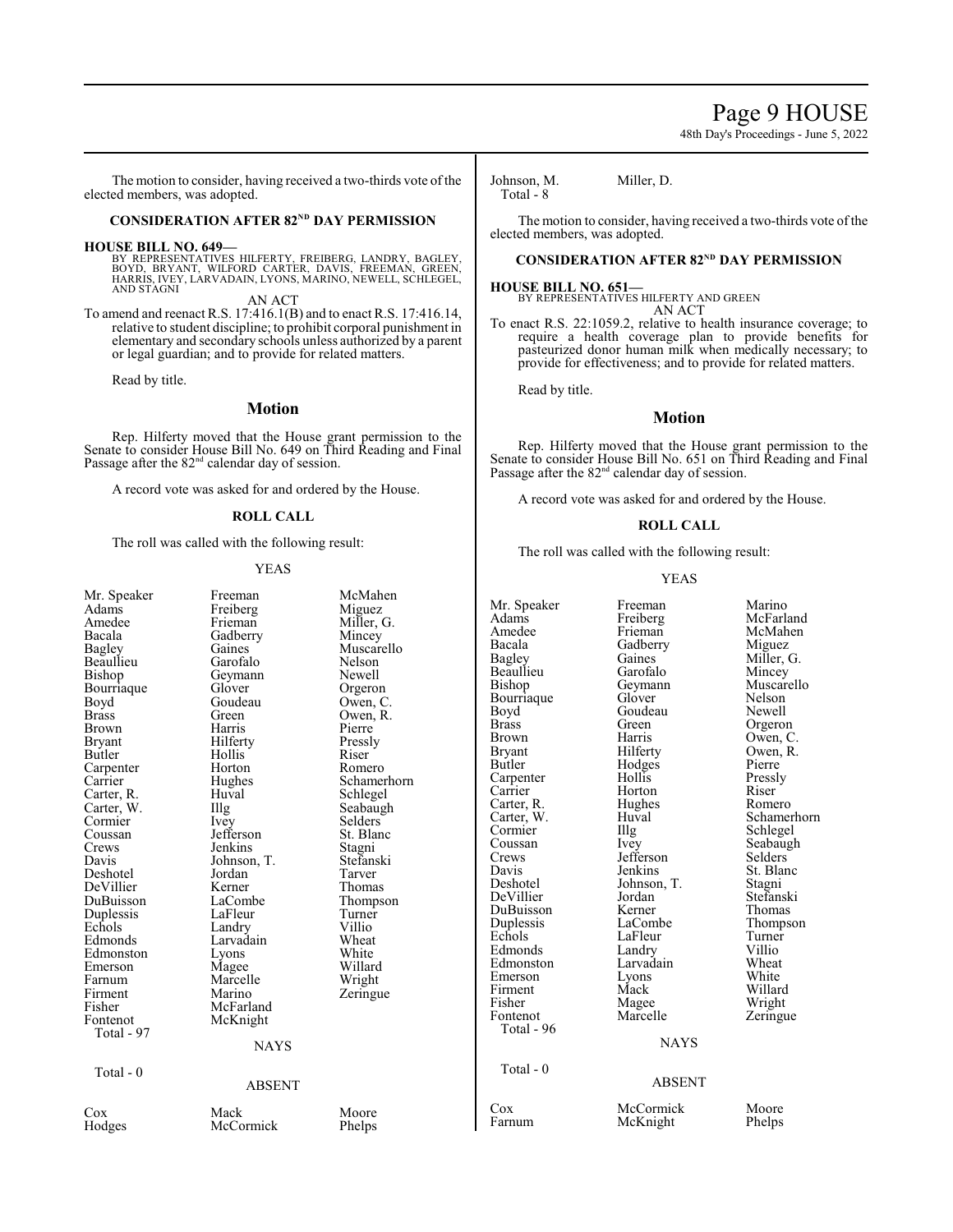The motion to consider, having received a two-thirds vote of the elected members, was adopted.

## CONSIDERATION AFTER 82ND DAY PERMISSION

**HOUSE BILL NO. 649—**
BY REPRESENTATIVES HILFERTY, FREIBERG, LANDRY, BAGLEY, BOYD, BRYANT, WILFORD CARTER, DAVIS, FREEMAN, GREEN, HARRIS, IVEY, LARVADAIN, LYONS, MARINO, NEWELL, SCHLEGEL, AND STAGNI

AN ACT

To amend and reenact R.S. 17:416.1(B) and to enact R.S. 17:416.14, relative to student discipline; to prohibit corporal punishment in elementary and secondary schools unless authorized by a parent or legal guardian; and to provide for related matters.

Read by title.

### Motion

Rep. Hilferty moved that the House grant permission to the Senate to consider House Bill No. 649 on Third Reading and Final Passage after the 82nd calendar day of session.

A record vote was asked for and ordered by the House.

#### ROLL CALL

The roll was called with the following result:

YEAS

| | | |
|---|---|---|
| Mr. Speaker | Freeman | McMahen |
| Adams | Freiberg | Miguez |
| Amedee | Frieman | Miller, G. |
| Bacala | Gadberry | Mincey |
| Bagley | Gaines | Muscarello |
| Beaullieu | Garofalo | Nelson |
| Bishop | Geymann | Newell |
| Bourriaque | Glover | Orgeron |
| Boyd | Goudeau | Owen, C. |
| Brass | Green | Owen, R. |
| Brown | Harris | Pierre |
| Bryant | Hilferty | Pressly |
| Butler | Hollis | Riser |
| Carpenter | Horton | Romero |
| Carrier | Hughes | Schamerhorn |
| Carter, R. | Huval | Schlegel |
| Carter, W. | Illg | Seabaugh |
| Cormier | Ivey | Selders |
| Coussan | Jefferson | St. Blanc |
| Crews | Jenkins | Stagni |
| Davis | Johnson, T. | Stefanski |
| Deshotel | Jordan | Tarver |
| DeVillier | Kerner | Thomas |
| DuBuisson | LaCombe | Thompson |
| Duplessis | LaFleur | Turner |
| Echols | Landry | Villio |
| Edmonds | Larvadain | Wheat |
| Edmonston | Lyons | White |
| Emerson | Magee | Willard |
| Farnum | Marcelle | Wright |
| Firment | Marino | Zeringue |
| Fisher | McFarland | |
| Fontenot | McKnight | |

Total - 97

NAYS

Total - 0

ABSENT

| | | |
|---|---|---|
| Cox | Mack | Moore |
| Hodges | McCormick | Phelps |
| Johnson, M. | Miller, D. | |

Total - 8

The motion to consider, having received a two-thirds vote of the elected members, was adopted.

## CONSIDERATION AFTER 82ND DAY PERMISSION

**HOUSE BILL NO. 651—**
BY REPRESENTATIVES HILFERTY AND GREEN

AN ACT

To enact R.S. 22:1059.2, relative to health insurance coverage; to require a health coverage plan to provide benefits for pasteurized donor human milk when medically necessary; to provide for effectiveness; and to provide for related matters.

Read by title.

### Motion

Rep. Hilferty moved that the House grant permission to the Senate to consider House Bill No. 651 on Third Reading and Final Passage after the 82nd calendar day of session.

A record vote was asked for and ordered by the House.

#### ROLL CALL

The roll was called with the following result:

YEAS

| | | |
|---|---|---|
| Mr. Speaker | Freeman | Marino |
| Adams | Freiberg | McFarland |
| Amedee | Frieman | McMahen |
| Bacala | Gadberry | Miguez |
| Bagley | Gaines | Miller, G. |
| Beaullieu | Garofalo | Mincey |
| Bishop | Geymann | Muscarello |
| Bourriaque | Glover | Nelson |
| Boyd | Goudeau | Newell |
| Brass | Green | Orgeron |
| Brown | Harris | Owen, C. |
| Bryant | Hilferty | Owen, R. |
| Butler | Hodges | Pierre |
| Carpenter | Hollis | Pressly |
| Carrier | Horton | Riser |
| Carter, R. | Hughes | Romero |
| Carter, W. | Huval | Schamerhorn |
| Cormier | Illg | Schlegel |
| Coussan | Ivey | Seabaugh |
| Crews | Jefferson | Selders |
| Davis | Jenkins | St. Blanc |
| Deshotel | Johnson, T. | Stagni |
| DeVillier | Jordan | Stefanski |
| DuBuisson | Kerner | Thomas |
| Duplessis | LaCombe | Thompson |
| Echols | LaFleur | Turner |
| Edmonds | Landry | Villio |
| Edmonston | Larvadain | Wheat |
| Emerson | Lyons | White |
| Firment | Mack | Willard |
| Fisher | Magee | Wright |
| Fontenot | Marcelle | Zeringue |

Total - 96

NAYS

Total - 0

ABSENT

| | | |
|---|---|---|
| Cox | McCormick | Moore |
| Farnum | McKnight | Phelps |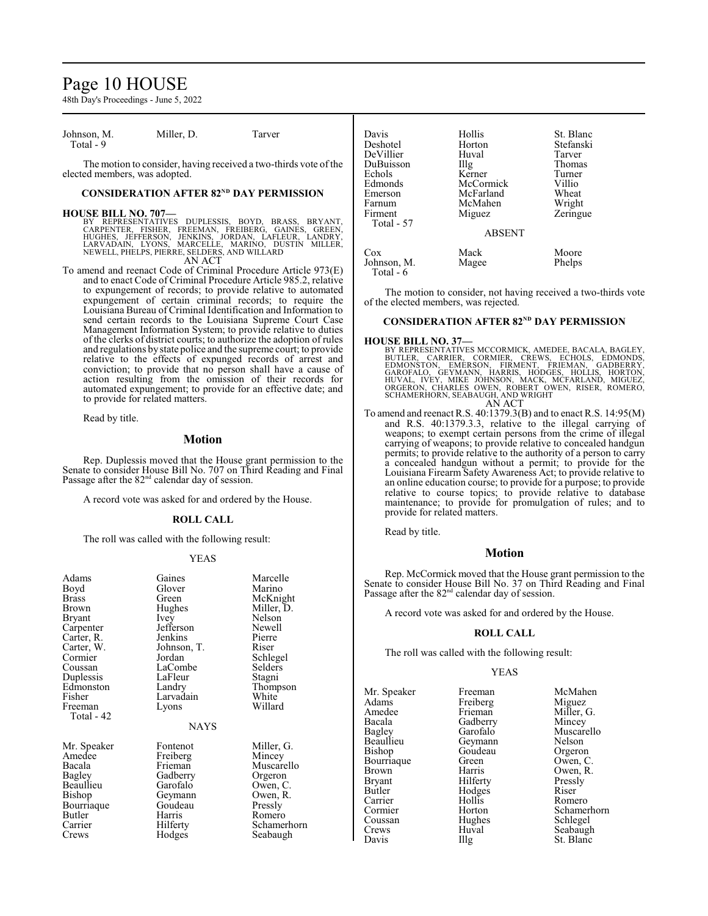| | | |
|---|---|---|
| Johnson, M. | Miller, D. | Tarver |
| Total - 9 | | |

The motion to consider, having received a two-thirds vote of the elected members, was adopted.

## CONSIDERATION AFTER 82ND DAY PERMISSION

**HOUSE BILL NO. 707—**
BY REPRESENTATIVES DUPLESSIS, BOYD, BRASS, BRYANT, CARPENTER, FISHER, FREEMAN, FREIBERG, GAINES, GREEN, HUGHES, JEFFERSON, JENKINS, JORDAN, LAFLEUR, LANDRY, LARVADAIN, LYONS, MARCELLE, MARINO, DUSTIN MILLER, NEWELL, PHELPS, PIERRE, SELDERS, AND WILLARD
AN ACT

To amend and reenact Code of Criminal Procedure Article 973(E) and to enact Code of Criminal Procedure Article 985.2, relative to expungement of records; to provide relative to automated expungement of certain criminal records; to require the Louisiana Bureau of Criminal Identification and Information to send certain records to the Louisiana Supreme Court Case Management Information System; to provide relative to duties of the clerks of district courts; to authorize the adoption of rules and regulations by state police and the supreme court; to provide relative to the effects of expunged records of arrest and conviction; to provide that no person shall have a cause of action resulting from the omission of their records for automated expungement; to provide for an effective date; and to provide for related matters.

Read by title.

### Motion

Rep. Duplessis moved that the House grant permission to the Senate to consider House Bill No. 707 on Third Reading and Final Passage after the 82nd calendar day of session.

A record vote was asked for and ordered by the House.

#### ROLL CALL

The roll was called with the following result:

YEAS

| | | |
|---|---|---|
| Adams | Gaines | Marcelle |
| Boyd | Glover | Marino |
| Brass | Green | McKnight |
| Brown | Hughes | Miller, D. |
| Bryant | Ivey | Nelson |
| Carpenter | Jefferson | Newell |
| Carter, R. | Jenkins | Pierre |
| Carter, W. | Johnson, T. | Riser |
| Cormier | Jordan | Schlegel |
| Coussan | LaCombe | Selders |
| Duplessis | LaFleur | Stagni |
| Edmonston | Landry | Thompson |
| Fisher | Larvadain | White |
| Freeman | Lyons | Willard |
| Total - 42 | | |

NAYS

| | | |
|---|---|---|
| Mr. Speaker | Fontenot | Miller, G. |
| Amedee | Freiberg | Mincey |
| Bacala | Frieman | Muscarello |
| Bagley | Gadberry | Orgeron |
| Beaullieu | Garofalo | Owen, C. |
| Bishop | Geymann | Owen, R. |
| Bourriaque | Goudeau | Pressly |
| Butler | Harris | Romero |
| Carrier | Hilferty | Schamerhorn |
| Crews | Hodges | Seabaugh |
| Davis | Hollis | St. Blanc |
| Deshotel | Horton | Stefanski |
| DeVillier | Huval | Tarver |
| DuBuisson | Illg | Thomas |
| Echols | Kerner | Turner |
| Edmonds | McCormick | Villio |
| Emerson | McFarland | Wheat |
| Farnum | McMahen | Wright |
| Firment | Miguez | Zeringue |
| Total - 57 | | |

ABSENT

| | | |
|---|---|---|
| Cox | Mack | Moore |
| Johnson, M. | Magee | Phelps |
| Total - 6 | | |

The motion to consider, not having received a two-thirds vote of the elected members, was rejected.

## CONSIDERATION AFTER 82ND DAY PERMISSION

**HOUSE BILL NO. 37—**
BY REPRESENTATIVES MCCORMICK, AMEDEE, BACALA, BAGLEY, BUTLER, CARRIER, CORMIER, CREWS, ECHOLS, EDMONDS, EDMONSTON, EMERSON, FIRMENT, FRIEMAN, GADBERRY, GAROFALO, GEYMANN, HARRIS, HODGES, HOLLIS, HORTON, HUVAL, IVEY, MIKE JOHNSON, MACK, MCFARLAND, MIGUEZ, ORGERON, CHARLES OWEN, ROBERT OWEN, RISER, ROMERO, SCHAMERHORN, SEABAUGH, AND WRIGHT
AN ACT

To amend and reenact R.S. 40:1379.3(B) and to enact R.S. 14:95(M) and R.S. 40:1379.3.3, relative to the illegal carrying of weapons; to exempt certain persons from the crime of illegal carrying of weapons; to provide relative to concealed handgun permits; to provide relative to the authority of a person to carry a concealed handgun without a permit; to provide for the Louisiana Firearm Safety Awareness Act; to provide relative to an online education course; to provide for a purpose; to provide relative to course topics; to provide relative to database maintenance; to provide for promulgation of rules; and to provide for related matters.

Read by title.

### Motion

Rep. McCormick moved that the House grant permission to the Senate to consider House Bill No. 37 on Third Reading and Final Passage after the 82nd calendar day of session.

A record vote was asked for and ordered by the House.

#### ROLL CALL

The roll was called with the following result:

YEAS

| | | |
|---|---|---|
| Mr. Speaker | Freeman | McMahen |
| Adams | Freiberg | Miguez |
| Amedee | Frieman | Miller, G. |
| Bacala | Gadberry | Mincey |
| Bagley | Garofalo | Muscarello |
| Beaullieu | Geymann | Nelson |
| Bishop | Goudeau | Orgeron |
| Bourriaque | Green | Owen, C. |
| Brown | Harris | Owen, R. |
| Bryant | Hilferty | Pressly |
| Butler | Hodges | Riser |
| Carrier | Hollis | Romero |
| Cormier | Horton | Schamerhorn |
| Coussan | Hughes | Schlegel |
| Crews | Huval | Seabaugh |
| Davis | Illg | St. Blanc |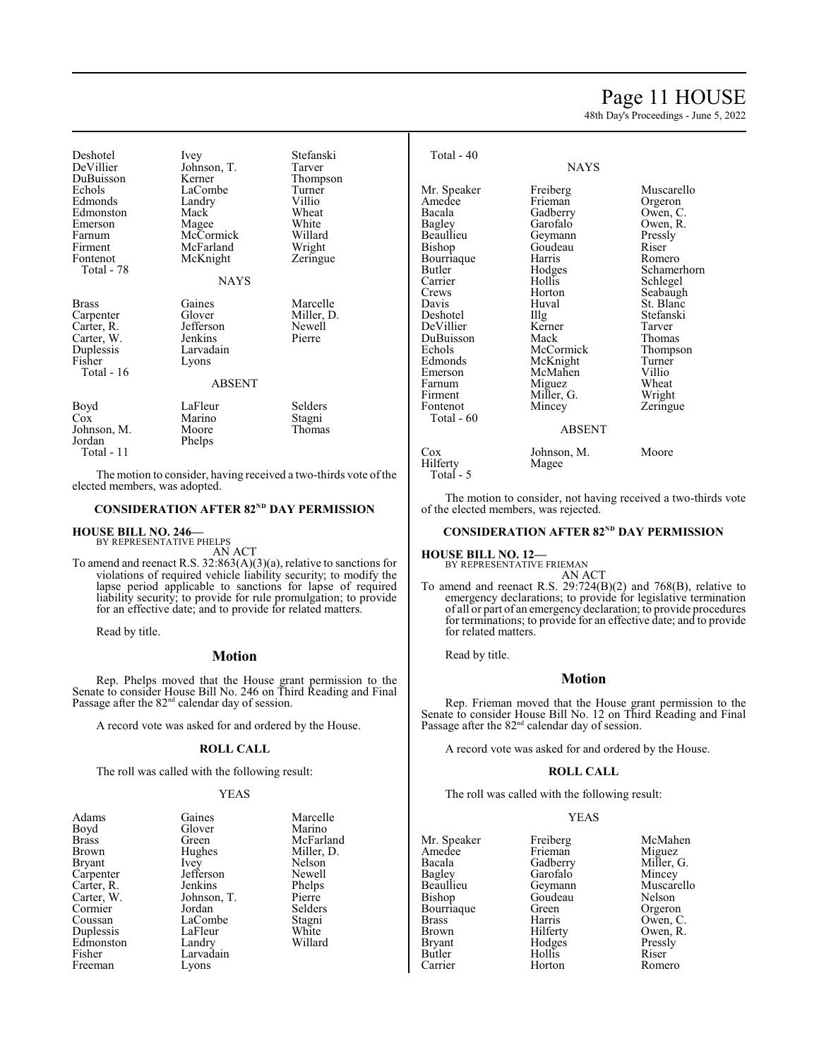| | | |
|---|---|---|
| Deshotel | Ivey | Stefanski |
| DeVillier | Johnson, T. | Tarver |
| DuBuisson | Kerner | Thompson |
| Echols | LaCombe | Turner |
| Edmonds | Landry | Villio |
| Edmonston | Mack | Wheat |
| Emerson | Magee | White |
| Farnum | McCormick | Willard |
| Firment | McFarland | Wright |
| Fontenot | McKnight | Zeringue |

Total - 78

NAYS

| | | |
|---|---|---|
| Brass | Gaines | Marcelle |
| Carpenter | Glover | Miller, D. |
| Carter, R. | Jefferson | Newell |
| Carter, W. | Jenkins | Pierre |
| Duplessis | Larvadain | |
| Fisher | Lyons | |

Total - 16

ABSENT

| | | |
|---|---|---|
| Boyd | LaFleur | Selders |
| Cox | Marino | Stagni |
| Johnson, M. | Moore | Thomas |
| Jordan | Phelps | |

Total - 11

The motion to consider, having received a two-thirds vote of the elected members, was adopted.

**CONSIDERATION AFTER 82ND DAY PERMISSION**

**HOUSE BILL NO. 246—**
BY REPRESENTATIVE PHELPS
AN ACT

To amend and reenact R.S. 32:863(A)(3)(a), relative to sanctions for violations of required vehicle liability security; to modify the lapse period applicable to sanctions for lapse of required liability security; to provide for rule promulgation; to provide for an effective date; and to provide for related matters.

Read by title.

## Motion

Rep. Phelps moved that the House grant permission to the Senate to consider House Bill No. 246 on Third Reading and Final Passage after the 82nd calendar day of session.

A record vote was asked for and ordered by the House.

**ROLL CALL**

The roll was called with the following result:

YEAS

| | | |
|---|---|---|
| Adams | Gaines | Marcelle |
| Boyd | Glover | Marino |
| Brass | Green | McFarland |
| Brown | Hughes | Miller, D. |
| Bryant | Ivey | Nelson |
| Carpenter | Jefferson | Newell |
| Carter, R. | Jenkins | Phelps |
| Carter, W. | Johnson, T. | Pierre |
| Cormier | Jordan | Selders |
| Coussan | LaCombe | Stagni |
| Duplessis | LaFleur | White |
| Edmonston | Landry | Willard |
| Fisher | Larvadain | |
| Freeman | Lyons | |

Total - 40

NAYS

| | | |
|---|---|---|
| Mr. Speaker | Freiberg | Muscarello |
| Amedee | Frieman | Orgeron |
| Bacala | Gadberry | Owen, C. |
| Bagley | Garofalo | Owen, R. |
| Beaullieu | Geymann | Pressly |
| Bishop | Goudeau | Riser |
| Bourriaque | Harris | Romero |
| Butler | Hodges | Schamerhorn |
| Carrier | Hollis | Schlegel |
| Crews | Horton | Seabaugh |
| Davis | Huval | St. Blanc |
| Deshotel | Illg | Stefanski |
| DeVillier | Kerner | Tarver |
| DuBuisson | Mack | Thomas |
| Echols | McCormick | Thompson |
| Edmonds | McKnight | Turner |
| Emerson | McMahen | Villio |
| Farnum | Miguez | Wheat |
| Firment | Miller, G. | Wright |
| Fontenot | Mincey | Zeringue |

Total - 60

ABSENT

| | | |
|---|---|---|
| Cox | Johnson, M. | Moore |
| Hilferty | Magee | |

Total - 5

The motion to consider, not having received a two-thirds vote of the elected members, was rejected.

**CONSIDERATION AFTER 82ND DAY PERMISSION**

**HOUSE BILL NO. 12—**
BY REPRESENTATIVE FRIEMAN
AN ACT

To amend and reenact R.S. 29:724(B)(2) and 768(B), relative to emergency declarations; to provide for legislative termination of all or part of an emergency declaration; to provide procedures for terminations; to provide for an effective date; and to provide for related matters.

Read by title.

## Motion

Rep. Frieman moved that the House grant permission to the Senate to consider House Bill No. 12 on Third Reading and Final Passage after the 82nd calendar day of session.

A record vote was asked for and ordered by the House.

**ROLL CALL**

The roll was called with the following result:

YEAS

| | | |
|---|---|---|
| Mr. Speaker | Freiberg | McMahen |
| Amedee | Frieman | Miguez |
| Bacala | Gadberry | Miller, G. |
| Bagley | Garofalo | Mincey |
| Beaullieu | Geymann | Muscarello |
| Bishop | Goudeau | Nelson |
| Bourriaque | Green | Orgeron |
| Brass | Harris | Owen, C. |
| Brown | Hilferty | Owen, R. |
| Bryant | Hodges | Pressly |
| Butler | Hollis | Riser |
| Carrier | Horton | Romero |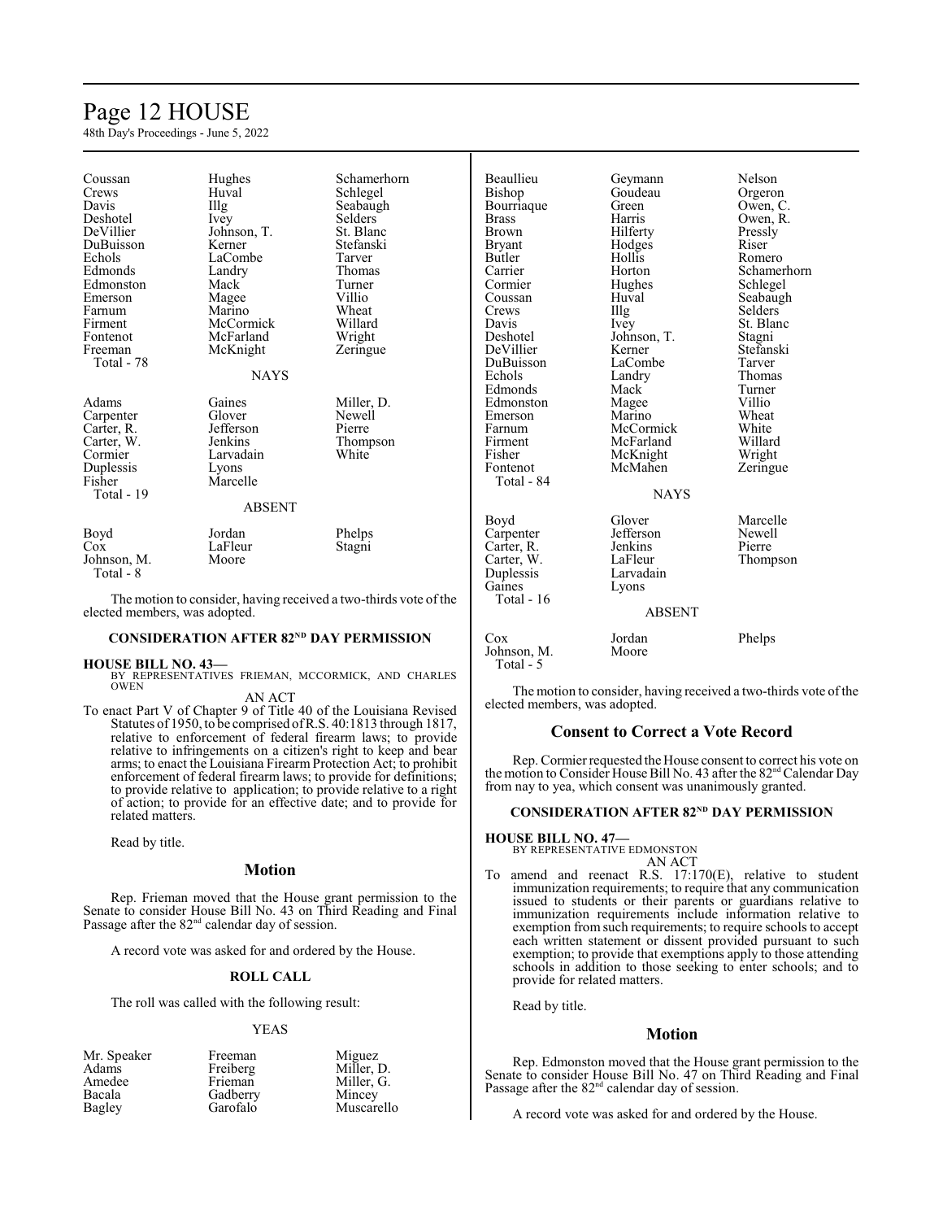| | | |
|---|---|---|
| Coussan | Hughes | Schamerhorn |
| Crews | Huval | Schlegel |
| Davis | Illg | Seabaugh |
| Deshotel | Ivey | Selders |
| DeVillier | Johnson, T. | St. Blanc |
| DuBuisson | Kerner | Stefanski |
| Echols | LaCombe | Tarver |
| Edmonds | Landry | Thomas |
| Edmonston | Mack | Turner |
| Emerson | Magee | Villio |
| Farnum | Marino | Wheat |
| Firment | McCormick | Willard |
| Fontenot | McFarland | Wright |
| Freeman | McKnight | Zeringue |
| Total - 78 | | |

NAYS

| | | |
|---|---|---|
| Adams | Gaines | Miller, D. |
| Carpenter | Glover | Newell |
| Carter, R. | Jefferson | Pierre |
| Carter, W. | Jenkins | Thompson |
| Cormier | Larvadain | White |
| Duplessis | Lyons | |
| Fisher | Marcelle | |
| Total - 19 | | |

ABSENT

| | | |
|---|---|---|
| Boyd | Jordan | Phelps |
| Cox | LaFleur | Stagni |
| Johnson, M. | Moore | |
| Total - 8 | | |

The motion to consider, having received a two-thirds vote of the elected members, was adopted.

### CONSIDERATION AFTER 82ND DAY PERMISSION

**HOUSE BILL NO. 43—**
BY REPRESENTATIVES FRIEMAN, MCCORMICK, AND CHARLES OWEN

AN ACT

To enact Part V of Chapter 9 of Title 40 of the Louisiana Revised Statutes of 1950, to be comprised of R.S. 40:1813 through 1817, relative to enforcement of federal firearm laws; to provide relative to infringements on a citizen's right to keep and bear arms; to enact the Louisiana Firearm Protection Act; to prohibit enforcement of federal firearm laws; to provide for definitions; to provide relative to application; to provide relative to a right of action; to provide for an effective date; and to provide for related matters.

Read by title.

## Motion

Rep. Frieman moved that the House grant permission to the Senate to consider House Bill No. 43 on Third Reading and Final Passage after the 82nd calendar day of session.

A record vote was asked for and ordered by the House.

### ROLL CALL

The roll was called with the following result:

YEAS

| | | |
|---|---|---|
| Mr. Speaker | Freeman | Miguez |
| Adams | Freiberg | Miller, D. |
| Amedee | Frieman | Miller, G. |
| Bacala | Gadberry | Mincey |
| Bagley | Garofalo | Muscarello |
| Beaullieu | Geymann | Nelson |
| Bishop | Goudeau | Orgeron |
| Bourriaque | Green | Owen, C. |
| Brass | Harris | Owen, R. |
| Brown | Hilferty | Pressly |
| Bryant | Hodges | Riser |
| Butler | Hollis | Romero |
| Carrier | Horton | Schamerhorn |
| Cormier | Hughes | Schlegel |
| Coussan | Huval | Seabaugh |
| Crews | Illg | Selders |
| Davis | Ivey | St. Blanc |
| Deshotel | Johnson, T. | Stagni |
| DeVillier | Kerner | Stefanski |
| DuBuisson | LaCombe | Tarver |
| Echols | Landry | Thomas |
| Edmonds | Mack | Turner |
| Edmonston | Magee | Villio |
| Emerson | Marino | Wheat |
| Farnum | McCormick | White |
| Firment | McFarland | Willard |
| Fisher | McKnight | Wright |
| Fontenot | McMahen | Zeringue |
| Total - 84 | | |

NAYS

| | | |
|---|---|---|
| Boyd | Glover | Marcelle |
| Carpenter | Jefferson | Newell |
| Carter, R. | Jenkins | Pierre |
| Carter, W. | LaFleur | Thompson |
| Duplessis | Larvadain | |
| Gaines | Lyons | |
| Total - 16 | | |

ABSENT

| | | |
|---|---|---|
| Cox | Jordan | Phelps |
| Johnson, M. | Moore | |
| Total - 5 | | |

The motion to consider, having received a two-thirds vote of the elected members, was adopted.

## Consent to Correct a Vote Record

Rep. Cormier requested the House consent to correct his vote on the motion to Consider House Bill No. 43 after the 82nd Calendar Day from nay to yea, which consent was unanimously granted.

### CONSIDERATION AFTER 82ND DAY PERMISSION

**HOUSE BILL NO. 47—**
BY REPRESENTATIVE EDMONSTON

AN ACT

To amend and reenact R.S. 17:170(E), relative to student immunization requirements; to require that any communication issued to students or their parents or guardians relative to immunization requirements include information relative to exemption from such requirements; to require schools to accept each written statement or dissent provided pursuant to such exemption; to provide that exemptions apply to those attending schools in addition to those seeking to enter schools; and to provide for related matters.

Read by title.

## Motion

Rep. Edmonston moved that the House grant permission to the Senate to consider House Bill No. 47 on Third Reading and Final Passage after the 82nd calendar day of session.

A record vote was asked for and ordered by the House.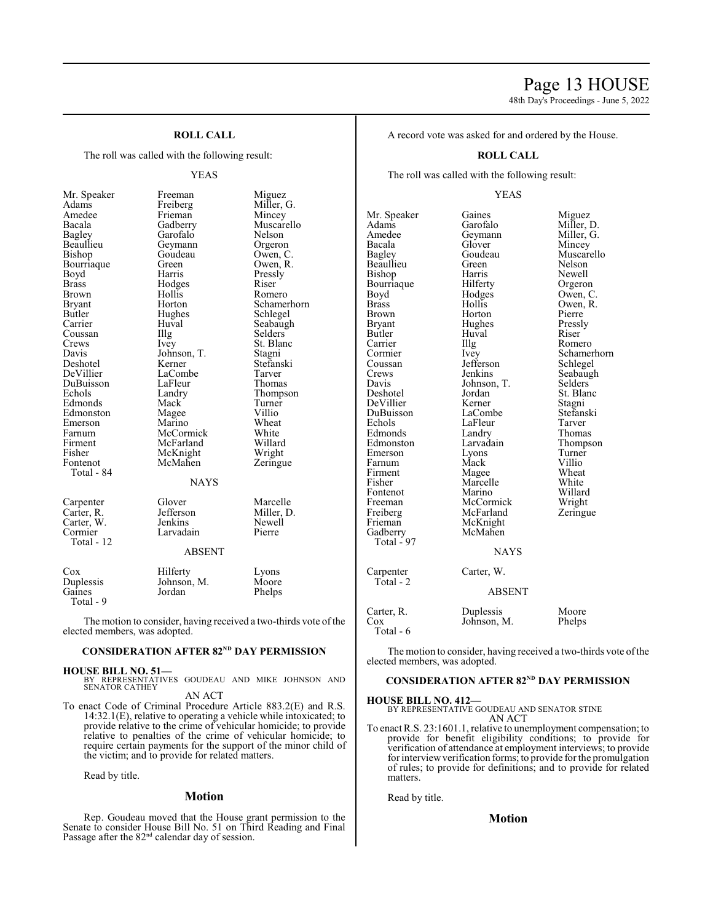**ROLL CALL**

The roll was called with the following result:

YEAS

| | | |
|---|---|---|
| Mr. Speaker | Freeman | Miguez |
| Adams | Freiberg | Miller, G. |
| Amedee | Frieman | Mincey |
| Bacala | Gadberry | Muscarello |
| Bagley | Garofalo | Nelson |
| Beaullieu | Geymann | Orgeron |
| Bishop | Goudeau | Owen, C. |
| Bourriaque | Green | Owen, R. |
| Boyd | Harris | Pressly |
| Brass | Hodges | Riser |
| Brown | Hollis | Romero |
| Bryant | Horton | Schamerhorn |
| Butler | Hughes | Schlegel |
| Carrier | Huval | Seabaugh |
| Coussan | Illg | Selders |
| Crews | Ivey | St. Blanc |
| Davis | Johnson, T. | Stagni |
| Deshotel | Kerner | Stefanski |
| DeVillier | LaCombe | Tarver |
| DuBuisson | LaFleur | Thomas |
| Echols | Landry | Thompson |
| Edmonds | Mack | Turner |
| Edmonston | Magee | Villio |
| Emerson | Marino | Wheat |
| Farnum | McCormick | White |
| Firment | McFarland | Willard |
| Fisher | McKnight | Wright |
| Fontenot | McMahen | Zeringue |
| Total - 84 | | |

NAYS

| | | |
|---|---|---|
| Carpenter | Glover | Marcelle |
| Carter, R. | Jefferson | Miller, D. |
| Carter, W. | Jenkins | Newell |
| Cormier | Larvadain | Pierre |
| Total - 12 | | |

ABSENT

| | | |
|---|---|---|
| Cox | Hilferty | Lyons |
| Duplessis | Johnson, M. | Moore |
| Gaines | Jordan | Phelps |
| Total - 9 | | |

The motion to consider, having received a two-thirds vote of the elected members, was adopted.

## CONSIDERATION AFTER 82ND DAY PERMISSION

**HOUSE BILL NO. 51—**
BY REPRESENTATIVES GOUDEAU AND MIKE JOHNSON AND SENATOR CATHEY

AN ACT

To enact Code of Criminal Procedure Article 883.2(E) and R.S. 14:32.1(E), relative to operating a vehicle while intoxicated; to provide relative to the crime of vehicular homicide; to provide relative to penalties of the crime of vehicular homicide; to require certain payments for the support of the minor child of the victim; and to provide for related matters.

Read by title.

## Motion

Rep. Goudeau moved that the House grant permission to the Senate to consider House Bill No. 51 on Third Reading and Final Passage after the 82nd calendar day of session.

A record vote was asked for and ordered by the House.

**ROLL CALL**

The roll was called with the following result:

YEAS

| | | |
|---|---|---|
| Mr. Speaker | Gaines | Miguez |
| Adams | Garofalo | Miller, D. |
| Amedee | Geymann | Miller, G. |
| Bacala | Glover | Mincey |
| Bagley | Goudeau | Muscarello |
| Beaullieu | Green | Nelson |
| Bishop | Harris | Newell |
| Bourriaque | Hilferty | Orgeron |
| Boyd | Hodges | Owen, C. |
| Brass | Hollis | Owen, R. |
| Brown | Horton | Pierre |
| Bryant | Hughes | Pressly |
| Butler | Huval | Riser |
| Carrier | Illg | Romero |
| Cormier | Ivey | Schamerhorn |
| Coussan | Jefferson | Schlegel |
| Crews | Jenkins | Seabaugh |
| Davis | Johnson, T. | Selders |
| Deshotel | Jordan | St. Blanc |
| DeVillier | Kerner | Stagni |
| DuBuisson | LaCombe | Stefanski |
| Echols | LaFleur | Tarver |
| Edmonds | Landry | Thomas |
| Edmonston | Larvadain | Thompson |
| Emerson | Lyons | Turner |
| Farnum | Mack | Villio |
| Firment | Magee | Wheat |
| Fisher | Marcelle | White |
| Fontenot | Marino | Willard |
| Freeman | McCormick | Wright |
| Freiberg | McFarland | Zeringue |
| Frieman | McKnight | |
| Gadberry | McMahen | |
| Total - 97 | | |

NAYS

| | |
|---|---|
| Carpenter | Carter, W. |
| Total - 2 | |

ABSENT

| | | |
|---|---|---|
| Carter, R. | Duplessis | Moore |
| Cox | Johnson, M. | Phelps |
| Total - 6 | | |

The motion to consider, having received a two-thirds vote of the elected members, was adopted.

## CONSIDERATION AFTER 82ND DAY PERMISSION

**HOUSE BILL NO. 412—**
BY REPRESENTATIVE GOUDEAU AND SENATOR STINE

AN ACT

To enact R.S. 23:1601.1, relative to unemployment compensation; to provide for benefit eligibility conditions; to provide for verification of attendance at employment interviews; to provide for interview verification forms; to provide for the promulgation of rules; to provide for definitions; and to provide for related matters.

Read by title.

## Motion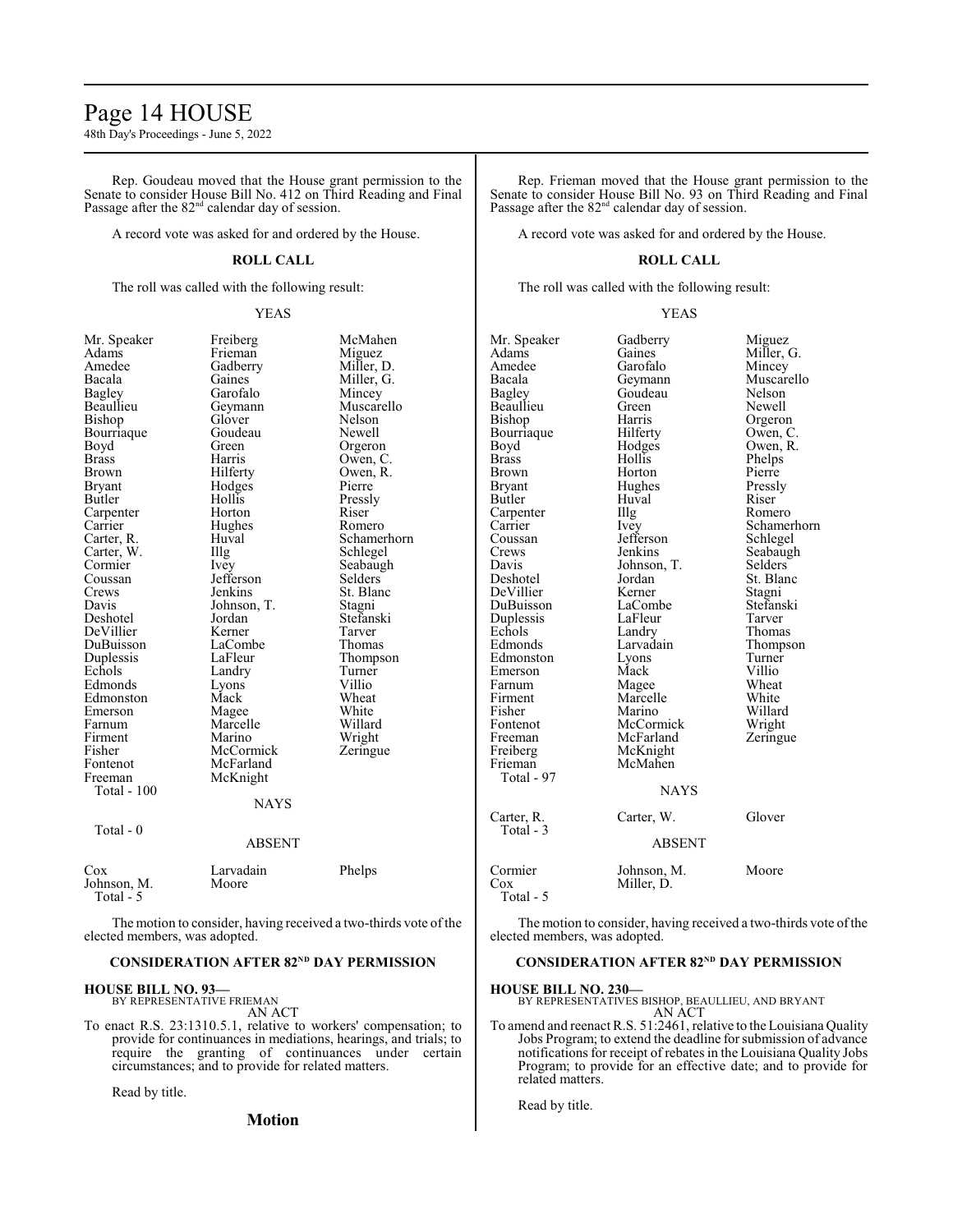Rep. Goudeau moved that the House grant permission to the Senate to consider House Bill No. 412 on Third Reading and Final Passage after the 82nd calendar day of session.

A record vote was asked for and ordered by the House.

**ROLL CALL**

The roll was called with the following result:

YEAS

| | | |
|---|---|---|
| Mr. Speaker | Freiberg | McMahen |
| Adams | Frieman | Miguez |
| Amedee | Gadberry | Miller, D. |
| Bacala | Gaines | Miller, G. |
| Bagley | Garofalo | Mincey |
| Beaullieu | Geymann | Muscarello |
| Bishop | Glover | Nelson |
| Bourriaque | Goudeau | Newell |
| Boyd | Green | Orgeron |
| Brass | Harris | Owen, C. |
| Brown | Hilferty | Owen, R. |
| Bryant | Hodges | Pierre |
| Butler | Hollis | Pressly |
| Carpenter | Horton | Riser |
| Carrier | Hughes | Romero |
| Carter, R. | Huval | Schamerhorn |
| Carter, W. | Illg | Schlegel |
| Cormier | Ivey | Seabaugh |
| Coussan | Jefferson | Selders |
| Crews | Jenkins | St. Blanc |
| Davis | Johnson, T. | Stagni |
| Deshotel | Jordan | Stefanski |
| DeVillier | Kerner | Tarver |
| DuBuisson | LaCombe | Thomas |
| Duplessis | LaFleur | Thompson |
| Echols | Landry | Turner |
| Edmonds | Lyons | Villio |
| Edmonston | Mack | Wheat |
| Emerson | Magee | White |
| Farnum | Marcelle | Willard |
| Firment | Marino | Wright |
| Fisher | McCormick | Zeringue |
| Fontenot | McFarland | |
| Freeman | McKnight | |

Total - 100

NAYS

Total - 0

ABSENT

| | | |
|---|---|---|
| Cox | Larvadain | Phelps |
| Johnson, M. | Moore | |

Total - 5

The motion to consider, having received a two-thirds vote of the elected members, was adopted.

### CONSIDERATION AFTER 82ND DAY PERMISSION

**HOUSE BILL NO. 93—**
BY REPRESENTATIVE FRIEMAN
AN ACT

To enact R.S. 23:1310.5.1, relative to workers' compensation; to provide for continuances in mediations, hearings, and trials; to require the granting of continuances under certain circumstances; and to provide for related matters.

Read by title.

## Motion

Rep. Frieman moved that the House grant permission to the Senate to consider House Bill No. 93 on Third Reading and Final Passage after the 82nd calendar day of session.

A record vote was asked for and ordered by the House.

**ROLL CALL**

The roll was called with the following result:

YEAS

| | | |
|---|---|---|
| Mr. Speaker | Gadberry | Miguez |
| Adams | Gaines | Miller, G. |
| Amedee | Garofalo | Mincey |
| Bacala | Geymann | Muscarello |
| Bagley | Goudeau | Nelson |
| Beaullieu | Green | Newell |
| Bishop | Harris | Orgeron |
| Bourriaque | Hilferty | Owen, C. |
| Boyd | Hodges | Owen, R. |
| Brass | Hollis | Phelps |
| Brown | Horton | Pierre |
| Bryant | Hughes | Pressly |
| Butler | Huval | Riser |
| Carpenter | Illg | Romero |
| Carrier | Ivey | Schamerhorn |
| Coussan | Jefferson | Schlegel |
| Crews | Jenkins | Seabaugh |
| Davis | Johnson, T. | Selders |
| Deshotel | Jordan | St. Blanc |
| DeVillier | Kerner | Stagni |
| DuBuisson | LaCombe | Stefanski |
| Duplessis | LaFleur | Tarver |
| Echols | Landry | Thomas |
| Edmonds | Larvadain | Thompson |
| Edmonston | Lyons | Turner |
| Emerson | Mack | Villio |
| Farnum | Magee | Wheat |
| Firment | Marcelle | White |
| Fisher | Marino | Willard |
| Fontenot | McCormick | Wright |
| Freeman | McFarland | Zeringue |
| Freiberg | McKnight | |
| Frieman | McMahen | |

Total - 97

NAYS

| | | |
|---|---|---|
| Carter, R. | Carter, W. | Glover |

Total - 3

ABSENT

| | | |
|---|---|---|
| Cormier | Johnson, M. | Moore |
| Cox | Miller, D. | |

Total - 5

The motion to consider, having received a two-thirds vote of the elected members, was adopted.

### CONSIDERATION AFTER 82ND DAY PERMISSION

**HOUSE BILL NO. 230—**
BY REPRESENTATIVES BISHOP, BEAULLIEU, AND BRYANT
AN ACT

To amend and reenact R.S. 51:2461, relative to the Louisiana Quality Jobs Program; to extend the deadline for submission of advance notifications for receipt of rebates in the Louisiana Quality Jobs Program; to provide for an effective date; and to provide for related matters.

Read by title.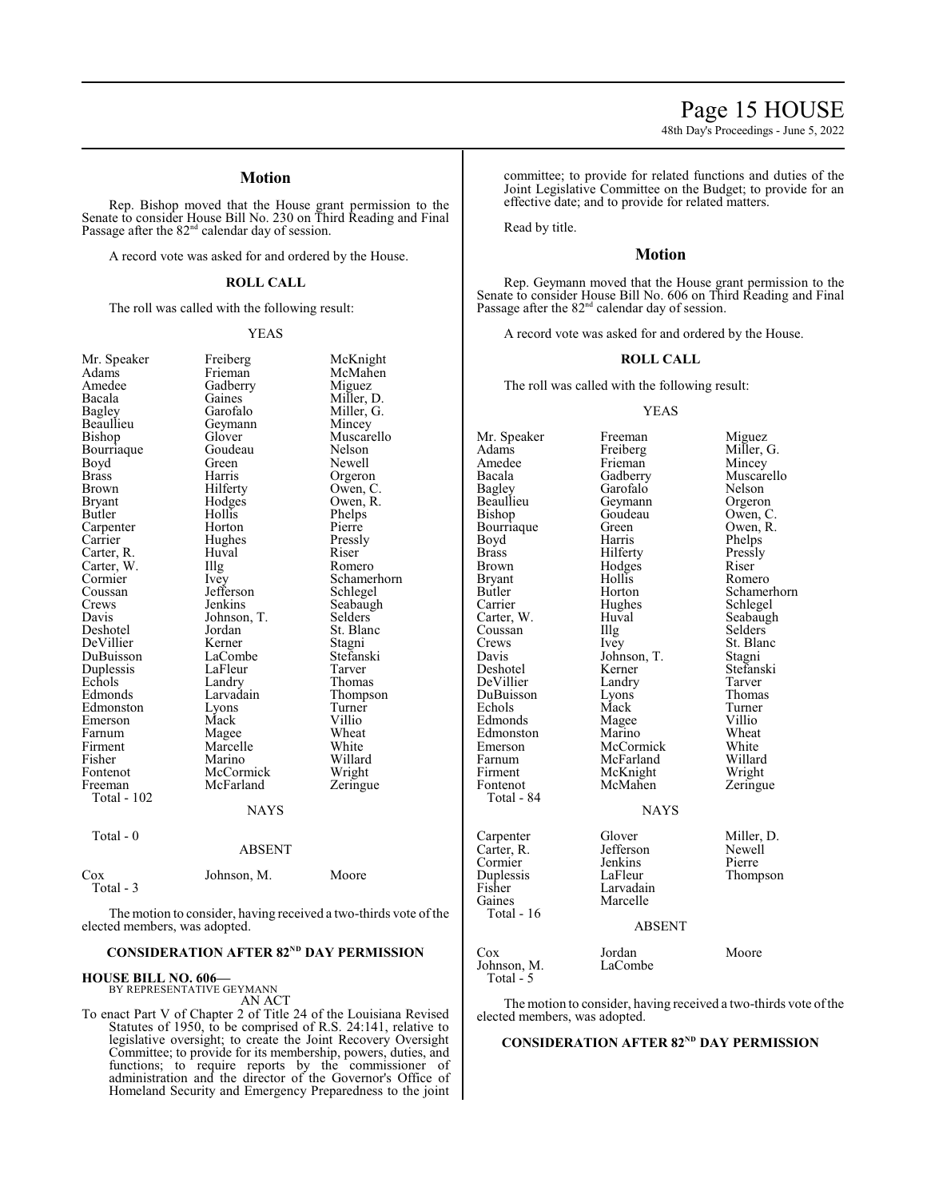## Motion

Rep. Bishop moved that the House grant permission to the Senate to consider House Bill No. 230 on Third Reading and Final Passage after the 82nd calendar day of session.

A record vote was asked for and ordered by the House.

### ROLL CALL

The roll was called with the following result:

YEAS

| | | |
|---|---|---|
| Mr. Speaker | Freiberg | McKnight |
| Adams | Frieman | McMahen |
| Amedee | Gadberry | Miguez |
| Bacala | Gaines | Miller, D. |
| Bagley | Garofalo | Miller, G. |
| Beaullieu | Geymann | Mincey |
| Bishop | Glover | Muscarello |
| Bourriaque | Goudeau | Nelson |
| Boyd | Green | Newell |
| Brass | Harris | Orgeron |
| Brown | Hilferty | Owen, C. |
| Bryant | Hodges | Owen, R. |
| Butler | Hollis | Phelps |
| Carpenter | Horton | Pierre |
| Carrier | Hughes | Pressly |
| Carter, R. | Huval | Riser |
| Carter, W. | Illg | Romero |
| Cormier | Ivey | Schamerhorn |
| Coussan | Jefferson | Schlegel |
| Crews | Jenkins | Seabaugh |
| Davis | Johnson, T. | Selders |
| Deshotel | Jordan | St. Blanc |
| DeVillier | Kerner | Stagni |
| DuBuisson | LaCombe | Stefanski |
| Duplessis | LaFleur | Tarver |
| Echols | Landry | Thomas |
| Edmonds | Larvadain | Thompson |
| Edmonston | Lyons | Turner |
| Emerson | Mack | Villio |
| Farnum | Magee | Wheat |
| Firment | Marcelle | White |
| Fisher | Marino | Willard |
| Fontenot | McCormick | Wright |
| Freeman | McFarland | Zeringue |

Total - 102

NAYS

Total - 0

ABSENT

| | | |
|---|---|---|
| Cox | Johnson, M. | Moore |

Total - 3

The motion to consider, having received a two-thirds vote of the elected members, was adopted.

## CONSIDERATION AFTER 82ND DAY PERMISSION

**HOUSE BILL NO. 606—**
BY REPRESENTATIVE GEYMANN

AN ACT

To enact Part V of Chapter 2 of Title 24 of the Louisiana Revised Statutes of 1950, to be comprised of R.S. 24:141, relative to legislative oversight; to create the Joint Recovery Oversight Committee; to provide for its membership, powers, duties, and functions; to require reports by the commissioner of administration and the director of the Governor's Office of Homeland Security and Emergency Preparedness to the joint committee; to provide for related functions and duties of the Joint Legislative Committee on the Budget; to provide for an effective date; and to provide for related matters.

Read by title.

## Motion

Rep. Geymann moved that the House grant permission to the Senate to consider House Bill No. 606 on Third Reading and Final Passage after the 82nd calendar day of session.

A record vote was asked for and ordered by the House.

### ROLL CALL

The roll was called with the following result:

YEAS

| | | |
|---|---|---|
| Mr. Speaker | Freeman | Miguez |
| Adams | Freiberg | Miller, G. |
| Amedee | Frieman | Mincey |
| Bacala | Gadberry | Muscarello |
| Bagley | Garofalo | Nelson |
| Beaullieu | Geymann | Orgeron |
| Bishop | Goudeau | Owen, C. |
| Bourriaque | Green | Owen, R. |
| Boyd | Harris | Phelps |
| Brass | Hilferty | Pressly |
| Brown | Hodges | Riser |
| Bryant | Hollis | Romero |
| Butler | Horton | Schamerhorn |
| Carrier | Hughes | Schlegel |
| Carter, W. | Huval | Seabaugh |
| Coussan | Illg | Selders |
| Crews | Ivey | St. Blanc |
| Davis | Johnson, T. | Stagni |
| Deshotel | Kerner | Stefanski |
| DeVillier | Landry | Tarver |
| DuBuisson | Lyons | Thomas |
| Echols | Mack | Turner |
| Edmonds | Magee | Villio |
| Edmonston | Marino | Wheat |
| Emerson | McCormick | White |
| Farnum | McFarland | Willard |
| Firment | McKnight | Wright |
| Fontenot | McMahen | Zeringue |

Total - 84

NAYS

| | | |
|---|---|---|
| Carpenter | Glover | Miller, D. |
| Carter, R. | Jefferson | Newell |
| Cormier | Jenkins | Pierre |
| Duplessis | LaFleur | Thompson |
| Fisher | Larvadain | |
| Gaines | Marcelle | |

Total - 16

ABSENT

| | | |
|---|---|---|
| Cox | Jordan | Moore |
| Johnson, M. | LaCombe | |

Total - 5

The motion to consider, having received a two-thirds vote of the elected members, was adopted.

## CONSIDERATION AFTER 82ND DAY PERMISSION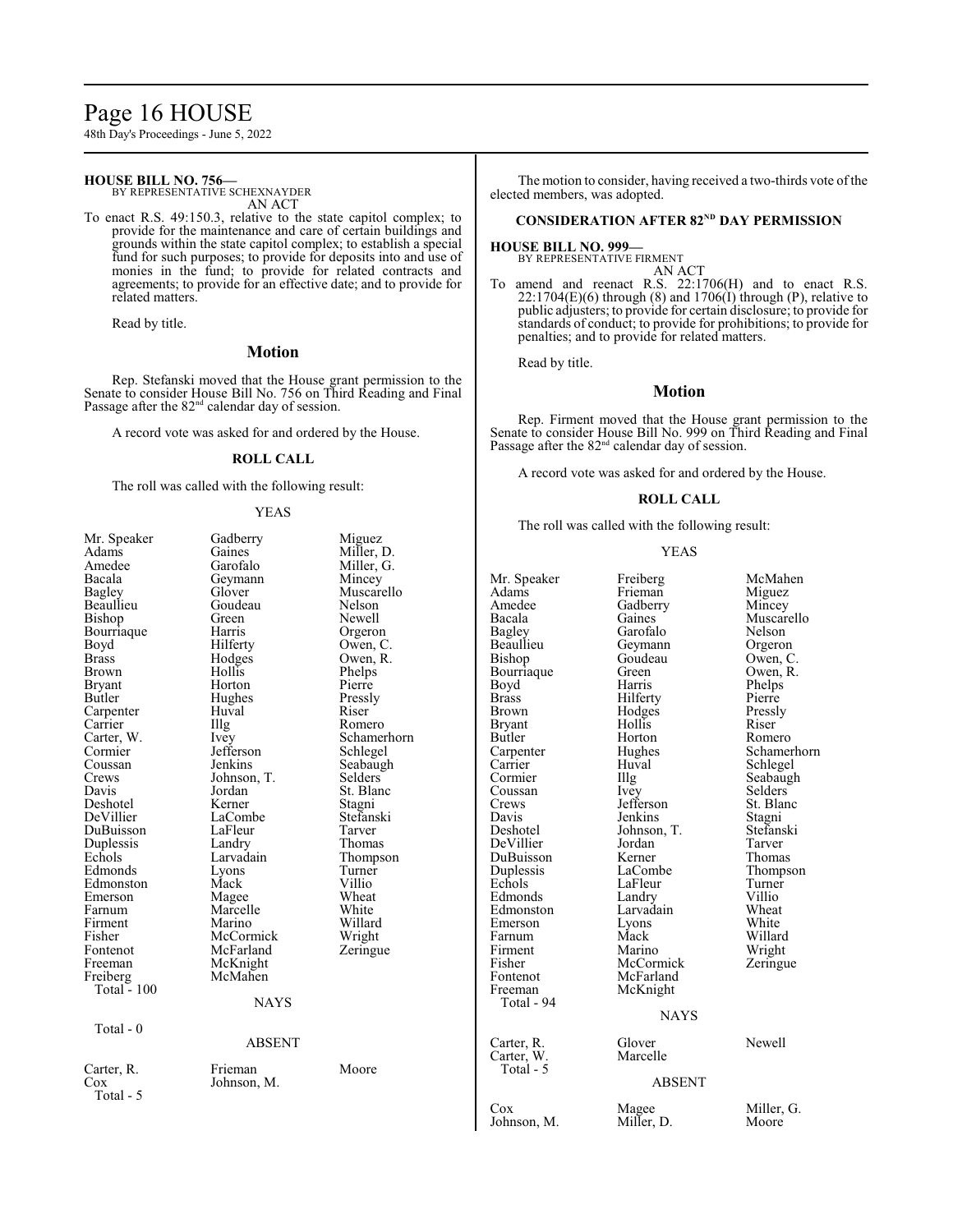**HOUSE BILL NO. 756—**
BY REPRESENTATIVE SCHEXNAYDER
AN ACT

To enact R.S. 49:150.3, relative to the state capitol complex; to provide for the maintenance and care of certain buildings and grounds within the state capitol complex; to establish a special fund for such purposes; to provide for deposits into and use of monies in the fund; to provide for related contracts and agreements; to provide for an effective date; and to provide for related matters.

Read by title.

## Motion

Rep. Stefanski moved that the House grant permission to the Senate to consider House Bill No. 756 on Third Reading and Final Passage after the 82nd calendar day of session.

A record vote was asked for and ordered by the House.

### ROLL CALL

The roll was called with the following result:

YEAS

| | | |
|---|---|---|
| Mr. Speaker | Gadberry | Miguez |
| Adams | Gaines | Miller, D. |
| Amedee | Garofalo | Miller, G. |
| Bacala | Geymann | Mincey |
| Bagley | Glover | Muscarello |
| Beaullieu | Goudeau | Nelson |
| Bishop | Green | Newell |
| Bourriaque | Harris | Orgeron |
| Boyd | Hilferty | Owen, C. |
| Brass | Hodges | Owen, R. |
| Brown | Hollis | Phelps |
| Bryant | Horton | Pierre |
| Butler | Hughes | Pressly |
| Carpenter | Huval | Riser |
| Carrier | Illg | Romero |
| Carter, W. | Ivey | Schamerhorn |
| Cormier | Jefferson | Schlegel |
| Coussan | Jenkins | Seabaugh |
| Crews | Johnson, T. | Selders |
| Davis | Jordan | St. Blanc |
| Deshotel | Kerner | Stagni |
| DeVillier | LaCombe | Stefanski |
| DuBuisson | LaFleur | Tarver |
| Duplessis | Landry | Thomas |
| Echols | Larvadain | Thompson |
| Edmonds | Lyons | Turner |
| Edmonston | Mack | Villio |
| Emerson | Magee | Wheat |
| Farnum | Marcelle | White |
| Firment | Marino | Willard |
| Fisher | McCormick | Wright |
| Fontenot | McFarland | Zeringue |
| Freeman | McKnight | |
| Freiberg | McMahen | |

Total - 100

NAYS

Total - 0

ABSENT

| | | |
|---|---|---|
| Carter, R. | Frieman | Moore |
| Cox | Johnson, M. | |

Total - 5

The motion to consider, having received a two-thirds vote of the elected members, was adopted.

## CONSIDERATION AFTER 82ND DAY PERMISSION

**HOUSE BILL NO. 999—**
BY REPRESENTATIVE FIRMENT
AN ACT

To amend and reenact R.S. 22:1706(H) and to enact R.S. 22:1704(E)(6) through (8) and 1706(I) through (P), relative to public adjusters; to provide for certain disclosure; to provide for standards of conduct; to provide for prohibitions; to provide for penalties; and to provide for related matters.

Read by title.

## Motion

Rep. Firment moved that the House grant permission to the Senate to consider House Bill No. 999 on Third Reading and Final Passage after the 82nd calendar day of session.

A record vote was asked for and ordered by the House.

### ROLL CALL

The roll was called with the following result:

YEAS

| | | |
|---|---|---|
| Mr. Speaker | Freiberg | McMahen |
| Adams | Frieman | Miguez |
| Amedee | Gadberry | Mincey |
| Bacala | Gaines | Muscarello |
| Bagley | Garofalo | Nelson |
| Beaullieu | Geymann | Orgeron |
| Bishop | Goudeau | Owen, C. |
| Bourriaque | Green | Owen, R. |
| Boyd | Harris | Phelps |
| Brass | Hilferty | Pierre |
| Brown | Hodges | Pressly |
| Bryant | Hollis | Riser |
| Butler | Horton | Romero |
| Carpenter | Hughes | Schamerhorn |
| Carrier | Huval | Schlegel |
| Cormier | Illg | Seabaugh |
| Coussan | Ivey | Selders |
| Crews | Jefferson | St. Blanc |
| Davis | Jenkins | Stagni |
| Deshotel | Johnson, T. | Stefanski |
| DeVillier | Jordan | Tarver |
| DuBuisson | Kerner | Thomas |
| Duplessis | LaCombe | Thompson |
| Echols | LaFleur | Turner |
| Edmonds | Landry | Villio |
| Edmonston | Larvadain | Wheat |
| Emerson | Lyons | White |
| Farnum | Mack | Willard |
| Firment | Marino | Wright |
| Fisher | McCormick | Zeringue |
| Fontenot | McFarland | |
| Freeman | McKnight | |

Total - 94

NAYS

| | | |
|---|---|---|
| Carter, R. | Glover | Newell |
| Carter, W. | Marcelle | |

Total - 5

ABSENT

| | | |
|---|---|---|
| Cox | Magee | Miller, G. |
| Johnson, M. | Miller, D. | Moore |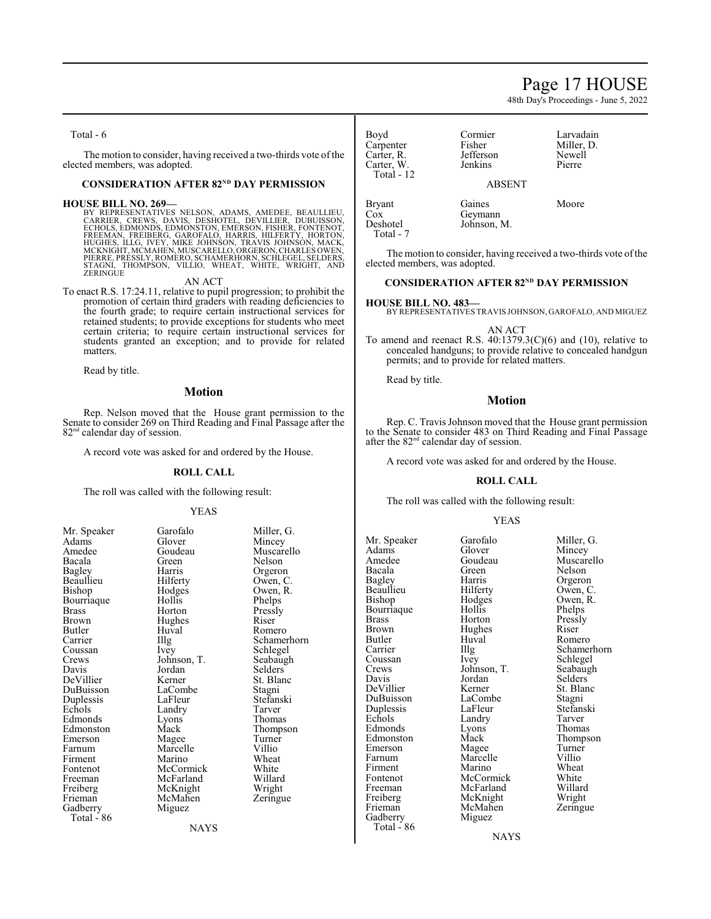Total - 6

The motion to consider, having received a two-thirds vote of the elected members, was adopted.

### CONSIDERATION AFTER 82ND DAY PERMISSION

**HOUSE BILL NO. 269—**

BY REPRESENTATIVES NELSON, ADAMS, AMEDEE, BEAULLIEU, CARRIER, CREWS, DAVIS, DESHOTEL, DEVILLIER, DUBUISSON, ECHOLS, EDMONDS, EDMONSTON, EMERSON, FISHER, FONTENOT, FREEMAN, FREIBERG, GAROFALO, HARRIS, HILFERTY, HORTON, HUGHES, ILLG, IVEY, MIKE JOHNSON, TRAVIS JOHNSON, MACK, MCKNIGHT, MCMAHEN, MUSCARELLO, ORGERON, CHARLES OWEN, PIERRE, PRESSLY, ROMERO, SCHAMERHORN, SCHLEGEL, SELDERS, STAGNI, THOMPSON, VILLIO, WHEAT, WHITE, WRIGHT, AND ZERINGUE

AN ACT

To enact R.S. 17:24.11, relative to pupil progression; to prohibit the promotion of certain third graders with reading deficiencies to the fourth grade; to require certain instructional services for retained students; to provide exceptions for students who meet certain criteria; to require certain instructional services for students granted an exception; and to provide for related matters.

Read by title.

## Motion

Rep. Nelson moved that the House grant permission to the Senate to consider 269 on Third Reading and Final Passage after the 82nd calendar day of session.

A record vote was asked for and ordered by the House.

### ROLL CALL

The roll was called with the following result:

YEAS

| | | |
|---|---|---|
| Mr. Speaker | Garofalo | Miller, G. |
| Adams | Glover | Mincey |
| Amedee | Goudeau | Muscarello |
| Bacala | Green | Nelson |
| Bagley | Harris | Orgeron |
| Beaullieu | Hilferty | Owen, C. |
| Bishop | Hodges | Owen, R. |
| Bourriaque | Hollis | Phelps |
| Brass | Horton | Pressly |
| Brown | Hughes | Riser |
| Butler | Huval | Romero |
| Carrier | Illg | Schamerhorn |
| Coussan | Ivey | Schlegel |
| Crews | Johnson, T. | Seabaugh |
| Davis | Jordan | Selders |
| DeVillier | Kerner | St. Blanc |
| DuBuisson | LaCombe | Stagni |
| Duplessis | LaFleur | Stefanski |
| Echols | Landry | Tarver |
| Edmonds | Lyons | Thomas |
| Edmonston | Mack | Thompson |
| Emerson | Magee | Turner |
| Farnum | Marcelle | Villio |
| Firment | Marino | Wheat |
| Fontenot | McCormick | White |
| Freeman | McFarland | Willard |
| Freiberg | McKnight | Wright |
| Frieman | McMahen | Zeringue |
| Gadberry | Miguez | |

Total - 86

NAYS

| | | |
|---|---|---|
| Boyd | Cormier | Larvadain |
| Carpenter | Fisher | Miller, D. |
| Carter, R. | Jefferson | Newell |
| Carter, W. | Jenkins | Pierre |

Total - 12

ABSENT

| | | |
|---|---|---|
| Bryant | Gaines | Moore |
| Cox | Geymann | |
| Deshotel | Johnson, M. | |

Total - 7

The motion to consider, having received a two-thirds vote of the elected members, was adopted.

### CONSIDERATION AFTER 82ND DAY PERMISSION

**HOUSE BILL NO. 483—**

BY REPRESENTATIVES TRAVIS JOHNSON, GAROFALO, AND MIGUEZ

AN ACT

To amend and reenact R.S. 40:1379.3(C)(6) and (10), relative to concealed handguns; to provide relative to concealed handgun permits; and to provide for related matters.

Read by title.

## Motion

Rep. C. Travis Johnson moved that the House grant permission to the Senate to consider 483 on Third Reading and Final Passage after the 82nd calendar day of session.

A record vote was asked for and ordered by the House.

### ROLL CALL

The roll was called with the following result:

YEAS

| | | |
|---|---|---|
| Mr. Speaker | Garofalo | Miller, G. |
| Adams | Glover | Mincey |
| Amedee | Goudeau | Muscarello |
| Bacala | Green | Nelson |
| Bagley | Harris | Orgeron |
| Beaullieu | Hilferty | Owen, C. |
| Bishop | Hodges | Owen, R. |
| Bourriaque | Hollis | Phelps |
| Brass | Horton | Pressly |
| Brown | Hughes | Riser |
| Butler | Huval | Romero |
| Carrier | Illg | Schamerhorn |
| Coussan | Ivey | Schlegel |
| Crews | Johnson, T. | Seabaugh |
| Davis | Jordan | Selders |
| DeVillier | Kerner | St. Blanc |
| DuBuisson | LaCombe | Stagni |
| Duplessis | LaFleur | Stefanski |
| Echols | Landry | Tarver |
| Edmonds | Lyons | Thomas |
| Edmonston | Mack | Thompson |
| Emerson | Magee | Turner |
| Farnum | Marcelle | Villio |
| Firment | Marino | Wheat |
| Fontenot | McCormick | White |
| Freeman | McFarland | Willard |
| Freiberg | McKnight | Wright |
| Frieman | McMahen | Zeringue |
| Gadberry | Miguez | |

Total - 86

NAYS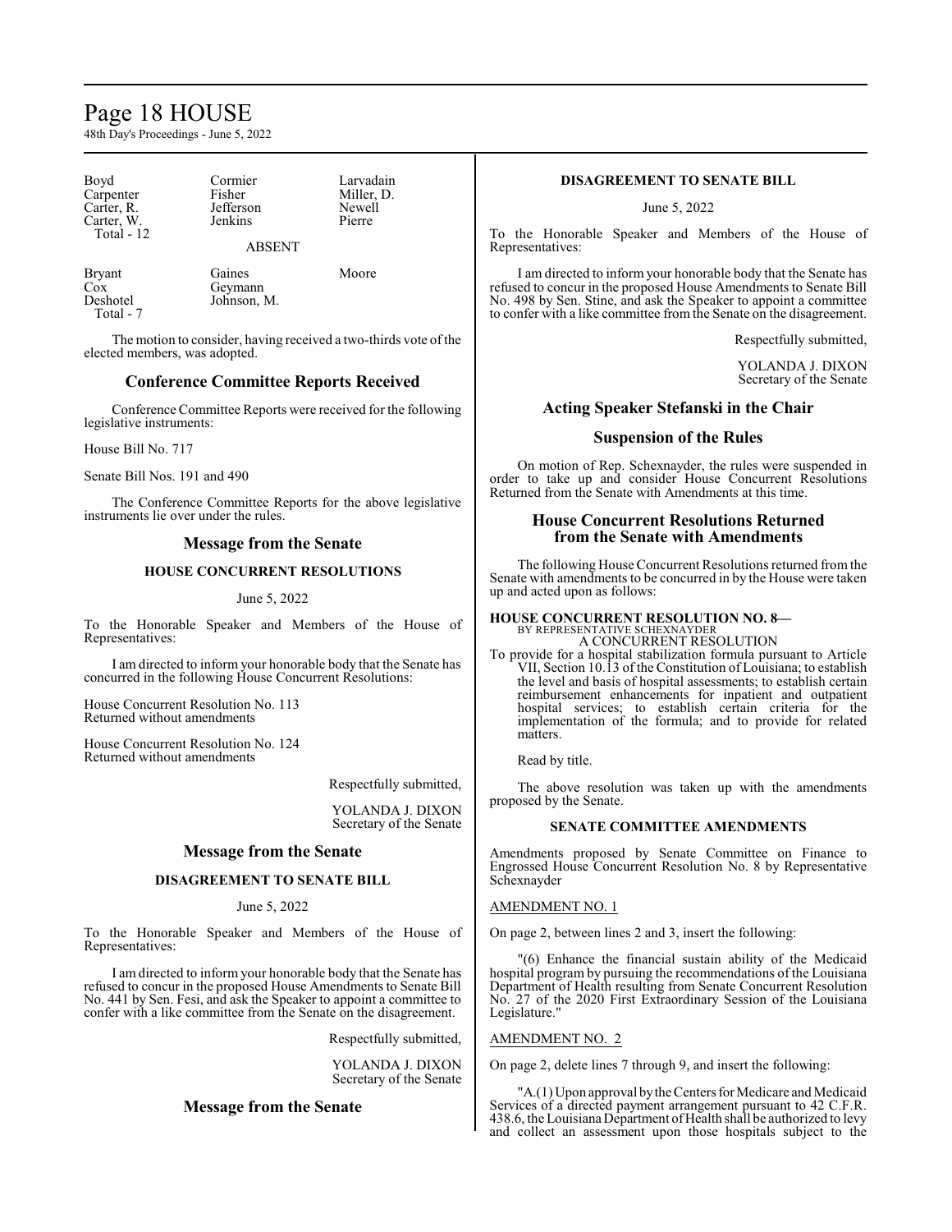| | | |
|---|---|---|
| Boyd | Cormier | Larvadain |
| Carpenter | Fisher | Miller, D. |
| Carter, R. | Jefferson | Newell |
| Carter, W. | Jenkins | Pierre |
| Total - 12 | | |

ABSENT

| | | |
|---|---|---|
| Bryant | Gaines | Moore |
| Cox | Geymann | |
| Deshotel | Johnson, M. | |
| Total - 7 | | |

The motion to consider, having received a two-thirds vote of the elected members, was adopted.

## Conference Committee Reports Received

Conference Committee Reports were received for the following legislative instruments:

House Bill No. 717

Senate Bill Nos. 191 and 490

The Conference Committee Reports for the above legislative instruments lie over under the rules.

## Message from the Senate

### HOUSE CONCURRENT RESOLUTIONS

June 5, 2022

To the Honorable Speaker and Members of the House of Representatives:

I am directed to inform your honorable body that the Senate has concurred in the following House Concurrent Resolutions:

House Concurrent Resolution No. 113
Returned without amendments

House Concurrent Resolution No. 124
Returned without amendments

Respectfully submitted,

YOLANDA J. DIXON
Secretary of the Senate

## Message from the Senate

### DISAGREEMENT TO SENATE BILL

June 5, 2022

To the Honorable Speaker and Members of the House of Representatives:

I am directed to inform your honorable body that the Senate has refused to concur in the proposed House Amendments to Senate Bill No. 441 by Sen. Fesi, and ask the Speaker to appoint a committee to confer with a like committee from the Senate on the disagreement.

Respectfully submitted,

YOLANDA J. DIXON
Secretary of the Senate

## Message from the Senate

### DISAGREEMENT TO SENATE BILL

June 5, 2022

To the Honorable Speaker and Members of the House of Representatives:

I am directed to inform your honorable body that the Senate has refused to concur in the proposed House Amendments to Senate Bill No. 498 by Sen. Stine, and ask the Speaker to appoint a committee to confer with a like committee from the Senate on the disagreement.

Respectfully submitted,

YOLANDA J. DIXON
Secretary of the Senate

## Acting Speaker Stefanski in the Chair

## Suspension of the Rules

On motion of Rep. Schexnayder, the rules were suspended in order to take up and consider House Concurrent Resolutions Returned from the Senate with Amendments at this time.

## House Concurrent Resolutions Returned from the Senate with Amendments

The following House Concurrent Resolutions returned from the Senate with amendments to be concurred in by the House were taken up and acted upon as follows:

**HOUSE CONCURRENT RESOLUTION NO. 8—**
BY REPRESENTATIVE SCHEXNAYDER
A CONCURRENT RESOLUTION

To provide for a hospital stabilization formula pursuant to Article VII, Section 10.13 of the Constitution of Louisiana; to establish the level and basis of hospital assessments; to establish certain reimbursement enhancements for inpatient and outpatient hospital services; to establish certain criteria for the implementation of the formula; and to provide for related matters.

Read by title.

The above resolution was taken up with the amendments proposed by the Senate.

### SENATE COMMITTEE AMENDMENTS

Amendments proposed by Senate Committee on Finance to Engrossed House Concurrent Resolution No. 8 by Representative Schexnayder

AMENDMENT NO. 1

On page 2, between lines 2 and 3, insert the following:

"(6) Enhance the financial sustain ability of the Medicaid hospital program by pursuing the recommendations of the Louisiana Department of Health resulting from Senate Concurrent Resolution No. 27 of the 2020 First Extraordinary Session of the Louisiana Legislature."

AMENDMENT NO. 2

On page 2, delete lines 7 through 9, and insert the following:

"A.(1) Upon approval by the Centers for Medicare and Medicaid Services of a directed payment arrangement pursuant to 42 C.F.R. 438.6, the Louisiana Department of Health shall be authorized to levy and collect an assessment upon those hospitals subject to the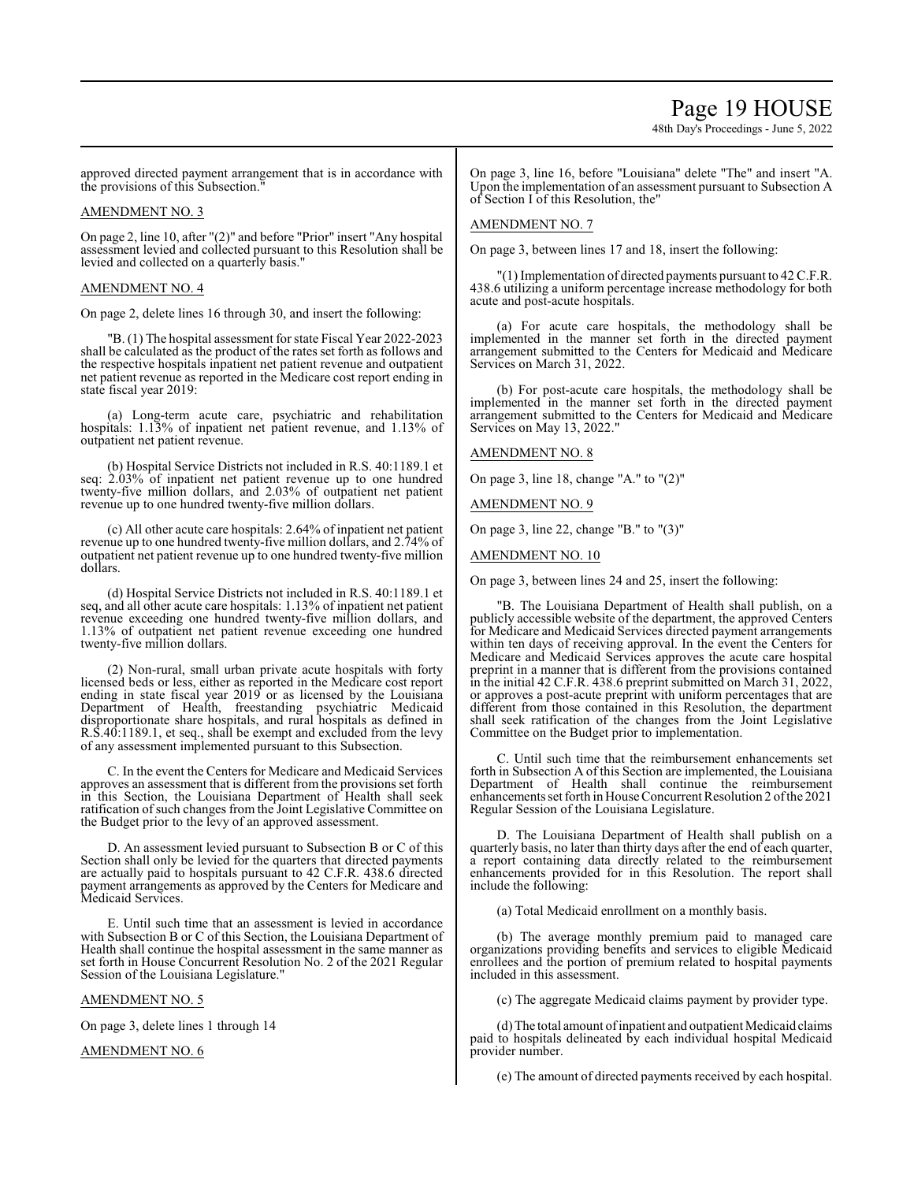approved directed payment arrangement that is in accordance with the provisions of this Subsection."

AMENDMENT NO. 3

On page 2, line 10, after "(2)" and before "Prior" insert "Any hospital assessment levied and collected pursuant to this Resolution shall be levied and collected on a quarterly basis."

AMENDMENT NO. 4

On page 2, delete lines 16 through 30, and insert the following:

"B. (1) The hospital assessment for state Fiscal Year 2022-2023 shall be calculated as the product of the rates set forth as follows and the respective hospitals inpatient net patient revenue and outpatient net patient revenue as reported in the Medicare cost report ending in state fiscal year 2019:

(a) Long-term acute care, psychiatric and rehabilitation hospitals: 1.13% of inpatient net patient revenue, and 1.13% of outpatient net patient revenue.

(b) Hospital Service Districts not included in R.S. 40:1189.1 et seq: 2.03% of inpatient net patient revenue up to one hundred twenty-five million dollars, and 2.03% of outpatient net patient revenue up to one hundred twenty-five million dollars.

(c) All other acute care hospitals: 2.64% of inpatient net patient revenue up to one hundred twenty-five million dollars, and 2.74% of outpatient net patient revenue up to one hundred twenty-five million dollars.

(d) Hospital Service Districts not included in R.S. 40:1189.1 et seq, and all other acute care hospitals: 1.13% of inpatient net patient revenue exceeding one hundred twenty-five million dollars, and 1.13% of outpatient net patient revenue exceeding one hundred twenty-five million dollars.

(2) Non-rural, small urban private acute hospitals with forty licensed beds or less, either as reported in the Medicare cost report ending in state fiscal year 2019 or as licensed by the Louisiana Department of Health, freestanding psychiatric Medicaid disproportionate share hospitals, and rural hospitals as defined in R.S.40:1189.1, et seq., shall be exempt and excluded from the levy of any assessment implemented pursuant to this Subsection.

C. In the event the Centers for Medicare and Medicaid Services approves an assessment that is different from the provisions set forth in this Section, the Louisiana Department of Health shall seek ratification of such changes from the Joint Legislative Committee on the Budget prior to the levy of an approved assessment.

D. An assessment levied pursuant to Subsection B or C of this Section shall only be levied for the quarters that directed payments are actually paid to hospitals pursuant to 42 C.F.R. 438.6 directed payment arrangements as approved by the Centers for Medicare and Medicaid Services.

E. Until such time that an assessment is levied in accordance with Subsection B or C of this Section, the Louisiana Department of Health shall continue the hospital assessment in the same manner as set forth in House Concurrent Resolution No. 2 of the 2021 Regular Session of the Louisiana Legislature."

AMENDMENT NO. 5

On page 3, delete lines 1 through 14

AMENDMENT NO. 6

On page 3, line 16, before "Louisiana" delete "The" and insert "A. Upon the implementation of an assessment pursuant to Subsection A of Section I of this Resolution, the"

AMENDMENT NO. 7

On page 3, between lines 17 and 18, insert the following:

"(1) Implementation of directed payments pursuant to 42 C.F.R. 438.6 utilizing a uniform percentage increase methodology for both acute and post-acute hospitals.

(a) For acute care hospitals, the methodology shall be implemented in the manner set forth in the directed payment arrangement submitted to the Centers for Medicaid and Medicare Services on March 31, 2022.

(b) For post-acute care hospitals, the methodology shall be implemented in the manner set forth in the directed payment arrangement submitted to the Centers for Medicaid and Medicare Services on May 13, 2022."

AMENDMENT NO. 8

On page 3, line 18, change "A." to "(2)"

AMENDMENT NO. 9

On page 3, line 22, change "B." to "(3)"

AMENDMENT NO. 10

On page 3, between lines 24 and 25, insert the following:

"B. The Louisiana Department of Health shall publish, on a publicly accessible website of the department, the approved Centers for Medicare and Medicaid Services directed payment arrangements within ten days of receiving approval. In the event the Centers for Medicare and Medicaid Services approves the acute care hospital preprint in a manner that is different from the provisions contained in the initial 42 C.F.R. 438.6 preprint submitted on March 31, 2022, or approves a post-acute preprint with uniform percentages that are different from those contained in this Resolution, the department shall seek ratification of the changes from the Joint Legislative Committee on the Budget prior to implementation.

C. Until such time that the reimbursement enhancements set forth in Subsection A of this Section are implemented, the Louisiana Department of Health shall continue the reimbursement enhancements set forth in House Concurrent Resolution 2 of the 2021 Regular Session of the Louisiana Legislature.

D. The Louisiana Department of Health shall publish on a quarterly basis, no later than thirty days after the end of each quarter, a report containing data directly related to the reimbursement enhancements provided for in this Resolution. The report shall include the following:

(a) Total Medicaid enrollment on a monthly basis.

(b) The average monthly premium paid to managed care organizations providing benefits and services to eligible Medicaid enrollees and the portion of premium related to hospital payments included in this assessment.

(c) The aggregate Medicaid claims payment by provider type.

(d) The total amount of inpatient and outpatient Medicaid claims paid to hospitals delineated by each individual hospital Medicaid provider number.

(e) The amount of directed payments received by each hospital.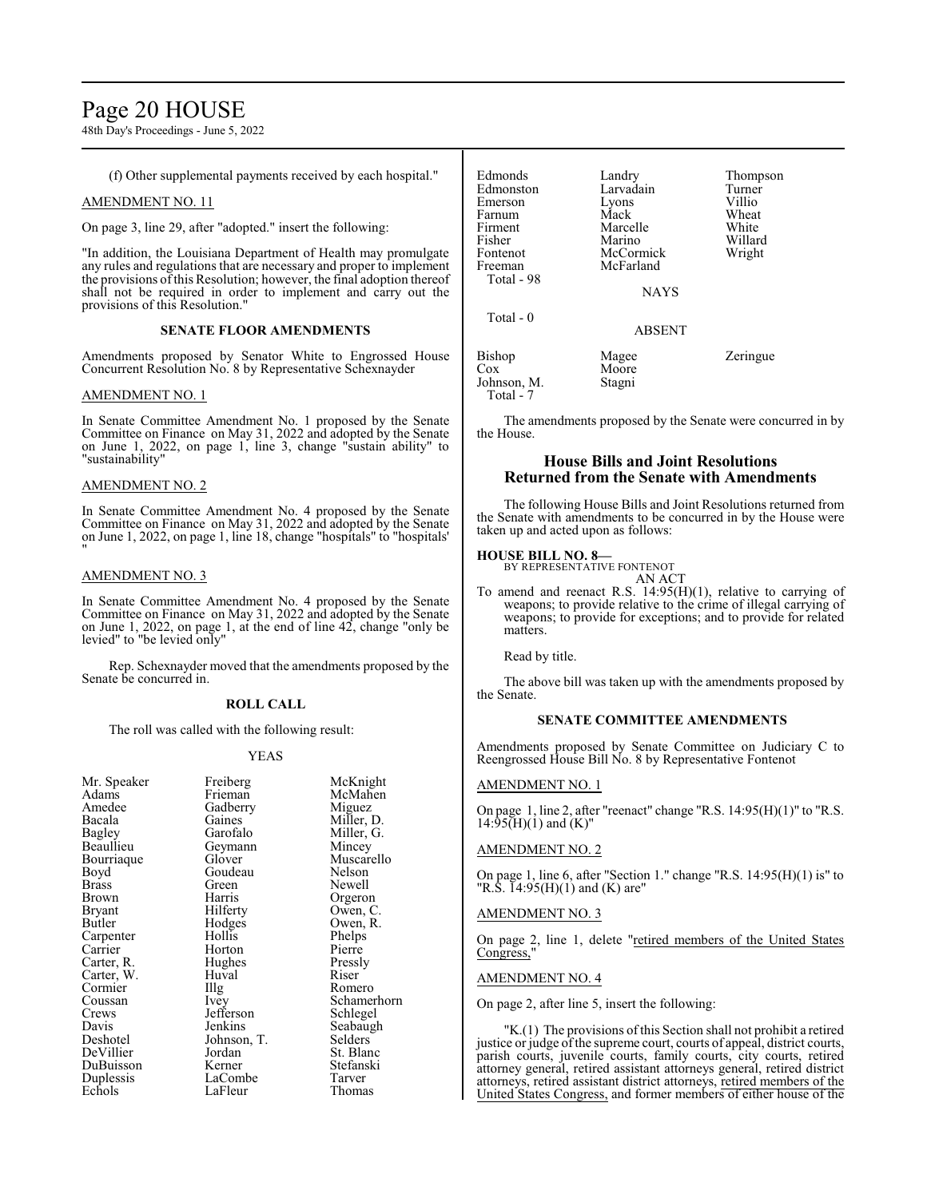(f) Other supplemental payments received by each hospital."

AMENDMENT NO. 11

On page 3, line 29, after "adopted." insert the following:

"In addition, the Louisiana Department of Health may promulgate any rules and regulations that are necessary and proper to implement the provisions of this Resolution; however, the final adoption thereof shall not be required in order to implement and carry out the provisions of this Resolution."

### SENATE FLOOR AMENDMENTS

Amendments proposed by Senator White to Engrossed House Concurrent Resolution No. 8 by Representative Schexnayder

AMENDMENT NO. 1

In Senate Committee Amendment No. 1 proposed by the Senate Committee on Finance on May 31, 2022 and adopted by the Senate on June 1, 2022, on page 1, line 3, change "sustain ability" to "sustainability"

AMENDMENT NO. 2

In Senate Committee Amendment No. 4 proposed by the Senate Committee on Finance on May 31, 2022 and adopted by the Senate on June 1, 2022, on page 1, line 18, change "hospitals" to "hospitals'"

AMENDMENT NO. 3

In Senate Committee Amendment No. 4 proposed by the Senate Committee on Finance on May 31, 2022 and adopted by the Senate on June 1, 2022, on page 1, at the end of line 42, change "only be levied" to "be levied only"

Rep. Schexnayder moved that the amendments proposed by the Senate be concurred in.

### ROLL CALL

The roll was called with the following result:

YEAS

| | | |
|---|---|---|
| Mr. Speaker | Freiberg | McKnight |
| Adams | Frieman | McMahen |
| Amedee | Gadberry | Miguez |
| Bacala | Gaines | Miller, D. |
| Bagley | Garofalo | Miller, G. |
| Beaullieu | Geymann | Mincey |
| Bourriaque | Glover | Muscarello |
| Boyd | Goudeau | Nelson |
| Brass | Green | Newell |
| Brown | Harris | Orgeron |
| Bryant | Hilferty | Owen, C. |
| Butler | Hodges | Owen, R. |
| Carpenter | Hollis | Phelps |
| Carrier | Horton | Pierre |
| Carter, R. | Hughes | Pressly |
| Carter, W. | Huval | Riser |
| Cormier | Illg | Romero |
| Coussan | Ivey | Schamerhorn |
| Crews | Jefferson | Schlegel |
| Davis | Jenkins | Seabaugh |
| Deshotel | Johnson, T. | Selders |
| DeVillier | Jordan | St. Blanc |
| DuBuisson | Kerner | Stefanski |
| Duplessis | LaCombe | Tarver |
| Echols | LaFleur | Thomas |
| Edmonds | Landry | Thompson |
| Edmonston | Larvadain | Turner |
| Emerson | Lyons | Villio |
| Farnum | Mack | Wheat |
| Firment | Marcelle | White |
| Fisher | Marino | Willard |
| Fontenot | McCormick | Wright |
| Freeman | McFarland | |
| Total - 98 | | |

NAYS

Total - 0

ABSENT

| | | |
|---|---|---|
| Bishop | Magee | Zeringue |
| Cox | Moore | |
| Johnson, M. | Stagni | |
| Total - 7 | | |

The amendments proposed by the Senate were concurred in by the House.

## House Bills and Joint Resolutions Returned from the Senate with Amendments

The following House Bills and Joint Resolutions returned from the Senate with amendments to be concurred in by the House were taken up and acted upon as follows:

**HOUSE BILL NO. 8—**
BY REPRESENTATIVE FONTENOT
AN ACT

To amend and reenact R.S. 14:95(H)(1), relative to carrying of weapons; to provide relative to the crime of illegal carrying of weapons; to provide for exceptions; and to provide for related matters.

Read by title.

The above bill was taken up with the amendments proposed by the Senate.

### SENATE COMMITTEE AMENDMENTS

Amendments proposed by Senate Committee on Judiciary C to Reengrossed House Bill No. 8 by Representative Fontenot

AMENDMENT NO. 1

On page 1, line 2, after "reenact" change "R.S. 14:95(H)(1)" to "R.S. 14:95(H)(1) and (K)"

AMENDMENT NO. 2

On page 1, line 6, after "Section 1." change "R.S. 14:95(H)(1) is" to "R.S. 14:95(H)(1) and (K) are"

AMENDMENT NO. 3

On page 2, line 1, delete "<u>retired members of the United States Congress,</u>"

AMENDMENT NO. 4

On page 2, after line 5, insert the following:

"K.(1) The provisions of this Section shall not prohibit a retired justice or judge of the supreme court, courts of appeal, district courts, parish courts, juvenile courts, family courts, city courts, retired attorney general, retired assistant attorneys general, retired district attorneys, retired assistant district attorneys, <u>retired members of the United States Congress,</u> and former members of either house of the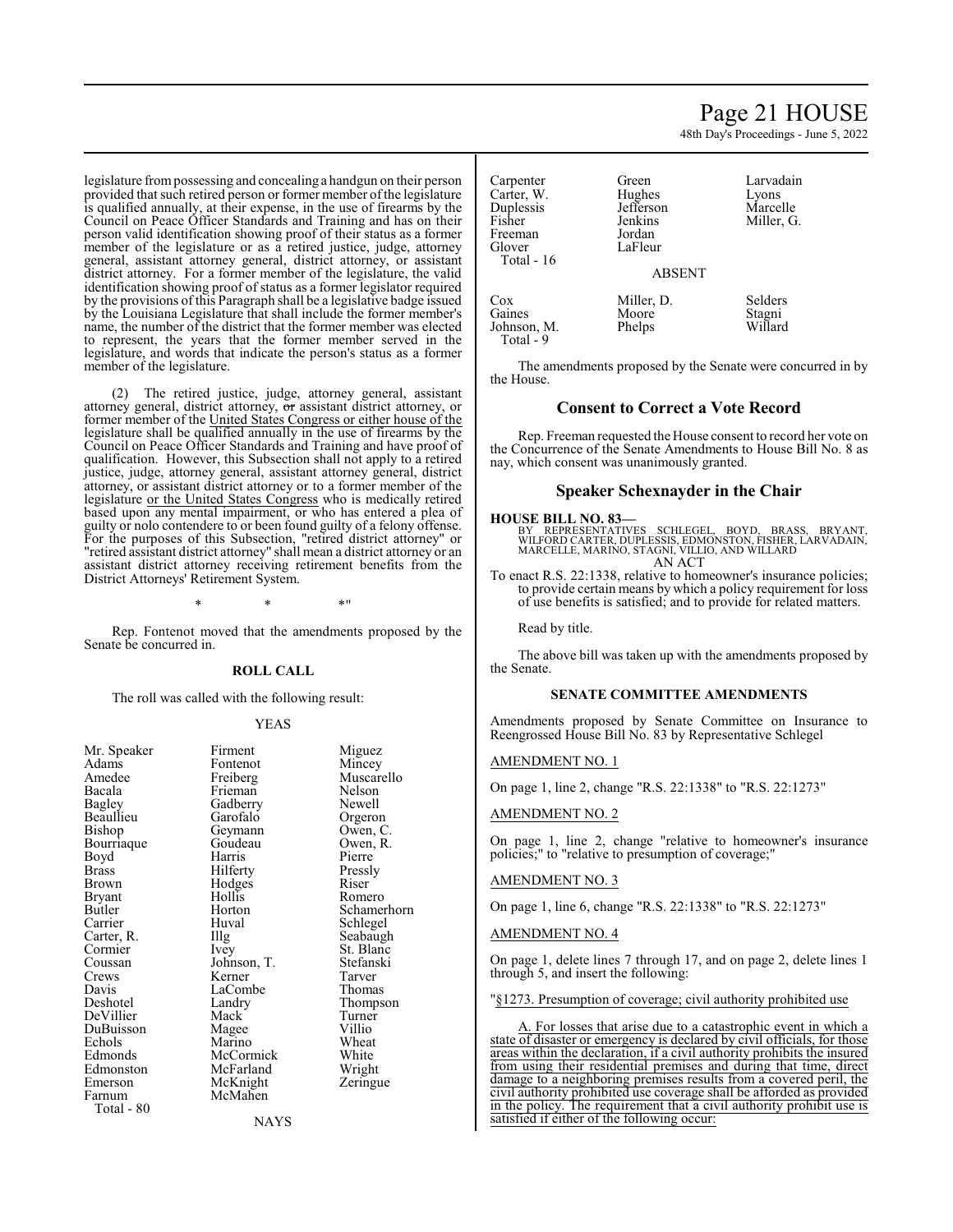legislature from possessing and concealing a handgun on their person provided that such retired person or former member of the legislature is qualified annually, at their expense, in the use of firearms by the Council on Peace Officer Standards and Training and has on their person valid identification showing proof of their status as a former member of the legislature or as a retired justice, judge, attorney general, assistant attorney general, district attorney, or assistant district attorney. For a former member of the legislature, the valid identification showing proof of status as a former legislator required by the provisions of this Paragraph shall be a legislative badge issued by the Louisiana Legislature that shall include the former member's name, the number of the district that the former member was elected to represent, the years that the former member served in the legislature, and words that indicate the person's status as a former member of the legislature.

(2) The retired justice, judge, attorney general, assistant attorney general, district attorney, ~~or~~ assistant district attorney, or former member of the United States Congress or either house of the legislature shall be qualified annually in the use of firearms by the Council on Peace Officer Standards and Training and have proof of qualification. However, this Subsection shall not apply to a retired justice, judge, attorney general, assistant attorney general, district attorney, or assistant district attorney or to a former member of the legislature or the United States Congress who is medically retired based upon any mental impairment, or who has entered a plea of guilty or nolo contendere to or been found guilty of a felony offense. For the purposes of this Subsection, "retired district attorney" or "retired assistant district attorney" shall mean a district attorney or an assistant district attorney receiving retirement benefits from the District Attorneys' Retirement System.

\* \* \*"

Rep. Fontenot moved that the amendments proposed by the Senate be concurred in.

**ROLL CALL**

The roll was called with the following result:

YEAS

| | | |
|---|---|---|
| Mr. Speaker | Firment | Miguez |
| Adams | Fontenot | Mincey |
| Amedee | Freiberg | Muscarello |
| Bacala | Frieman | Nelson |
| Bagley | Gadberry | Newell |
| Beaullieu | Garofalo | Orgeron |
| Bishop | Geymann | Owen, C. |
| Bourriaque | Goudeau | Owen, R. |
| Boyd | Harris | Pierre |
| Brass | Hilferty | Pressly |
| Brown | Hodges | Riser |
| Bryant | Hollis | Romero |
| Butler | Horton | Schamerhorn |
| Carrier | Huval | Schlegel |
| Carter, R. | Illg | Seabaugh |
| Cormier | Ivey | St. Blanc |
| Coussan | Johnson, T. | Stefanski |
| Crews | Kerner | Tarver |
| Davis | LaCombe | Thomas |
| Deshotel | Landry | Thompson |
| DeVillier | Mack | Turner |
| DuBuisson | Magee | Villio |
| Echols | Marino | Wheat |
| Edmonds | McCormick | White |
| Edmonston | McFarland | Wright |
| Emerson | McKnight | Zeringue |
| Farnum | McMahen | |
| Total - 80 | | |

NAYS

| | | |
|---|---|---|
| Carpenter | Green | Larvadain |
| Carter, W. | Hughes | Lyons |
| Duplessis | Jefferson | Marcelle |
| Fisher | Jenkins | Miller, G. |
| Freeman | Jordan | |
| Glover | LaFleur | |
| Total - 16 | | |

ABSENT

| | | |
|---|---|---|
| Cox | Miller, D. | Selders |
| Gaines | Moore | Stagni |
| Johnson, M. | Phelps | Willard |
| Total - 9 | | |

The amendments proposed by the Senate were concurred in by the House.

## Consent to Correct a Vote Record

Rep. Freeman requested the House consent to record her vote on the Concurrence of the Senate Amendments to House Bill No. 8 as nay, which consent was unanimously granted.

## Speaker Schexnayder in the Chair

**HOUSE BILL NO. 83—**
BY REPRESENTATIVES SCHLEGEL, BOYD, BRASS, BRYANT, WILFORD CARTER, DUPLESSIS, EDMONSTON, FISHER, LARVADAIN, MARCELLE, MARINO, STAGNI, VILLIO, AND WILLARD
AN ACT

To enact R.S. 22:1338, relative to homeowner's insurance policies; to provide certain means by which a policy requirement for loss of use benefits is satisfied; and to provide for related matters.

Read by title.

The above bill was taken up with the amendments proposed by the Senate.

**SENATE COMMITTEE AMENDMENTS**

Amendments proposed by Senate Committee on Insurance to Reengrossed House Bill No. 83 by Representative Schlegel

AMENDMENT NO. 1

On page 1, line 2, change "R.S. 22:1338" to "R.S. 22:1273"

AMENDMENT NO. 2

On page 1, line 2, change "relative to homeowner's insurance policies;" to "relative to presumption of coverage;"

AMENDMENT NO. 3

On page 1, line 6, change "R.S. 22:1338" to "R.S. 22:1273"

AMENDMENT NO. 4

On page 1, delete lines 7 through 17, and on page 2, delete lines 1 through 5, and insert the following:

"§1273. Presumption of coverage; civil authority prohibited use

A. For losses that arise due to a catastrophic event in which a state of disaster or emergency is declared by civil officials, for those areas within the declaration, if a civil authority prohibits the insured from using their residential premises and during that time, direct damage to a neighboring premises results from a covered peril, the civil authority prohibited use coverage shall be afforded as provided in the policy. The requirement that a civil authority prohibit use is satisfied if either of the following occur: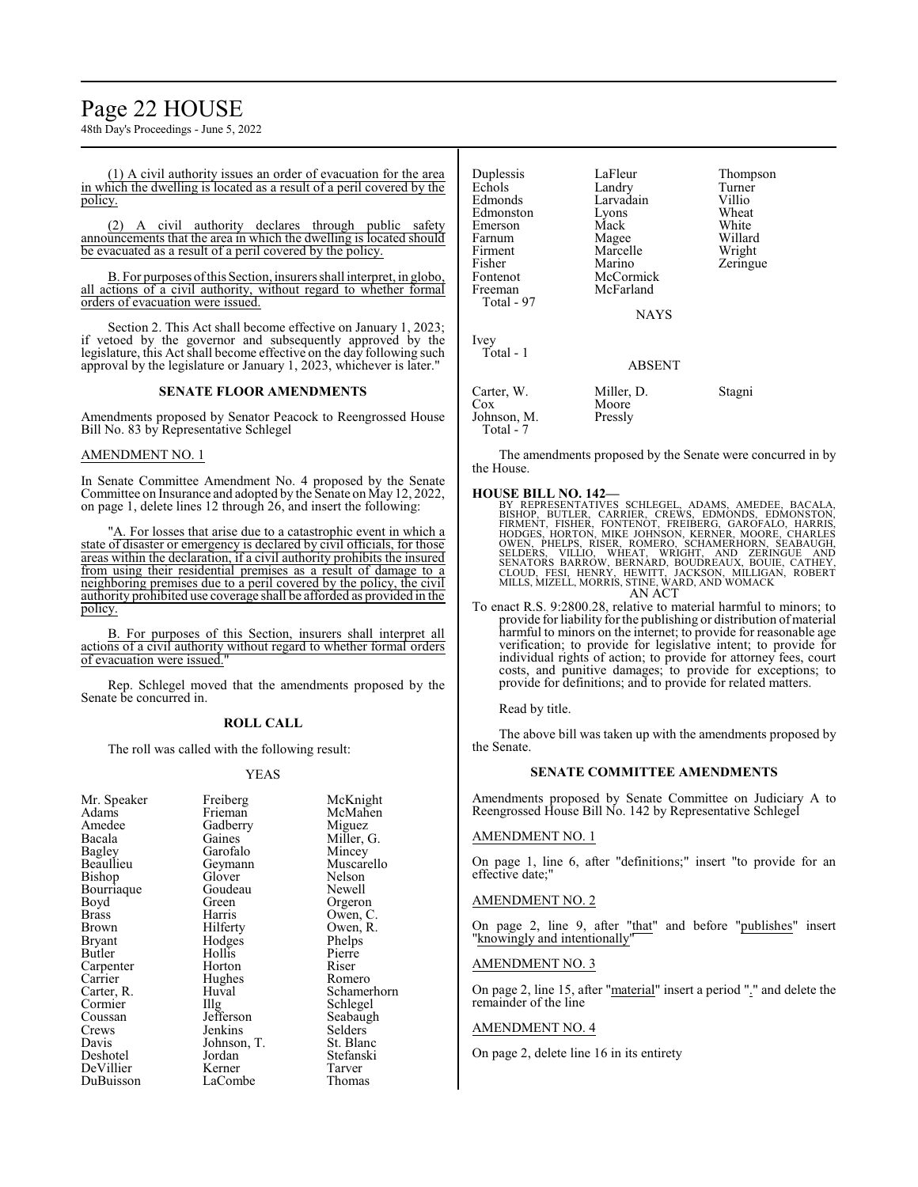(1) A civil authority issues an order of evacuation for the area in which the dwelling is located as a result of a peril covered by the policy.

(2) A civil authority declares through public safety announcements that the area in which the dwelling is located should be evacuated as a result of a peril covered by the policy.

B. For purposes of this Section, insurers shall interpret, in globo, all actions of a civil authority, without regard to whether formal orders of evacuation were issued.

Section 2. This Act shall become effective on January 1, 2023; if vetoed by the governor and subsequently approved by the legislature, this Act shall become effective on the day following such approval by the legislature or January 1, 2023, whichever is later."

**SENATE FLOOR AMENDMENTS**

Amendments proposed by Senator Peacock to Reengrossed House Bill No. 83 by Representative Schlegel

AMENDMENT NO. 1

In Senate Committee Amendment No. 4 proposed by the Senate Committee on Insurance and adopted by the Senate on May 12, 2022, on page 1, delete lines 12 through 26, and insert the following:

"A. For losses that arise due to a catastrophic event in which a state of disaster or emergency is declared by civil officials, for those areas within the declaration, if a civil authority prohibits the insured from using their residential premises as a result of damage to a neighboring premises due to a peril covered by the policy, the civil authority prohibited use coverage shall be afforded as provided in the policy.

B. For purposes of this Section, insurers shall interpret all actions of a civil authority without regard to whether formal orders of evacuation were issued."

Rep. Schlegel moved that the amendments proposed by the Senate be concurred in.

**ROLL CALL**

The roll was called with the following result:

YEAS

| | | |
|---|---|---|
| Mr. Speaker | Freiberg | McKnight |
| Adams | Frieman | McMahen |
| Amedee | Gadberry | Miguez |
| Bacala | Gaines | Miller, G. |
| Bagley | Garofalo | Mincey |
| Beaullieu | Geymann | Muscarello |
| Bishop | Glover | Nelson |
| Bourriaque | Goudeau | Newell |
| Boyd | Green | Orgeron |
| Brass | Harris | Owen, C. |
| Brown | Hilferty | Owen, R. |
| Bryant | Hodges | Phelps |
| Butler | Hollis | Pierre |
| Carpenter | Horton | Riser |
| Carrier | Hughes | Romero |
| Carter, R. | Huval | Schamerhorn |
| Cormier | Illg | Schlegel |
| Coussan | Jefferson | Seabaugh |
| Crews | Jenkins | Selders |
| Davis | Johnson, T. | St. Blanc |
| Deshotel | Jordan | Stefanski |
| DeVillier | Kerner | Tarver |
| DuBuisson | LaCombe | Thomas |
| Duplessis | LaFleur | Thompson |
| Echols | Landry | Turner |
| Edmonds | Larvadain | Villio |
| Edmonston | Lyons | Wheat |
| Emerson | Mack | White |
| Farnum | Magee | Willard |
| Firment | Marcelle | Wright |
| Fisher | Marino | Zeringue |
| Fontenot | McCormick | |
| Freeman | McFarland | |

Total - 97

NAYS

Ivey

Total - 1

ABSENT

| | | |
|---|---|---|
| Carter, W. | Miller, D. | Stagni |
| Cox | Moore | |
| Johnson, M. | Pressly | |

Total - 7

The amendments proposed by the Senate were concurred in by the House.

**HOUSE BILL NO. 142—**

BY REPRESENTATIVES SCHLEGEL, ADAMS, AMEDEE, BACALA, BISHOP, BUTLER, CARRIER, CREWS, EDMONDS, EDMONSTON, FIRMENT, FISHER, FONTENOT, FREIBERG, GAROFALO, HARRIS, HODGES, HORTON, MIKE JOHNSON, KERNER, MOORE, CHARLES OWEN, PHELPS, RISER, ROMERO, SCHAMERHORN, SEABAUGH, SELDERS, VILLIO, WHEAT, WRIGHT, AND ZERINGUE AND SENATORS BARROW, BERNARD, BOUDREAUX, BOUIE, CATHEY, CLOUD, FESI, HENRY, HEWITT, JACKSON, MILLIGAN, ROBERT MILLS, MIZELL, MORRIS, STINE, WARD, AND WOMACK

AN ACT

To enact R.S. 9:2800.28, relative to material harmful to minors; to provide for liability for the publishing or distribution of material harmful to minors on the internet; to provide for reasonable age verification; to provide for legislative intent; to provide for individual rights of action; to provide for attorney fees, court costs, and punitive damages; to provide for exceptions; to provide for definitions; and to provide for related matters.

Read by title.

The above bill was taken up with the amendments proposed by the Senate.

**SENATE COMMITTEE AMENDMENTS**

Amendments proposed by Senate Committee on Judiciary A to Reengrossed House Bill No. 142 by Representative Schlegel

AMENDMENT NO. 1

On page 1, line 6, after "definitions;" insert "to provide for an effective date;"

AMENDMENT NO. 2

On page 2, line 9, after "that" and before "publishes" insert "knowingly and intentionally"

AMENDMENT NO. 3

On page 2, line 15, after "material" insert a period "." and delete the remainder of the line

AMENDMENT NO. 4

On page 2, delete line 16 in its entirety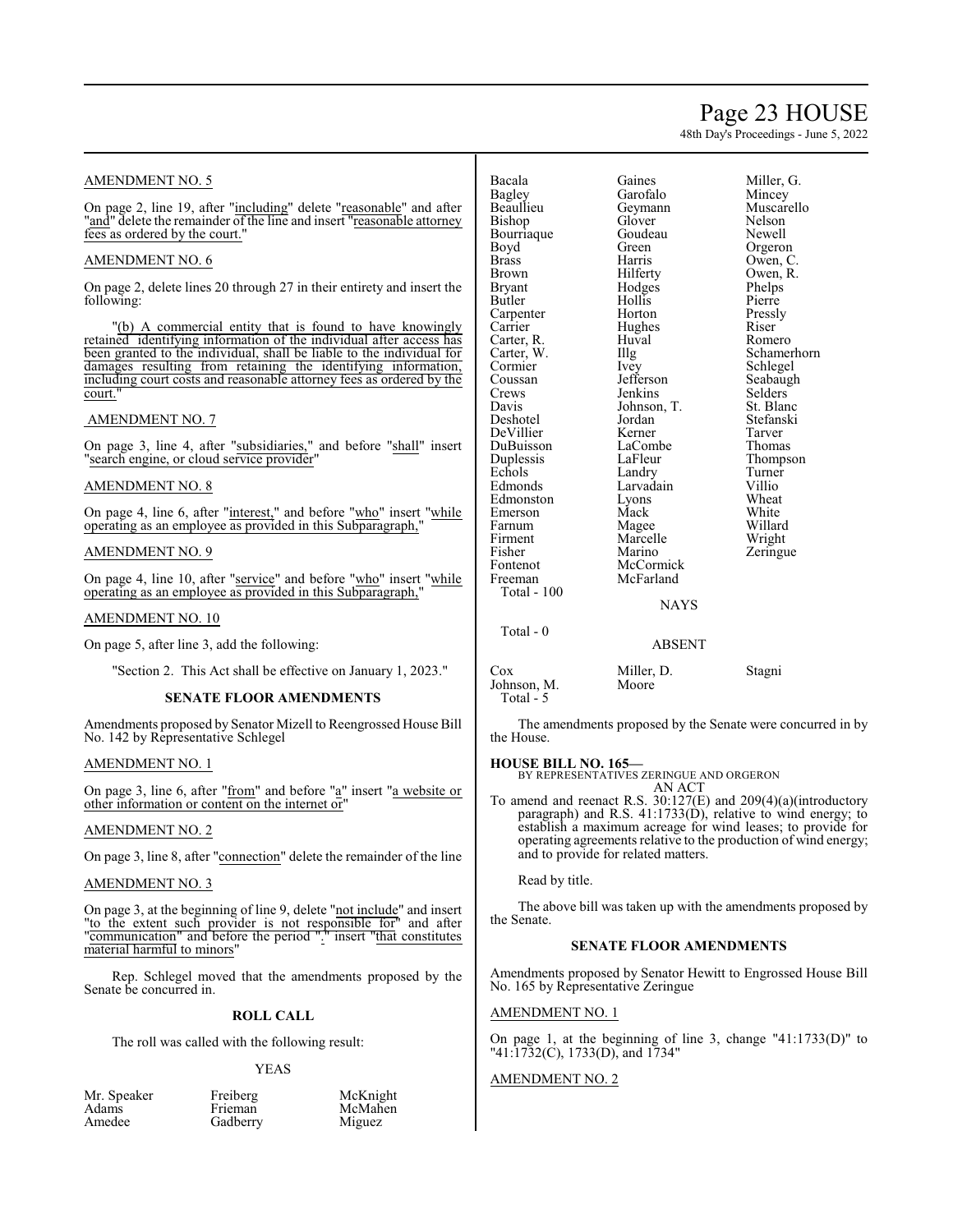AMENDMENT NO. 5

On page 2, line 19, after "including" delete "reasonable" and after "and" delete the remainder of the line and insert "reasonable attorney fees as ordered by the court."

AMENDMENT NO. 6

On page 2, delete lines 20 through 27 in their entirety and insert the following:

"(b) A commercial entity that is found to have knowingly retained identifying information of the individual after access has been granted to the individual, shall be liable to the individual for damages resulting from retaining the identifying information, including court costs and reasonable attorney fees as ordered by the court."

AMENDMENT NO. 7

On page 3, line 4, after "subsidiaries," and before "shall" insert "search engine, or cloud service provider"

AMENDMENT NO. 8

On page 4, line 6, after "interest," and before "who" insert "while operating as an employee as provided in this Subparagraph,"

AMENDMENT NO. 9

On page 4, line 10, after "service" and before "who" insert "while operating as an employee as provided in this Subparagraph,"

AMENDMENT NO. 10

On page 5, after line 3, add the following:

"Section 2. This Act shall be effective on January 1, 2023."

**SENATE FLOOR AMENDMENTS**

Amendments proposed by Senator Mizell to Reengrossed House Bill No. 142 by Representative Schlegel

AMENDMENT NO. 1

On page 3, line 6, after "from" and before "a" insert "a website or other information or content on the internet or"

AMENDMENT NO. 2

On page 3, line 8, after "connection" delete the remainder of the line

AMENDMENT NO. 3

On page 3, at the beginning of line 9, delete "not include" and insert "to the extent such provider is not responsible for" and after "communication" and before the period "." insert "that constitutes material harmful to minors"

Rep. Schlegel moved that the amendments proposed by the Senate be concurred in.

**ROLL CALL**

The roll was called with the following result:

YEAS

| | | |
|---|---|---|
| Mr. Speaker | Freiberg | McKnight |
| Adams | Frieman | McMahen |
| Amedee | Gadberry | Miguez |
| Bacala | Gaines | Miller, G. |
| Bagley | Garofalo | Mincey |
| Beaullieu | Geymann | Muscarello |
| Bishop | Glover | Nelson |
| Bourriaque | Goudeau | Newell |
| Boyd | Green | Orgeron |
| Brass | Harris | Owen, C. |
| Brown | Hilferty | Owen, R. |
| Bryant | Hodges | Phelps |
| Butler | Hollis | Pierre |
| Carpenter | Horton | Pressly |
| Carrier | Hughes | Riser |
| Carter, R. | Huval | Romero |
| Carter, W. | Illg | Schamerhorn |
| Cormier | Ivey | Schlegel |
| Coussan | Jefferson | Seabaugh |
| Crews | Jenkins | Selders |
| Davis | Johnson, T. | St. Blanc |
| Deshotel | Jordan | Stefanski |
| DeVillier | Kerner | Tarver |
| DuBuisson | LaCombe | Thomas |
| Duplessis | LaFleur | Thompson |
| Echols | Landry | Turner |
| Edmonds | Larvadain | Villio |
| Edmonston | Lyons | Wheat |
| Emerson | Mack | White |
| Farnum | Magee | Willard |
| Firment | Marcelle | Wright |
| Fisher | Marino | Zeringue |
| Fontenot | McCormick | |
| Freeman | McFarland | |

Total - 100

NAYS

Total - 0

ABSENT

| | | |
|---|---|---|
| Cox | Miller, D. | Stagni |
| Johnson, M. | Moore | |

Total - 5

The amendments proposed by the Senate were concurred in by the House.

**HOUSE BILL NO. 165—**
BY REPRESENTATIVES ZERINGUE AND ORGERON
AN ACT

To amend and reenact R.S. 30:127(E) and 209(4)(a)(introductory paragraph) and R.S. 41:1733(D), relative to wind energy; to establish a maximum acreage for wind leases; to provide for operating agreements relative to the production of wind energy; and to provide for related matters.

Read by title.

The above bill was taken up with the amendments proposed by the Senate.

**SENATE FLOOR AMENDMENTS**

Amendments proposed by Senator Hewitt to Engrossed House Bill No. 165 by Representative Zeringue

AMENDMENT NO. 1

On page 1, at the beginning of line 3, change "41:1733(D)" to "41:1732(C), 1733(D), and 1734"

AMENDMENT NO. 2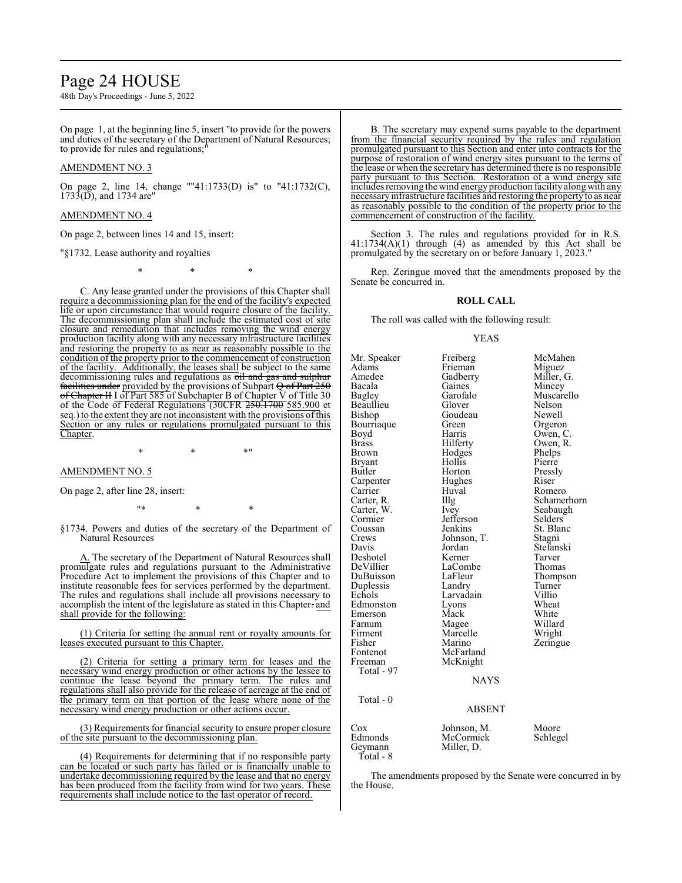On page 1, at the beginning line 5, insert "to provide for the powers and duties of the secretary of the Department of Natural Resources; to provide for rules and regulations;"

AMENDMENT NO. 3

On page 2, line 14, change ""41:1733(D) is" to "41:1732(C), 1733(D), and 1734 are"

AMENDMENT NO. 4

On page 2, between lines 14 and 15, insert:

"§1732. Lease authority and royalties

\* \* \*

C. Any lease granted under the provisions of this Chapter shall require a decommissioning plan for the end of the facility's expected life or upon circumstance that would require closure of the facility. The decommissioning plan shall include the estimated cost of site closure and remediation that includes removing the wind energy production facility along with any necessary infrastructure facilities and restoring the property to as near as reasonably possible to the condition of the property prior to the commencement of construction of the facility. Additionally, the leases shall be subject to the same decommissioning rules and regulations as ~~oil and gas and sulphur facilities under~~ provided by the provisions of Subpart ~~Q of Part 250 of Chapter II~~ I of Part 585 of Subchapter B of Chapter V of Title 30 of the Code of Federal Regulations (30CFR ~~250.1700~~ 585.900 et seq.) to the extent they are not inconsistent with the provisions of this Section or any rules or regulations promulgated pursuant to this Chapter.

\* \* \*"

AMENDMENT NO. 5

On page 2, after line 28, insert:

"\* \* \*

§1734. Powers and duties of the secretary of the Department of Natural Resources

A. The secretary of the Department of Natural Resources shall promulgate rules and regulations pursuant to the Administrative Procedure Act to implement the provisions of this Chapter and to institute reasonable fees for services performed by the department. The rules and regulations shall include all provisions necessary to accomplish the intent of the legislature as stated in this Chapter ~~.~~ and shall provide for the following:

(1) Criteria for setting the annual rent or royalty amounts for leases executed pursuant to this Chapter.

(2) Criteria for setting a primary term for leases and the necessary wind energy production or other actions by the lessee to continue the lease beyond the primary term. The rules and regulations shall also provide for the release of acreage at the end of the primary term on that portion of the lease where none of the necessary wind energy production or other actions occur.

(3) Requirements for financial security to ensure proper closure of the site pursuant to the decommissioning plan.

(4) Requirements for determining that if no responsible party can be located or such party has failed or is financially unable to undertake decommissioning required by the lease and that no energy has been produced from the facility from wind for two years. These requirements shall include notice to the last operator of record.

B. The secretary may expend sums payable to the department from the financial security required by the rules and regulation promulgated pursuant to this Section and enter into contracts for the purpose of restoration of wind energy sites pursuant to the terms of the lease or when the secretary has determined there is no responsible party pursuant to this Section. Restoration of a wind energy site includes removing the wind energy production facility along with any necessary infrastructure facilities and restoring the property to as near as reasonably possible to the condition of the property prior to the commencement of construction of the facility.

Section 3. The rules and regulations provided for in R.S. 41:1734(A)(1) through (4) as amended by this Act shall be promulgated by the secretary on or before January 1, 2023."

Rep. Zeringue moved that the amendments proposed by the Senate be concurred in.

**ROLL CALL**

The roll was called with the following result:

YEAS

| | | |
|---|---|---|
| Mr. Speaker | Freiberg | McMahen |
| Adams | Frieman | Miguez |
| Amedee | Gadberry | Miller, G. |
| Bacala | Gaines | Mincey |
| Bagley | Garofalo | Muscarello |
| Beaullieu | Glover | Nelson |
| Bishop | Goudeau | Newell |
| Bourriaque | Green | Orgeron |
| Boyd | Harris | Owen, C. |
| Brass | Hilferty | Owen, R. |
| Brown | Hodges | Phelps |
| Bryant | Hollis | Pierre |
| Butler | Horton | Pressly |
| Carpenter | Hughes | Riser |
| Carrier | Huval | Romero |
| Carter, R. | Illg | Schamerhorn |
| Carter, W. | Ivey | Seabaugh |
| Cormier | Jefferson | Selders |
| Coussan | Jenkins | St. Blanc |
| Crews | Johnson, T. | Stagni |
| Davis | Jordan | Stefanski |
| Deshotel | Kerner | Tarver |
| DeVillier | LaCombe | Thomas |
| DuBuisson | LaFleur | Thompson |
| Duplessis | Landry | Turner |
| Echols | Larvadain | Villio |
| Edmonston | Lyons | Wheat |
| Emerson | Mack | White |
| Farnum | Magee | Willard |
| Firment | Marcelle | Wright |
| Fisher | Marino | Zeringue |
| Fontenot | McFarland | |
| Freeman | McKnight | |

Total - 97

NAYS

Total - 0

ABSENT

| | | |
|---|---|---|
| Cox | Johnson, M. | Moore |
| Edmonds | McCormick | Schlegel |
| Geymann | Miller, D. | |

Total - 8

The amendments proposed by the Senate were concurred in by the House.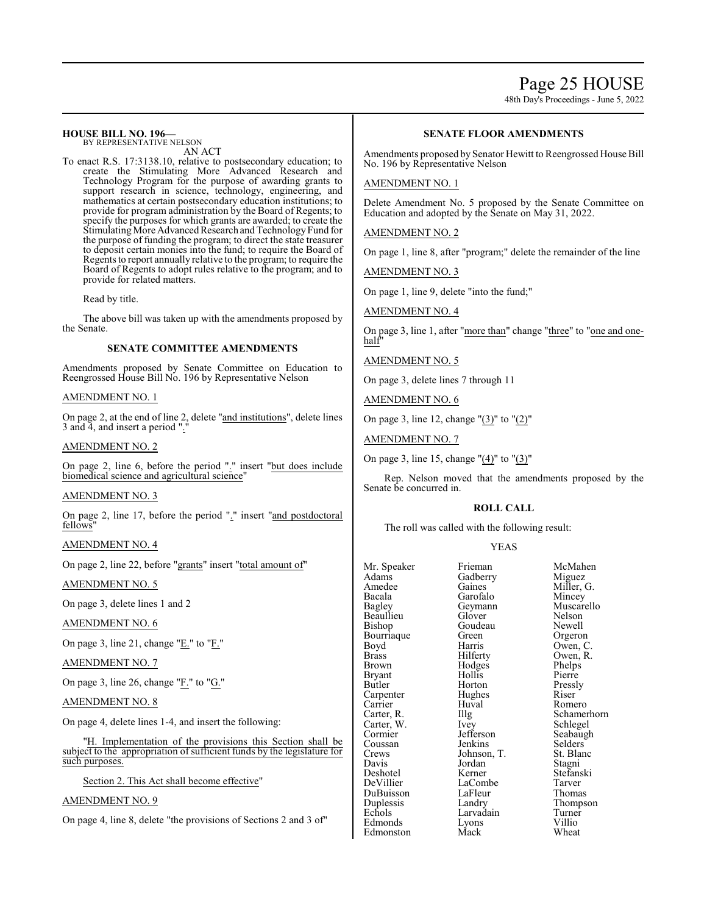**HOUSE BILL NO. 196—**
BY REPRESENTATIVE NELSON

AN ACT

To enact R.S. 17:3138.10, relative to postsecondary education; to create the Stimulating More Advanced Research and Technology Program for the purpose of awarding grants to support research in science, technology, engineering, and mathematics at certain postsecondary education institutions; to provide for program administration by the Board of Regents; to specify the purposes for which grants are awarded; to create the Stimulating More Advanced Research and Technology Fund for the purpose of funding the program; to direct the state treasurer to deposit certain monies into the fund; to require the Board of Regents to report annually relative to the program; to require the Board of Regents to adopt rules relative to the program; and to provide for related matters.

Read by title.

The above bill was taken up with the amendments proposed by the Senate.

## SENATE COMMITTEE AMENDMENTS

Amendments proposed by Senate Committee on Education to Reengrossed House Bill No. 196 by Representative Nelson

AMENDMENT NO. 1

On page 2, at the end of line 2, delete "and institutions", delete lines 3 and 4, and insert a period "."

AMENDMENT NO. 2

On page 2, line 6, before the period "." insert "but does include biomedical science and agricultural science"

AMENDMENT NO. 3

On page 2, line 17, before the period "." insert "and postdoctoral fellows"

AMENDMENT NO. 4

On page 2, line 22, before "grants" insert "total amount of"

AMENDMENT NO. 5

On page 3, delete lines 1 and 2

AMENDMENT NO. 6

On page 3, line 21, change "E." to "F."

AMENDMENT NO. 7

On page 3, line 26, change "F." to "G."

AMENDMENT NO. 8

On page 4, delete lines 1-4, and insert the following:

"H. Implementation of the provisions this Section shall be subject to the appropriation of sufficient funds by the legislature for such purposes.

Section 2. This Act shall become effective"

AMENDMENT NO. 9

On page 4, line 8, delete "the provisions of Sections 2 and 3 of"

## SENATE FLOOR AMENDMENTS

Amendments proposed by Senator Hewitt to Reengrossed House Bill No. 196 by Representative Nelson

AMENDMENT NO. 1

Delete Amendment No. 5 proposed by the Senate Committee on Education and adopted by the Senate on May 31, 2022.

AMENDMENT NO. 2

On page 1, line 8, after "program;" delete the remainder of the line

AMENDMENT NO. 3

On page 1, line 9, delete "into the fund;"

AMENDMENT NO. 4

On page 3, line 1, after "more than" change "three" to "one and one-half"

AMENDMENT NO. 5

On page 3, delete lines 7 through 11

AMENDMENT NO. 6

On page 3, line 12, change "(3)" to "(2)"

AMENDMENT NO. 7

On page 3, line 15, change "(4)" to "(3)"

Rep. Nelson moved that the amendments proposed by the Senate be concurred in.

## ROLL CALL

The roll was called with the following result:

YEAS

| | | |
|---|---|---|
| Mr. Speaker | Frieman | McMahen |
| Adams | Gadberry | Miguez |
| Amedee | Gaines | Miller, G. |
| Bacala | Garofalo | Mincey |
| Bagley | Geymann | Muscarello |
| Beaullieu | Glover | Nelson |
| Bishop | Goudeau | Newell |
| Bourriaque | Green | Orgeron |
| Boyd | Harris | Owen, C. |
| Brass | Hilferty | Owen, R. |
| Brown | Hodges | Phelps |
| Bryant | Hollis | Pierre |
| Butler | Horton | Pressly |
| Carpenter | Hughes | Riser |
| Carrier | Huval | Romero |
| Carter, R. | Illg | Schamerhorn |
| Carter, W. | Ivey | Schlegel |
| Cormier | Jefferson | Seabaugh |
| Coussan | Jenkins | Selders |
| Crews | Johnson, T. | St. Blanc |
| Davis | Jordan | Stagni |
| Deshotel | Kerner | Stefanski |
| DeVillier | LaCombe | Tarver |
| DuBuisson | LaFleur | Thomas |
| Duplessis | Landry | Thompson |
| Echols | Larvadain | Turner |
| Edmonds | Lyons | Villio |
| Edmonston | Mack | Wheat |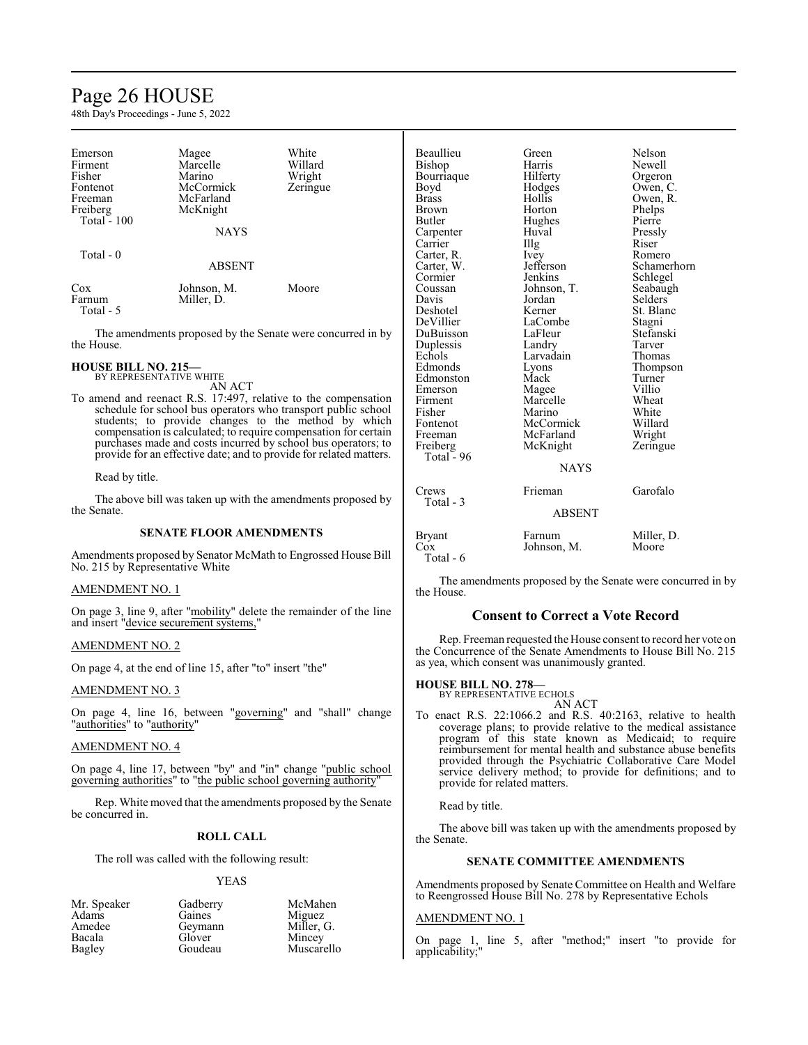| | | |
|---|---|---|
| Emerson | Magee | White |
| Firment | Marcelle | Willard |
| Fisher | Marino | Wright |
| Fontenot | McCormick | Zeringue |
| Freeman | McFarland | |
| Freiberg | McKnight | |
| Total - 100 | | |

NAYS

Total - 0

ABSENT

| | | |
|---|---|---|
| Cox | Johnson, M. | Moore |
| Farnum | Miller, D. | |
| Total - 5 | | |

The amendments proposed by the Senate were concurred in by the House.

**HOUSE BILL NO. 215—**
BY REPRESENTATIVE WHITE
AN ACT

To amend and reenact R.S. 17:497, relative to the compensation schedule for school bus operators who transport public school students; to provide changes to the method by which compensation is calculated; to require compensation for certain purchases made and costs incurred by school bus operators; to provide for an effective date; and to provide for related matters.

Read by title.

The above bill was taken up with the amendments proposed by the Senate.

**SENATE FLOOR AMENDMENTS**

Amendments proposed by Senator McMath to Engrossed House Bill No. 215 by Representative White

AMENDMENT NO. 1

On page 3, line 9, after "mobility" delete the remainder of the line and insert "device securement systems,"

AMENDMENT NO. 2

On page 4, at the end of line 15, after "to" insert "the"

AMENDMENT NO. 3

On page 4, line 16, between "governing" and "shall" change "authorities" to "authority"

AMENDMENT NO. 4

On page 4, line 17, between "by" and "in" change "public school governing authorities" to "the public school governing authority"

Rep. White moved that the amendments proposed by the Senate be concurred in.

**ROLL CALL**

The roll was called with the following result:

YEAS

| | | |
|---|---|---|
| Mr. Speaker | Gadberry | McMahen |
| Adams | Gaines | Miguez |
| Amedee | Geymann | Miller, G. |
| Bacala | Glover | Mincey |
| Bagley | Goudeau | Muscarello |
| Beaullieu | Green | Nelson |
| Bishop | Harris | Newell |
| Bourriaque | Hilferty | Orgeron |
| Boyd | Hodges | Owen, C. |
| Brass | Hollis | Owen, R. |
| Brown | Horton | Phelps |
| Butler | Hughes | Pierre |
| Carpenter | Huval | Pressly |
| Carrier | Illg | Riser |
| Carter, R. | Ivey | Romero |
| Carter, W. | Jefferson | Schamerhorn |
| Cormier | Jenkins | Schlegel |
| Coussan | Johnson, T. | Seabaugh |
| Davis | Jordan | Selders |
| Deshotel | Kerner | St. Blanc |
| DeVillier | LaCombe | Stagni |
| DuBuisson | LaFleur | Stefanski |
| Duplessis | Landry | Tarver |
| Echols | Larvadain | Thomas |
| Edmonds | Lyons | Thompson |
| Edmonston | Mack | Turner |
| Emerson | Magee | Villio |
| Firment | Marcelle | Wheat |
| Fisher | Marino | White |
| Fontenot | McCormick | Willard |
| Freeman | McFarland | Wright |
| Freiberg | McKnight | Zeringue |
| Total - 96 | | |

NAYS

| | | |
|---|---|---|
| Crews | Frieman | Garofalo |
| Total - 3 | | |

ABSENT

| | | |
|---|---|---|
| Bryant | Farnum | Miller, D. |
| Cox | Johnson, M. | Moore |
| Total - 6 | | |

The amendments proposed by the Senate were concurred in by the House.

## Consent to Correct a Vote Record

Rep. Freeman requested the House consent to record her vote on the Concurrence of the Senate Amendments to House Bill No. 215 as yea, which consent was unanimously granted.

**HOUSE BILL NO. 278—**
BY REPRESENTATIVE ECHOLS
AN ACT

To enact R.S. 22:1066.2 and R.S. 40:2163, relative to health coverage plans; to provide relative to the medical assistance program of this state known as Medicaid; to require reimbursement for mental health and substance abuse benefits provided through the Psychiatric Collaborative Care Model service delivery method; to provide for definitions; and to provide for related matters.

Read by title.

The above bill was taken up with the amendments proposed by the Senate.

**SENATE COMMITTEE AMENDMENTS**

Amendments proposed by Senate Committee on Health and Welfare to Reengrossed House Bill No. 278 by Representative Echols

AMENDMENT NO. 1

On page 1, line 5, after "method;" insert "to provide for applicability;"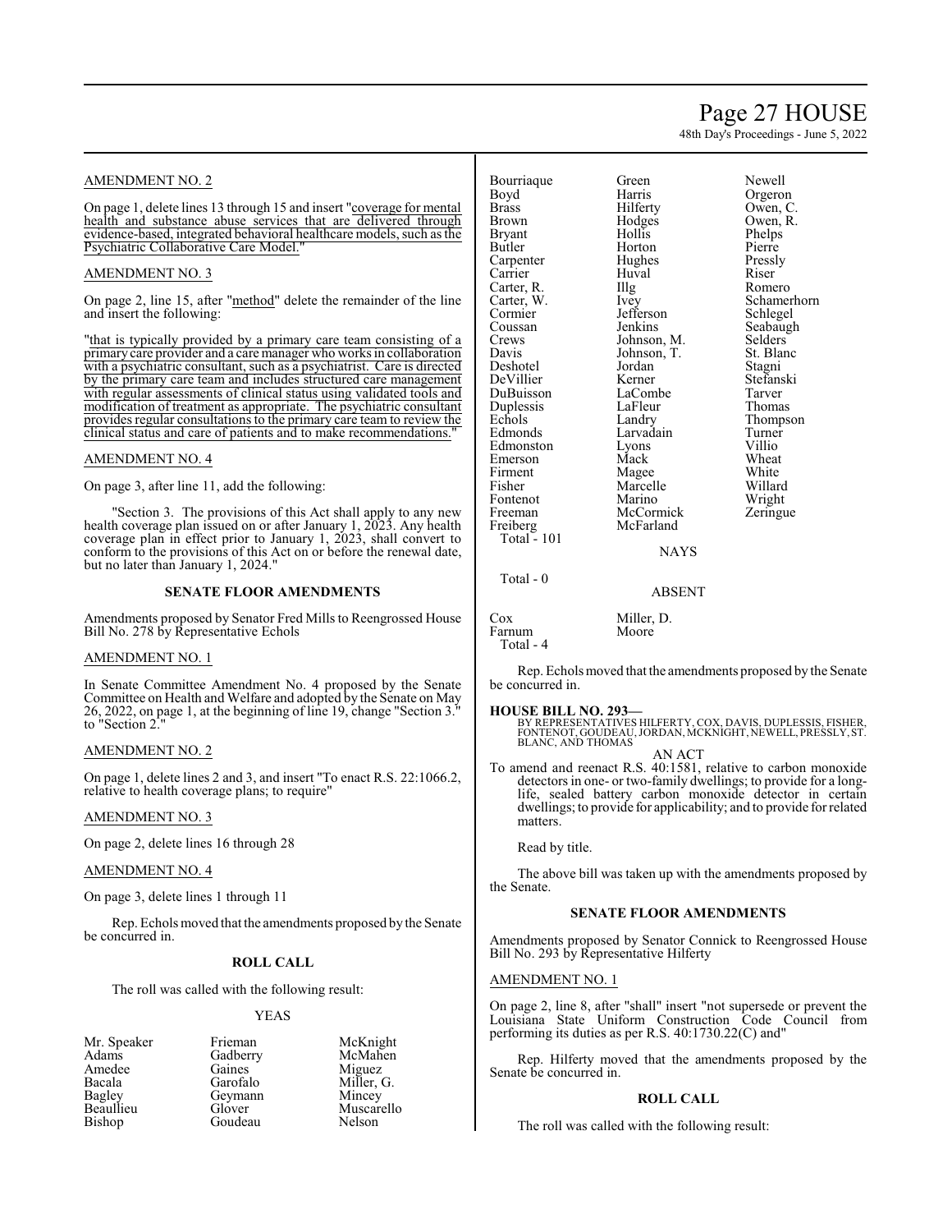AMENDMENT NO. 2

On page 1, delete lines 13 through 15 and insert "coverage for mental health and substance abuse services that are delivered through evidence-based, integrated behavioral healthcare models, such as the Psychiatric Collaborative Care Model."

AMENDMENT NO. 3

On page 2, line 15, after "method" delete the remainder of the line and insert the following:

"that is typically provided by a primary care team consisting of a primary care provider and a care manager who works in collaboration with a psychiatric consultant, such as a psychiatrist. Care is directed by the primary care team and includes structured care management with regular assessments of clinical status using validated tools and modification of treatment as appropriate. The psychiatric consultant provides regular consultations to the primary care team to review the clinical status and care of patients and to make recommendations."

AMENDMENT NO. 4

On page 3, after line 11, add the following:

"Section 3. The provisions of this Act shall apply to any new health coverage plan issued on or after January 1, 2023. Any health coverage plan in effect prior to January 1, 2023, shall convert to conform to the provisions of this Act on or before the renewal date, but no later than January 1, 2024."

**SENATE FLOOR AMENDMENTS**

Amendments proposed by Senator Fred Mills to Reengrossed House Bill No. 278 by Representative Echols

AMENDMENT NO. 1

In Senate Committee Amendment No. 4 proposed by the Senate Committee on Health and Welfare and adopted by the Senate on May 26, 2022, on page 1, at the beginning of line 19, change "Section 3." to "Section 2."

AMENDMENT NO. 2

On page 1, delete lines 2 and 3, and insert "To enact R.S. 22:1066.2, relative to health coverage plans; to require"

AMENDMENT NO. 3

On page 2, delete lines 16 through 28

AMENDMENT NO. 4

On page 3, delete lines 1 through 11

Rep. Echols moved that the amendments proposed by the Senate be concurred in.

**ROLL CALL**

The roll was called with the following result:

YEAS

| | | |
|---|---|---|
| Mr. Speaker | Frieman | McKnight |
| Adams | Gadberry | McMahen |
| Amedee | Gaines | Miguez |
| Bacala | Garofalo | Miller, G. |
| Bagley | Geymann | Mincey |
| Beaullieu | Glover | Muscarello |
| Bishop | Goudeau | Nelson |
| Bourriaque | Green | Newell |
| Boyd | Harris | Orgeron |
| Brass | Hilferty | Owen, C. |
| Brown | Hodges | Owen, R. |
| Bryant | Hollis | Phelps |
| Butler | Horton | Pierre |
| Carpenter | Hughes | Pressly |
| Carrier | Huval | Riser |
| Carter, R. | Illg | Romero |
| Carter, W. | Ivey | Schamerhorn |
| Cormier | Jefferson | Schlegel |
| Coussan | Jenkins | Seabaugh |
| Crews | Johnson, M. | Selders |
| Davis | Johnson, T. | St. Blanc |
| Deshotel | Jordan | Stagni |
| DeVillier | Kerner | Stefanski |
| DuBuisson | LaCombe | Tarver |
| Duplessis | LaFleur | Thomas |
| Echols | Landry | Thompson |
| Edmonds | Larvadain | Turner |
| Edmonston | Lyons | Villio |
| Emerson | Mack | Wheat |
| Firment | Magee | White |
| Fisher | Marcelle | Willard |
| Fontenot | Marino | Wright |
| Freeman | McCormick | Zeringue |
| Freiberg | McFarland | |

Total - 101

NAYS

Total - 0

ABSENT

| | |
|---|---|
| Cox | Miller, D. |
| Farnum | Moore |

Total - 4

Rep. Echols moved that the amendments proposed by the Senate be concurred in.

**HOUSE BILL NO. 293—**
BY REPRESENTATIVES HILFERTY, COX, DAVIS, DUPLESSIS, FISHER, FONTENOT, GOUDEAU, JORDAN, MCKNIGHT, NEWELL, PRESSLY, ST. BLANC, AND THOMAS

AN ACT

To amend and reenact R.S. 40:1581, relative to carbon monoxide detectors in one- or two-family dwellings; to provide for a long-life, sealed battery carbon monoxide detector in certain dwellings; to provide for applicability; and to provide for related matters.

Read by title.

The above bill was taken up with the amendments proposed by the Senate.

**SENATE FLOOR AMENDMENTS**

Amendments proposed by Senator Connick to Reengrossed House Bill No. 293 by Representative Hilferty

AMENDMENT NO. 1

On page 2, line 8, after "shall" insert "not supersede or prevent the Louisiana State Uniform Construction Code Council from performing its duties as per R.S. 40:1730.22(C) and"

Rep. Hilferty moved that the amendments proposed by the Senate be concurred in.

**ROLL CALL**

The roll was called with the following result: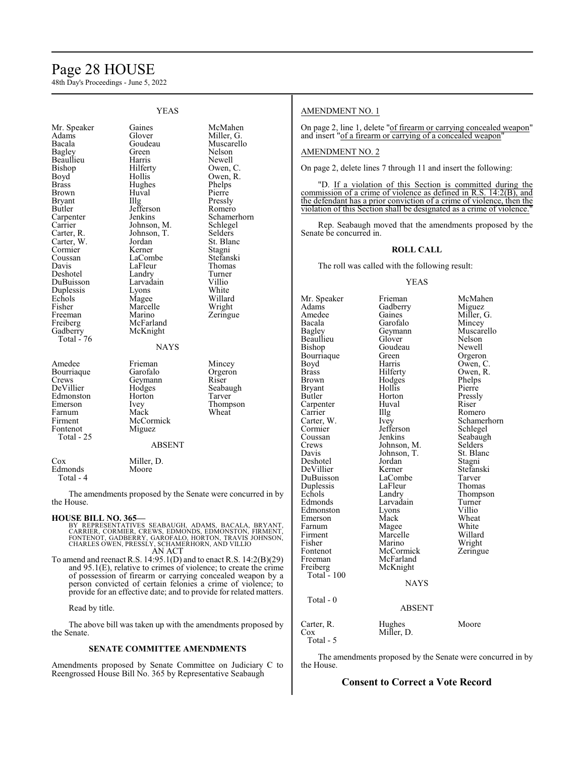YEAS

| | | |
|---|---|---|
| Mr. Speaker | Gaines | McMahen |
| Adams | Glover | Miller, G. |
| Bacala | Goudeau | Muscarello |
| Bagley | Green | Nelson |
| Beaullieu | Harris | Newell |
| Bishop | Hilferty | Owen, C. |
| Boyd | Hollis | Owen, R. |
| Brass | Hughes | Phelps |
| Brown | Huval | Pierre |
| Bryant | Illg | Pressly |
| Butler | Jefferson | Romero |
| Carpenter | Jenkins | Schamerhorn |
| Carrier | Johnson, M. | Schlegel |
| Carter, R. | Johnson, T. | Selders |
| Carter, W. | Jordan | St. Blanc |
| Cormier | Kerner | Stagni |
| Coussan | LaCombe | Stefanski |
| Davis | LaFleur | Thomas |
| Deshotel | Landry | Turner |
| DuBuisson | Larvadain | Villio |
| Duplessis | Lyons | White |
| Echols | Magee | Willard |
| Fisher | Marcelle | Wright |
| Freeman | Marino | Zeringue |
| Freiberg | McFarland | |
| Gadberry | McKnight | |

Total - 76

NAYS

| | | |
|---|---|---|
| Amedee | Frieman | Mincey |
| Bourriaque | Garofalo | Orgeron |
| Crews | Geymann | Riser |
| DeVillier | Hodges | Seabaugh |
| Edmonston | Horton | Tarver |
| Emerson | Ivey | Thompson |
| Farnum | Mack | Wheat |
| Firment | McCormick | |
| Fontenot | Miguez | |

Total - 25

ABSENT

| | |
|---|---|
| Cox | Miller, D. |
| Edmonds | Moore |

Total - 4

The amendments proposed by the Senate were concurred in by the House.

**HOUSE BILL NO. 365—**

BY REPRESENTATIVES SEABAUGH, ADAMS, BACALA, BRYANT, CARRIER, CORMIER, CREWS, EDMONDS, EDMONSTON, FIRMENT, FONTENOT, GADBERRY, GAROFALO, HORTON, TRAVIS JOHNSON, CHARLES OWEN, PRESSLY, SCHAMERHORN, AND VILLIO

AN ACT

To amend and reenact R.S. 14:95.1(D) and to enact R.S. 14:2(B)(29) and 95.1(E), relative to crimes of violence; to create the crime of possession of firearm or carrying concealed weapon by a person convicted of certain felonies a crime of violence; to provide for an effective date; and to provide for related matters.

Read by title.

The above bill was taken up with the amendments proposed by the Senate.

**SENATE COMMITTEE AMENDMENTS**

Amendments proposed by Senate Committee on Judiciary C to Reengrossed House Bill No. 365 by Representative Seabaugh

AMENDMENT NO. 1

On page 2, line 1, delete "of firearm or carrying concealed weapon" and insert "of a firearm or carrying of a concealed weapon"

AMENDMENT NO. 2

On page 2, delete lines 7 through 11 and insert the following:

"D. If a violation of this Section is committed during the commission of a crime of violence as defined in R.S. 14:2(B), and the defendant has a prior conviction of a crime of violence, then the violation of this Section shall be designated as a crime of violence."

Rep. Seabaugh moved that the amendments proposed by the Senate be concurred in.

**ROLL CALL**

The roll was called with the following result:

YEAS

| | | |
|---|---|---|
| Mr. Speaker | Frieman | McMahen |
| Adams | Gadberry | Miguez |
| Amedee | Gaines | Miller, G. |
| Bacala | Garofalo | Mincey |
| Bagley | Geymann | Muscarello |
| Beaullieu | Glover | Nelson |
| Bishop | Goudeau | Newell |
| Bourriaque | Green | Orgeron |
| Boyd | Harris | Owen, C. |
| Brass | Hilferty | Owen, R. |
| Brown | Hodges | Phelps |
| Bryant | Hollis | Pierre |
| Butler | Horton | Pressly |
| Carpenter | Huval | Riser |
| Carrier | Illg | Romero |
| Carter, W. | Ivey | Schamerhorn |
| Cormier | Jefferson | Schlegel |
| Coussan | Jenkins | Seabaugh |
| Crews | Johnson, M. | Selders |
| Davis | Johnson, T. | St. Blanc |
| Deshotel | Jordan | Stagni |
| DeVillier | Kerner | Stefanski |
| DuBuisson | LaCombe | Tarver |
| Duplessis | LaFleur | Thomas |
| Echols | Landry | Thompson |
| Edmonds | Larvadain | Turner |
| Edmonston | Lyons | Villio |
| Emerson | Mack | Wheat |
| Farnum | Magee | White |
| Firment | Marcelle | Willard |
| Fisher | Marino | Wright |
| Fontenot | McCormick | Zeringue |
| Freeman | McFarland | |
| Freiberg | McKnight | |

Total - 100

NAYS

Total - 0

ABSENT

| | | |
|---|---|---|
| Carter, R. | Hughes | Moore |
| Cox | Miller, D. | |

Total - 5

The amendments proposed by the Senate were concurred in by the House.

## Consent to Correct a Vote Record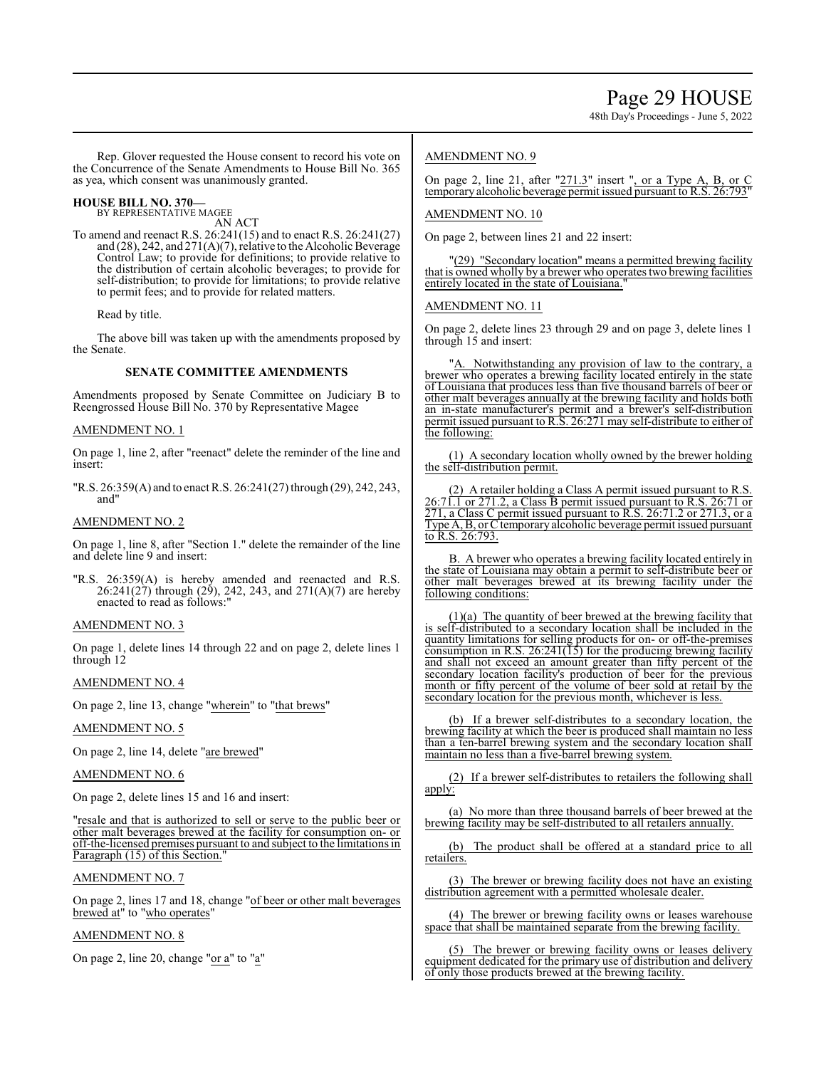Rep. Glover requested the House consent to record his vote on the Concurrence of the Senate Amendments to House Bill No. 365 as yea, which consent was unanimously granted.

**HOUSE BILL NO. 370—**
BY REPRESENTATIVE MAGEE

AN ACT

To amend and reenact R.S. 26:241(15) and to enact R.S. 26:241(27) and (28), 242, and 271(A)(7), relative to the Alcoholic Beverage Control Law; to provide for definitions; to provide relative to the distribution of certain alcoholic beverages; to provide for self-distribution; to provide for limitations; to provide relative to permit fees; and to provide for related matters.

Read by title.

The above bill was taken up with the amendments proposed by the Senate.

## SENATE COMMITTEE AMENDMENTS

Amendments proposed by Senate Committee on Judiciary B to Reengrossed House Bill No. 370 by Representative Magee

AMENDMENT NO. 1

On page 1, line 2, after "reenact" delete the reminder of the line and insert:

"R.S. 26:359(A) and to enact R.S. 26:241(27) through (29), 242, 243, and"

AMENDMENT NO. 2

On page 1, line 8, after "Section 1." delete the remainder of the line and delete line 9 and insert:

"R.S. 26:359(A) is hereby amended and reenacted and R.S. 26:241(27) through (29), 242, 243, and 271(A)(7) are hereby enacted to read as follows:"

AMENDMENT NO. 3

On page 1, delete lines 14 through 22 and on page 2, delete lines 1 through 12

AMENDMENT NO. 4

On page 2, line 13, change "wherein" to "that brews"

AMENDMENT NO. 5

On page 2, line 14, delete "are brewed"

AMENDMENT NO. 6

On page 2, delete lines 15 and 16 and insert:

"resale and that is authorized to sell or serve to the public beer or other malt beverages brewed at the facility for consumption on- or off-the-licensed premises pursuant to and subject to the limitations in Paragraph (15) of this Section."

AMENDMENT NO. 7

On page 2, lines 17 and 18, change "of beer or other malt beverages brewed at" to "who operates"

AMENDMENT NO. 8

On page 2, line 20, change "or a" to "a"

AMENDMENT NO. 9

On page 2, line 21, after "271.3" insert ", or a Type A, B, or C temporary alcoholic beverage permit issued pursuant to R.S. 26:793"

AMENDMENT NO. 10

On page 2, between lines 21 and 22 insert:

"(29) "Secondary location" means a permitted brewing facility that is owned wholly by a brewer who operates two brewing facilities entirely located in the state of Louisiana."

AMENDMENT NO. 11

On page 2, delete lines 23 through 29 and on page 3, delete lines 1 through 15 and insert:

"A. Notwithstanding any provision of law to the contrary, a brewer who operates a brewing facility located entirely in the state of Louisiana that produces less than five thousand barrels of beer or other malt beverages annually at the brewing facility and holds both an in-state manufacturer's permit and a brewer's self-distribution permit issued pursuant to R.S. 26:271 may self-distribute to either of the following:

(1) A secondary location wholly owned by the brewer holding the self-distribution permit.

(2) A retailer holding a Class A permit issued pursuant to R.S. 26:71.1 or 271.2, a Class B permit issued pursuant to R.S. 26:71 or 271, a Class C permit issued pursuant to R.S. 26:71.2 or 271.3, or a Type A, B, or C temporary alcoholic beverage permit issued pursuant to R.S. 26:793.

B. A brewer who operates a brewing facility located entirely in the state of Louisiana may obtain a permit to self-distribute beer or other malt beverages brewed at its brewing facility under the following conditions:

(1)(a) The quantity of beer brewed at the brewing facility that is self-distributed to a secondary location shall be included in the quantity limitations for selling products for on- or off-the-premises consumption in R.S. 26:241(15) for the producing brewing facility and shall not exceed an amount greater than fifty percent of the secondary location facility's production of beer for the previous month or fifty percent of the volume of beer sold at retail by the secondary location for the previous month, whichever is less.

(b) If a brewer self-distributes to a secondary location, the brewing facility at which the beer is produced shall maintain no less than a ten-barrel brewing system and the secondary location shall maintain no less than a five-barrel brewing system.

(2) If a brewer self-distributes to retailers the following shall apply:

(a) No more than three thousand barrels of beer brewed at the brewing facility may be self-distributed to all retailers annually.

(b) The product shall be offered at a standard price to all retailers.

(3) The brewer or brewing facility does not have an existing distribution agreement with a permitted wholesale dealer.

(4) The brewer or brewing facility owns or leases warehouse space that shall be maintained separate from the brewing facility.

(5) The brewer or brewing facility owns or leases delivery equipment dedicated for the primary use of distribution and delivery of only those products brewed at the brewing facility.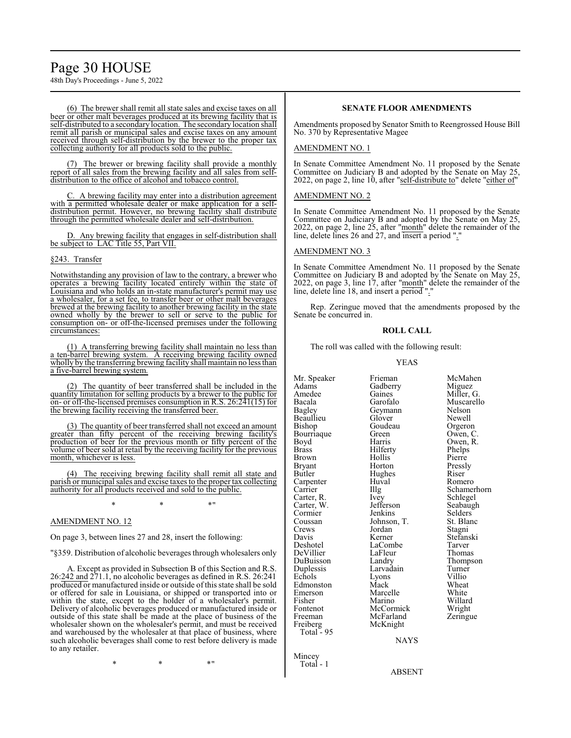(6) The brewer shall remit all state sales and excise taxes on all beer or other malt beverages produced at its brewing facility that is self-distributed to a secondary location. The secondary location shall remit all parish or municipal sales and excise taxes on any amount received through self-distribution by the brewer to the proper tax collecting authority for all products sold to the public.

(7) The brewer or brewing facility shall provide a monthly report of all sales from the brewing facility and all sales from self-distribution to the office of alcohol and tobacco control.

C. A brewing facility may enter into a distribution agreement with a permitted wholesale dealer or make application for a self-distribution permit. However, no brewing facility shall distribute through the permitted wholesale dealer and self-distribution.

D. Any brewing facility that engages in self-distribution shall be subject to LAC Title 55, Part VII.

§243. Transfer

Notwithstanding any provision of law to the contrary, a brewer who operates a brewing facility located entirely within the state of Louisiana and who holds an in-state manufacturer's permit may use a wholesaler, for a set fee, to transfer beer or other malt beverages brewed at the brewing facility to another brewing facility in the state owned wholly by the brewer to sell or serve to the public for consumption on- or off-the-licensed premises under the following circumstances:

(1) A transferring brewing facility shall maintain no less than a ten-barrel brewing system. A receiving brewing facility owned wholly by the transferring brewing facility shall maintain no less than a five-barrel brewing system.

(2) The quantity of beer transferred shall be included in the quantity limitation for selling products by a brewer to the public for on- or off-the-licensed premises consumption in R.S. 26:241(15) for the brewing facility receiving the transferred beer.

(3) The quantity of beer transferred shall not exceed an amount greater than fifty percent of the receiving brewing facility's production of beer for the previous month or fifty percent of the volume of beer sold at retail by the receiving facility for the previous month, whichever is less.

(4) The receiving brewing facility shall remit all state and parish or municipal sales and excise taxes to the proper tax collecting authority for all products received and sold to the public.

\* \* \*"

AMENDMENT NO. 12

On page 3, between lines 27 and 28, insert the following:

"§359. Distribution of alcoholic beverages through wholesalers only

A. Except as provided in Subsection B of this Section and R.S. 26:242 and 271.1, no alcoholic beverages as defined in R.S. 26:241 produced or manufactured inside or outside of this state shall be sold or offered for sale in Louisiana, or shipped or transported into or within the state, except to the holder of a wholesaler's permit. Delivery of alcoholic beverages produced or manufactured inside or outside of this state shall be made at the place of business of the wholesaler shown on the wholesaler's permit, and must be received and warehoused by the wholesaler at that place of business, where such alcoholic beverages shall come to rest before delivery is made to any retailer.

\* \* \*"

### SENATE FLOOR AMENDMENTS

Amendments proposed by Senator Smith to Reengrossed House Bill No. 370 by Representative Magee

AMENDMENT NO. 1

In Senate Committee Amendment No. 11 proposed by the Senate Committee on Judiciary B and adopted by the Senate on May 25, 2022, on page 2, line 10, after "self-distribute to" delete "either of"

AMENDMENT NO. 2

In Senate Committee Amendment No. 11 proposed by the Senate Committee on Judiciary B and adopted by the Senate on May 25, 2022, on page 2, line 25, after "month" delete the remainder of the line, delete lines 26 and 27, and insert a period "."

AMENDMENT NO. 3

In Senate Committee Amendment No. 11 proposed by the Senate Committee on Judiciary B and adopted by the Senate on May 25, 2022, on page 3, line 17, after "month" delete the remainder of the line, delete line 18, and insert a period "."

Rep. Zeringue moved that the amendments proposed by the Senate be concurred in.

### ROLL CALL

The roll was called with the following result:

YEAS

| | | |
|---|---|---|
| Mr. Speaker | Frieman | McMahen |
| Adams | Gadberry | Miguez |
| Amedee | Gaines | Miller, G. |
| Bacala | Garofalo | Muscarello |
| Bagley | Geymann | Nelson |
| Beaullieu | Glover | Newell |
| Bishop | Goudeau | Orgeron |
| Bourriaque | Green | Owen, C. |
| Boyd | Harris | Owen, R. |
| Brass | Hilferty | Phelps |
| Brown | Hollis | Pierre |
| Bryant | Horton | Pressly |
| Butler | Hughes | Riser |
| Carpenter | Huval | Romero |
| Carrier | Illg | Schamerhorn |
| Carter, R. | Ivey | Schlegel |
| Carter, W. | Jefferson | Seabaugh |
| Cormier | Jenkins | Selders |
| Coussan | Johnson, T. | St. Blanc |
| Crews | Jordan | Stagni |
| Davis | Kerner | Stefanski |
| Deshotel | LaCombe | Tarver |
| DeVillier | LaFleur | Thomas |
| DuBuisson | Landry | Thompson |
| Duplessis | Larvadain | Turner |
| Echols | Lyons | Villio |
| Edmonston | Mack | Wheat |
| Emerson | Marcelle | White |
| Fisher | Marino | Willard |
| Fontenot | McCormick | Wright |
| Freeman | McFarland | Zeringue |
| Freiberg | McKnight | |

Total - 95

NAYS

Mincey

Total - 1

ABSENT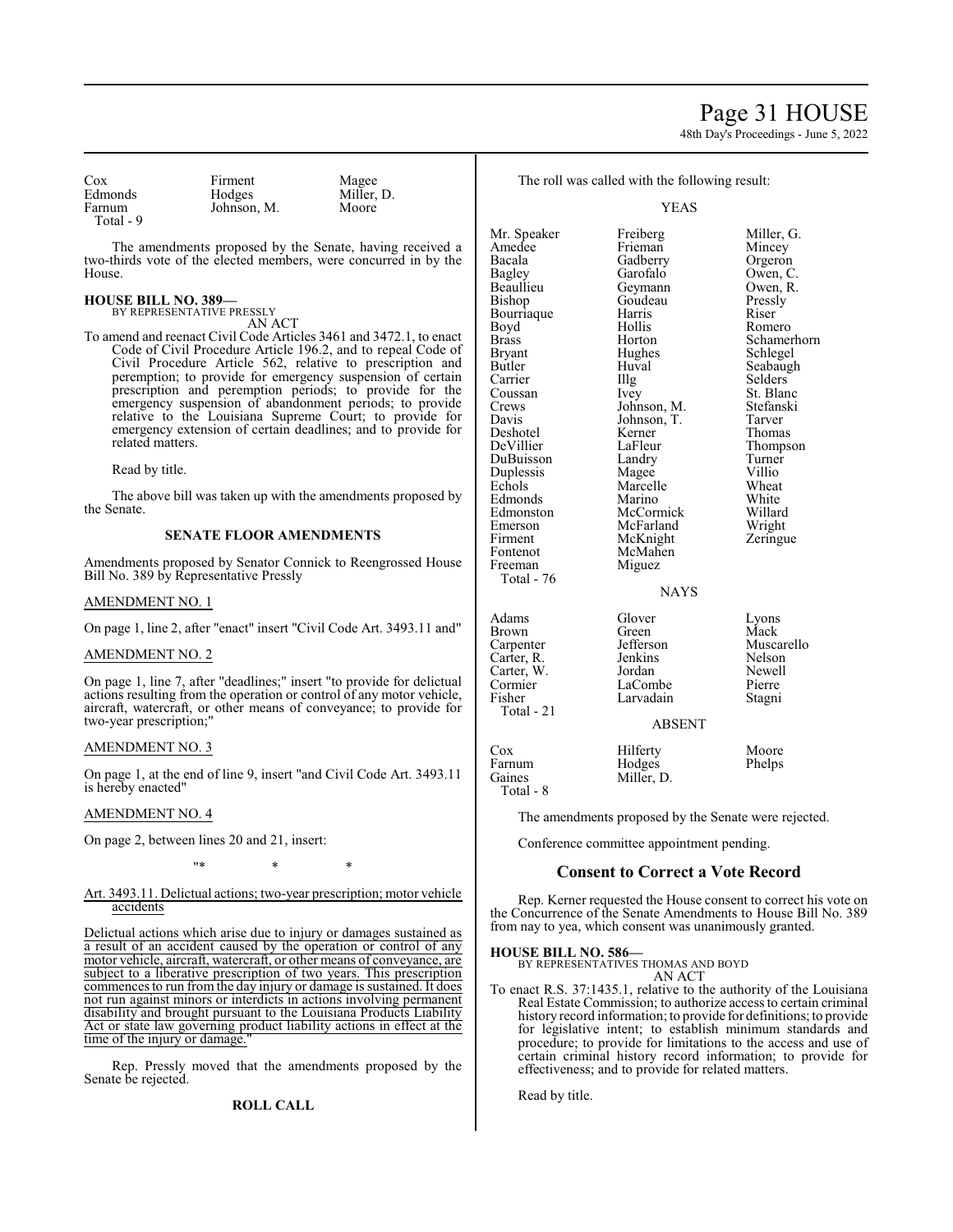| Cox | Firment | Magee |
|---|---|---|
| Edmonds | Hodges | Miller, D. |
| Farnum | Johnson, M. | Moore |
| Total - 9 | | |

The amendments proposed by the Senate, having received a two-thirds vote of the elected members, were concurred in by the House.

**HOUSE BILL NO. 389—**
BY REPRESENTATIVE PRESSLY
AN ACT

To amend and reenact Civil Code Articles 3461 and 3472.1, to enact Code of Civil Procedure Article 196.2, and to repeal Code of Civil Procedure Article 562, relative to prescription and peremption; to provide for emergency suspension of certain prescription and peremption periods; to provide for the emergency suspension of abandonment periods; to provide relative to the Louisiana Supreme Court; to provide for emergency extension of certain deadlines; and to provide for related matters.

Read by title.

The above bill was taken up with the amendments proposed by the Senate.

## SENATE FLOOR AMENDMENTS

Amendments proposed by Senator Connick to Reengrossed House Bill No. 389 by Representative Pressly

AMENDMENT NO. 1

On page 1, line 2, after "enact" insert "Civil Code Art. 3493.11 and"

AMENDMENT NO. 2

On page 1, line 7, after "deadlines;" insert "to provide for delictual actions resulting from the operation or control of any motor vehicle, aircraft, watercraft, or other means of conveyance; to provide for two-year prescription;"

AMENDMENT NO. 3

On page 1, at the end of line 9, insert "and Civil Code Art. 3493.11 is hereby enacted"

AMENDMENT NO. 4

On page 2, between lines 20 and 21, insert:

"* * *

Art. 3493.11. Delictual actions; two-year prescription; motor vehicle accidents

Delictual actions which arise due to injury or damages sustained as a result of an accident caused by the operation or control of any motor vehicle, aircraft, watercraft, or other means of conveyance, are subject to a liberative prescription of two years. This prescription commences to run from the day injury or damage is sustained. It does not run against minors or interdicts in actions involving permanent disability and brought pursuant to the Louisiana Products Liability Act or state law governing product liability actions in effect at the time of the injury or damage."

Rep. Pressly moved that the amendments proposed by the Senate be rejected.

## ROLL CALL

The roll was called with the following result:

YEAS

| Mr. Speaker | Freiberg | Miller, G. |
|---|---|---|
| Amedee | Frieman | Mincey |
| Bacala | Gadberry | Orgeron |
| Bagley | Garofalo | Owen, C. |
| Beaullieu | Geymann | Owen, R. |
| Bishop | Goudeau | Pressly |
| Bourriaque | Harris | Riser |
| Boyd | Hollis | Romero |
| Brass | Horton | Schamerhorn |
| Bryant | Hughes | Schlegel |
| Butler | Huval | Seabaugh |
| Carrier | Illg | Selders |
| Coussan | Ivey | St. Blanc |
| Crews | Johnson, M. | Stefanski |
| Davis | Johnson, T. | Tarver |
| Deshotel | Kerner | Thomas |
| DeVillier | LaFleur | Thompson |
| DuBuisson | Landry | Turner |
| Duplessis | Magee | Villio |
| Echols | Marcelle | Wheat |
| Edmonds | Marino | White |
| Edmonston | McCormick | Willard |
| Emerson | McFarland | Wright |
| Firment | McKnight | Zeringue |
| Fontenot | McMahen | |
| Freeman | Miguez | |
| Total - 76 | | |

NAYS

| Adams | Glover | Lyons |
|---|---|---|
| Brown | Green | Mack |
| Carpenter | Jefferson | Muscarello |
| Carter, R. | Jenkins | Nelson |
| Carter, W. | Jordan | Newell |
| Cormier | LaCombe | Pierre |
| Fisher | Larvadain | Stagni |
| Total - 21 | | |

ABSENT

| Cox | Hilferty | Moore |
|---|---|---|
| Farnum | Hodges | Phelps |
| Gaines | Miller, D. | |
| Total - 8 | | |

The amendments proposed by the Senate were rejected.

Conference committee appointment pending.

## Consent to Correct a Vote Record

Rep. Kerner requested the House consent to correct his vote on the Concurrence of the Senate Amendments to House Bill No. 389 from nay to yea, which consent was unanimously granted.

**HOUSE BILL NO. 586—**
BY REPRESENTATIVES THOMAS AND BOYD
AN ACT

To enact R.S. 37:1435.1, relative to the authority of the Louisiana Real Estate Commission; to authorize access to certain criminal history record information; to provide for definitions; to provide for legislative intent; to establish minimum standards and procedure; to provide for limitations to the access and use of certain criminal history record information; to provide for effectiveness; and to provide for related matters.

Read by title.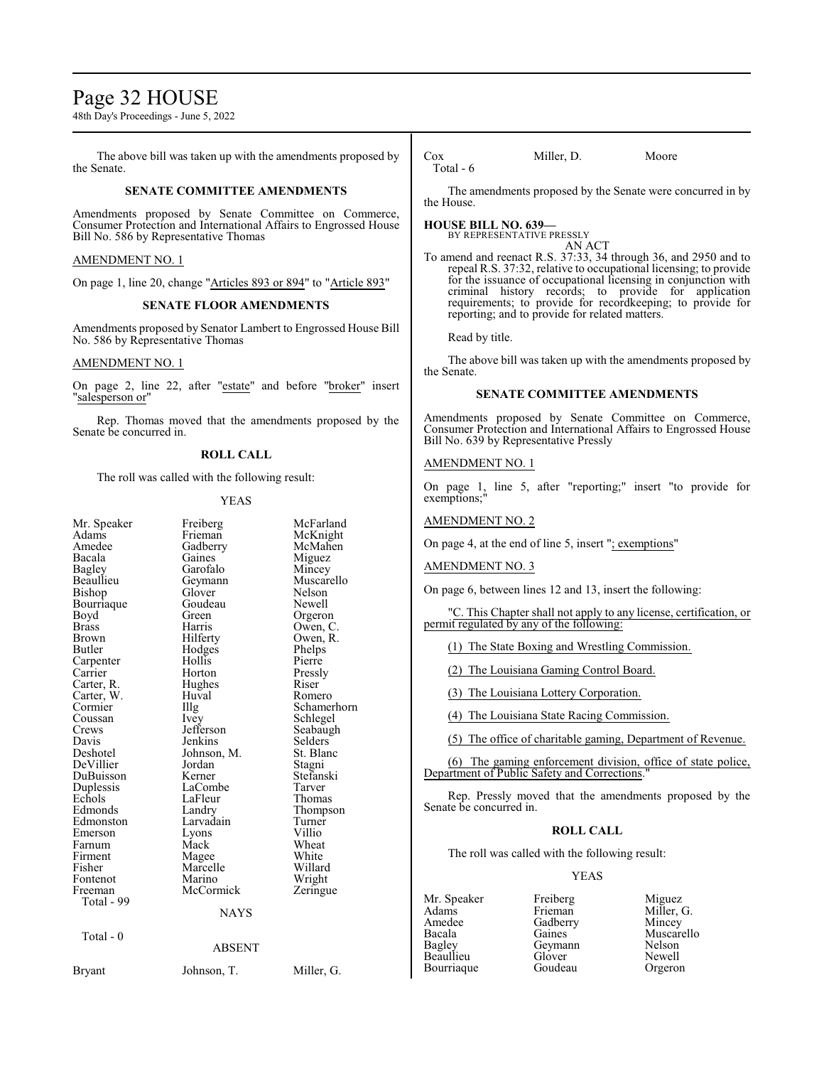The above bill was taken up with the amendments proposed by the Senate.

### SENATE COMMITTEE AMENDMENTS

Amendments proposed by Senate Committee on Commerce, Consumer Protection and International Affairs to Engrossed House Bill No. 586 by Representative Thomas

AMENDMENT NO. 1

On page 1, line 20, change "Articles 893 or 894" to "Article 893"

### SENATE FLOOR AMENDMENTS

Amendments proposed by Senator Lambert to Engrossed House Bill No. 586 by Representative Thomas

AMENDMENT NO. 1

On page 2, line 22, after "estate" and before "broker" insert "salesperson or"

Rep. Thomas moved that the amendments proposed by the Senate be concurred in.

### ROLL CALL

The roll was called with the following result:

YEAS

| | | |
|---|---|---|
| Mr. Speaker | Freiberg | McFarland |
| Adams | Frieman | McKnight |
| Amedee | Gadberry | McMahen |
| Bacala | Gaines | Miguez |
| Bagley | Garofalo | Mincey |
| Beaullieu | Geymann | Muscarello |
| Bishop | Glover | Nelson |
| Bourriaque | Goudeau | Newell |
| Boyd | Green | Orgeron |
| Brass | Harris | Owen, C. |
| Brown | Hilferty | Owen, R. |
| Butler | Hodges | Phelps |
| Carpenter | Hollis | Pierre |
| Carrier | Horton | Pressly |
| Carter, R. | Hughes | Riser |
| Carter, W. | Huval | Romero |
| Cormier | Illg | Schamerhorn |
| Coussan | Ivey | Schlegel |
| Crews | Jefferson | Seabaugh |
| Davis | Jenkins | Selders |
| Deshotel | Johnson, M. | St. Blanc |
| DeVillier | Jordan | Stagni |
| DuBuisson | Kerner | Stefanski |
| Duplessis | LaCombe | Tarver |
| Echols | LaFleur | Thomas |
| Edmonds | Landry | Thompson |
| Edmonston | Larvadain | Turner |
| Emerson | Lyons | Villio |
| Farnum | Mack | Wheat |
| Firment | Magee | White |
| Fisher | Marcelle | Willard |
| Fontenot | Marino | Wright |
| Freeman | McCormick | Zeringue |

Total - 99

NAYS

Total - 0

ABSENT

| | | |
|---|---|---|
| Bryant | Johnson, T. | Miller, G. |
| Cox | Miller, D. | Moore |

Total - 6

The amendments proposed by the Senate were concurred in by the House.

**HOUSE BILL NO. 639—**
BY REPRESENTATIVE PRESSLY
AN ACT

To amend and reenact R.S. 37:33, 34 through 36, and 2950 and to repeal R.S. 37:32, relative to occupational licensing; to provide for the issuance of occupational licensing in conjunction with criminal history records; to provide for application requirements; to provide for recordkeeping; to provide for reporting; and to provide for related matters.

Read by title.

The above bill was taken up with the amendments proposed by the Senate.

### SENATE COMMITTEE AMENDMENTS

Amendments proposed by Senate Committee on Commerce, Consumer Protection and International Affairs to Engrossed House Bill No. 639 by Representative Pressly

AMENDMENT NO. 1

On page 1, line 5, after "reporting;" insert "to provide for exemptions;"

AMENDMENT NO. 2

On page 4, at the end of line 5, insert "; exemptions"

AMENDMENT NO. 3

On page 6, between lines 12 and 13, insert the following:

"C. This Chapter shall not apply to any license, certification, or permit regulated by any of the following:

(1) The State Boxing and Wrestling Commission.

(2) The Louisiana Gaming Control Board.

(3) The Louisiana Lottery Corporation.

(4) The Louisiana State Racing Commission.

(5) The office of charitable gaming, Department of Revenue.

(6) The gaming enforcement division, office of state police, Department of Public Safety and Corrections."

Rep. Pressly moved that the amendments proposed by the Senate be concurred in.

### ROLL CALL

The roll was called with the following result:

YEAS

| | | |
|---|---|---|
| Mr. Speaker | Freiberg | Miguez |
| Adams | Frieman | Miller, G. |
| Amedee | Gadberry | Mincey |
| Bacala | Gaines | Muscarello |
| Bagley | Geymann | Nelson |
| Beaullieu | Glover | Newell |
| Bourriaque | Goudeau | Orgeron |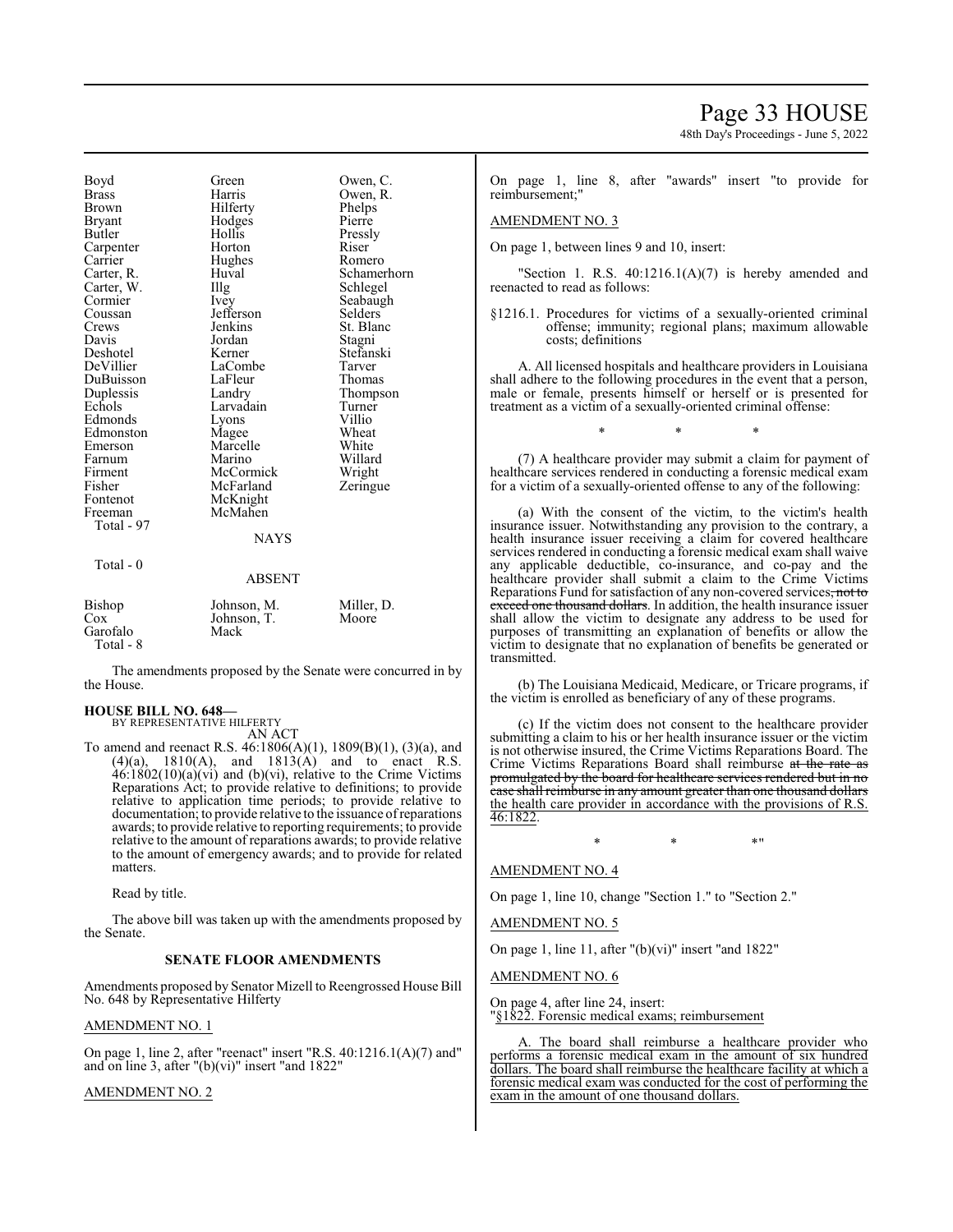| Boyd | Green | Owen, C. |
|---|---|---|
| Brass | Harris | Owen, R. |
| Brown | Hilferty | Phelps |
| Bryant | Hodges | Pierre |
| Butler | Hollis | Pressly |
| Carpenter | Horton | Riser |
| Carrier | Hughes | Romero |
| Carter, R. | Huval | Schamerhorn |
| Carter, W. | Illg | Schlegel |
| Cormier | Ivey | Seabaugh |
| Coussan | Jefferson | Selders |
| Crews | Jenkins | St. Blanc |
| Davis | Jordan | Stagni |
| Deshotel | Kerner | Stefanski |
| DeVillier | LaCombe | Tarver |
| DuBuisson | LaFleur | Thomas |
| Duplessis | Landry | Thompson |
| Echols | Larvadain | Turner |
| Edmonds | Lyons | Villio |
| Edmonston | Magee | Wheat |
| Emerson | Marcelle | White |
| Farnum | Marino | Willard |
| Firment | McCormick | Wright |
| Fisher | McFarland | Zeringue |
| Fontenot | McKnight | |
| Freeman | McMahen | |

Total - 97

NAYS

Total - 0

ABSENT

| Bishop | Johnson, M. | Miller, D. |
|---|---|---|
| Cox | Johnson, T. | Moore |
| Garofalo | Mack | |

Total - 8

The amendments proposed by the Senate were concurred in by the House.

**HOUSE BILL NO. 648—**
BY REPRESENTATIVE HILFERTY

AN ACT

To amend and reenact R.S. 46:1806(A)(1), 1809(B)(1), (3)(a), and (4)(a), 1810(A), and 1813(A) and to enact R.S. 46:1802(10)(a)(vi) and (b)(vi), relative to the Crime Victims Reparations Act; to provide relative to definitions; to provide relative to application time periods; to provide relative to documentation; to provide relative to the issuance of reparations awards; to provide relative to reporting requirements; to provide relative to the amount of reparations awards; to provide relative to the amount of emergency awards; and to provide for related matters.

Read by title.

The above bill was taken up with the amendments proposed by the Senate.

**SENATE FLOOR AMENDMENTS**

Amendments proposed by Senator Mizell to Reengrossed House Bill No. 648 by Representative Hilferty

AMENDMENT NO. 1

On page 1, line 2, after "reenact" insert "R.S. 40:1216.1(A)(7) and" and on line 3, after "(b)(vi)" insert "and 1822"

AMENDMENT NO. 2

On page 1, line 8, after "awards" insert "to provide for reimbursement;"

AMENDMENT NO. 3

On page 1, between lines 9 and 10, insert:

"Section 1. R.S. 40:1216.1(A)(7) is hereby amended and reenacted to read as follows:

§1216.1. Procedures for victims of a sexually-oriented criminal offense; immunity; regional plans; maximum allowable costs; definitions

A. All licensed hospitals and healthcare providers in Louisiana shall adhere to the following procedures in the event that a person, male or female, presents himself or herself or is presented for treatment as a victim of a sexually-oriented criminal offense:

\* \* \*

(7) A healthcare provider may submit a claim for payment of healthcare services rendered in conducting a forensic medical exam for a victim of a sexually-oriented offense to any of the following:

(a) With the consent of the victim, to the victim's health insurance issuer. Notwithstanding any provision to the contrary, a health insurance issuer receiving a claim for covered healthcare services rendered in conducting a forensic medical exam shall waive any applicable deductible, co-insurance, and co-pay and the healthcare provider shall submit a claim to the Crime Victims Reparations Fund for satisfaction of any non-covered services~~, not to exceed one thousand dollars~~. In addition, the health insurance issuer shall allow the victim to designate any address to be used for purposes of transmitting an explanation of benefits or allow the victim to designate that no explanation of benefits be generated or transmitted.

(b) The Louisiana Medicaid, Medicare, or Tricare programs, if the victim is enrolled as beneficiary of any of these programs.

(c) If the victim does not consent to the healthcare provider submitting a claim to his or her health insurance issuer or the victim is not otherwise insured, the Crime Victims Reparations Board. The Crime Victims Reparations Board shall reimburse ~~at the rate as promulgated by the board for healthcare services rendered but in no case shall reimburse in any amount greater than one thousand dollars~~ <u>the health care provider in accordance with the provisions of R.S. 46:1822</u>.

\* \* \*"

AMENDMENT NO. 4

On page 1, line 10, change "Section 1." to "Section 2."

AMENDMENT NO. 5

On page 1, line 11, after "(b)(vi)" insert "and 1822"

AMENDMENT NO. 6

On page 4, after line 24, insert:
"<u>§1822. Forensic medical exams; reimbursement</u>

<u>A. The board shall reimburse a healthcare provider who performs a forensic medical exam in the amount of six hundred dollars. The board shall reimburse the healthcare facility at which a forensic medical exam was conducted for the cost of performing the exam in the amount of one thousand dollars.</u>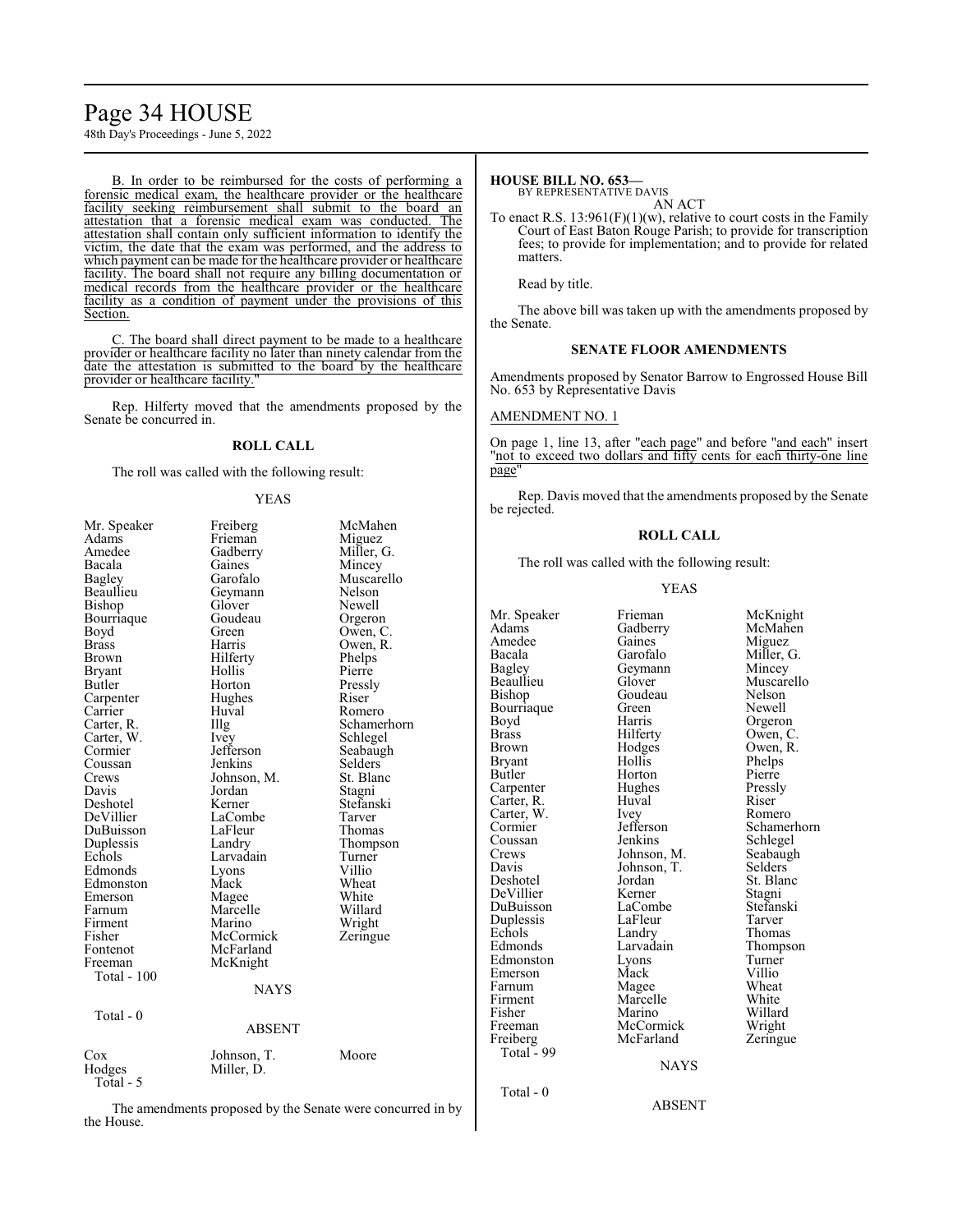B. In order to be reimbursed for the costs of performing a forensic medical exam, the healthcare provider or the healthcare facility seeking reimbursement shall submit to the board an attestation that a forensic medical exam was conducted. The attestation shall contain only sufficient information to identify the victim, the date that the exam was performed, and the address to which payment can be made for the healthcare provider or healthcare facility. The board shall not require any billing documentation or medical records from the healthcare provider or the healthcare facility as a condition of payment under the provisions of this Section.

C. The board shall direct payment to be made to a healthcare provider or healthcare facility no later than ninety calendar from the date the attestation is submitted to the board by the healthcare provider or healthcare facility."

Rep. Hilferty moved that the amendments proposed by the Senate be concurred in.

**ROLL CALL**

The roll was called with the following result:

YEAS

| | | |
|---|---|---|
| Mr. Speaker | Freiberg | McMahen |
| Adams | Frieman | Miguez |
| Amedee | Gadberry | Miller, G. |
| Bacala | Gaines | Mincey |
| Bagley | Garofalo | Muscarello |
| Beaullieu | Geymann | Nelson |
| Bishop | Glover | Newell |
| Bourriaque | Goudeau | Orgeron |
| Boyd | Green | Owen, C. |
| Brass | Harris | Owen, R. |
| Brown | Hilferty | Phelps |
| Bryant | Hollis | Pierre |
| Butler | Horton | Pressly |
| Carpenter | Hughes | Riser |
| Carrier | Huval | Romero |
| Carter, R. | Illg | Schamerhorn |
| Carter, W. | Ivey | Schlegel |
| Cormier | Jefferson | Seabaugh |
| Coussan | Jenkins | Selders |
| Crews | Johnson, M. | St. Blanc |
| Davis | Jordan | Stagni |
| Deshotel | Kerner | Stefanski |
| DeVillier | LaCombe | Tarver |
| DuBuisson | LaFleur | Thomas |
| Duplessis | Landry | Thompson |
| Echols | Larvadain | Turner |
| Edmonds | Lyons | Villio |
| Edmonston | Mack | Wheat |
| Emerson | Magee | White |
| Farnum | Marcelle | Willard |
| Firment | Marino | Wright |
| Fisher | McCormick | Zeringue |
| Fontenot | McFarland | |
| Freeman | McKnight | |

Total - 100

NAYS

Total - 0

ABSENT

| | | |
|---|---|---|
| Cox | Johnson, T. | Moore |
| Hodges | Miller, D. | |

Total - 5

The amendments proposed by the Senate were concurred in by the House.

**HOUSE BILL NO. 653—**
BY REPRESENTATIVE DAVIS

AN ACT

To enact R.S. 13:961(F)(1)(w), relative to court costs in the Family Court of East Baton Rouge Parish; to provide for transcription fees; to provide for implementation; and to provide for related matters.

Read by title.

The above bill was taken up with the amendments proposed by the Senate.

**SENATE FLOOR AMENDMENTS**

Amendments proposed by Senator Barrow to Engrossed House Bill No. 653 by Representative Davis

AMENDMENT NO. 1

On page 1, line 13, after "each page" and before "and each" insert "not to exceed two dollars and fifty cents for each thirty-one line page"

Rep. Davis moved that the amendments proposed by the Senate be rejected.

**ROLL CALL**

The roll was called with the following result:

YEAS

| | | |
|---|---|---|
| Mr. Speaker | Frieman | McKnight |
| Adams | Gadberry | McMahen |
| Amedee | Gaines | Miguez |
| Bacala | Garofalo | Miller, G. |
| Bagley | Geymann | Mincey |
| Beaullieu | Glover | Muscarello |
| Bishop | Goudeau | Nelson |
| Bourriaque | Green | Newell |
| Boyd | Harris | Orgeron |
| Brass | Hilferty | Owen, C. |
| Brown | Hodges | Owen, R. |
| Bryant | Hollis | Phelps |
| Butler | Horton | Pierre |
| Carpenter | Hughes | Pressly |
| Carter, R. | Huval | Riser |
| Carter, W. | Ivey | Romero |
| Cormier | Jefferson | Schamerhorn |
| Coussan | Jenkins | Schlegel |
| Crews | Johnson, M. | Seabaugh |
| Davis | Johnson, T. | Selders |
| Deshotel | Jordan | St. Blanc |
| DeVillier | Kerner | Stagni |
| DuBuisson | LaCombe | Stefanski |
| Duplessis | LaFleur | Tarver |
| Echols | Landry | Thomas |
| Edmonds | Larvadain | Thompson |
| Edmonston | Lyons | Turner |
| Emerson | Mack | Villio |
| Farnum | Magee | Wheat |
| Firment | Marcelle | White |
| Fisher | Marino | Willard |
| Freeman | McCormick | Wright |
| Freiberg | McFarland | Zeringue |

Total - 99

NAYS

Total - 0

ABSENT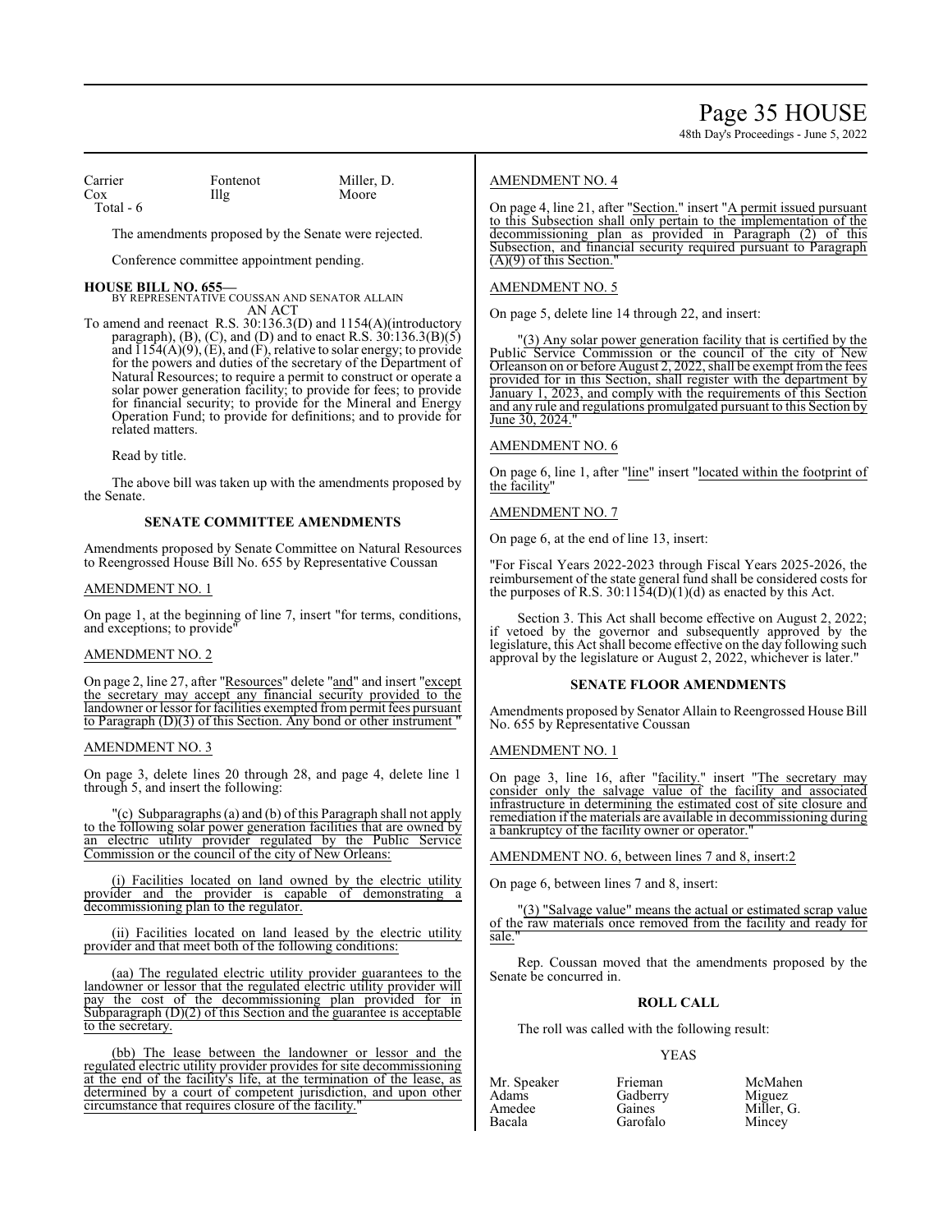| Carrier | Fontenot | Miller, D. |
|---|---|---|
| Cox | Illg | Moore |

Total - 6

The amendments proposed by the Senate were rejected.

Conference committee appointment pending.

**HOUSE BILL NO. 655—**
BY REPRESENTATIVE COUSSAN AND SENATOR ALLAIN
AN ACT

To amend and reenact R.S. 30:136.3(D) and 1154(A)(introductory paragraph), (B), (C), and (D) and to enact R.S. 30:136.3(B)(5) and 1154(A)(9), (E), and (F), relative to solar energy; to provide for the powers and duties of the secretary of the Department of Natural Resources; to require a permit to construct or operate a solar power generation facility; to provide for fees; to provide for financial security; to provide for the Mineral and Energy Operation Fund; to provide for definitions; and to provide for related matters.

Read by title.

The above bill was taken up with the amendments proposed by the Senate.

### SENATE COMMITTEE AMENDMENTS

Amendments proposed by Senate Committee on Natural Resources to Reengrossed House Bill No. 655 by Representative Coussan

AMENDMENT NO. 1

On page 1, at the beginning of line 7, insert "for terms, conditions, and exceptions; to provide"

AMENDMENT NO. 2

On page 2, line 27, after "Resources" delete "and" and insert "except the secretary may accept any financial security provided to the landowner or lessor for facilities exempted from permit fees pursuant to Paragraph (D)(3) of this Section. Any bond or other instrument "

AMENDMENT NO. 3

On page 3, delete lines 20 through 28, and page 4, delete line 1 through 5, and insert the following:

"(c) Subparagraphs (a) and (b) of this Paragraph shall not apply to the following solar power generation facilities that are owned by an electric utility provider regulated by the Public Service Commission or the council of the city of New Orleans:

(i) Facilities located on land owned by the electric utility provider and the provider is capable of demonstrating a decommissioning plan to the regulator.

(ii) Facilities located on land leased by the electric utility provider and that meet both of the following conditions:

(aa) The regulated electric utility provider guarantees to the landowner or lessor that the regulated electric utility provider will pay the cost of the decommissioning plan provided for in Subparagraph (D)(2) of this Section and the guarantee is acceptable to the secretary.

(bb) The lease between the landowner or lessor and the regulated electric utility provider provides for site decommissioning at the end of the facility's life, at the termination of the lease, as determined by a court of competent jurisdiction, and upon other circumstance that requires closure of the facility."

AMENDMENT NO. 4

On page 4, line 21, after "Section." insert "A permit issued pursuant to this Subsection shall only pertain to the implementation of the decommissioning plan as provided in Paragraph (2) of this Subsection, and financial security required pursuant to Paragraph (A)(9) of this Section."

AMENDMENT NO. 5

On page 5, delete line 14 through 22, and insert:

"(3) Any solar power generation facility that is certified by the Public Service Commission or the council of the city of New Orleanson on or before August 2, 2022, shall be exempt from the fees provided for in this Section, shall register with the department by January 1, 2023, and comply with the requirements of this Section and any rule and regulations promulgated pursuant to this Section by June 30, 2024."

AMENDMENT NO. 6

On page 6, line 1, after "line" insert "located within the footprint of the facility"

AMENDMENT NO. 7

On page 6, at the end of line 13, insert:

"For Fiscal Years 2022-2023 through Fiscal Years 2025-2026, the reimbursement of the state general fund shall be considered costs for the purposes of R.S. 30:1154(D)(1)(d) as enacted by this Act.

Section 3. This Act shall become effective on August 2, 2022; if vetoed by the governor and subsequently approved by the legislature, this Act shall become effective on the day following such approval by the legislature or August 2, 2022, whichever is later."

### SENATE FLOOR AMENDMENTS

Amendments proposed by Senator Allain to Reengrossed House Bill No. 655 by Representative Coussan

AMENDMENT NO. 1

On page 3, line 16, after "facility." insert "The secretary may consider only the salvage value of the facility and associated infrastructure in determining the estimated cost of site closure and remediation if the materials are available in decommissioning during a bankruptcy of the facility owner or operator."

AMENDMENT NO. 6, between lines 7 and 8, insert:2

On page 6, between lines 7 and 8, insert:

"(3) "Salvage value" means the actual or estimated scrap value of the raw materials once removed from the facility and ready for sale."

Rep. Coussan moved that the amendments proposed by the Senate be concurred in.

### ROLL CALL

The roll was called with the following result:

YEAS

| Mr. Speaker | Frieman | McMahen |
|---|---|---|
| Adams | Gadberry | Miguez |
| Amedee | Gaines | Miller, G. |
| Bacala | Garofalo | Mincey |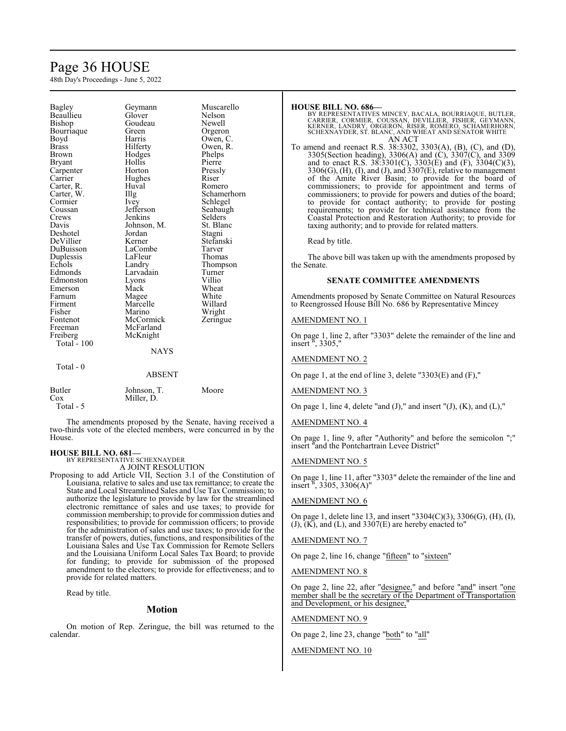| Bagley | Geymann | Muscarello |
|---|---|---|
| Beaullieu | Glover | Nelson |
| Bishop | Goudeau | Newell |
| Bourriaque | Green | Orgeron |
| Boyd | Harris | Owen, C. |
| Brass | Hilferty | Owen, R. |
| Brown | Hodges | Phelps |
| Bryant | Hollis | Pierre |
| Carpenter | Horton | Pressly |
| Carrier | Hughes | Riser |
| Carter, R. | Huval | Romero |
| Carter, W. | Illg | Schamerhorn |
| Cormier | Ivey | Schlegel |
| Coussan | Jefferson | Seabaugh |
| Crews | Jenkins | Selders |
| Davis | Johnson, M. | St. Blanc |
| Deshotel | Jordan | Stagni |
| DeVillier | Kerner | Stefanski |
| DuBuisson | LaCombe | Tarver |
| Duplessis | LaFleur | Thomas |
| Echols | Landry | Thompson |
| Edmonds | Larvadain | Turner |
| Edmonston | Lyons | Villio |
| Emerson | Mack | Wheat |
| Farnum | Magee | White |
| Firment | Marcelle | Willard |
| Fisher | Marino | Wright |
| Fontenot | McCormick | Zeringue |
| Freeman | McFarland | |
| Freiberg | McKnight | |

Total - 100

NAYS

Total - 0

ABSENT

| Butler | Johnson, T. | Moore |
|---|---|---|
| Cox | Miller, D. | |

Total - 5

The amendments proposed by the Senate, having received a two-thirds vote of the elected members, were concurred in by the House.

**HOUSE BILL NO. 681—**
BY REPRESENTATIVE SCHEXNAYDER
A JOINT RESOLUTION

Proposing to add Article VII, Section 3.1 of the Constitution of Louisiana, relative to sales and use tax remittance; to create the State and Local Streamlined Sales and Use Tax Commission; to authorize the legislature to provide by law for the streamlined electronic remittance of sales and use taxes; to provide for commission membership; to provide for commission duties and responsibilities; to provide for commission officers; to provide for the administration of sales and use taxes; to provide for the transfer of powers, duties, functions, and responsibilities of the Louisiana Sales and Use Tax Commission for Remote Sellers and the Louisiana Uniform Local Sales Tax Board; to provide for funding; to provide for submission of the proposed amendment to the electors; to provide for effectiveness; and to provide for related matters.

Read by title.

## Motion

On motion of Rep. Zeringue, the bill was returned to the calendar.

**HOUSE BILL NO. 686—**
BY REPRESENTATIVES MINCEY, BACALA, BOURRIAQUE, BUTLER, CARRIER, CORMIER, COUSSAN, DEVILLIER, FISHER, GEYMANN, KERNER, LANDRY, ORGERON, RISER, ROMERO, SCHAMERHORN, SCHEXNAYDER, ST. BLANC, AND WHEAT AND SENATOR WHITE
AN ACT

To amend and reenact R.S. 38:3302, 3303(A), (B), (C), and (D), 3305(Section heading), 3306(A) and (C), 3307(C), and 3309 and to enact R.S. 38:3301(C), 3303(E) and (F), 3304(C)(3), 3306(G), (H), (I), and (J), and 3307(E), relative to management of the Amite River Basin; to provide for the board of commissioners; to provide for appointment and terms of commissioners; to provide for powers and duties of the board; to provide for contact authority; to provide for posting requirements; to provide for technical assistance from the Coastal Protection and Restoration Authority; to provide for taxing authority; and to provide for related matters.

Read by title.

The above bill was taken up with the amendments proposed by the Senate.

### SENATE COMMITTEE AMENDMENTS

Amendments proposed by Senate Committee on Natural Resources to Reengrossed House Bill No. 686 by Representative Mincey

AMENDMENT NO. 1

On page 1, line 2, after "3303" delete the remainder of the line and insert ", 3305,"

AMENDMENT NO. 2

On page 1, at the end of line 3, delete "3303(E) and (F),"

AMENDMENT NO. 3

On page 1, line 4, delete "and (J)," and insert "(J), (K), and (L),"

AMENDMENT NO. 4

On page 1, line 9, after "Authority" and before the semicolon ";" insert "and the Pontchartrain Levee District"

AMENDMENT NO. 5

On page 1, line 11, after "3303" delete the remainder of the line and insert ", 3305, 3306(A)"

AMENDMENT NO. 6

On page 1, delete line 13, and insert "3304(C)(3), 3306(G), (H), (I), (J), (K), and (L), and 3307(E) are hereby enacted to"

AMENDMENT NO. 7

On page 2, line 16, change "fifteen" to "sixteen"

AMENDMENT NO. 8

On page 2, line 22, after "designee," and before "and" insert "one member shall be the secretary of the Department of Transportation and Development, or his designee,"

AMENDMENT NO. 9

On page 2, line 23, change "both" to "all"

AMENDMENT NO. 10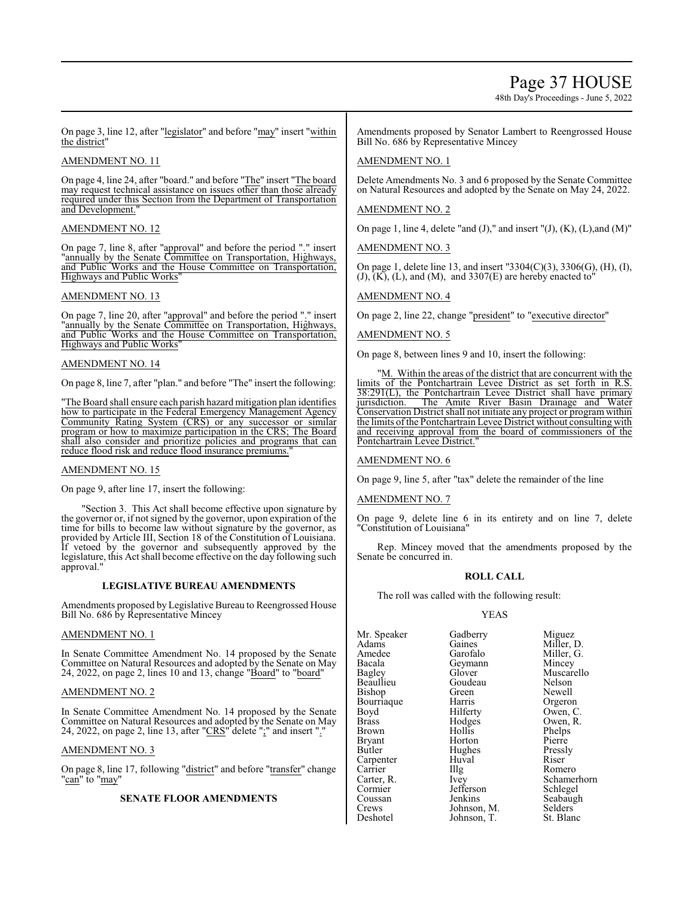On page 3, line 12, after "legislator" and before "may" insert "within the district"

AMENDMENT NO. 11

On page 4, line 24, after "board." and before "The" insert "The board may request technical assistance on issues other than those already required under this Section from the Department of Transportation and Development."

AMENDMENT NO. 12

On page 7, line 8, after "approval" and before the period "." insert "annually by the Senate Committee on Transportation, Highways, and Public Works and the House Committee on Transportation, Highways and Public Works"

AMENDMENT NO. 13

On page 7, line 20, after "approval" and before the period "." insert "annually by the Senate Committee on Transportation, Highways, and Public Works and the House Committee on Transportation, Highways and Public Works"

AMENDMENT NO. 14

On page 8, line 7, after "plan." and before "The" insert the following:

"The Board shall ensure each parish hazard mitigation plan identifies how to participate in the Federal Emergency Management Agency Community Rating System (CRS) or any successor or similar program or how to maximize participation in the CRS; The Board shall also consider and prioritize policies and programs that can reduce flood risk and reduce flood insurance premiums."

AMENDMENT NO. 15

On page 9, after line 17, insert the following:

"Section 3. This Act shall become effective upon signature by the governor or, if not signed by the governor, upon expiration of the time for bills to become law without signature by the governor, as provided by Article III, Section 18 of the Constitution of Louisiana. If vetoed by the governor and subsequently approved by the legislature, this Act shall become effective on the day following such approval."

## LEGISLATIVE BUREAU AMENDMENTS

Amendments proposed by Legislative Bureau to Reengrossed House Bill No. 686 by Representative Mincey

AMENDMENT NO. 1

In Senate Committee Amendment No. 14 proposed by the Senate Committee on Natural Resources and adopted by the Senate on May 24, 2022, on page 2, lines 10 and 13, change "Board" to "board"

AMENDMENT NO. 2

In Senate Committee Amendment No. 14 proposed by the Senate Committee on Natural Resources and adopted by the Senate on May 24, 2022, on page 2, line 13, after "CRS" delete ";" and insert "."

AMENDMENT NO. 3

On page 8, line 17, following "district" and before "transfer" change "can" to "may"

## SENATE FLOOR AMENDMENTS

Amendments proposed by Senator Lambert to Reengrossed House Bill No. 686 by Representative Mincey

AMENDMENT NO. 1

Delete Amendments No. 3 and 6 proposed by the Senate Committee on Natural Resources and adopted by the Senate on May 24, 2022.

AMENDMENT NO. 2

On page 1, line 4, delete "and (J)," and insert "(J), (K), (L),and (M)"

AMENDMENT NO. 3

On page 1, delete line 13, and insert "3304(C)(3), 3306(G), (H), (I), (J), (K), (L), and (M), and 3307(E) are hereby enacted to"

AMENDMENT NO. 4

On page 2, line 22, change "president" to "executive director"

AMENDMENT NO. 5

On page 8, between lines 9 and 10, insert the following:

"M. Within the areas of the district that are concurrent with the limits of the Pontchartrain Levee District as set forth in R.S. 38:291(L), the Pontchartrain Levee District shall have primary jurisdiction. The Amite River Basin Drainage and Water Conservation District shall not initiate any project or program within the limits of the Pontchartrain Levee District without consulting with and receiving approval from the board of commissioners of the Pontchartrain Levee District."

AMENDMENT NO. 6

On page 9, line 5, after "tax" delete the remainder of the line

AMENDMENT NO. 7

On page 9, delete line 6 in its entirety and on line 7, delete "Constitution of Louisiana"

Rep. Mincey moved that the amendments proposed by the Senate be concurred in.

## ROLL CALL

The roll was called with the following result:

YEAS

| | | |
|---|---|---|
| Mr. Speaker | Gadberry | Miguez |
| Adams | Gaines | Miller, D. |
| Amedee | Garofalo | Miller, G. |
| Bacala | Geymann | Mincey |
| Bagley | Glover | Muscarello |
| Beaullieu | Goudeau | Nelson |
| Bishop | Green | Newell |
| Bourriaque | Harris | Orgeron |
| Boyd | Hilferty | Owen, C. |
| Brass | Hodges | Owen, R. |
| Brown | Hollis | Phelps |
| Bryant | Horton | Pierre |
| Butler | Hughes | Pressly |
| Carpenter | Huval | Riser |
| Carrier | Illg | Romero |
| Carter, R. | Ivey | Schamerhorn |
| Cormier | Jefferson | Schlegel |
| Coussan | Jenkins | Seabaugh |
| Crews | Johnson, M. | Selders |
| Deshotel | Johnson, T. | St. Blanc |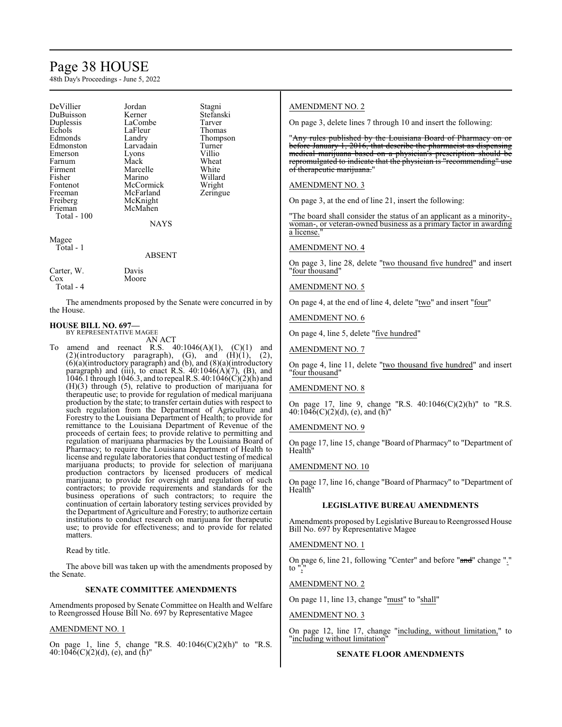| DeVillier | Jordan | Stagni |
|---|---|---|
| DuBuisson | Kerner | Stefanski |
| Duplessis | LaCombe | Tarver |
| Echols | LaFleur | Thomas |
| Edmonds | Landry | Thompson |
| Edmonston | Larvadain | Turner |
| Emerson | Lyons | Villio |
| Farnum | Mack | Wheat |
| Firment | Marcelle | White |
| Fisher | Marino | Willard |
| Fontenot | McCormick | Wright |
| Freeman | McFarland | Zeringue |
| Freiberg | McKnight | |
| Frieman | McMahen | |

Total - 100

NAYS

Magee

Total - 1

ABSENT

| Carter, W. | Davis |
|---|---|
| Cox | Moore |

Total - 4

The amendments proposed by the Senate were concurred in by the House.

**HOUSE BILL NO. 697—**
BY REPRESENTATIVE MAGEE

AN ACT

To amend and reenact R.S. 40:1046(A)(1), (C)(1) and (2)(introductory paragraph), (G), and (H)(1), (2), (6)(a)(introductory paragraph) and (b), and (8)(a)(introductory paragraph) and (iii), to enact R.S. 40:1046(A)(7), (B), and 1046.1 through 1046.3, and to repeal R.S. 40:1046(C)(2)(h) and (H)(3) through (5), relative to production of marijuana for therapeutic use; to provide for regulation of medical marijuana production by the state; to transfer certain duties with respect to such regulation from the Department of Agriculture and Forestry to the Louisiana Department of Health; to provide for remittance to the Louisiana Department of Revenue of the proceeds of certain fees; to provide relative to permitting and regulation of marijuana pharmacies by the Louisiana Board of Pharmacy; to require the Louisiana Department of Health to license and regulate laboratories that conduct testing of medical marijuana products; to provide for selection of marijuana production contractors by licensed producers of medical marijuana; to provide for oversight and regulation of such contractors; to provide requirements and standards for the business operations of such contractors; to require the continuation of certain laboratory testing services provided by the Department of Agriculture and Forestry; to authorize certain institutions to conduct research on marijuana for therapeutic use; to provide for effectiveness; and to provide for related matters.

Read by title.

The above bill was taken up with the amendments proposed by the Senate.

**SENATE COMMITTEE AMENDMENTS**

Amendments proposed by Senate Committee on Health and Welfare to Reengrossed House Bill No. 697 by Representative Magee

AMENDMENT NO. 1

On page 1, line 5, change "R.S. 40:1046(C)(2)(h)" to "R.S. 40:1046(C)(2)(d), (e), and (h)"

AMENDMENT NO. 2

On page 3, delete lines 7 through 10 and insert the following:

"~~Any rules published by the Louisiana Board of Pharmacy on or before January 1, 2016, that describe the pharmacist as dispensing medical marijuana based on a physician's prescription should be repromulgated to indicate that the physician is "recommending" use of therapeutic marijuana.~~"

AMENDMENT NO. 3

On page 3, at the end of line 21, insert the following:

"The board shall consider the status of an applicant as a minority-, woman-, or veteran-owned business as a primary factor in awarding a license."

AMENDMENT NO. 4

On page 3, line 28, delete "two thousand five hundred" and insert "four thousand"

AMENDMENT NO. 5

On page 4, at the end of line 4, delete "two" and insert "four"

AMENDMENT NO. 6

On page 4, line 5, delete "five hundred"

AMENDMENT NO. 7

On page 4, line 11, delete "two thousand five hundred" and insert "four thousand"

AMENDMENT NO. 8

On page 17, line 9, change "R.S. 40:1046(C)(2)(h)" to "R.S. 40:1046(C)(2)(d), (e), and (h)"

AMENDMENT NO. 9

On page 17, line 15, change "Board of Pharmacy" to "Department of Health"

AMENDMENT NO. 10

On page 17, line 16, change "Board of Pharmacy" to "Department of Health"

**LEGISLATIVE BUREAU AMENDMENTS**

Amendments proposed by Legislative Bureau to Reengrossed House Bill No. 697 by Representative Magee

AMENDMENT NO. 1

On page 6, line 21, following "Center" and before "~~and~~" change "." to ","

AMENDMENT NO. 2

On page 11, line 13, change "must" to "shall"

AMENDMENT NO. 3

On page 12, line 17, change "including, without limitation," to "including without limitation"

**SENATE FLOOR AMENDMENTS**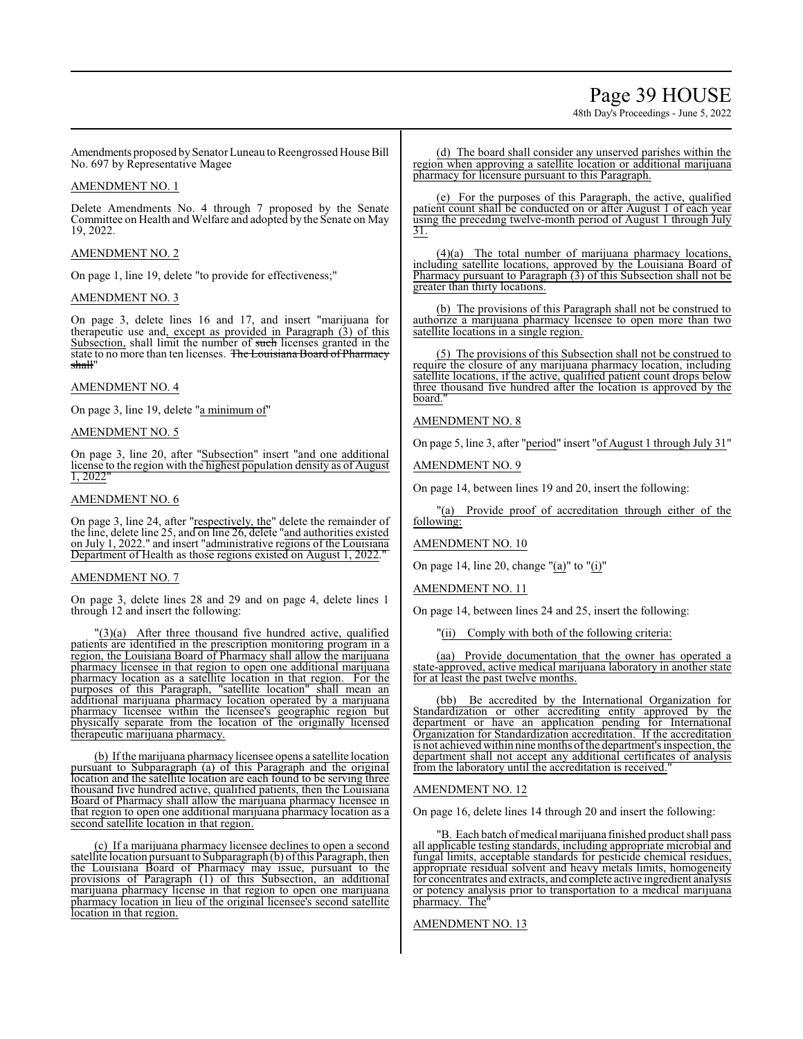Amendments proposed by Senator Luneau to Reengrossed House Bill No. 697 by Representative Magee

AMENDMENT NO. 1

Delete Amendments No. 4 through 7 proposed by the Senate Committee on Health and Welfare and adopted by the Senate on May 19, 2022.

AMENDMENT NO. 2

On page 1, line 19, delete "to provide for effectiveness;"

AMENDMENT NO. 3

On page 3, delete lines 16 and 17, and insert "marijuana for therapeutic use and, except as provided in Paragraph (3) of this Subsection, shall limit the number of ~~such~~ licenses granted in the state to no more than ten licenses. ~~The Louisiana Board of Pharmacy shall~~"

AMENDMENT NO. 4

On page 3, line 19, delete "a minimum of"

AMENDMENT NO. 5

On page 3, line 20, after "Subsection" insert "and one additional license to the region with the highest population density as of August 1, 2022"

AMENDMENT NO. 6

On page 3, line 24, after "respectively, the" delete the remainder of the line, delete line 25, and on line 26, delete "and authorities existed on July 1, 2022." and insert "administrative regions of the Louisiana Department of Health as those regions existed on August 1, 2022."

AMENDMENT NO. 7

On page 3, delete lines 28 and 29 and on page 4, delete lines 1 through 12 and insert the following:

"(3)(a) After three thousand five hundred active, qualified patients are identified in the prescription monitoring program in a region, the Louisiana Board of Pharmacy shall allow the marijuana pharmacy licensee in that region to open one additional marijuana pharmacy location as a satellite location in that region. For the purposes of this Paragraph, "satellite location" shall mean an additional marijuana pharmacy location operated by a marijuana pharmacy licensee within the licensee's geographic region but physically separate from the location of the originally licensed therapeutic marijuana pharmacy.

(b) If the marijuana pharmacy licensee opens a satellite location pursuant to Subparagraph (a) of this Paragraph and the original location and the satellite location are each found to be serving three thousand five hundred active, qualified patients, then the Louisiana Board of Pharmacy shall allow the marijuana pharmacy licensee in that region to open one additional marijuana pharmacy location as a second satellite location in that region.

(c) If a marijuana pharmacy licensee declines to open a second satellite location pursuant to Subparagraph (b) of this Paragraph, then the Louisiana Board of Pharmacy may issue, pursuant to the provisions of Paragraph (1) of this Subsection, an additional marijuana pharmacy license in that region to open one marijuana pharmacy location in lieu of the original licensee's second satellite location in that region.

(d) The board shall consider any unserved parishes within the region when approving a satellite location or additional marijuana pharmacy for licensure pursuant to this Paragraph.

(e) For the purposes of this Paragraph, the active, qualified patient count shall be conducted on or after August 1 of each year using the preceding twelve-month period of August 1 through July 31.

(4)(a) The total number of marijuana pharmacy locations, including satellite locations, approved by the Louisiana Board of Pharmacy pursuant to Paragraph (3) of this Subsection shall not be greater than thirty locations.

(b) The provisions of this Paragraph shall not be construed to authorize a marijuana pharmacy licensee to open more than two satellite locations in a single region.

(5) The provisions of this Subsection shall not be construed to require the closure of any marijuana pharmacy location, including satellite locations, if the active, qualified patient count drops below three thousand five hundred after the location is approved by the board."

AMENDMENT NO. 8

On page 5, line 3, after "period" insert "of August 1 through July 31"

AMENDMENT NO. 9

On page 14, between lines 19 and 20, insert the following:

"(a) Provide proof of accreditation through either of the following:

AMENDMENT NO. 10

On page 14, line 20, change "(a)" to "(i)"

AMENDMENT NO. 11

On page 14, between lines 24 and 25, insert the following:

"(ii) Comply with both of the following criteria:

(aa) Provide documentation that the owner has operated a state-approved, active medical marijuana laboratory in another state for at least the past twelve months.

(bb) Be accredited by the International Organization for Standardization or other accrediting entity approved by the department or have an application pending for International Organization for Standardization accreditation. If the accreditation is not achieved within nine months of the department's inspection, the department shall not accept any additional certificates of analysis from the laboratory until the accreditation is received."

AMENDMENT NO. 12

On page 16, delete lines 14 through 20 and insert the following:

"B. Each batch of medical marijuana finished product shall pass all applicable testing standards, including appropriate microbial and fungal limits, acceptable standards for pesticide chemical residues, appropriate residual solvent and heavy metals limits, homogeneity for concentrates and extracts, and complete active ingredient analysis or potency analysis prior to transportation to a medical marijuana pharmacy. The"

AMENDMENT NO. 13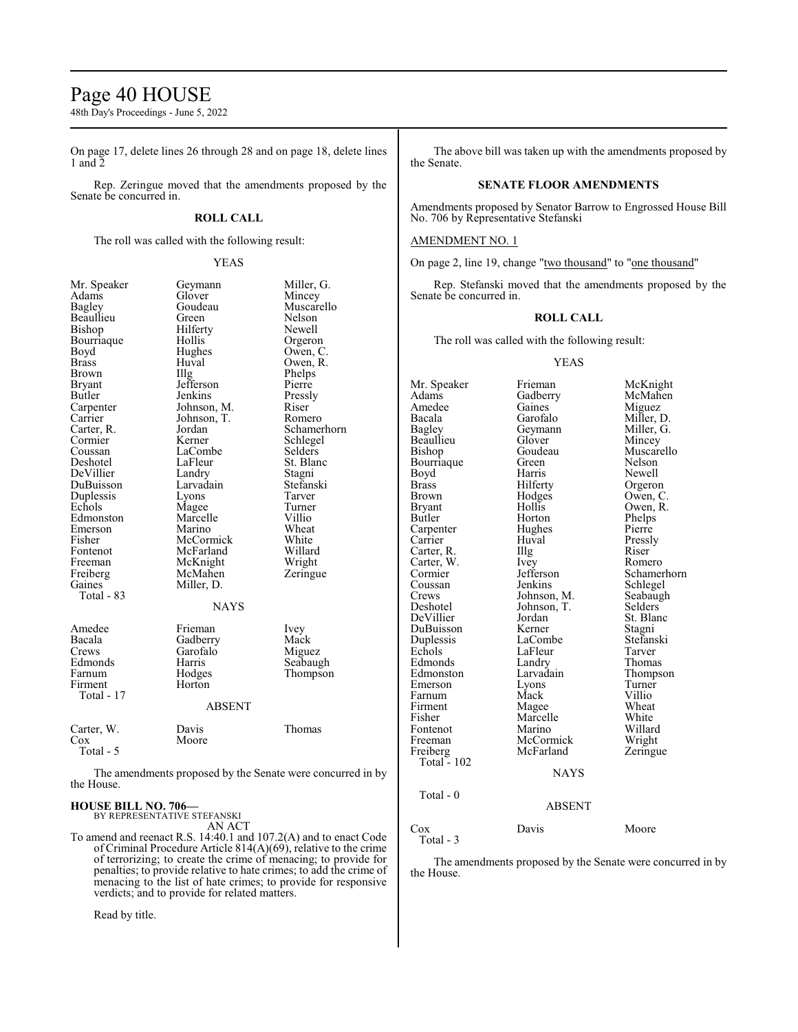On page 17, delete lines 26 through 28 and on page 18, delete lines 1 and 2

Rep. Zeringue moved that the amendments proposed by the Senate be concurred in.

**ROLL CALL**

The roll was called with the following result:

YEAS

| | | |
|---|---|---|
| Mr. Speaker | Geymann | Miller, G. |
| Adams | Glover | Mincey |
| Bagley | Goudeau | Muscarello |
| Beaullieu | Green | Nelson |
| Bishop | Hilferty | Newell |
| Bourriaque | Hollis | Orgeron |
| Boyd | Hughes | Owen, C. |
| Brass | Huval | Owen, R. |
| Brown | Illg | Phelps |
| Bryant | Jefferson | Pierre |
| Butler | Jenkins | Pressly |
| Carpenter | Johnson, M. | Riser |
| Carrier | Johnson, T. | Romero |
| Carter, R. | Jordan | Schamerhorn |
| Cormier | Kerner | Schlegel |
| Coussan | LaCombe | Selders |
| Deshotel | LaFleur | St. Blanc |
| DeVillier | Landry | Stagni |
| DuBuisson | Larvadain | Stefanski |
| Duplessis | Lyons | Tarver |
| Echols | Magee | Turner |
| Edmonston | Marcelle | Villio |
| Emerson | Marino | Wheat |
| Fisher | McCormick | White |
| Fontenot | McFarland | Willard |
| Freeman | McKnight | Wright |
| Freiberg | McMahen | Zeringue |
| Gaines | Miller, D. | |

Total - 83

NAYS

| | | |
|---|---|---|
| Amedee | Frieman | Ivey |
| Bacala | Gadberry | Mack |
| Crews | Garofalo | Miguez |
| Edmonds | Harris | Seabaugh |
| Farnum | Hodges | Thompson |
| Firment | Horton | |

Total - 17

ABSENT

| | | |
|---|---|---|
| Carter, W. | Davis | Thomas |
| Cox | Moore | |

Total - 5

The amendments proposed by the Senate were concurred in by the House.

**HOUSE BILL NO. 706—**
BY REPRESENTATIVE STEFANSKI

AN ACT

To amend and reenact R.S. 14:40.1 and 107.2(A) and to enact Code of Criminal Procedure Article 814(A)(69), relative to the crime of terrorizing; to create the crime of menacing; to provide for penalties; to provide relative to hate crimes; to add the crime of menacing to the list of hate crimes; to provide for responsive verdicts; and to provide for related matters.

Read by title.

The above bill was taken up with the amendments proposed by the Senate.

**SENATE FLOOR AMENDMENTS**

Amendments proposed by Senator Barrow to Engrossed House Bill No. 706 by Representative Stefanski

AMENDMENT NO. 1

On page 2, line 19, change "two thousand" to "one thousand"

Rep. Stefanski moved that the amendments proposed by the Senate be concurred in.

**ROLL CALL**

The roll was called with the following result:

YEAS

| | | |
|---|---|---|
| Mr. Speaker | Frieman | McKnight |
| Adams | Gadberry | McMahen |
| Amedee | Gaines | Miguez |
| Bacala | Garofalo | Miller, D. |
| Bagley | Geymann | Miller, G. |
| Beaullieu | Glover | Mincey |
| Bishop | Goudeau | Muscarello |
| Bourriaque | Green | Nelson |
| Boyd | Harris | Newell |
| Brass | Hilferty | Orgeron |
| Brown | Hodges | Owen, C. |
| Bryant | Hollis | Owen, R. |
| Butler | Horton | Phelps |
| Carpenter | Hughes | Pierre |
| Carrier | Huval | Pressly |
| Carter, R. | Illg | Riser |
| Carter, W. | Ivey | Romero |
| Cormier | Jefferson | Schamerhorn |
| Coussan | Jenkins | Schlegel |
| Crews | Johnson, M. | Seabaugh |
| Deshotel | Johnson, T. | Selders |
| DeVillier | Jordan | St. Blanc |
| DuBuisson | Kerner | Stagni |
| Duplessis | LaCombe | Stefanski |
| Echols | LaFleur | Tarver |
| Edmonds | Landry | Thomas |
| Edmonston | Larvadain | Thompson |
| Emerson | Lyons | Turner |
| Farnum | Mack | Villio |
| Firment | Magee | Wheat |
| Fisher | Marcelle | White |
| Fontenot | Marino | Willard |
| Freeman | McCormick | Wright |
| Freiberg | McFarland | Zeringue |

Total - 102

NAYS

Total - 0

ABSENT

| | | |
|---|---|---|
| Cox | Davis | Moore |

Total - 3

The amendments proposed by the Senate were concurred in by the House.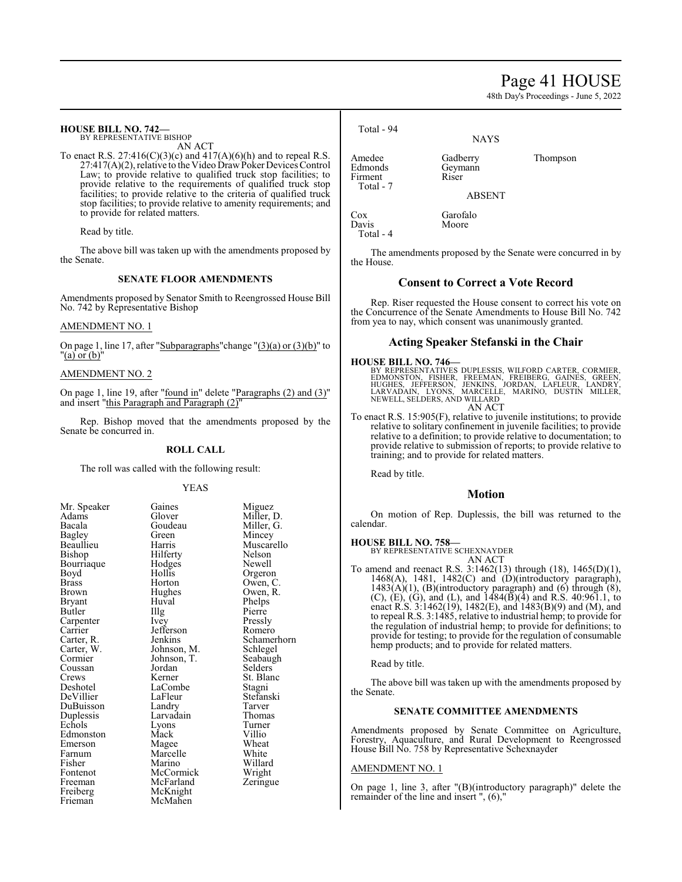**HOUSE BILL NO. 742—**

BY REPRESENTATIVE BISHOP

AN ACT

To enact R.S. 27:416(C)(3)(c) and 417(A)(6)(h) and to repeal R.S. 27:417(A)(2), relative to the Video Draw Poker Devices Control Law; to provide relative to qualified truck stop facilities; to provide relative to the requirements of qualified truck stop facilities; to provide relative to the criteria of qualified truck stop facilities; to provide relative to amenity requirements; and to provide for related matters.

Read by title.

The above bill was taken up with the amendments proposed by the Senate.

### SENATE FLOOR AMENDMENTS

Amendments proposed by Senator Smith to Reengrossed House Bill No. 742 by Representative Bishop

AMENDMENT NO. 1

On page 1, line 17, after "Subparagraphs" change "(3)(a) or (3)(b)" to "(a) or (b)"

AMENDMENT NO. 2

On page 1, line 19, after "found in" delete "Paragraphs (2) and (3)" and insert "this Paragraph and Paragraph (2)"

Rep. Bishop moved that the amendments proposed by the Senate be concurred in.

### ROLL CALL

The roll was called with the following result:

YEAS

| | | |
|---|---|---|
| Mr. Speaker | Gaines | Miguez |
| Adams | Glover | Miller, D. |
| Bacala | Goudeau | Miller, G. |
| Bagley | Green | Mincey |
| Beaullieu | Harris | Muscarello |
| Bishop | Hilferty | Nelson |
| Bourriaque | Hodges | Newell |
| Boyd | Hollis | Orgeron |
| Brass | Horton | Owen, C. |
| Brown | Hughes | Owen, R. |
| Bryant | Huval | Phelps |
| Butler | Illg | Pierre |
| Carpenter | Ivey | Pressly |
| Carrier | Jefferson | Romero |
| Carter, R. | Jenkins | Schamerhorn |
| Carter, W. | Johnson, M. | Schlegel |
| Cormier | Johnson, T. | Seabaugh |
| Coussan | Jordan | Selders |
| Crews | Kerner | St. Blanc |
| Deshotel | LaCombe | Stagni |
| DeVillier | LaFleur | Stefanski |
| DuBuisson | Landry | Tarver |
| Duplessis | Larvadain | Thomas |
| Echols | Lyons | Turner |
| Edmonston | Mack | Villio |
| Emerson | Magee | Wheat |
| Farnum | Marcelle | White |
| Fisher | Marino | Willard |
| Fontenot | McCormick | Wright |
| Freeman | McFarland | Zeringue |
| Freiberg | McKnight | |
| Frieman | McMahen | |

Total - 94

NAYS

| | | |
|---|---|---|
| Amedee | Gadberry | Thompson |
| Edmonds | Geymann | |
| Firment | Riser | |

Total - 7

ABSENT

| | |
|---|---|
| Cox | Garofalo |
| Davis | Moore |

Total - 4

The amendments proposed by the Senate were concurred in by the House.

## Consent to Correct a Vote Record

Rep. Riser requested the House consent to correct his vote on the Concurrence of the Senate Amendments to House Bill No. 742 from yea to nay, which consent was unanimously granted.

## Acting Speaker Stefanski in the Chair

**HOUSE BILL NO. 746—**

BY REPRESENTATIVES DUPLESSIS, WILFORD CARTER, CORMIER, EDMONSTON, FISHER, FREEMAN, FREIBERG, GAINES, GREEN, HUGHES, JEFFERSON, JENKINS, JORDAN, LAFLEUR, LANDRY, LARVADAIN, LYONS, MARCELLE, MARINO, DUSTIN MILLER, NEWELL, SELDERS, AND WILLARD

AN ACT

To enact R.S. 15:905(F), relative to juvenile institutions; to provide relative to solitary confinement in juvenile facilities; to provide relative to a definition; to provide relative to documentation; to provide relative to submission of reports; to provide relative to training; and to provide for related matters.

Read by title.

## Motion

On motion of Rep. Duplessis, the bill was returned to the calendar.

**HOUSE BILL NO. 758—**

BY REPRESENTATIVE SCHEXNAYDER

AN ACT

To amend and reenact R.S. 3:1462(13) through (18), 1465(D)(1), 1468(A), 1481, 1482(C) and (D)(introductory paragraph), 1483(A)(1), (B)(introductory paragraph) and (6) through (8), (C), (E), (G), and (L), and 1484(B)(4) and R.S. 40:961.1, to enact R.S. 3:1462(19), 1482(E), and 1483(B)(9) and (M), and to repeal R.S. 3:1485, relative to industrial hemp; to provide for the regulation of industrial hemp; to provide for definitions; to provide for testing; to provide for the regulation of consumable hemp products; and to provide for related matters.

Read by title.

The above bill was taken up with the amendments proposed by the Senate.

### SENATE COMMITTEE AMENDMENTS

Amendments proposed by Senate Committee on Agriculture, Forestry, Aquaculture, and Rural Development to Reengrossed House Bill No. 758 by Representative Schexnayder

AMENDMENT NO. 1

On page 1, line 3, after "(B)(introductory paragraph)" delete the remainder of the line and insert ", (6),"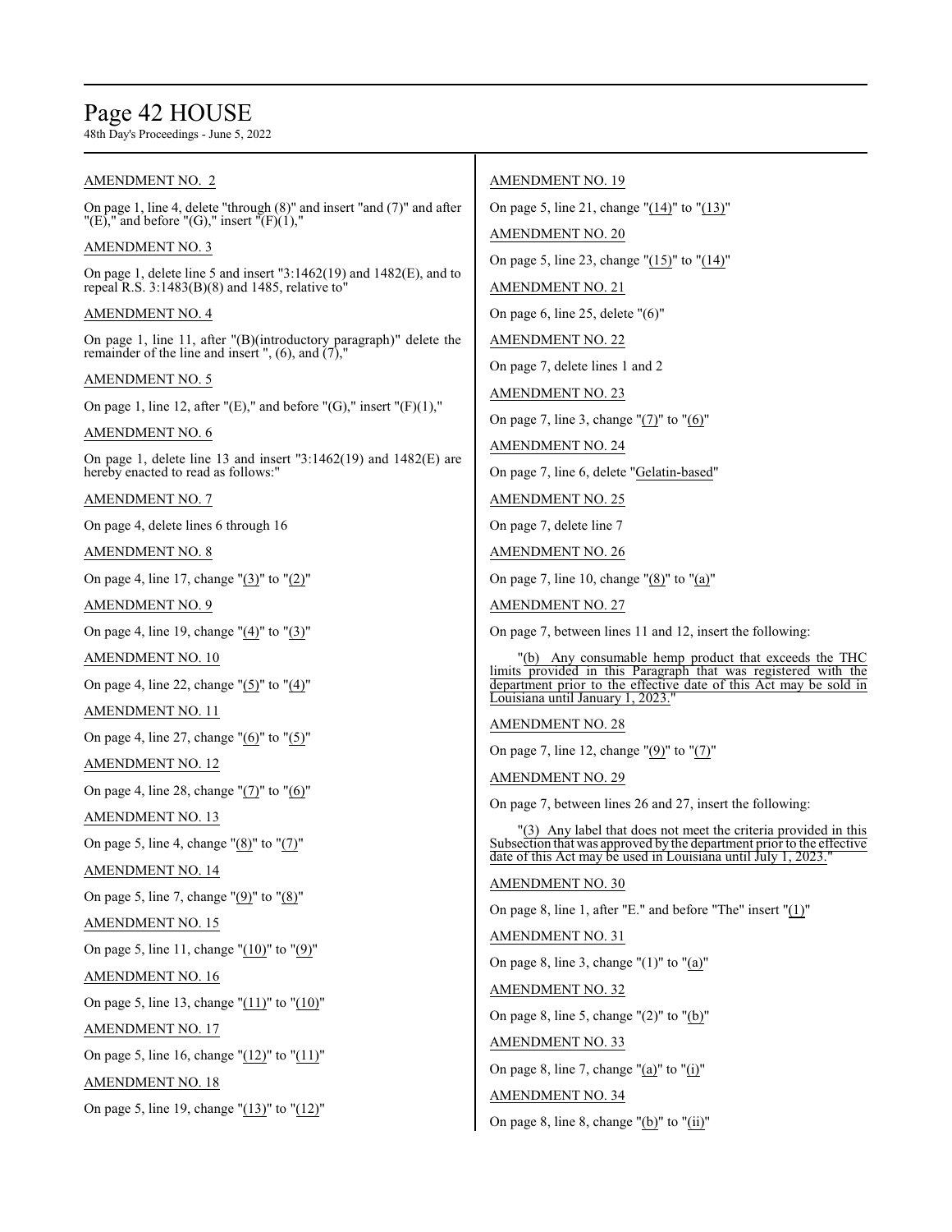AMENDMENT NO. 2

On page 1, line 4, delete "through (8)" and insert "and (7)" and after "(E)," and before "(G)," insert "(F)(1),"

AMENDMENT NO. 3

On page 1, delete line 5 and insert "3:1462(19) and 1482(E), and to repeal R.S. 3:1483(B)(8) and 1485, relative to"

AMENDMENT NO. 4

On page 1, line 11, after "(B)(introductory paragraph)" delete the remainder of the line and insert ", (6), and (7),"

AMENDMENT NO. 5

On page 1, line 12, after "(E)," and before "(G)," insert "(F)(1),"

AMENDMENT NO. 6

On page 1, delete line 13 and insert "3:1462(19) and 1482(E) are hereby enacted to read as follows:"

AMENDMENT NO. 7

On page 4, delete lines 6 through 16

AMENDMENT NO. 8

On page 4, line 17, change "(3)" to "(2)"

AMENDMENT NO. 9

On page 4, line 19, change "(4)" to "(3)"

AMENDMENT NO. 10

On page 4, line 22, change "(5)" to "(4)"

AMENDMENT NO. 11

On page 4, line 27, change "(6)" to "(5)"

AMENDMENT NO. 12

On page 4, line 28, change "(7)" to "(6)"

AMENDMENT NO. 13

On page 5, line 4, change "(8)" to "(7)"

AMENDMENT NO. 14

On page 5, line 7, change "(9)" to "(8)"

AMENDMENT NO. 15

On page 5, line 11, change "(10)" to "(9)"

AMENDMENT NO. 16

On page 5, line 13, change "(11)" to "(10)"

AMENDMENT NO. 17

On page 5, line 16, change "(12)" to "(11)"

AMENDMENT NO. 18

On page 5, line 19, change "(13)" to "(12)"

AMENDMENT NO. 19

On page 5, line 21, change "(14)" to "(13)"

AMENDMENT NO. 20

On page 5, line 23, change "(15)" to "(14)"

AMENDMENT NO. 21

On page 6, line 25, delete "(6)"

AMENDMENT NO. 22

On page 7, delete lines 1 and 2

AMENDMENT NO. 23

On page 7, line 3, change "(7)" to "(6)"

AMENDMENT NO. 24

On page 7, line 6, delete "Gelatin-based"

AMENDMENT NO. 25

On page 7, delete line 7

AMENDMENT NO. 26

On page 7, line 10, change "(8)" to "(a)"

AMENDMENT NO. 27

On page 7, between lines 11 and 12, insert the following:

"(b) Any consumable hemp product that exceeds the THC limits provided in this Paragraph that was registered with the department prior to the effective date of this Act may be sold in Louisiana until January 1, 2023."

AMENDMENT NO. 28

On page 7, line 12, change "(9)" to "(7)"

AMENDMENT NO. 29

On page 7, between lines 26 and 27, insert the following:

"(3) Any label that does not meet the criteria provided in this Subsection that was approved by the department prior to the effective date of this Act may be used in Louisiana until July 1, 2023."

AMENDMENT NO. 30

On page 8, line 1, after "E." and before "The" insert "(1)"

AMENDMENT NO. 31

On page 8, line 3, change "(1)" to "(a)"

AMENDMENT NO. 32

On page 8, line 5, change "(2)" to "(b)"

AMENDMENT NO. 33

On page 8, line 7, change "(a)" to "(i)"

AMENDMENT NO. 34

On page 8, line 8, change "(b)" to "(ii)"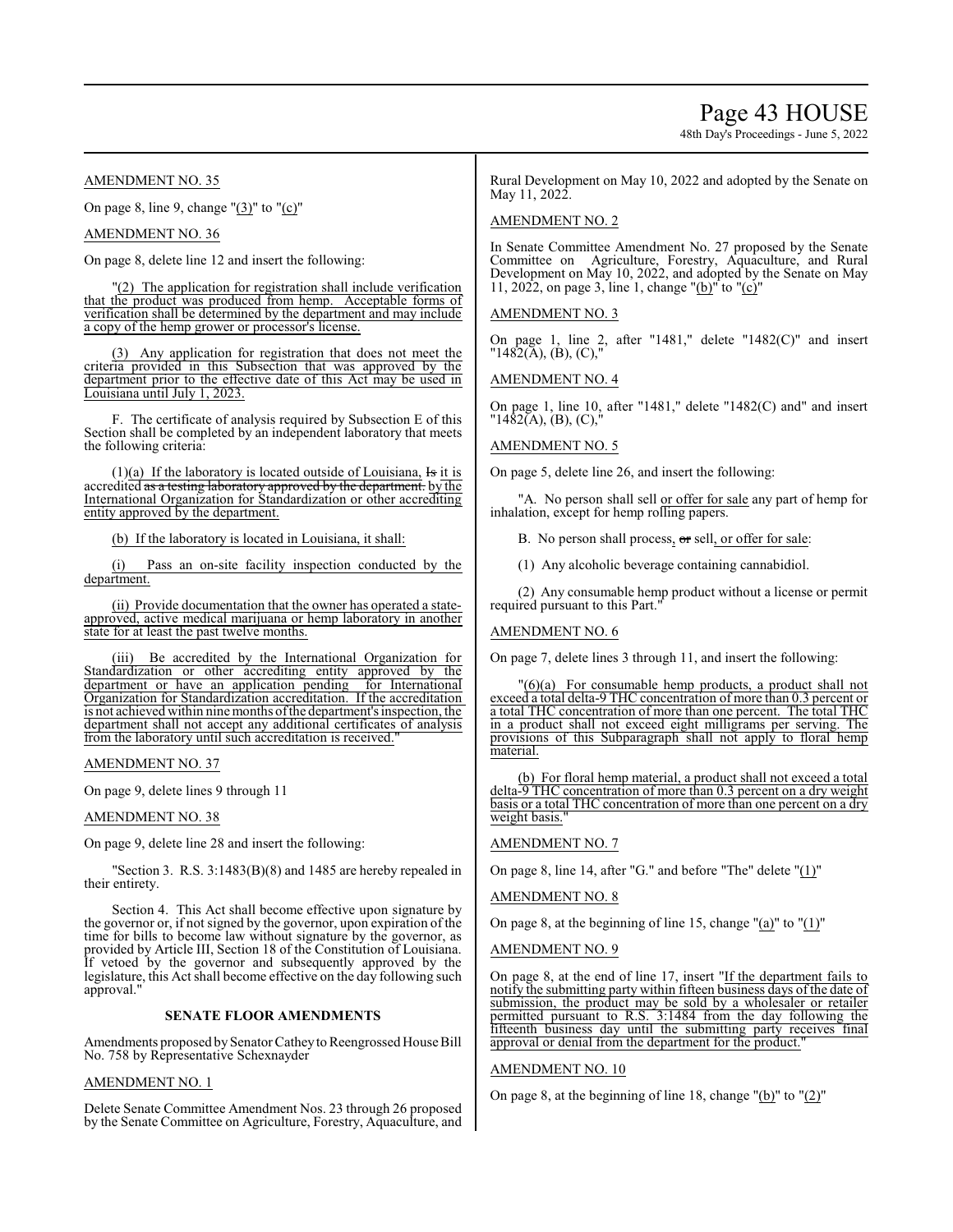AMENDMENT NO. 35

On page 8, line 9, change "(3)" to "(c)"

AMENDMENT NO. 36

On page 8, delete line 12 and insert the following:

"(2) The application for registration shall include verification that the product was produced from hemp. Acceptable forms of verification shall be determined by the department and may include a copy of the hemp grower or processor's license.

(3) Any application for registration that does not meet the criteria provided in this Subsection that was approved by the department prior to the effective date of this Act may be used in Louisiana until July 1, 2023.

F. The certificate of analysis required by Subsection E of this Section shall be completed by an independent laboratory that meets the following criteria:

(1)(a) If the laboratory is located outside of Louisiana, ~~Is~~ it is accredited ~~as a testing laboratory approved by the department.~~ by the International Organization for Standardization or other accrediting entity approved by the department.

(b) If the laboratory is located in Louisiana, it shall:

(i) Pass an on-site facility inspection conducted by the department.

(ii) Provide documentation that the owner has operated a state-approved, active medical marijuana or hemp laboratory in another state for at least the past twelve months.

(iii) Be accredited by the International Organization for Standardization or other accrediting entity approved by the department or have an application pending for International Organization for Standardization accreditation. If the accreditation is not achieved within nine months of the department's inspection, the department shall not accept any additional certificates of analysis from the laboratory until such accreditation is received."

AMENDMENT NO. 37

On page 9, delete lines 9 through 11

AMENDMENT NO. 38

On page 9, delete line 28 and insert the following:

"Section 3. R.S. 3:1483(B)(8) and 1485 are hereby repealed in their entirety.

Section 4. This Act shall become effective upon signature by the governor or, if not signed by the governor, upon expiration of the time for bills to become law without signature by the governor, as provided by Article III, Section 18 of the Constitution of Louisiana. If vetoed by the governor and subsequently approved by the legislature, this Act shall become effective on the day following such approval."

## SENATE FLOOR AMENDMENTS

Amendments proposed by Senator Cathey to Reengrossed House Bill No. 758 by Representative Schexnayder

AMENDMENT NO. 1

Delete Senate Committee Amendment Nos. 23 through 26 proposed by the Senate Committee on Agriculture, Forestry, Aquaculture, and Rural Development on May 10, 2022 and adopted by the Senate on May 11, 2022.

AMENDMENT NO. 2

In Senate Committee Amendment No. 27 proposed by the Senate Committee on Agriculture, Forestry, Aquaculture, and Rural Development on May 10, 2022, and adopted by the Senate on May 11, 2022, on page 3, line 1, change "(b)" to "(c)"

AMENDMENT NO. 3

On page 1, line 2, after "1481," delete "1482(C)" and insert "1482(A), (B), (C),"

AMENDMENT NO. 4

On page 1, line 10, after "1481," delete "1482(C) and" and insert "1482(A), (B), (C),"

AMENDMENT NO. 5

On page 5, delete line 26, and insert the following:

"A. No person shall sell or offer for sale any part of hemp for inhalation, except for hemp rolling papers.

B. No person shall process, ~~or~~ sell, or offer for sale:

(1) Any alcoholic beverage containing cannabidiol.

(2) Any consumable hemp product without a license or permit required pursuant to this Part."

AMENDMENT NO. 6

On page 7, delete lines 3 through 11, and insert the following:

"(6)(a) For consumable hemp products, a product shall not exceed a total delta-9 THC concentration of more than 0.3 percent or a total THC concentration of more than one percent. The total THC in a product shall not exceed eight milligrams per serving. The provisions of this Subparagraph shall not apply to floral hemp material.

(b) For floral hemp material, a product shall not exceed a total delta-9 THC concentration of more than 0.3 percent on a dry weight basis or a total THC concentration of more than one percent on a dry weight basis."

AMENDMENT NO. 7

On page 8, line 14, after "G." and before "The" delete "(1)"

AMENDMENT NO. 8

On page 8, at the beginning of line 15, change "(a)" to "(1)"

AMENDMENT NO. 9

On page 8, at the end of line 17, insert "If the department fails to notify the submitting party within fifteen business days of the date of submission, the product may be sold by a wholesaler or retailer permitted pursuant to R.S. 3:1484 from the day following the fifteenth business day until the submitting party receives final approval or denial from the department for the product."

AMENDMENT NO. 10

On page 8, at the beginning of line 18, change "(b)" to "(2)"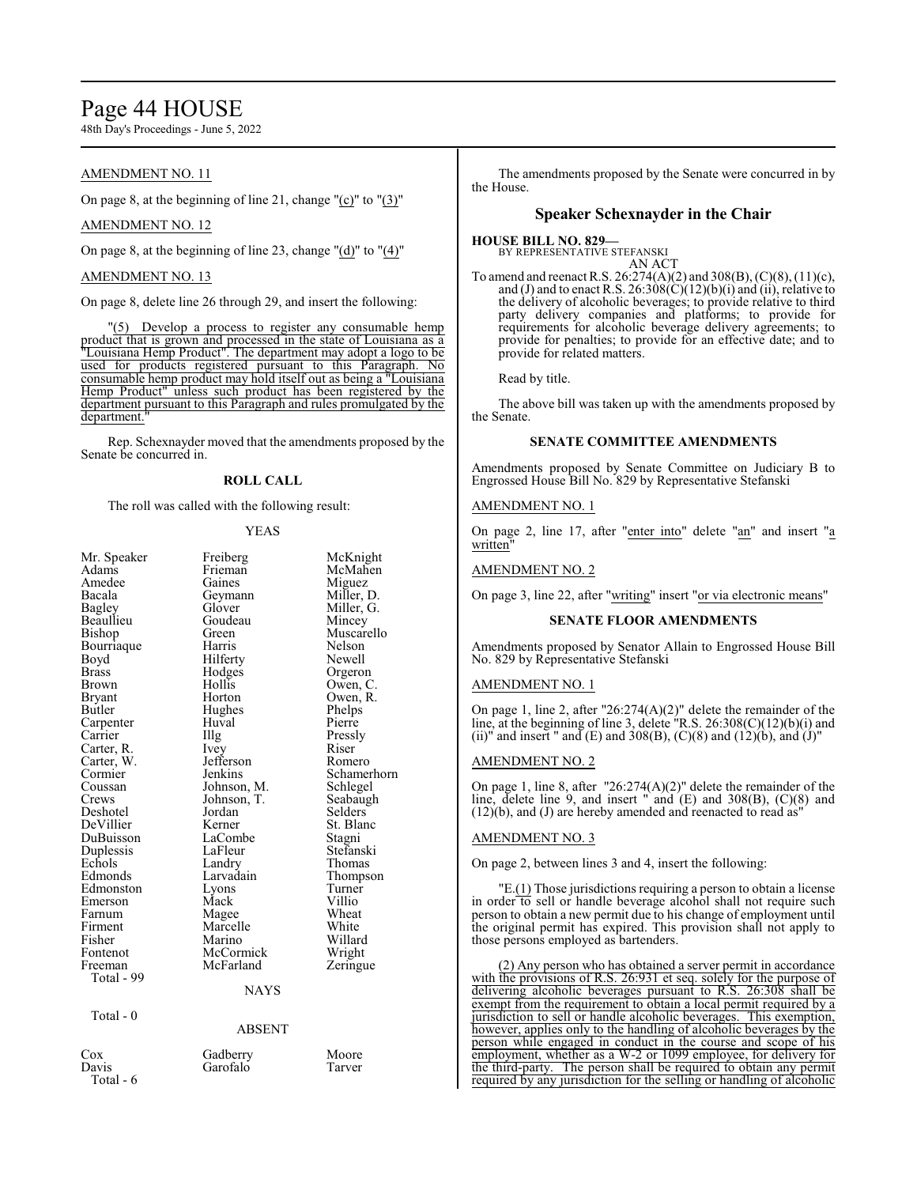AMENDMENT NO. 11

On page 8, at the beginning of line 21, change "(c)" to "(3)"

AMENDMENT NO. 12

On page 8, at the beginning of line 23, change "(d)" to "(4)"

AMENDMENT NO. 13

On page 8, delete line 26 through 29, and insert the following:

"(5) Develop a process to register any consumable hemp product that is grown and processed in the state of Louisiana as a "Louisiana Hemp Product". The department may adopt a logo to be used for products registered pursuant to this Paragraph. No consumable hemp product may hold itself out as being a "Louisiana Hemp Product" unless such product has been registered by the department pursuant to this Paragraph and rules promulgated by the department."

Rep. Schexnayder moved that the amendments proposed by the Senate be concurred in.

**ROLL CALL**

The roll was called with the following result:

YEAS

| | | |
|---|---|---|
| Mr. Speaker | Freiberg | McKnight |
| Adams | Frieman | McMahen |
| Amedee | Gaines | Miguez |
| Bacala | Geymann | Miller, D. |
| Bagley | Glover | Miller, G. |
| Beaullieu | Goudeau | Mincey |
| Bishop | Green | Muscarello |
| Bourriaque | Harris | Nelson |
| Boyd | Hilferty | Newell |
| Brass | Hodges | Orgeron |
| Brown | Hollis | Owen, C. |
| Bryant | Horton | Owen, R. |
| Butler | Hughes | Phelps |
| Carpenter | Huval | Pierre |
| Carrier | Illg | Pressly |
| Carter, R. | Ivey | Riser |
| Carter, W. | Jefferson | Romero |
| Cormier | Jenkins | Schamerhorn |
| Coussan | Johnson, M. | Schlegel |
| Crews | Johnson, T. | Seabaugh |
| Deshotel | Jordan | Selders |
| DeVillier | Kerner | St. Blanc |
| DuBuisson | LaCombe | Stagni |
| Duplessis | LaFleur | Stefanski |
| Echols | Landry | Thomas |
| Edmonds | Larvadain | Thompson |
| Edmonston | Lyons | Turner |
| Emerson | Mack | Villio |
| Farnum | Magee | Wheat |
| Firment | Marcelle | White |
| Fisher | Marino | Willard |
| Fontenot | McCormick | Wright |
| Freeman | McFarland | Zeringue |

Total - 99

NAYS

Total - 0

ABSENT

| | | |
|---|---|---|
| Cox | Gadberry | Moore |
| Davis | Garofalo | Tarver |

Total - 6

The amendments proposed by the Senate were concurred in by the House.

## Speaker Schexnayder in the Chair

**HOUSE BILL NO. 829—**
BY REPRESENTATIVE STEFANSKI
AN ACT

To amend and reenact R.S. 26:274(A)(2) and 308(B), (C)(8), (11)(c), and (J) and to enact R.S. 26:308(C)(12)(b)(i) and (ii), relative to the delivery of alcoholic beverages; to provide relative to third party delivery companies and platforms; to provide for requirements for alcoholic beverage delivery agreements; to provide for penalties; to provide for an effective date; and to provide for related matters.

Read by title.

The above bill was taken up with the amendments proposed by the Senate.

**SENATE COMMITTEE AMENDMENTS**

Amendments proposed by Senate Committee on Judiciary B to Engrossed House Bill No. 829 by Representative Stefanski

AMENDMENT NO. 1

On page 2, line 17, after "enter into" delete "an" and insert "a written"

AMENDMENT NO. 2

On page 3, line 22, after "writing" insert "or via electronic means"

**SENATE FLOOR AMENDMENTS**

Amendments proposed by Senator Allain to Engrossed House Bill No. 829 by Representative Stefanski

AMENDMENT NO. 1

On page 1, line 2, after "26:274(A)(2)" delete the remainder of the line, at the beginning of line 3, delete "R.S. 26:308(C)(12)(b)(i) and (ii)" and insert " and (E) and 308(B), (C)(8) and (12)(b), and (J)"

AMENDMENT NO. 2

On page 1, line 8, after "26:274(A)(2)" delete the remainder of the line, delete line 9, and insert " and (E) and 308(B), (C)(8) and (12)(b), and (J) are hereby amended and reenacted to read as"

AMENDMENT NO. 3

On page 2, between lines 3 and 4, insert the following:

"E.(1) Those jurisdictions requiring a person to obtain a license in order to sell or handle beverage alcohol shall not require such person to obtain a new permit due to his change of employment until the original permit has expired. This provision shall not apply to those persons employed as bartenders.

(2) Any person who has obtained a server permit in accordance with the provisions of R.S. 26:931 et seq. solely for the purpose of delivering alcoholic beverages pursuant to R.S. 26:308 shall be exempt from the requirement to obtain a local permit required by a jurisdiction to sell or handle alcoholic beverages. This exemption, however, applies only to the handling of alcoholic beverages by the person while engaged in conduct in the course and scope of his employment, whether as a W-2 or 1099 employee, for delivery for the third-party. The person shall be required to obtain any permit required by any jurisdiction for the selling or handling of alcoholic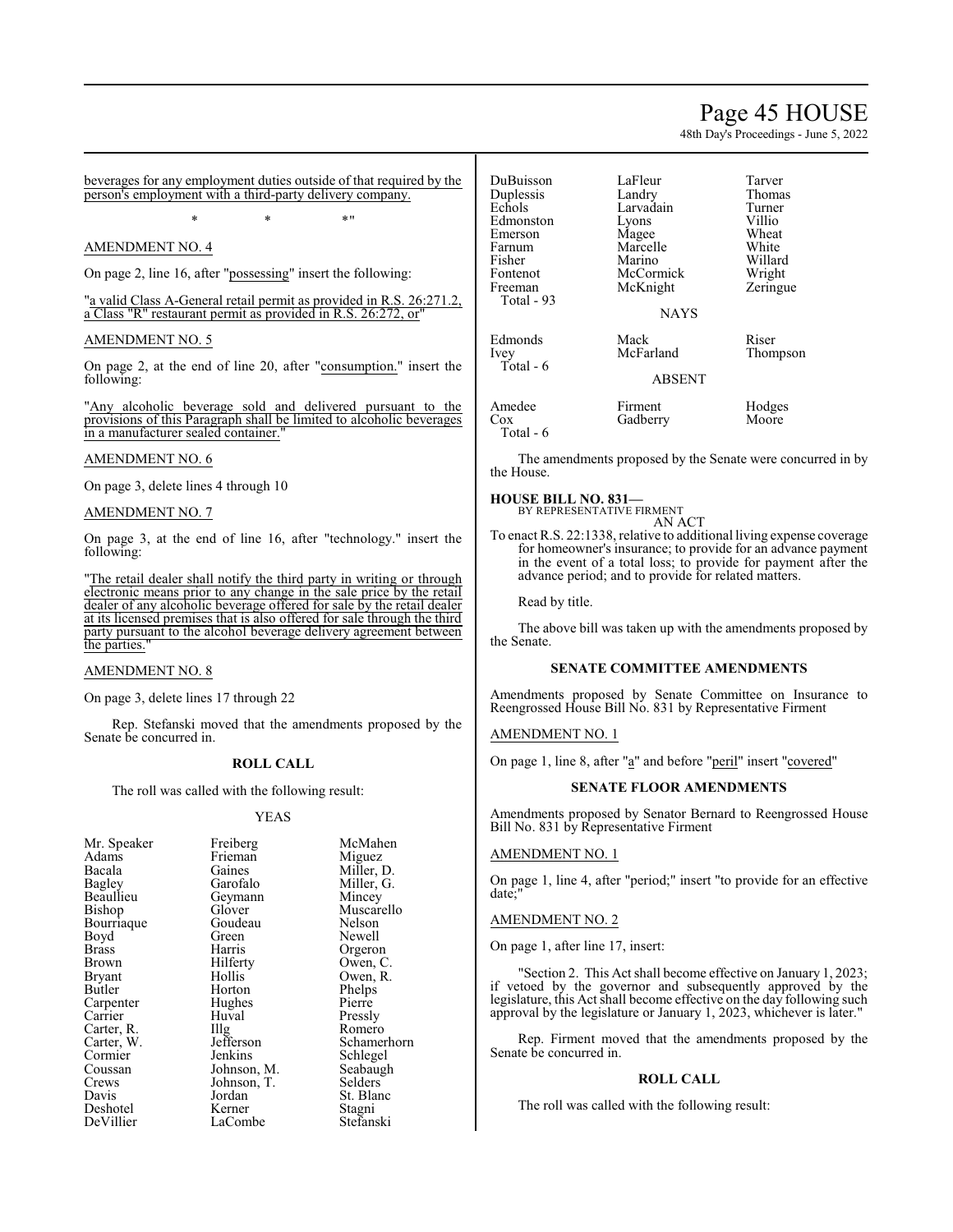beverages for any employment duties outside of that required by the person's employment with a third-party delivery company.

\* \* \*"

AMENDMENT NO. 4

On page 2, line 16, after "possessing" insert the following:

"a valid Class A-General retail permit as provided in R.S. 26:271.2, a Class "R" restaurant permit as provided in R.S. 26:272, or"

AMENDMENT NO. 5

On page 2, at the end of line 20, after "consumption." insert the following:

"Any alcoholic beverage sold and delivered pursuant to the provisions of this Paragraph shall be limited to alcoholic beverages in a manufacturer sealed container."

AMENDMENT NO. 6

On page 3, delete lines 4 through 10

AMENDMENT NO. 7

On page 3, at the end of line 16, after "technology." insert the following:

"The retail dealer shall notify the third party in writing or through electronic means prior to any change in the sale price by the retail dealer of any alcoholic beverage offered for sale by the retail dealer at its licensed premises that is also offered for sale through the third party pursuant to the alcohol beverage delivery agreement between the parties."

AMENDMENT NO. 8

On page 3, delete lines 17 through 22

Rep. Stefanski moved that the amendments proposed by the Senate be concurred in.

**ROLL CALL**

The roll was called with the following result:

YEAS

| | | |
|---|---|---|
| Mr. Speaker | Freiberg | McMahen |
| Adams | Frieman | Miguez |
| Bacala | Gaines | Miller, D. |
| Bagley | Garofalo | Miller, G. |
| Beaullieu | Geymann | Mincey |
| Bishop | Glover | Muscarello |
| Bourriaque | Goudeau | Nelson |
| Boyd | Green | Newell |
| Brass | Harris | Orgeron |
| Brown | Hilferty | Owen, C. |
| Bryant | Hollis | Owen, R. |
| Butler | Horton | Phelps |
| Carpenter | Hughes | Pierre |
| Carrier | Huval | Pressly |
| Carter, R. | Illg | Romero |
| Carter, W. | Jefferson | Schamerhorn |
| Cormier | Jenkins | Schlegel |
| Coussan | Johnson, M. | Seabaugh |
| Crews | Johnson, T. | Selders |
| Davis | Jordan | St. Blanc |
| Deshotel | Kerner | Stagni |
| DeVillier | LaCombe | Stefanski |
| DuBuisson | LaFleur | Tarver |
| Duplessis | Landry | Thomas |
| Echols | Larvadain | Turner |
| Edmonston | Lyons | Villio |
| Emerson | Magee | Wheat |
| Farnum | Marcelle | White |
| Fisher | Marino | Willard |
| Fontenot | McCormick | Wright |
| Freeman | McKnight | Zeringue |
| Total - 93 | | |

NAYS

| | | |
|---|---|---|
| Edmonds | Mack | Riser |
| Ivey | McFarland | Thompson |
| Total - 6 | | |

ABSENT

| | | |
|---|---|---|
| Amedee | Firment | Hodges |
| Cox | Gadberry | Moore |
| Total - 6 | | |

The amendments proposed by the Senate were concurred in by the House.

**HOUSE BILL NO. 831—**
BY REPRESENTATIVE FIRMENT
AN ACT

To enact R.S. 22:1338, relative to additional living expense coverage for homeowner's insurance; to provide for an advance payment in the event of a total loss; to provide for payment after the advance period; and to provide for related matters.

Read by title.

The above bill was taken up with the amendments proposed by the Senate.

**SENATE COMMITTEE AMENDMENTS**

Amendments proposed by Senate Committee on Insurance to Reengrossed House Bill No. 831 by Representative Firment

AMENDMENT NO. 1

On page 1, line 8, after "a" and before "peril" insert "covered"

**SENATE FLOOR AMENDMENTS**

Amendments proposed by Senator Bernard to Reengrossed House Bill No. 831 by Representative Firment

AMENDMENT NO. 1

On page 1, line 4, after "period;" insert "to provide for an effective date;"

AMENDMENT NO. 2

On page 1, after line 17, insert:

"Section 2. This Act shall become effective on January 1, 2023; if vetoed by the governor and subsequently approved by the legislature, this Act shall become effective on the day following such approval by the legislature or January 1, 2023, whichever is later."

Rep. Firment moved that the amendments proposed by the Senate be concurred in.

**ROLL CALL**

The roll was called with the following result: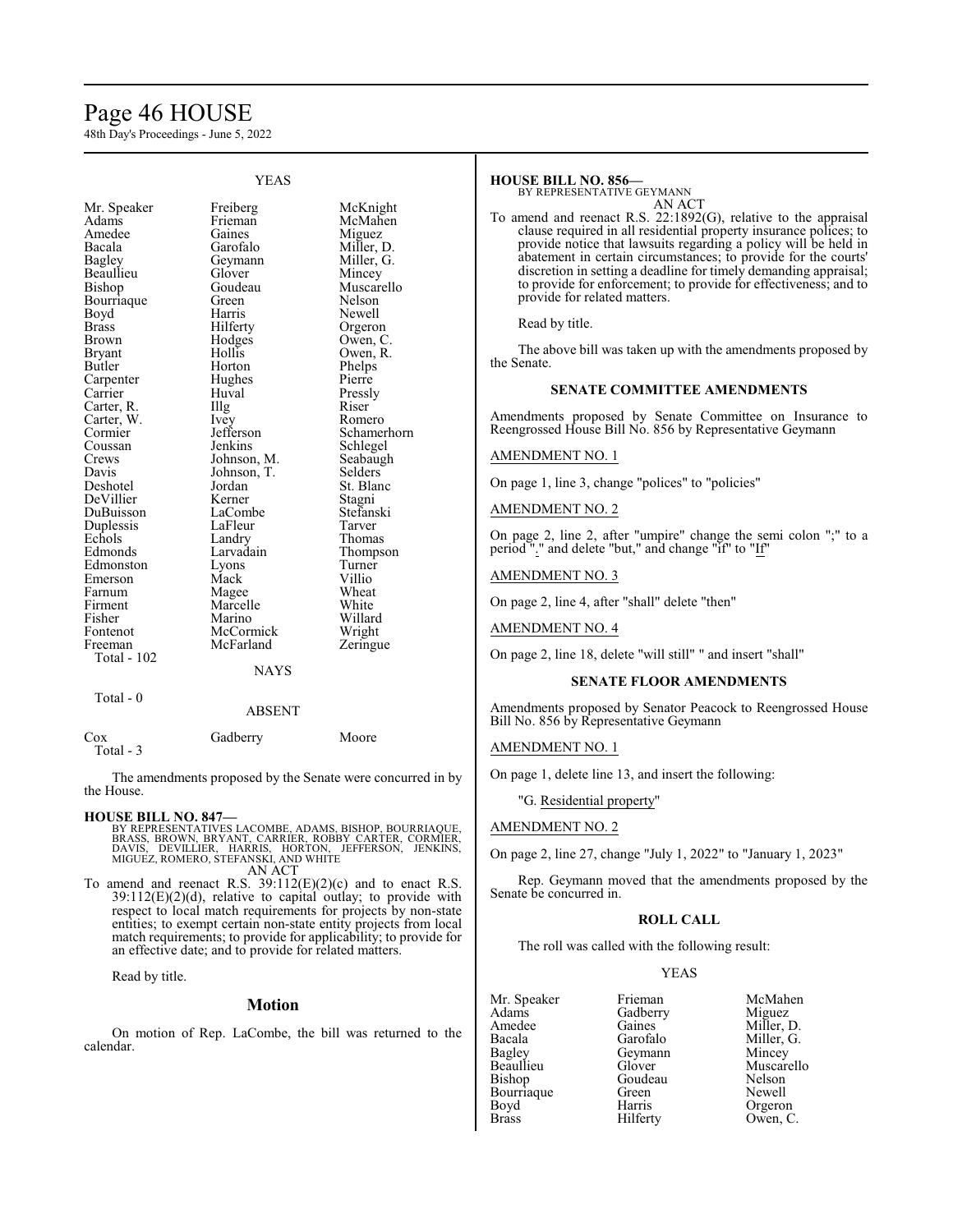YEAS

| | | |
|---|---|---|
| Mr. Speaker | Freiberg | McKnight |
| Adams | Frieman | McMahen |
| Amedee | Gaines | Miguez |
| Bacala | Garofalo | Miller, D. |
| Bagley | Geymann | Miller, G. |
| Beaullieu | Glover | Mincey |
| Bishop | Goudeau | Muscarello |
| Bourriaque | Green | Nelson |
| Boyd | Harris | Newell |
| Brass | Hilferty | Orgeron |
| Brown | Hodges | Owen, C. |
| Bryant | Hollis | Owen, R. |
| Butler | Horton | Phelps |
| Carpenter | Hughes | Pierre |
| Carrier | Huval | Pressly |
| Carter, R. | Illg | Riser |
| Carter, W. | Ivey | Romero |
| Cormier | Jefferson | Schamerhorn |
| Coussan | Jenkins | Schlegel |
| Crews | Johnson, M. | Seabaugh |
| Davis | Johnson, T. | Selders |
| Deshotel | Jordan | St. Blanc |
| DeVillier | Kerner | Stagni |
| DuBuisson | LaCombe | Stefanski |
| Duplessis | LaFleur | Tarver |
| Echols | Landry | Thomas |
| Edmonds | Larvadain | Thompson |
| Edmonston | Lyons | Turner |
| Emerson | Mack | Villio |
| Farnum | Magee | Wheat |
| Firment | Marcelle | White |
| Fisher | Marino | Willard |
| Fontenot | McCormick | Wright |
| Freeman | McFarland | Zeringue |

Total - 102

NAYS

Total - 0

ABSENT

| | | |
|---|---|---|
| Cox | Gadberry | Moore |

Total - 3

The amendments proposed by the Senate were concurred in by the House.

**HOUSE BILL NO. 847—**
BY REPRESENTATIVES LACOMBE, ADAMS, BISHOP, BOURRIAQUE, BRASS, BROWN, BRYANT, CARRIER, ROBBY CARTER, CORMIER, DAVIS, DEVILLIER, HARRIS, HORTON, JEFFERSON, JENKINS, MIGUEZ, ROMERO, STEFANSKI, AND WHITE

AN ACT

To amend and reenact R.S. 39:112(E)(2)(c) and to enact R.S. 39:112(E)(2)(d), relative to capital outlay; to provide with respect to local match requirements for projects by non-state entities; to exempt certain non-state entity projects from local match requirements; to provide for applicability; to provide for an effective date; and to provide for related matters.

Read by title.

## Motion

On motion of Rep. LaCombe, the bill was returned to the calendar.

**HOUSE BILL NO. 856—**
BY REPRESENTATIVE GEYMANN

AN ACT

To amend and reenact R.S. 22:1892(G), relative to the appraisal clause required in all residential property insurance polices; to provide notice that lawsuits regarding a policy will be held in abatement in certain circumstances; to provide for the courts' discretion in setting a deadline for timely demanding appraisal; to provide for enforcement; to provide for effectiveness; and to provide for related matters.

Read by title.

The above bill was taken up with the amendments proposed by the Senate.

### SENATE COMMITTEE AMENDMENTS

Amendments proposed by Senate Committee on Insurance to Reengrossed House Bill No. 856 by Representative Geymann

AMENDMENT NO. 1

On page 1, line 3, change "polices" to "policies"

AMENDMENT NO. 2

On page 2, line 2, after "umpire" change the semi colon ";" to a period "." and delete "but," and change "if" to "If"

AMENDMENT NO. 3

On page 2, line 4, after "shall" delete "then"

AMENDMENT NO. 4

On page 2, line 18, delete "will still" " and insert "shall"

### SENATE FLOOR AMENDMENTS

Amendments proposed by Senator Peacock to Reengrossed House Bill No. 856 by Representative Geymann

AMENDMENT NO. 1

On page 1, delete line 13, and insert the following:

"G. Residential property"

AMENDMENT NO. 2

On page 2, line 27, change "July 1, 2022" to "January 1, 2023"

Rep. Geymann moved that the amendments proposed by the Senate be concurred in.

### ROLL CALL

The roll was called with the following result:

YEAS

| | | |
|---|---|---|
| Mr. Speaker | Frieman | McMahen |
| Adams | Gadberry | Miguez |
| Amedee | Gaines | Miller, D. |
| Bacala | Garofalo | Miller, G. |
| Bagley | Geymann | Mincey |
| Beaullieu | Glover | Muscarello |
| Bishop | Goudeau | Nelson |
| Bourriaque | Green | Newell |
| Boyd | Harris | Orgeron |
| Brass | Hilferty | Owen, C. |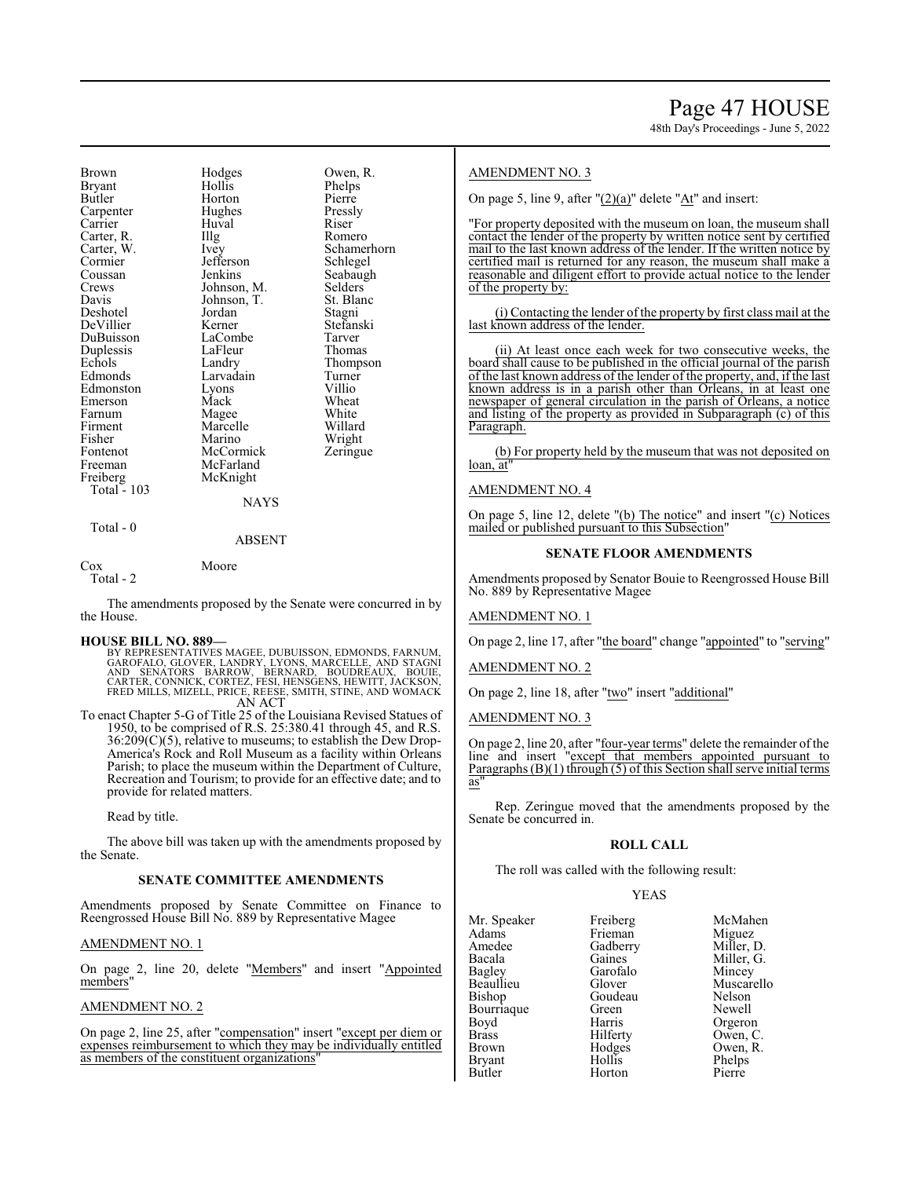| | | |
|---|---|---|
| Brown | Hodges | Owen, R. |
| Bryant | Hollis | Phelps |
| Butler | Horton | Pierre |
| Carpenter | Hughes | Pressly |
| Carrier | Huval | Riser |
| Carter, R. | Illg | Romero |
| Carter, W. | Ivey | Schamerhorn |
| Cormier | Jefferson | Schlegel |
| Coussan | Jenkins | Seabaugh |
| Crews | Johnson, M. | Selders |
| Davis | Johnson, T. | St. Blanc |
| Deshotel | Jordan | Stagni |
| DeVillier | Kerner | Stefanski |
| DuBuisson | LaCombe | Tarver |
| Duplessis | LaFleur | Thomas |
| Echols | Landry | Thompson |
| Edmonds | Larvadain | Turner |
| Edmonston | Lyons | Villio |
| Emerson | Mack | Wheat |
| Farnum | Magee | White |
| Firment | Marcelle | Willard |
| Fisher | Marino | Wright |
| Fontenot | McCormick | Zeringue |
| Freeman | McFarland | |
| Freiberg | McKnight | |

Total - 103

NAYS

Total - 0

ABSENT

| | |
|---|---|
| Cox | Moore |

Total - 2

The amendments proposed by the Senate were concurred in by the House.

**HOUSE BILL NO. 889—**

BY REPRESENTATIVES MAGEE, DUBUISSON, EDMONDS, FARNUM, GAROFALO, GLOVER, LANDRY, LYONS, MARCELLE, AND STAGNI AND SENATORS BARROW, BERNARD, BOUDREAUX, BOUIE, CARTER, CONNICK, CORTEZ, FESI, HENSGENS, HEWITT, JACKSON, FRED MILLS, MIZELL, PRICE, REESE, SMITH, STINE, AND WOMACK

AN ACT

To enact Chapter 5-G of Title 25 of the Louisiana Revised Statues of 1950, to be comprised of R.S. 25:380.41 through 45, and R.S. 36:209(C)(5), relative to museums; to establish the Dew Drop-America's Rock and Roll Museum as a facility within Orleans Parish; to place the museum within the Department of Culture, Recreation and Tourism; to provide for an effective date; and to provide for related matters.

Read by title.

The above bill was taken up with the amendments proposed by the Senate.

## SENATE COMMITTEE AMENDMENTS

Amendments proposed by Senate Committee on Finance to Reengrossed House Bill No. 889 by Representative Magee

AMENDMENT NO. 1

On page 2, line 20, delete "Members" and insert "Appointed members"

AMENDMENT NO. 2

On page 2, line 25, after "compensation" insert "except per diem or expenses reimbursement to which they may be individually entitled as members of the constituent organizations"

AMENDMENT NO. 3

On page 5, line 9, after "(2)(a)" delete "At" and insert:

"For property deposited with the museum on loan, the museum shall contact the lender of the property by written notice sent by certified mail to the last known address of the lender. If the written notice by certified mail is returned for any reason, the museum shall make a reasonable and diligent effort to provide actual notice to the lender of the property by:

(i) Contacting the lender of the property by first class mail at the last known address of the lender.

(ii) At least once each week for two consecutive weeks, the board shall cause to be published in the official journal of the parish of the last known address of the lender of the property, and, if the last known address is in a parish other than Orleans, in at least one newspaper of general circulation in the parish of Orleans, a notice and listing of the property as provided in Subparagraph (c) of this Paragraph.

(b) For property held by the museum that was not deposited on loan, at"

AMENDMENT NO. 4

On page 5, line 12, delete "(b) The notice" and insert "(c) Notices mailed or published pursuant to this Subsection"

## SENATE FLOOR AMENDMENTS

Amendments proposed by Senator Bouie to Reengrossed House Bill No. 889 by Representative Magee

AMENDMENT NO. 1

On page 2, line 17, after "the board" change "appointed" to "serving"

AMENDMENT NO. 2

On page 2, line 18, after "two" insert "additional"

AMENDMENT NO. 3

On page 2, line 20, after "four-year terms" delete the remainder of the line and insert "except that members appointed pursuant to Paragraphs (B)(1) through (5) of this Section shall serve initial terms as"

Rep. Zeringue moved that the amendments proposed by the Senate be concurred in.

## ROLL CALL

The roll was called with the following result:

YEAS

| | | |
|---|---|---|
| Mr. Speaker | Freiberg | McMahen |
| Adams | Frieman | Miguez |
| Amedee | Gadberry | Miller, D. |
| Bacala | Gaines | Miller, G. |
| Bagley | Garofalo | Mincey |
| Beaullieu | Glover | Muscarello |
| Bishop | Goudeau | Nelson |
| Bourriaque | Green | Newell |
| Boyd | Harris | Orgeron |
| Brass | Hilferty | Owen, C. |
| Brown | Hodges | Owen, R. |
| Bryant | Hollis | Phelps |
| Butler | Horton | Pierre |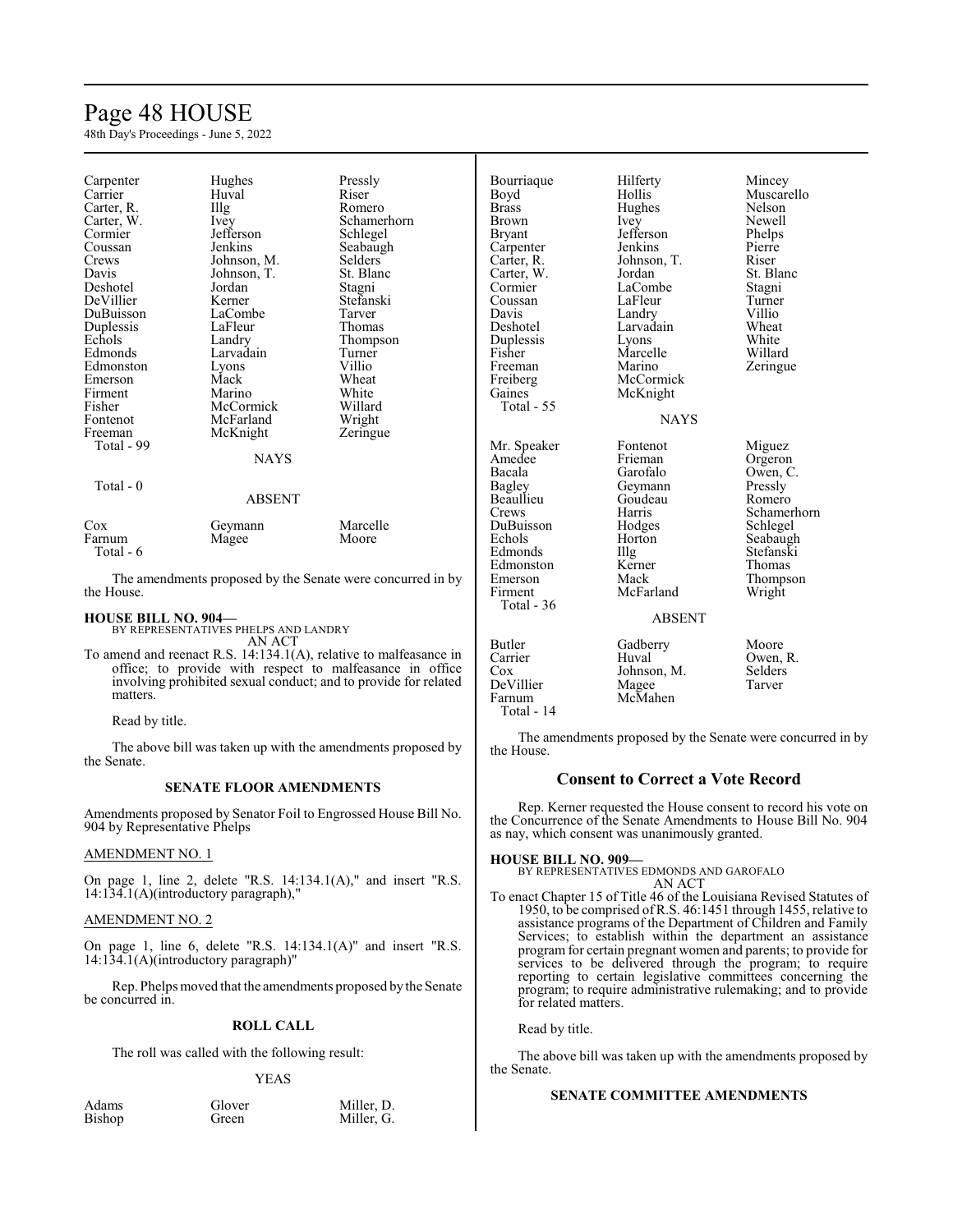| | | |
|---|---|---|
| Carpenter | Hughes | Pressly |
| Carrier | Huval | Riser |
| Carter, R. | Illg | Romero |
| Carter, W. | Ivey | Schamerhorn |
| Cormier | Jefferson | Schlegel |
| Coussan | Jenkins | Seabaugh |
| Crews | Johnson, M. | Selders |
| Davis | Johnson, T. | St. Blanc |
| Deshotel | Jordan | Stagni |
| DeVillier | Kerner | Stefanski |
| DuBuisson | LaCombe | Tarver |
| Duplessis | LaFleur | Thomas |
| Echols | Landry | Thompson |
| Edmonds | Larvadain | Turner |
| Edmonston | Lyons | Villio |
| Emerson | Mack | Wheat |
| Firment | Marino | White |
| Fisher | McCormick | Willard |
| Fontenot | McFarland | Wright |
| Freeman | McKnight | Zeringue |
| Total - 99 | | |

NAYS

Total - 0

ABSENT

| | | |
|---|---|---|
| Cox | Geymann | Marcelle |
| Farnum | Magee | Moore |
| Total - 6 | | |

The amendments proposed by the Senate were concurred in by the House.

**HOUSE BILL NO. 904—**
BY REPRESENTATIVES PHELPS AND LANDRY
AN ACT

To amend and reenact R.S. 14:134.1(A), relative to malfeasance in office; to provide with respect to malfeasance in office involving prohibited sexual conduct; and to provide for related matters.

Read by title.

The above bill was taken up with the amendments proposed by the Senate.

### SENATE FLOOR AMENDMENTS

Amendments proposed by Senator Foil to Engrossed House Bill No. 904 by Representative Phelps

AMENDMENT NO. 1

On page 1, line 2, delete "R.S. 14:134.1(A)," and insert "R.S. 14:134.1(A)(introductory paragraph),"

AMENDMENT NO. 2

On page 1, line 6, delete "R.S. 14:134.1(A)" and insert "R.S. 14:134.1(A)(introductory paragraph)"

Rep. Phelps moved that the amendments proposed by the Senate be concurred in.

### ROLL CALL

The roll was called with the following result:

YEAS

| | | |
|---|---|---|
| Adams | Glover | Miller, D. |
| Bishop | Green | Miller, G. |
| Bourriaque | Hilferty | Mincey |
| Boyd | Hollis | Muscarello |
| Brass | Hughes | Nelson |
| Brown | Ivey | Newell |
| Bryant | Jefferson | Phelps |
| Carpenter | Jenkins | Pierre |
| Carter, R. | Johnson, T. | Riser |
| Carter, W. | Jordan | St. Blanc |
| Cormier | LaCombe | Stagni |
| Coussan | LaFleur | Turner |
| Davis | Landry | Villio |
| Deshotel | Larvadain | Wheat |
| Duplessis | Lyons | White |
| Fisher | Marcelle | Willard |
| Freeman | Marino | Zeringue |
| Freiberg | McCormick | |
| Gaines | McKnight | |
| Total - 55 | | |

NAYS

| | | |
|---|---|---|
| Mr. Speaker | Fontenot | Miguez |
| Amedee | Frieman | Orgeron |
| Bacala | Garofalo | Owen, C. |
| Bagley | Geymann | Pressly |
| Beaullieu | Goudeau | Romero |
| Crews | Harris | Schamerhorn |
| DuBuisson | Hodges | Schlegel |
| Echols | Horton | Seabaugh |
| Edmonds | Illg | Stefanski |
| Edmonston | Kerner | Thomas |
| Emerson | Mack | Thompson |
| Firment | McFarland | Wright |
| Total - 36 | | |

ABSENT

| | | |
|---|---|---|
| Butler | Gadberry | Moore |
| Carrier | Huval | Owen, R. |
| Cox | Johnson, M. | Selders |
| DeVillier | Magee | Tarver |
| Farnum | McMahen | |
| Total - 14 | | |

The amendments proposed by the Senate were concurred in by the House.

## Consent to Correct a Vote Record

Rep. Kerner requested the House consent to record his vote on the Concurrence of the Senate Amendments to House Bill No. 904 as nay, which consent was unanimously granted.

**HOUSE BILL NO. 909—**
BY REPRESENTATIVES EDMONDS AND GAROFALO
AN ACT

To enact Chapter 15 of Title 46 of the Louisiana Revised Statutes of 1950, to be comprised of R.S. 46:1451 through 1455, relative to assistance programs of the Department of Children and Family Services; to establish within the department an assistance program for certain pregnant women and parents; to provide for services to be delivered through the program; to require reporting to certain legislative committees concerning the program; to require administrative rulemaking; and to provide for related matters.

Read by title.

The above bill was taken up with the amendments proposed by the Senate.

### SENATE COMMITTEE AMENDMENTS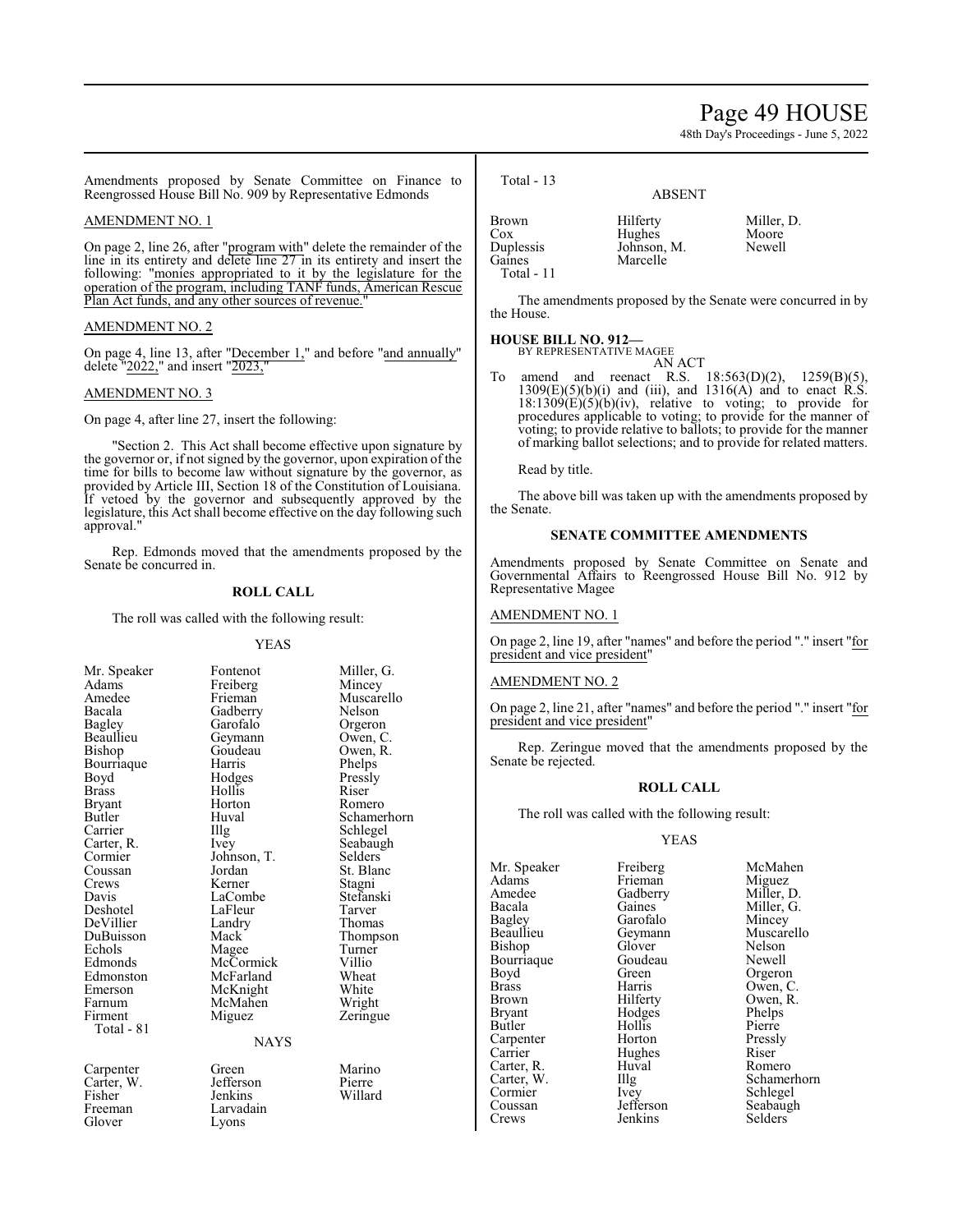Amendments proposed by Senate Committee on Finance to Reengrossed House Bill No. 909 by Representative Edmonds

AMENDMENT NO. 1

On page 2, line 26, after "program with" delete the remainder of the line in its entirety and delete line 27 in its entirety and insert the following: "monies appropriated to it by the legislature for the operation of the program, including TANF funds, American Rescue Plan Act funds, and any other sources of revenue."

AMENDMENT NO. 2

On page 4, line 13, after "December 1," and before "and annually" delete "2022," and insert "2023,"

AMENDMENT NO. 3

On page 4, after line 27, insert the following:

"Section 2. This Act shall become effective upon signature by the governor or, if not signed by the governor, upon expiration of the time for bills to become law without signature by the governor, as provided by Article III, Section 18 of the Constitution of Louisiana. If vetoed by the governor and subsequently approved by the legislature, this Act shall become effective on the day following such approval."

Rep. Edmonds moved that the amendments proposed by the Senate be concurred in.

**ROLL CALL**

The roll was called with the following result:

YEAS

| | | |
|---|---|---|
| Mr. Speaker | Fontenot | Miller, G. |
| Adams | Freiberg | Mincey |
| Amedee | Frieman | Muscarello |
| Bacala | Gadberry | Nelson |
| Bagley | Garofalo | Orgeron |
| Beaullieu | Geymann | Owen, C. |
| Bishop | Goudeau | Owen, R. |
| Bourriaque | Harris | Phelps |
| Boyd | Hodges | Pressly |
| Brass | Hollis | Riser |
| Bryant | Horton | Romero |
| Butler | Huval | Schamerhorn |
| Carrier | Illg | Schlegel |
| Carter, R. | Ivey | Seabaugh |
| Cormier | Johnson, T. | Selders |
| Coussan | Jordan | St. Blanc |
| Crews | Kerner | Stagni |
| Davis | LaCombe | Stefanski |
| Deshotel | LaFleur | Tarver |
| DeVillier | Landry | Thomas |
| DuBuisson | Mack | Thompson |
| Echols | Magee | Turner |
| Edmonds | McCormick | Villio |
| Edmonston | McFarland | Wheat |
| Emerson | McKnight | White |
| Farnum | McMahen | Wright |
| Firment | Miguez | Zeringue |

Total - 81

NAYS

| | | |
|---|---|---|
| Carpenter | Green | Marino |
| Carter, W. | Jefferson | Pierre |
| Fisher | Jenkins | Willard |
| Freeman | Larvadain | |
| Glover | Lyons | |

Total - 13

ABSENT

| | | |
|---|---|---|
| Brown | Hilferty | Miller, D. |
| Cox | Hughes | Moore |
| Duplessis | Johnson, M. | Newell |
| Gaines | Marcelle | |

Total - 11

The amendments proposed by the Senate were concurred in by the House.

**HOUSE BILL NO. 912—**
BY REPRESENTATIVE MAGEE

AN ACT

To amend and reenact R.S. 18:563(D)(2), 1259(B)(5), 1309(E)(5)(b)(i) and (iii), and 1316(A) and to enact R.S. 18:1309(E)(5)(b)(iv), relative to voting; to provide for procedures applicable to voting; to provide for the manner of voting; to provide relative to ballots; to provide for the manner of marking ballot selections; and to provide for related matters.

Read by title.

The above bill was taken up with the amendments proposed by the Senate.

**SENATE COMMITTEE AMENDMENTS**

Amendments proposed by Senate Committee on Senate and Governmental Affairs to Reengrossed House Bill No. 912 by Representative Magee

AMENDMENT NO. 1

On page 2, line 19, after "names" and before the period "." insert "for president and vice president"

AMENDMENT NO. 2

On page 2, line 21, after "names" and before the period "." insert "for president and vice president"

Rep. Zeringue moved that the amendments proposed by the Senate be rejected.

**ROLL CALL**

The roll was called with the following result:

YEAS

| | | |
|---|---|---|
| Mr. Speaker | Freiberg | McMahen |
| Adams | Frieman | Miguez |
| Amedee | Gadberry | Miller, D. |
| Bacala | Gaines | Miller, G. |
| Bagley | Garofalo | Mincey |
| Beaullieu | Geymann | Muscarello |
| Bishop | Glover | Nelson |
| Bourriaque | Goudeau | Newell |
| Boyd | Green | Orgeron |
| Brass | Harris | Owen, C. |
| Brown | Hilferty | Owen, R. |
| Bryant | Hodges | Phelps |
| Butler | Hollis | Pierre |
| Carpenter | Horton | Pressly |
| Carrier | Hughes | Riser |
| Carter, R. | Huval | Romero |
| Carter, W. | Illg | Schamerhorn |
| Cormier | Ivey | Schlegel |
| Coussan | Jefferson | Seabaugh |
| Crews | Jenkins | Selders |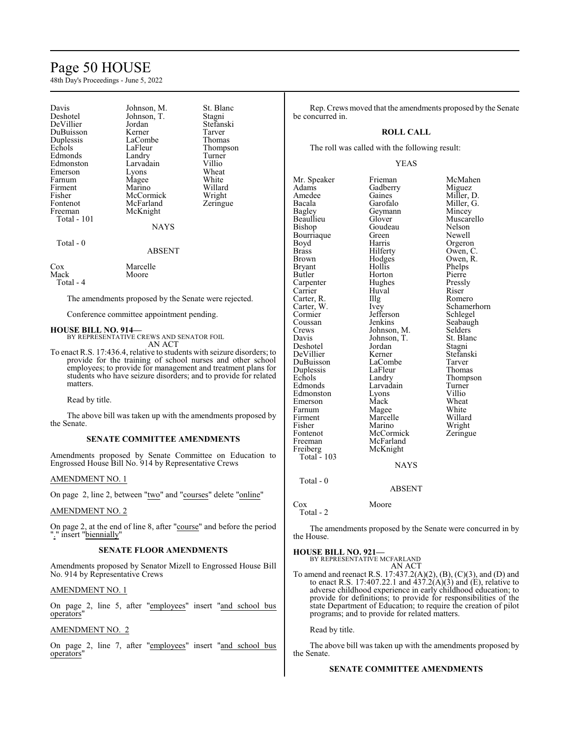| | | |
|---|---|---|
| Davis | Johnson, M. | St. Blanc |
| Deshotel | Johnson, T. | Stagni |
| DeVillier | Jordan | Stefanski |
| DuBuisson | Kerner | Tarver |
| Duplessis | LaCombe | Thomas |
| Echols | LaFleur | Thompson |
| Edmonds | Landry | Turner |
| Edmonston | Larvadain | Villio |
| Emerson | Lyons | Wheat |
| Farnum | Magee | White |
| Firment | Marino | Willard |
| Fisher | McCormick | Wright |
| Fontenot | McFarland | Zeringue |
| Freeman | McKnight | |
| Total - 101 | | |

NAYS

Total - 0

ABSENT

| | |
|---|---|
| Cox | Marcelle |
| Mack | Moore |
| Total - 4 | |

The amendments proposed by the Senate were rejected.

Conference committee appointment pending.

**HOUSE BILL NO. 914—**
BY REPRESENTATIVE CREWS AND SENATOR FOIL
AN ACT

To enact R.S. 17:436.4, relative to students with seizure disorders; to provide for the training of school nurses and other school employees; to provide for management and treatment plans for students who have seizure disorders; and to provide for related matters.

Read by title.

The above bill was taken up with the amendments proposed by the Senate.

**SENATE COMMITTEE AMENDMENTS**

Amendments proposed by Senate Committee on Education to Engrossed House Bill No. 914 by Representative Crews

AMENDMENT NO. 1

On page 2, line 2, between "two" and "courses" delete "online"

AMENDMENT NO. 2

On page 2, at the end of line 8, after "course" and before the period "." insert "biennially"

**SENATE FLOOR AMENDMENTS**

Amendments proposed by Senator Mizell to Engrossed House Bill No. 914 by Representative Crews

AMENDMENT NO. 1

On page 2, line 5, after "employees" insert "and school bus operators"

AMENDMENT NO. 2

On page 2, line 7, after "employees" insert "and school bus operators"

Rep. Crews moved that the amendments proposed by the Senate be concurred in.

**ROLL CALL**

The roll was called with the following result:

YEAS

| | | |
|---|---|---|
| Mr. Speaker | Frieman | McMahen |
| Adams | Gadberry | Miguez |
| Amedee | Gaines | Miller, D. |
| Bacala | Garofalo | Miller, G. |
| Bagley | Geymann | Mincey |
| Beaullieu | Glover | Muscarello |
| Bishop | Goudeau | Nelson |
| Bourriaque | Green | Newell |
| Boyd | Harris | Orgeron |
| Brass | Hilferty | Owen, C. |
| Brown | Hodges | Owen, R. |
| Bryant | Hollis | Phelps |
| Butler | Horton | Pierre |
| Carpenter | Hughes | Pressly |
| Carrier | Huval | Riser |
| Carter, R. | Illg | Romero |
| Carter, W. | Ivey | Schamerhorn |
| Cormier | Jefferson | Schlegel |
| Coussan | Jenkins | Seabaugh |
| Crews | Johnson, M. | Selders |
| Davis | Johnson, T. | St. Blanc |
| Deshotel | Jordan | Stagni |
| DeVillier | Kerner | Stefanski |
| DuBuisson | LaCombe | Tarver |
| Duplessis | LaFleur | Thomas |
| Echols | Landry | Thompson |
| Edmonds | Larvadain | Turner |
| Edmonston | Lyons | Villio |
| Emerson | Mack | Wheat |
| Farnum | Magee | White |
| Firment | Marcelle | Willard |
| Fisher | Marino | Wright |
| Fontenot | McCormick | Zeringue |
| Freeman | McFarland | |
| Freiberg | McKnight | |
| Total - 103 | | |

NAYS

Total - 0

ABSENT

| | |
|---|---|
| Cox | Moore |
| Total - 2 | |

The amendments proposed by the Senate were concurred in by the House.

**HOUSE BILL NO. 921—**
BY REPRESENTATIVE MCFARLAND
AN ACT

To amend and reenact R.S. 17:437.2(A)(2), (B), (C)(3), and (D) and to enact R.S. 17:407.22.1 and 437.2(A)(3) and (E), relative to adverse childhood experience in early childhood education; to provide for definitions; to provide for responsibilities of the state Department of Education; to require the creation of pilot programs; and to provide for related matters.

Read by title.

The above bill was taken up with the amendments proposed by the Senate.

**SENATE COMMITTEE AMENDMENTS**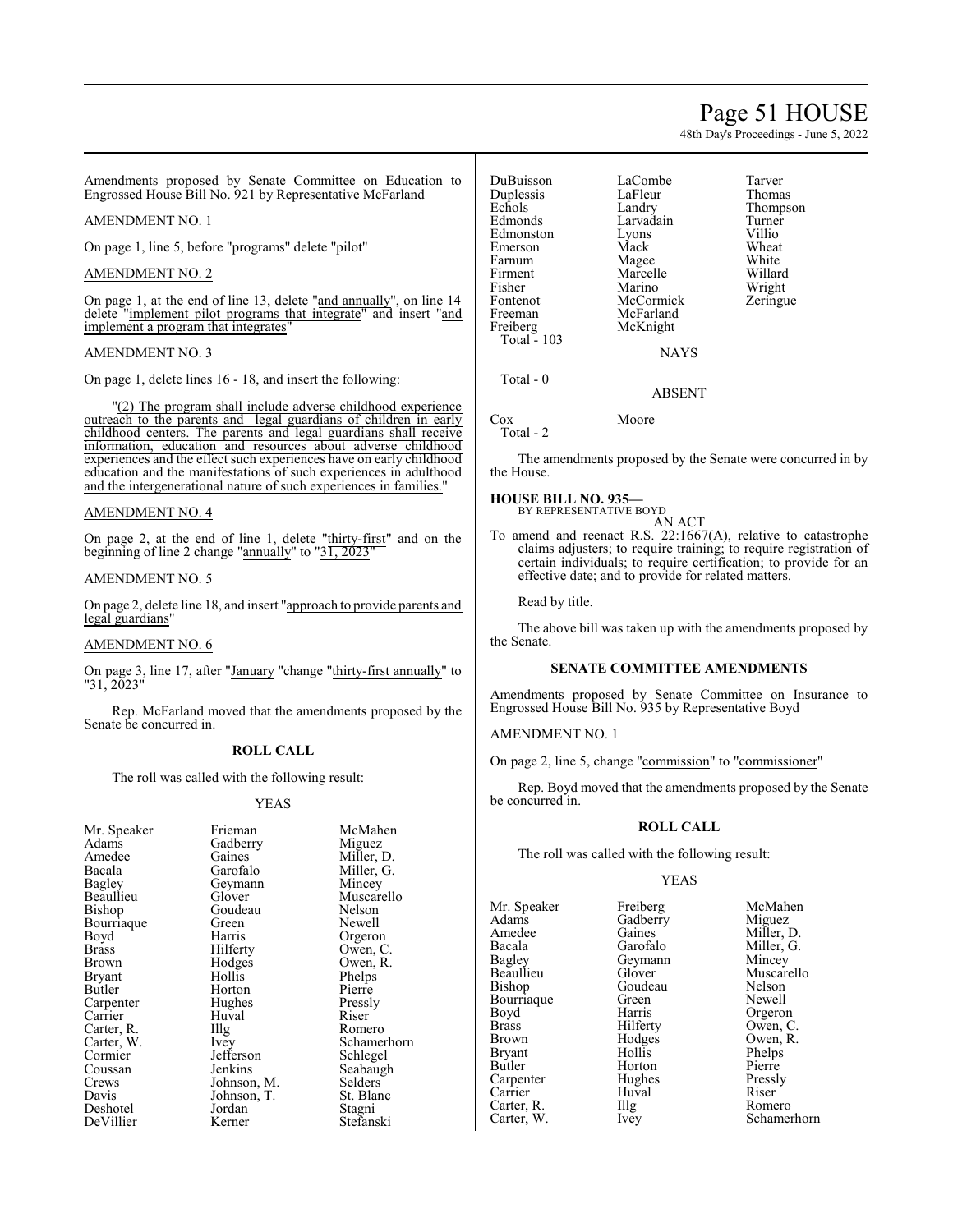Amendments proposed by Senate Committee on Education to Engrossed House Bill No. 921 by Representative McFarland

AMENDMENT NO. 1

On page 1, line 5, before "programs" delete "pilot"

AMENDMENT NO. 2

On page 1, at the end of line 13, delete "and annually", on line 14 delete "implement pilot programs that integrate" and insert "and implement a program that integrates"

AMENDMENT NO. 3

On page 1, delete lines 16 - 18, and insert the following:

"(2) The program shall include adverse childhood experience outreach to the parents and legal guardians of children in early childhood centers. The parents and legal guardians shall receive information, education and resources about adverse childhood experiences and the effect such experiences have on early childhood education and the manifestations of such experiences in adulthood and the intergenerational nature of such experiences in families."

AMENDMENT NO. 4

On page 2, at the end of line 1, delete "thirty-first" and on the beginning of line 2 change "annually" to "31, 2023"

AMENDMENT NO. 5

On page 2, delete line 18, and insert "approach to provide parents and legal guardians"

AMENDMENT NO. 6

On page 3, line 17, after "January "change "thirty-first annually" to "31, 2023"

Rep. McFarland moved that the amendments proposed by the Senate be concurred in.

**ROLL CALL**

The roll was called with the following result:

YEAS

| | | |
|---|---|---|
| Mr. Speaker | Frieman | McMahen |
| Adams | Gadberry | Miguez |
| Amedee | Gaines | Miller, D. |
| Bacala | Garofalo | Miller, G. |
| Bagley | Geymann | Mincey |
| Beaullieu | Glover | Muscarello |
| Bishop | Goudeau | Nelson |
| Bourriaque | Green | Newell |
| Boyd | Harris | Orgeron |
| Brass | Hilferty | Owen, C. |
| Brown | Hodges | Owen, R. |
| Bryant | Hollis | Phelps |
| Butler | Horton | Pierre |
| Carpenter | Hughes | Pressly |
| Carrier | Huval | Riser |
| Carter, R. | Illg | Romero |
| Carter, W. | Ivey | Schamerhorn |
| Cormier | Jefferson | Schlegel |
| Coussan | Jenkins | Seabaugh |
| Crews | Johnson, M. | Selders |
| Davis | Johnson, T. | St. Blanc |
| Deshotel | Jordan | Stagni |
| DeVillier | Kerner | Stefanski |
| DuBuisson | LaCombe | Tarver |
| Duplessis | LaFleur | Thomas |
| Echols | Landry | Thompson |
| Edmonds | Larvadain | Turner |
| Edmonston | Lyons | Villio |
| Emerson | Mack | Wheat |
| Farnum | Magee | White |
| Firment | Marcelle | Willard |
| Fisher | Marino | Wright |
| Fontenot | McCormick | Zeringue |
| Freeman | McFarland | |
| Freiberg | McKnight | |

Total - 103

NAYS

Total - 0

ABSENT

| | |
|---|---|
| Cox | Moore |

Total - 2

The amendments proposed by the Senate were concurred in by the House.

**HOUSE BILL NO. 935—**
BY REPRESENTATIVE BOYD
AN ACT

To amend and reenact R.S. 22:1667(A), relative to catastrophe claims adjusters; to require training; to require registration of certain individuals; to require certification; to provide for an effective date; and to provide for related matters.

Read by title.

The above bill was taken up with the amendments proposed by the Senate.

**SENATE COMMITTEE AMENDMENTS**

Amendments proposed by Senate Committee on Insurance to Engrossed House Bill No. 935 by Representative Boyd

AMENDMENT NO. 1

On page 2, line 5, change "commission" to "commissioner"

Rep. Boyd moved that the amendments proposed by the Senate be concurred in.

**ROLL CALL**

The roll was called with the following result:

YEAS

| | | |
|---|---|---|
| Mr. Speaker | Freiberg | McMahen |
| Adams | Gadberry | Miguez |
| Amedee | Gaines | Miller, D. |
| Bacala | Garofalo | Miller, G. |
| Bagley | Geymann | Mincey |
| Beaullieu | Glover | Muscarello |
| Bishop | Goudeau | Nelson |
| Bourriaque | Green | Newell |
| Boyd | Harris | Orgeron |
| Brass | Hilferty | Owen, C. |
| Brown | Hodges | Owen, R. |
| Bryant | Hollis | Phelps |
| Butler | Horton | Pierre |
| Carpenter | Hughes | Pressly |
| Carrier | Huval | Riser |
| Carter, R. | Illg | Romero |
| Carter, W. | Ivey | Schamerhorn |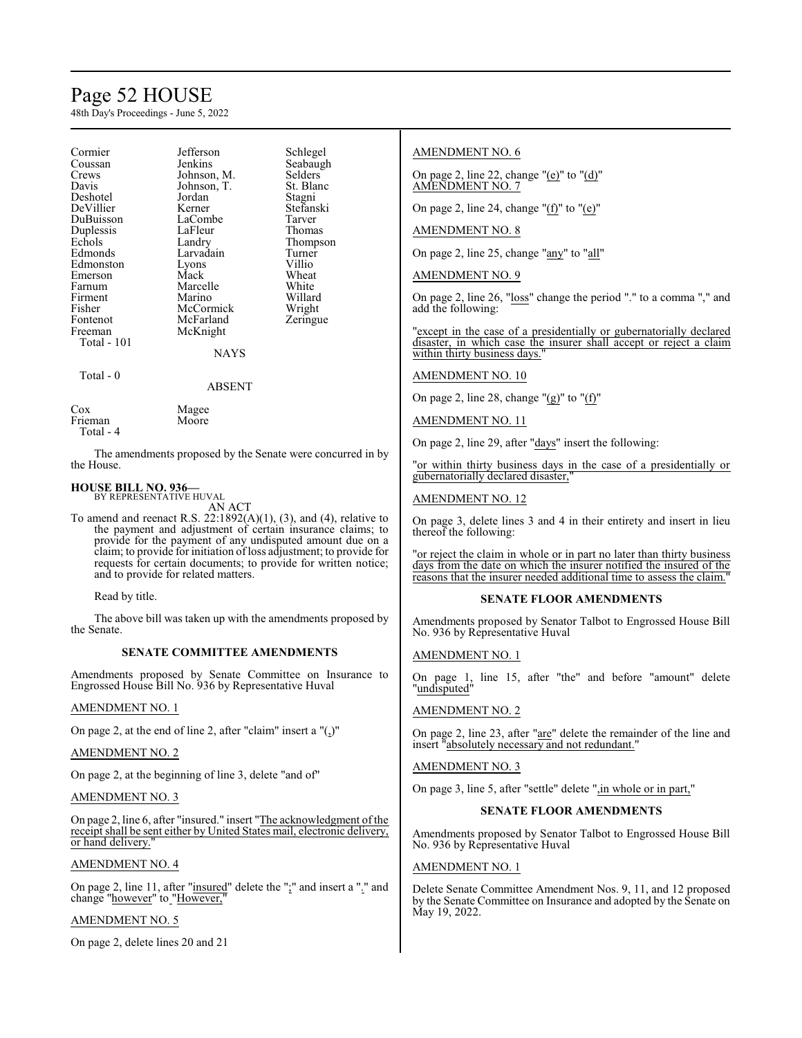| | | |
|---|---|---|
| Cormier | Jefferson | Schlegel |
| Coussan | Jenkins | Seabaugh |
| Crews | Johnson, M. | Selders |
| Davis | Johnson, T. | St. Blanc |
| Deshotel | Jordan | Stagni |
| DeVillier | Kerner | Stefanski |
| DuBuisson | LaCombe | Tarver |
| Duplessis | LaFleur | Thomas |
| Echols | Landry | Thompson |
| Edmonds | Larvadain | Turner |
| Edmonston | Lyons | Villio |
| Emerson | Mack | Wheat |
| Farnum | Marcelle | White |
| Firment | Marino | Willard |
| Fisher | McCormick | Wright |
| Fontenot | McFarland | Zeringue |
| Freeman | McKnight | |

Total - 101

NAYS

Total - 0

ABSENT

| | |
|---|---|
| Cox | Magee |
| Frieman | Moore |

Total - 4

The amendments proposed by the Senate were concurred in by the House.

**HOUSE BILL NO. 936—**
BY REPRESENTATIVE HUVAL

AN ACT

To amend and reenact R.S. 22:1892(A)(1), (3), and (4), relative to the payment and adjustment of certain insurance claims; to provide for the payment of any undisputed amount due on a claim; to provide for initiation of loss adjustment; to provide for requests for certain documents; to provide for written notice; and to provide for related matters.

Read by title.

The above bill was taken up with the amendments proposed by the Senate.

### SENATE COMMITTEE AMENDMENTS

Amendments proposed by Senate Committee on Insurance to Engrossed House Bill No. 936 by Representative Huval

AMENDMENT NO. 1

On page 2, at the end of line 2, after "claim" insert a "(,)"

AMENDMENT NO. 2

On page 2, at the beginning of line 3, delete "and of"

AMENDMENT NO. 3

On page 2, line 6, after "insured." insert "The acknowledgment of the receipt shall be sent either by United States mail, electronic delivery, or hand delivery."

AMENDMENT NO. 4

On page 2, line 11, after "insured" delete the ";" and insert a "." and change "however" to "However,"

AMENDMENT NO. 5

On page 2, delete lines 20 and 21

AMENDMENT NO. 6

On page 2, line 22, change "(e)" to "(d)"

AMENDMENT NO. 7

On page 2, line 24, change "(f)" to "(e)"

AMENDMENT NO. 8

On page 2, line 25, change "any" to "all"

AMENDMENT NO. 9

On page 2, line 26, "loss" change the period "." to a comma "," and add the following:

"except in the case of a presidentially or gubernatorially declared disaster, in which case the insurer shall accept or reject a claim within thirty business days."

AMENDMENT NO. 10

On page 2, line 28, change "(g)" to "(f)"

AMENDMENT NO. 11

On page 2, line 29, after "days" insert the following:

"or within thirty business days in the case of a presidentially or gubernatorially declared disaster,"

AMENDMENT NO. 12

On page 3, delete lines 3 and 4 in their entirety and insert in lieu thereof the following:

"or reject the claim in whole or in part no later than thirty business days from the date on which the insurer notified the insured of the reasons that the insurer needed additional time to assess the claim."

### SENATE FLOOR AMENDMENTS

Amendments proposed by Senator Talbot to Engrossed House Bill No. 936 by Representative Huval

AMENDMENT NO. 1

On page 1, line 15, after "the" and before "amount" delete "undisputed"

AMENDMENT NO. 2

On page 2, line 23, after "are" delete the remainder of the line and insert "absolutely necessary and not redundant."

AMENDMENT NO. 3

On page 3, line 5, after "settle" delete ",in whole or in part,"

### SENATE FLOOR AMENDMENTS

Amendments proposed by Senator Talbot to Engrossed House Bill No. 936 by Representative Huval

AMENDMENT NO. 1

Delete Senate Committee Amendment Nos. 9, 11, and 12 proposed by the Senate Committee on Insurance and adopted by the Senate on May 19, 2022.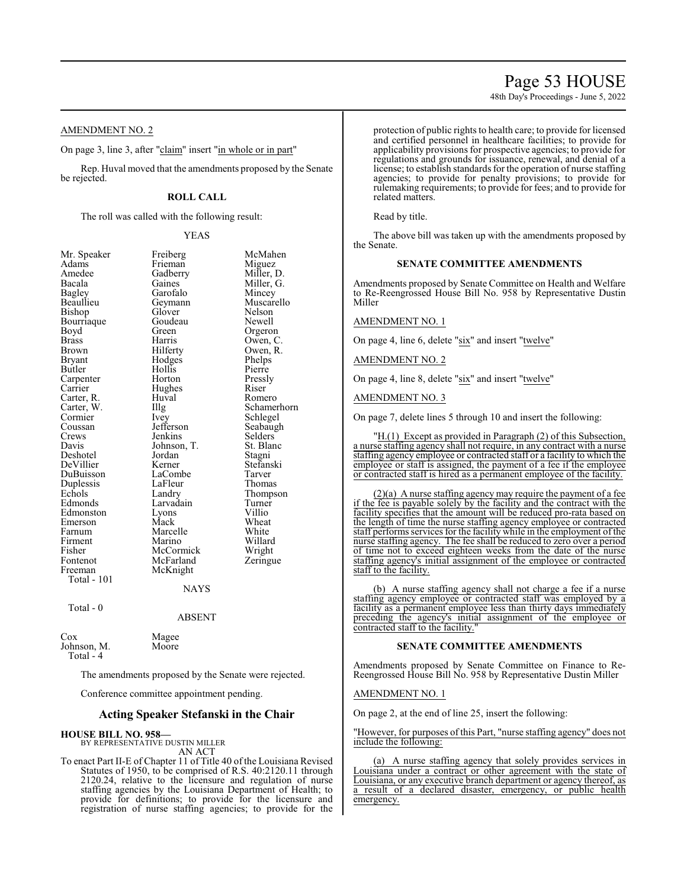AMENDMENT NO. 2

On page 3, line 3, after "claim" insert "in whole or in part"

Rep. Huval moved that the amendments proposed by the Senate be rejected.

**ROLL CALL**

The roll was called with the following result:

YEAS

| | | |
|---|---|---|
| Mr. Speaker | Freiberg | McMahen |
| Adams | Frieman | Miguez |
| Amedee | Gadberry | Miller, D. |
| Bacala | Gaines | Miller, G. |
| Bagley | Garofalo | Mincey |
| Beaullieu | Geymann | Muscarello |
| Bishop | Glover | Nelson |
| Bourriaque | Goudeau | Newell |
| Boyd | Green | Orgeron |
| Brass | Harris | Owen, C. |
| Brown | Hilferty | Owen, R. |
| Bryant | Hodges | Phelps |
| Butler | Hollis | Pierre |
| Carpenter | Horton | Pressly |
| Carrier | Hughes | Riser |
| Carter, R. | Huval | Romero |
| Carter, W. | Illg | Schamerhorn |
| Cormier | Ivey | Schlegel |
| Coussan | Jefferson | Seabaugh |
| Crews | Jenkins | Selders |
| Davis | Johnson, T. | St. Blanc |
| Deshotel | Jordan | Stagni |
| DeVillier | Kerner | Stefanski |
| DuBuisson | LaCombe | Tarver |
| Duplessis | LaFleur | Thomas |
| Echols | Landry | Thompson |
| Edmonds | Larvadain | Turner |
| Edmonston | Lyons | Villio |
| Emerson | Mack | Wheat |
| Farnum | Marcelle | White |
| Firment | Marino | Willard |
| Fisher | McCormick | Wright |
| Fontenot | McFarland | Zeringue |
| Freeman | McKnight | |

Total - 101

NAYS

Total - 0

ABSENT

| | |
|---|---|
| Cox | Magee |
| Johnson, M. | Moore |

Total - 4

The amendments proposed by the Senate were rejected.

Conference committee appointment pending.

## Acting Speaker Stefanski in the Chair

**HOUSE BILL NO. 958—**
BY REPRESENTATIVE DUSTIN MILLER
AN ACT

To enact Part II-E of Chapter 11 of Title 40 of the Louisiana Revised Statutes of 1950, to be comprised of R.S. 40:2120.11 through 2120.24, relative to the licensure and regulation of nurse staffing agencies by the Louisiana Department of Health; to provide for definitions; to provide for the licensure and registration of nurse staffing agencies; to provide for the protection of public rights to health care; to provide for licensed and certified personnel in healthcare facilities; to provide for applicability provisions for prospective agencies; to provide for regulations and grounds for issuance, renewal, and denial of a license; to establish standards for the operation of nurse staffing agencies; to provide for penalty provisions; to provide for rulemaking requirements; to provide for fees; and to provide for related matters.

Read by title.

The above bill was taken up with the amendments proposed by the Senate.

**SENATE COMMITTEE AMENDMENTS**

Amendments proposed by Senate Committee on Health and Welfare to Re-Reengrossed House Bill No. 958 by Representative Dustin Miller

AMENDMENT NO. 1

On page 4, line 6, delete "six" and insert "twelve"

AMENDMENT NO. 2

On page 4, line 8, delete "six" and insert "twelve"

AMENDMENT NO. 3

On page 7, delete lines 5 through 10 and insert the following:

"H.(1) Except as provided in Paragraph (2) of this Subsection, a nurse staffing agency shall not require, in any contract with a nurse staffing agency employee or contracted staff or a facility to which the employee or staff is assigned, the payment of a fee if the employee or contracted staff is hired as a permanent employee of the facility.

(2)(a) A nurse staffing agency may require the payment of a fee if the fee is payable solely by the facility and the contract with the facility specifies that the amount will be reduced pro-rata based on the length of time the nurse staffing agency employee or contracted staff performs services for the facility while in the employment of the nurse staffing agency. The fee shall be reduced to zero over a period of time not to exceed eighteen weeks from the date of the nurse staffing agency's initial assignment of the employee or contracted staff to the facility.

(b) A nurse staffing agency shall not charge a fee if a nurse staffing agency employee or contracted staff was employed by a facility as a permanent employee less than thirty days immediately preceding the agency's initial assignment of the employee or contracted staff to the facility."

**SENATE COMMITTEE AMENDMENTS**

Amendments proposed by Senate Committee on Finance to Re-Reengrossed House Bill No. 958 by Representative Dustin Miller

AMENDMENT NO. 1

On page 2, at the end of line 25, insert the following:

"However, for purposes of this Part, "nurse staffing agency" does not include the following:

(a) A nurse staffing agency that solely provides services in Louisiana under a contract or other agreement with the state of Louisiana, or any executive branch department or agency thereof, as a result of a declared disaster, emergency, or public health emergency.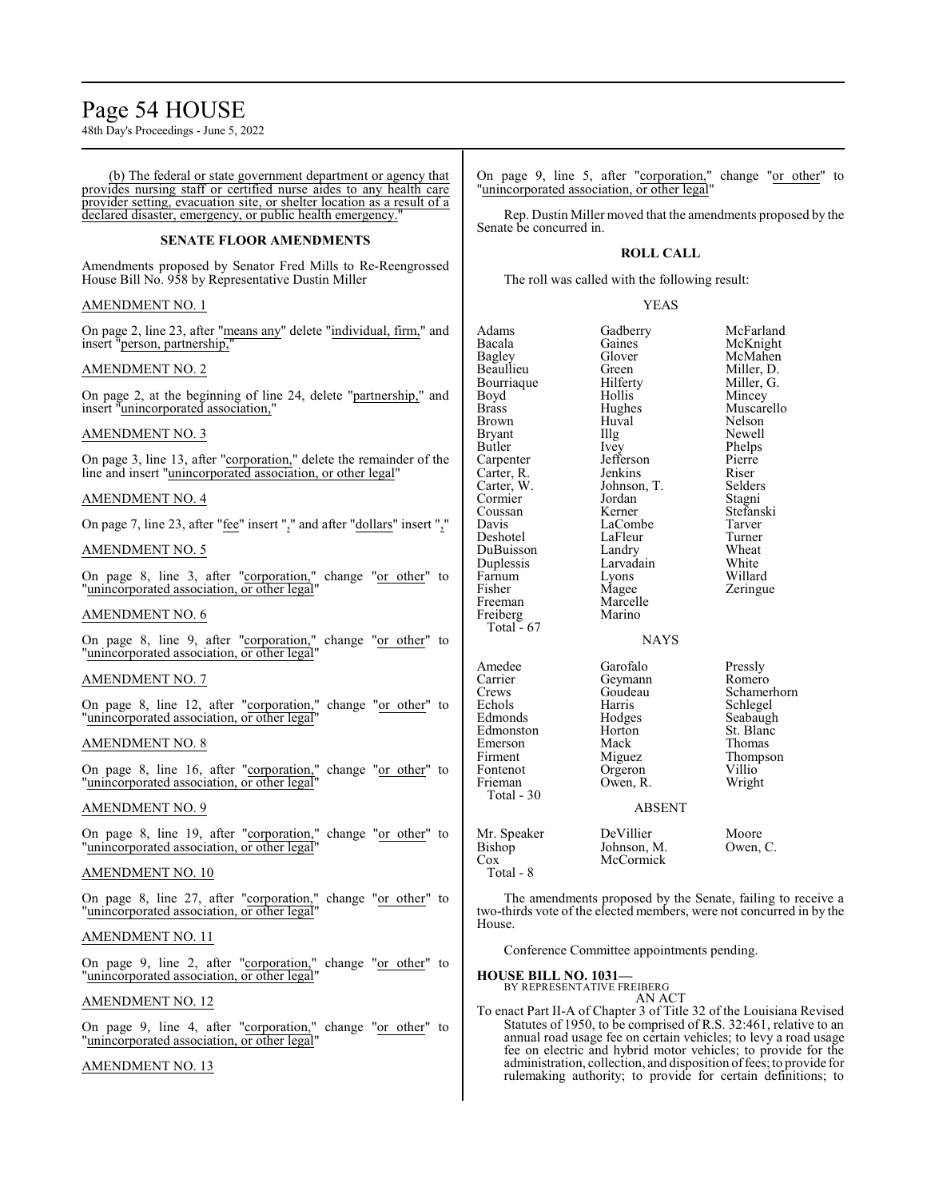(b) The federal or state government department or agency that provides nursing staff or certified nurse aides to any health care provider setting, evacuation site, or shelter location as a result of a declared disaster, emergency, or public health emergency."

## SENATE FLOOR AMENDMENTS

Amendments proposed by Senator Fred Mills to Re-Reengrossed House Bill No. 958 by Representative Dustin Miller

AMENDMENT NO. 1

On page 2, line 23, after "means any" delete "individual, firm," and insert "person, partnership,"

AMENDMENT NO. 2

On page 2, at the beginning of line 24, delete "partnership," and insert "unincorporated association,"

AMENDMENT NO. 3

On page 3, line 13, after "corporation," delete the remainder of the line and insert "unincorporated association, or other legal"

AMENDMENT NO. 4

On page 7, line 23, after "fee" insert "," and after "dollars" insert ","

AMENDMENT NO. 5

On page 8, line 3, after "corporation," change "or other" to "unincorporated association, or other legal"

AMENDMENT NO. 6

On page 8, line 9, after "corporation," change "or other" to "unincorporated association, or other legal"

AMENDMENT NO. 7

On page 8, line 12, after "corporation," change "or other" to "unincorporated association, or other legal"

AMENDMENT NO. 8

On page 8, line 16, after "corporation," change "or other" to "unincorporated association, or other legal"

AMENDMENT NO. 9

On page 8, line 19, after "corporation," change "or other" to "unincorporated association, or other legal"

AMENDMENT NO. 10

On page 8, line 27, after "corporation," change "or other" to "unincorporated association, or other legal"

AMENDMENT NO. 11

On page 9, line 2, after "corporation," change "or other" to "unincorporated association, or other legal"

AMENDMENT NO. 12

On page 9, line 4, after "corporation," change "or other" to "unincorporated association, or other legal"

AMENDMENT NO. 13

On page 9, line 5, after "corporation," change "or other" to "unincorporated association, or other legal"

Rep. Dustin Miller moved that the amendments proposed by the Senate be concurred in.

## ROLL CALL

The roll was called with the following result:

YEAS

| | | |
|---|---|---|
| Adams | Gadberry | McFarland |
| Bacala | Gaines | McKnight |
| Bagley | Glover | McMahen |
| Beaullieu | Green | Miller, D. |
| Bourriaque | Hilferty | Miller, G. |
| Boyd | Hollis | Mincey |
| Brass | Hughes | Muscarello |
| Brown | Huval | Nelson |
| Bryant | Illg | Newell |
| Butler | Ivey | Phelps |
| Carpenter | Jefferson | Pierre |
| Carter, R. | Jenkins | Riser |
| Carter, W. | Johnson, T. | Selders |
| Cormier | Jordan | Stagni |
| Coussan | Kerner | Stefanski |
| Davis | LaCombe | Tarver |
| Deshotel | LaFleur | Turner |
| DuBuisson | Landry | Wheat |
| Duplessis | Larvadain | White |
| Farnum | Lyons | Willard |
| Fisher | Magee | Zeringue |
| Freeman | Marcelle | |
| Freiberg | Marino | |

Total - 67

NAYS

| | | |
|---|---|---|
| Amedee | Garofalo | Pressly |
| Carrier | Geymann | Romero |
| Crews | Goudeau | Schamerhorn |
| Echols | Harris | Schlegel |
| Edmonds | Hodges | Seabaugh |
| Edmonston | Horton | St. Blanc |
| Emerson | Mack | Thomas |
| Firment | Miguez | Thompson |
| Fontenot | Orgeron | Villio |
| Frieman | Owen, R. | Wright |

Total - 30

ABSENT

| | | |
|---|---|---|
| Mr. Speaker | DeVillier | Moore |
| Bishop | Johnson, M. | Owen, C. |
| Cox | McCormick | |

Total - 8

The amendments proposed by the Senate, failing to receive a two-thirds vote of the elected members, were not concurred in by the House.

Conference Committee appointments pending.

**HOUSE BILL NO. 1031—**
BY REPRESENTATIVE FREIBERG
AN ACT

To enact Part II-A of Chapter 3 of Title 32 of the Louisiana Revised Statutes of 1950, to be comprised of R.S. 32:461, relative to an annual road usage fee on certain vehicles; to levy a road usage fee on electric and hybrid motor vehicles; to provide for the administration, collection, and disposition of fees; to provide for rulemaking authority; to provide for certain definitions; to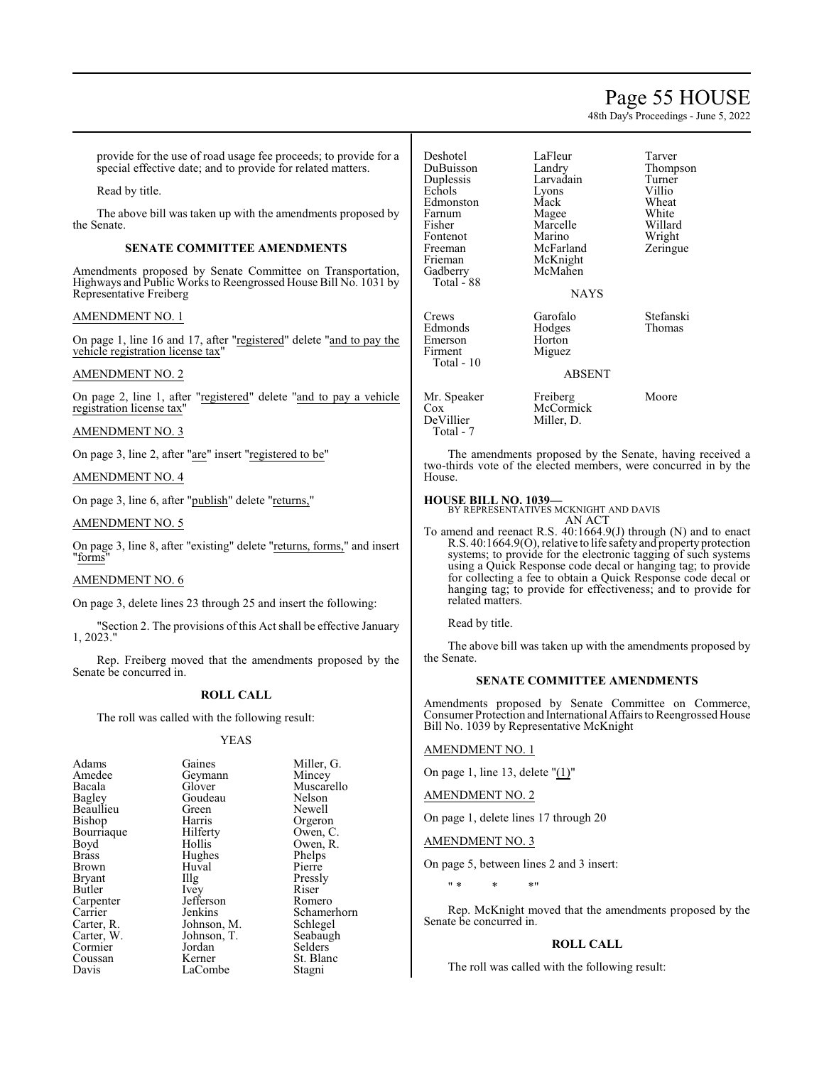provide for the use of road usage fee proceeds; to provide for a special effective date; and to provide for related matters.

Read by title.

The above bill was taken up with the amendments proposed by the Senate.

## SENATE COMMITTEE AMENDMENTS

Amendments proposed by Senate Committee on Transportation, Highways and Public Works to Reengrossed House Bill No. 1031 by Representative Freiberg

AMENDMENT NO. 1

On page 1, line 16 and 17, after "registered" delete "and to pay the vehicle registration license tax"

AMENDMENT NO. 2

On page 2, line 1, after "registered" delete "and to pay a vehicle registration license tax"

AMENDMENT NO. 3

On page 3, line 2, after "are" insert "registered to be"

AMENDMENT NO. 4

On page 3, line 6, after "publish" delete "returns,"

AMENDMENT NO. 5

On page 3, line 8, after "existing" delete "returns, forms," and insert "forms"

AMENDMENT NO. 6

On page 3, delete lines 23 through 25 and insert the following:

"Section 2. The provisions of this Act shall be effective January 1, 2023."

Rep. Freiberg moved that the amendments proposed by the Senate be concurred in.

## ROLL CALL

The roll was called with the following result:

YEAS

| | | |
|---|---|---|
| Adams | Gaines | Miller, G. |
| Amedee | Geymann | Mincey |
| Bacala | Glover | Muscarello |
| Bagley | Goudeau | Nelson |
| Beaullieu | Green | Newell |
| Bishop | Harris | Orgeron |
| Bourriaque | Hilferty | Owen, C. |
| Boyd | Hollis | Owen, R. |
| Brass | Hughes | Phelps |
| Brown | Huval | Pierre |
| Bryant | Illg | Pressly |
| Butler | Ivey | Riser |
| Carpenter | Jefferson | Romero |
| Carrier | Jenkins | Schamerhorn |
| Carter, R. | Johnson, M. | Schlegel |
| Carter, W. | Johnson, T. | Seabaugh |
| Cormier | Jordan | Selders |
| Coussan | Kerner | St. Blanc |
| Davis | LaCombe | Stagni |
| Deshotel | LaFleur | Tarver |
| DuBuisson | Landry | Thompson |
| Duplessis | Larvadain | Turner |
| Echols | Lyons | Villio |
| Edmonston | Mack | Wheat |
| Farnum | Magee | White |
| Fisher | Marcelle | Willard |
| Fontenot | Marino | Wright |
| Freeman | McFarland | Zeringue |
| Frieman | McKnight | |
| Gadberry | McMahen | |
| Total - 88 | | |

NAYS

| | | |
|---|---|---|
| Crews | Garofalo | Stefanski |
| Edmonds | Hodges | Thomas |
| Emerson | Horton | |
| Firment | Miguez | |
| Total - 10 | | |

ABSENT

| | | |
|---|---|---|
| Mr. Speaker | Freiberg | Moore |
| Cox | McCormick | |
| DeVillier | Miller, D. | |
| Total - 7 | | |

The amendments proposed by the Senate, having received a two-thirds vote of the elected members, were concurred in by the House.

**HOUSE BILL NO. 1039—**
BY REPRESENTATIVES MCKNIGHT AND DAVIS
AN ACT

To amend and reenact R.S. 40:1664.9(J) through (N) and to enact R.S. 40:1664.9(O), relative to life safety and property protection systems; to provide for the electronic tagging of such systems using a Quick Response code decal or hanging tag; to provide for collecting a fee to obtain a Quick Response code decal or hanging tag; to provide for effectiveness; and to provide for related matters.

Read by title.

The above bill was taken up with the amendments proposed by the Senate.

## SENATE COMMITTEE AMENDMENTS

Amendments proposed by Senate Committee on Commerce, Consumer Protection and International Affairs to Reengrossed House Bill No. 1039 by Representative McKnight

AMENDMENT NO. 1

On page 1, line 13, delete "(1)"

AMENDMENT NO. 2

On page 1, delete lines 17 through 20

AMENDMENT NO. 3

On page 5, between lines 2 and 3 insert:

" * * *"

Rep. McKnight moved that the amendments proposed by the Senate be concurred in.

## ROLL CALL

The roll was called with the following result: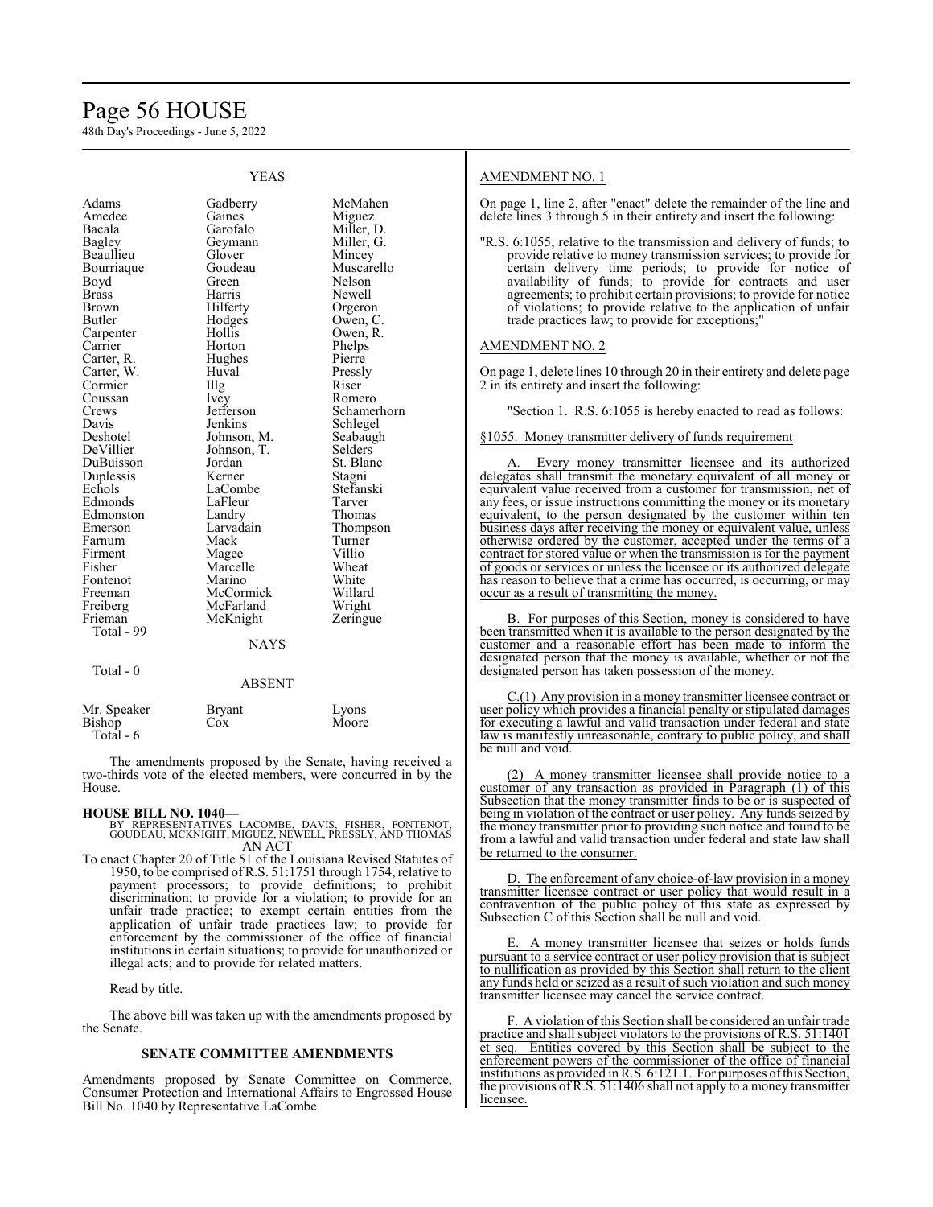YEAS

| | | |
|---|---|---|
| Adams | Gadberry | McMahen |
| Amedee | Gaines | Miguez |
| Bacala | Garofalo | Miller, D. |
| Bagley | Geymann | Miller, G. |
| Beaullieu | Glover | Mincey |
| Bourriaque | Goudeau | Muscarello |
| Boyd | Green | Nelson |
| Brass | Harris | Newell |
| Brown | Hilferty | Orgeron |
| Butler | Hodges | Owen, C. |
| Carpenter | Hollis | Owen, R. |
| Carrier | Horton | Phelps |
| Carter, R. | Hughes | Pierre |
| Carter, W. | Huval | Pressly |
| Cormier | Illg | Riser |
| Coussan | Ivey | Romero |
| Crews | Jefferson | Schamerhorn |
| Davis | Jenkins | Schlegel |
| Deshotel | Johnson, M. | Seabaugh |
| DeVillier | Johnson, T. | Selders |
| DuBuisson | Jordan | St. Blanc |
| Duplessis | Kerner | Stagni |
| Echols | LaCombe | Stefanski |
| Edmonds | LaFleur | Tarver |
| Edmonston | Landry | Thomas |
| Emerson | Larvadain | Thompson |
| Farnum | Mack | Turner |
| Firment | Magee | Villio |
| Fisher | Marcelle | Wheat |
| Fontenot | Marino | White |
| Freeman | McCormick | Willard |
| Freiberg | McFarland | Wright |
| Frieman | McKnight | Zeringue |

Total - 99

NAYS

Total - 0

ABSENT

| | | |
|---|---|---|
| Mr. Speaker | Bryant | Lyons |
| Bishop | Cox | Moore |

Total - 6

The amendments proposed by the Senate, having received a two-thirds vote of the elected members, were concurred in by the House.

**HOUSE BILL NO. 1040—**
BY REPRESENTATIVES LACOMBE, DAVIS, FISHER, FONTENOT, GOUDEAU, MCKNIGHT, MIGUEZ, NEWELL, PRESSLY, AND THOMAS
AN ACT

To enact Chapter 20 of Title 51 of the Louisiana Revised Statutes of 1950, to be comprised of R.S. 51:1751 through 1754, relative to payment processors; to provide definitions; to prohibit discrimination; to provide for a violation; to provide for an unfair trade practice; to exempt certain entities from the application of unfair trade practices law; to provide for enforcement by the commissioner of the office of financial institutions in certain situations; to provide for unauthorized or illegal acts; and to provide for related matters.

Read by title.

The above bill was taken up with the amendments proposed by the Senate.

**SENATE COMMITTEE AMENDMENTS**

Amendments proposed by Senate Committee on Commerce, Consumer Protection and International Affairs to Engrossed House Bill No. 1040 by Representative LaCombe

AMENDMENT NO. 1

On page 1, line 2, after "enact" delete the remainder of the line and delete lines 3 through 5 in their entirety and insert the following:

"R.S. 6:1055, relative to the transmission and delivery of funds; to provide relative to money transmission services; to provide for certain delivery time periods; to provide for notice of availability of funds; to provide for contracts and user agreements; to prohibit certain provisions; to provide for notice of violations; to provide relative to the application of unfair trade practices law; to provide for exceptions;"

AMENDMENT NO. 2

On page 1, delete lines 10 through 20 in their entirety and delete page 2 in its entirety and insert the following:

"Section 1. R.S. 6:1055 is hereby enacted to read as follows:

§1055. Money transmitter delivery of funds requirement

A. Every money transmitter licensee and its authorized delegates shall transmit the monetary equivalent of all money or equivalent value received from a customer for transmission, net of any fees, or issue instructions committing the money or its monetary equivalent, to the person designated by the customer within ten business days after receiving the money or equivalent value, unless otherwise ordered by the customer, accepted under the terms of a contract for stored value or when the transmission is for the payment of goods or services or unless the licensee or its authorized delegate has reason to believe that a crime has occurred, is occurring, or may occur as a result of transmitting the money.

B. For purposes of this Section, money is considered to have been transmitted when it is available to the person designated by the customer and a reasonable effort has been made to inform the designated person that the money is available, whether or not the designated person has taken possession of the money.

C.(1) Any provision in a money transmitter licensee contract or user policy which provides a financial penalty or stipulated damages for executing a lawful and valid transaction under federal and state law is manifestly unreasonable, contrary to public policy, and shall be null and void.

(2) A money transmitter licensee shall provide notice to a customer of any transaction as provided in Paragraph (1) of this Subsection that the money transmitter finds to be or is suspected of being in violation of the contract or user policy. Any funds seized by the money transmitter prior to providing such notice and found to be from a lawful and valid transaction under federal and state law shall be returned to the consumer.

D. The enforcement of any choice-of-law provision in a money transmitter licensee contract or user policy that would result in a contravention of the public policy of this state as expressed by Subsection C of this Section shall be null and void.

E. A money transmitter licensee that seizes or holds funds pursuant to a service contract or user policy provision that is subject to nullification as provided by this Section shall return to the client any funds held or seized as a result of such violation and such money transmitter licensee may cancel the service contract.

F. A violation of this Section shall be considered an unfair trade practice and shall subject violators to the provisions of R.S. 51:1401 et seq. Entities covered by this Section shall be subject to the enforcement powers of the commissioner of the office of financial institutions as provided in R.S. 6:121.1. For purposes of this Section, the provisions of R.S. 51:1406 shall not apply to a money transmitter licensee.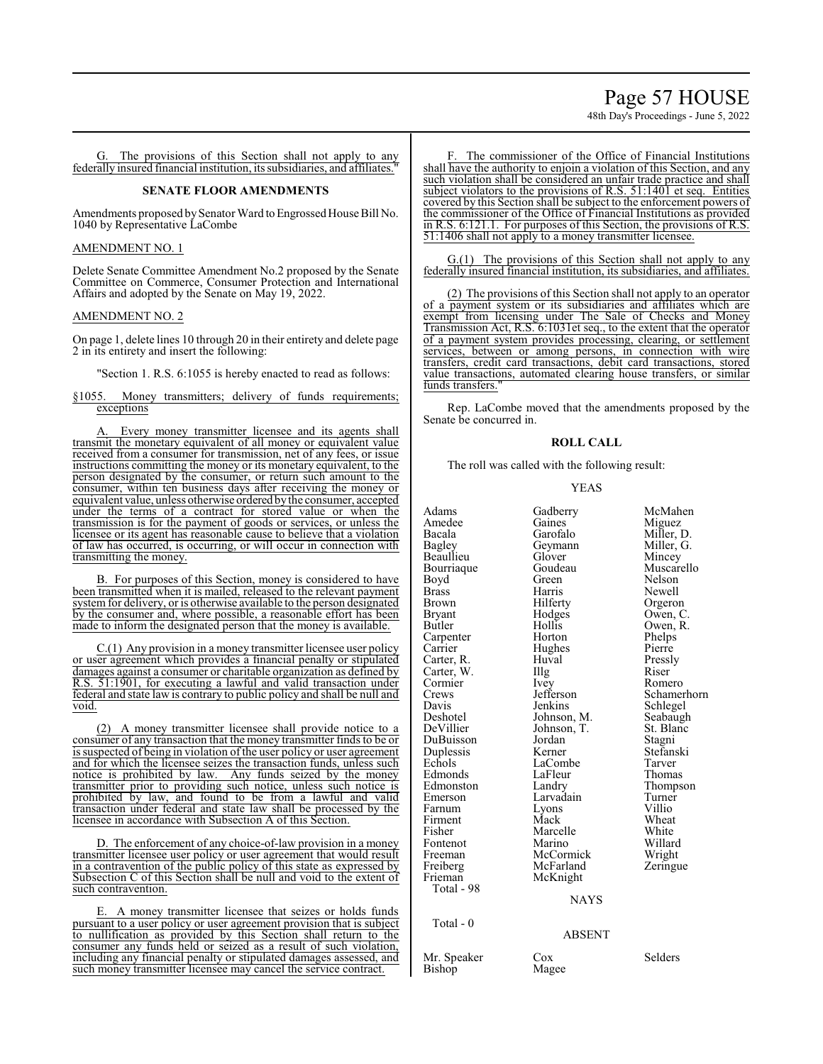G. The provisions of this Section shall not apply to any federally insured financial institution, its subsidiaries, and affiliates."

### SENATE FLOOR AMENDMENTS

Amendments proposed by Senator Ward to Engrossed House Bill No. 1040 by Representative LaCombe

AMENDMENT NO. 1

Delete Senate Committee Amendment No.2 proposed by the Senate Committee on Commerce, Consumer Protection and International Affairs and adopted by the Senate on May 19, 2022.

AMENDMENT NO. 2

On page 1, delete lines 10 through 20 in their entirety and delete page 2 in its entirety and insert the following:

"Section 1. R.S. 6:1055 is hereby enacted to read as follows:

§1055. Money transmitters; delivery of funds requirements; exceptions

A. Every money transmitter licensee and its agents shall transmit the monetary equivalent of all money or equivalent value received from a consumer for transmission, net of any fees, or issue instructions committing the money or its monetary equivalent, to the person designated by the consumer, or return such amount to the consumer, within ten business days after receiving the money or equivalent value, unless otherwise ordered by the consumer, accepted under the terms of a contract for stored value or when the transmission is for the payment of goods or services, or unless the licensee or its agent has reasonable cause to believe that a violation of law has occurred, is occurring, or will occur in connection with transmitting the money.

B. For purposes of this Section, money is considered to have been transmitted when it is mailed, released to the relevant payment system for delivery, or is otherwise available to the person designated by the consumer and, where possible, a reasonable effort has been made to inform the designated person that the money is available.

C.(1) Any provision in a money transmitter licensee user policy or user agreement which provides a financial penalty or stipulated damages against a consumer or charitable organization as defined by R.S. 51:1901, for executing a lawful and valid transaction under federal and state law is contrary to public policy and shall be null and void.

(2) A money transmitter licensee shall provide notice to a consumer of any transaction that the money transmitter finds to be or is suspected of being in violation of the user policy or user agreement and for which the licensee seizes the transaction funds, unless such notice is prohibited by law. Any funds seized by the money transmitter prior to providing such notice, unless such notice is prohibited by law, and found to be from a lawful and valid transaction under federal and state law shall be processed by the licensee in accordance with Subsection A of this Section.

D. The enforcement of any choice-of-law provision in a money transmitter licensee user policy or user agreement that would result in a contravention of the public policy of this state as expressed by Subsection C of this Section shall be null and void to the extent of such contravention.

E. A money transmitter licensee that seizes or holds funds pursuant to a user policy or user agreement provision that is subject to nullification as provided by this Section shall return to the consumer any funds held or seized as a result of such violation, including any financial penalty or stipulated damages assessed, and such money transmitter licensee may cancel the service contract.

F. The commissioner of the Office of Financial Institutions shall have the authority to enjoin a violation of this Section, and any such violation shall be considered an unfair trade practice and shall subject violators to the provisions of R.S. 51:1401 et seq. Entities covered by this Section shall be subject to the enforcement powers of the commissioner of the Office of Financial Institutions as provided in R.S. 6:121.1. For purposes of this Section, the provisions of R.S. 51:1406 shall not apply to a money transmitter licensee.

G.(1) The provisions of this Section shall not apply to any federally insured financial institution, its subsidiaries, and affiliates.

(2) The provisions of this Section shall not apply to an operator of a payment system or its subsidiaries and affiliates which are exempt from licensing under The Sale of Checks and Money Transmission Act, R.S. 6:1031et seq., to the extent that the operator of a payment system provides processing, clearing, or settlement services, between or among persons, in connection with wire transfers, credit card transactions, debit card transactions, stored value transactions, automated clearing house transfers, or similar funds transfers."

Rep. LaCombe moved that the amendments proposed by the Senate be concurred in.

### ROLL CALL

The roll was called with the following result:

YEAS

| | | |
|---|---|---|
| Adams | Gadberry | McMahen |
| Amedee | Gaines | Miguez |
| Bacala | Garofalo | Miller, D. |
| Bagley | Geymann | Miller, G. |
| Beaullieu | Glover | Mincey |
| Bourriaque | Goudeau | Muscarello |
| Boyd | Green | Nelson |
| Brass | Harris | Newell |
| Brown | Hilferty | Orgeron |
| Bryant | Hodges | Owen, C. |
| Butler | Hollis | Owen, R. |
| Carpenter | Horton | Phelps |
| Carrier | Hughes | Pierre |
| Carter, R. | Huval | Pressly |
| Carter, W. | Illg | Riser |
| Cormier | Ivey | Romero |
| Crews | Jefferson | Schamerhorn |
| Davis | Jenkins | Schlegel |
| Deshotel | Johnson, M. | Seabaugh |
| DeVillier | Johnson, T. | St. Blanc |
| DuBuisson | Jordan | Stagni |
| Duplessis | Kerner | Stefanski |
| Echols | LaCombe | Tarver |
| Edmonds | LaFleur | Thomas |
| Edmonston | Landry | Thompson |
| Emerson | Larvadain | Turner |
| Farnum | Lyons | Villio |
| Firment | Mack | Wheat |
| Fisher | Marcelle | White |
| Fontenot | Marino | Willard |
| Freeman | McCormick | Wright |
| Freiberg | McFarland | Zeringue |
| Frieman | McKnight | |

Total - 98

NAYS

Total - 0

ABSENT

| | | |
|---|---|---|
| Mr. Speaker | Cox | Selders |
| Bishop | Magee | |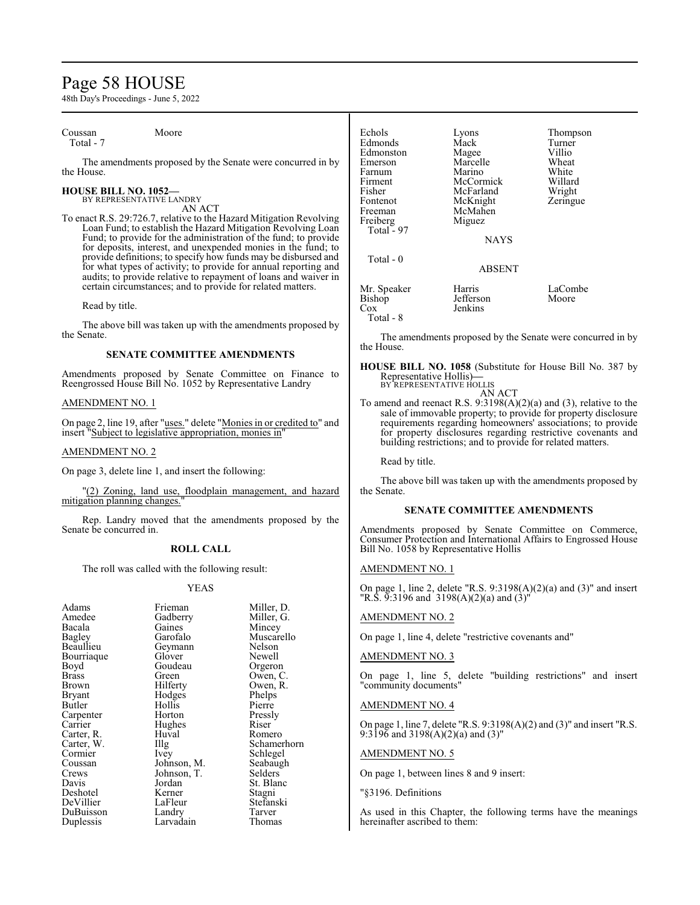Coussan Moore
Total - 7

The amendments proposed by the Senate were concurred in by the House.

**HOUSE BILL NO. 1052—**
BY REPRESENTATIVE LANDRY

AN ACT

To enact R.S. 29:726.7, relative to the Hazard Mitigation Revolving Loan Fund; to establish the Hazard Mitigation Revolving Loan Fund; to provide for the administration of the fund; to provide for deposits, interest, and unexpended monies in the fund; to provide definitions; to specify how funds may be disbursed and for what types of activity; to provide for annual reporting and audits; to provide relative to repayment of loans and waiver in certain circumstances; and to provide for related matters.

Read by title.

The above bill was taken up with the amendments proposed by the Senate.

### SENATE COMMITTEE AMENDMENTS

Amendments proposed by Senate Committee on Finance to Reengrossed House Bill No. 1052 by Representative Landry

AMENDMENT NO. 1

On page 2, line 19, after "uses." delete "Monies in or credited to" and insert "Subject to legislative appropriation, monies in"

AMENDMENT NO. 2

On page 3, delete line 1, and insert the following:

"(2) Zoning, land use, floodplain management, and hazard mitigation planning changes."

Rep. Landry moved that the amendments proposed by the Senate be concurred in.

### ROLL CALL

The roll was called with the following result:

YEAS

| | | |
|---|---|---|
| Adams | Frieman | Miller, D. |
| Amedee | Gadberry | Miller, G. |
| Bacala | Gaines | Mincey |
| Bagley | Garofalo | Muscarello |
| Beaullieu | Geymann | Nelson |
| Bourriaque | Glover | Newell |
| Boyd | Goudeau | Orgeron |
| Brass | Green | Owen, C. |
| Brown | Hilferty | Owen, R. |
| Bryant | Hodges | Phelps |
| Butler | Hollis | Pierre |
| Carpenter | Horton | Pressly |
| Carrier | Hughes | Riser |
| Carter, R. | Huval | Romero |
| Carter, W. | Illg | Schamerhorn |
| Cormier | Ivey | Schlegel |
| Coussan | Johnson, M. | Seabaugh |
| Crews | Johnson, T. | Selders |
| Davis | Jordan | St. Blanc |
| Deshotel | Kerner | Stagni |
| DeVillier | LaFleur | Stefanski |
| DuBuisson | Landry | Tarver |
| Duplessis | Larvadain | Thomas |
| Echols | Lyons | Thompson |
| Edmonds | Mack | Turner |
| Edmonston | Magee | Villio |
| Emerson | Marcelle | Wheat |
| Farnum | Marino | White |
| Firment | McCormick | Willard |
| Fisher | McFarland | Wright |
| Fontenot | McKnight | Zeringue |
| Freeman | McMahen | |
| Freiberg | Miguez | |

Total - 97

NAYS

Total - 0

ABSENT

| | | |
|---|---|---|
| Mr. Speaker | Harris | LaCombe |
| Bishop | Jefferson | Moore |
| Cox | Jenkins | |

Total - 8

The amendments proposed by the Senate were concurred in by the House.

**HOUSE BILL NO. 1058** (Substitute for House Bill No. 387 by Representative Hollis)**—**
BY REPRESENTATIVE HOLLIS

AN ACT

To amend and reenact R.S. 9:3198(A)(2)(a) and (3), relative to the sale of immovable property; to provide for property disclosure requirements regarding homeowners' associations; to provide for property disclosures regarding restrictive covenants and building restrictions; and to provide for related matters.

Read by title.

The above bill was taken up with the amendments proposed by the Senate.

### SENATE COMMITTEE AMENDMENTS

Amendments proposed by Senate Committee on Commerce, Consumer Protection and International Affairs to Engrossed House Bill No. 1058 by Representative Hollis

AMENDMENT NO. 1

On page 1, line 2, delete "R.S. 9:3198(A)(2)(a) and (3)" and insert "R.S. 9:3196 and 3198(A)(2)(a) and (3)"

AMENDMENT NO. 2

On page 1, line 4, delete "restrictive covenants and"

AMENDMENT NO. 3

On page 1, line 5, delete "building restrictions" and insert "community documents"

AMENDMENT NO. 4

On page 1, line 7, delete "R.S. 9:3198(A)(2) and (3)" and insert "R.S. 9:3196 and 3198(A)(2)(a) and (3)"

AMENDMENT NO. 5

On page 1, between lines 8 and 9 insert:

"§3196. Definitions

As used in this Chapter, the following terms have the meanings hereinafter ascribed to them: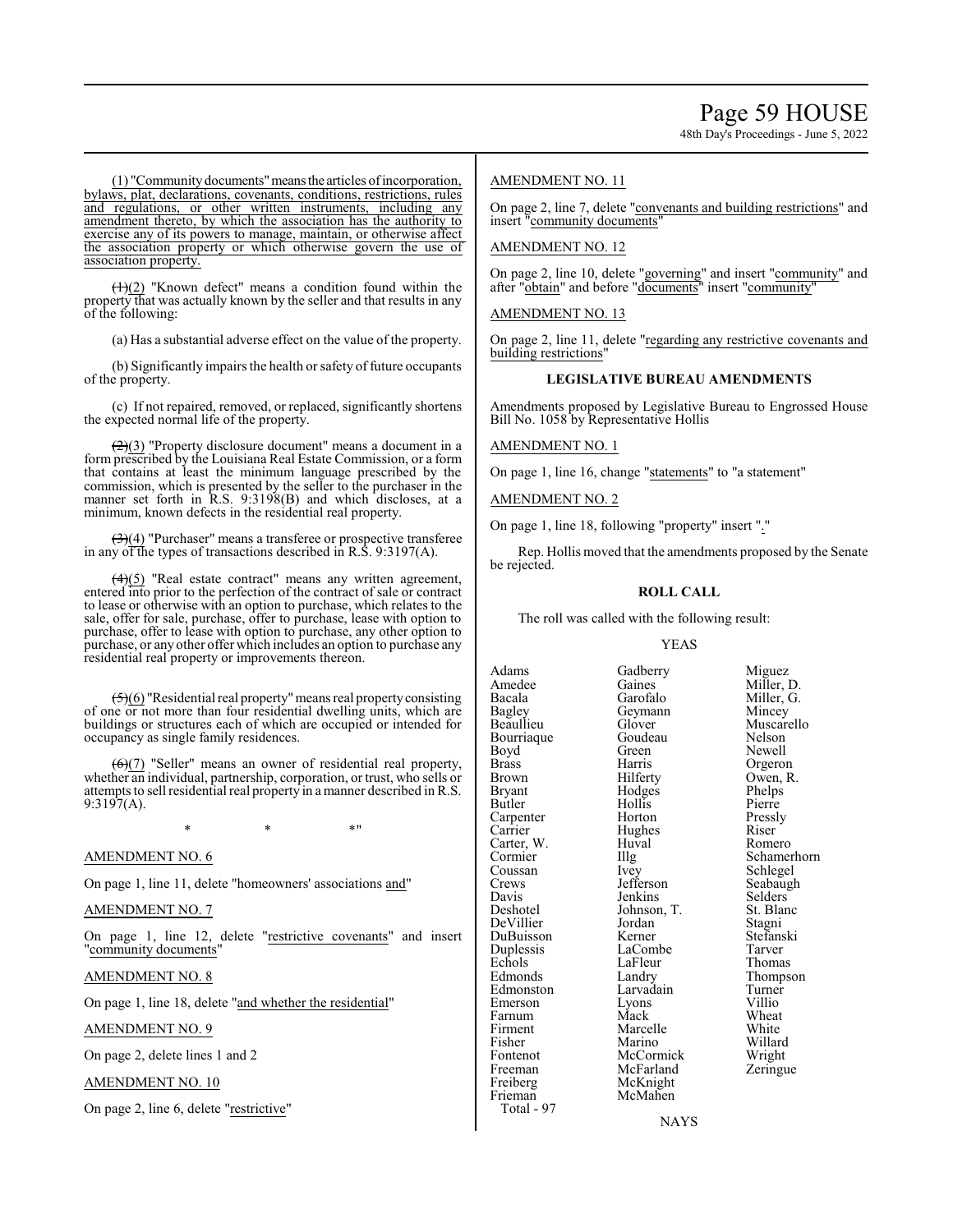(1) "Community documents" means the articles of incorporation, bylaws, plat, declarations, covenants, conditions, restrictions, rules and regulations, or other written instruments, including any amendment thereto, by which the association has the authority to exercise any of its powers to manage, maintain, or otherwise affect the association property or which otherwise govern the use of association property.

~~(1)~~(2) "Known defect" means a condition found within the property that was actually known by the seller and that results in any of the following:

(a) Has a substantial adverse effect on the value of the property.

(b) Significantly impairs the health or safety of future occupants of the property.

(c) If not repaired, removed, or replaced, significantly shortens the expected normal life of the property.

~~(2)~~(3) "Property disclosure document" means a document in a form prescribed by the Louisiana Real Estate Commission, or a form that contains at least the minimum language prescribed by the commission, which is presented by the seller to the purchaser in the manner set forth in R.S. 9:3198(B) and which discloses, at a minimum, known defects in the residential real property.

~~(3)~~(4) "Purchaser" means a transferee or prospective transferee in any of the types of transactions described in R.S. 9:3197(A).

~~(4)~~(5) "Real estate contract" means any written agreement, entered into prior to the perfection of the contract of sale or contract to lease or otherwise with an option to purchase, which relates to the sale, offer for sale, purchase, offer to purchase, lease with option to purchase, offer to lease with option to purchase, any other option to purchase, or any other offer which includes an option to purchase any residential real property or improvements thereon.

~~(5)~~(6) "Residential real property" means real property consisting of one or not more than four residential dwelling units, which are buildings or structures each of which are occupied or intended for occupancy as single family residences.

~~(6)~~(7) "Seller" means an owner of residential real property, whether an individual, partnership, corporation, or trust, who sells or attempts to sell residential real property in a manner described in R.S. 9:3197(A).

\* \* \*"

AMENDMENT NO. 6

On page 1, line 11, delete "homeowners' associations and"

AMENDMENT NO. 7

On page 1, line 12, delete "restrictive covenants" and insert "community documents"

AMENDMENT NO. 8

On page 1, line 18, delete "and whether the residential"

AMENDMENT NO. 9

On page 2, delete lines 1 and 2

AMENDMENT NO. 10

On page 2, line 6, delete "restrictive"

AMENDMENT NO. 11

On page 2, line 7, delete "convenants and building restrictions" and insert "community documents"

AMENDMENT NO. 12

On page 2, line 10, delete "governing" and insert "community" and after "obtain" and before "documents" insert "community"

AMENDMENT NO. 13

On page 2, line 11, delete "regarding any restrictive covenants and building restrictions"

## LEGISLATIVE BUREAU AMENDMENTS

Amendments proposed by Legislative Bureau to Engrossed House Bill No. 1058 by Representative Hollis

AMENDMENT NO. 1

On page 1, line 16, change "statements" to "a statement"

AMENDMENT NO. 2

On page 1, line 18, following "property" insert "."

Rep. Hollis moved that the amendments proposed by the Senate be rejected.

## ROLL CALL

The roll was called with the following result:

YEAS

| | | |
|---|---|---|
| Adams | Gadberry | Miguez |
| Amedee | Gaines | Miller, D. |
| Bacala | Garofalo | Miller, G. |
| Bagley | Geymann | Mincey |
| Beaullieu | Glover | Muscarello |
| Bourriaque | Goudeau | Nelson |
| Boyd | Green | Newell |
| Brass | Harris | Orgeron |
| Brown | Hilferty | Owen, R. |
| Bryant | Hodges | Phelps |
| Butler | Hollis | Pierre |
| Carpenter | Horton | Pressly |
| Carrier | Hughes | Riser |
| Carter, W. | Huval | Romero |
| Cormier | Illg | Schamerhorn |
| Coussan | Ivey | Schlegel |
| Crews | Jefferson | Seabaugh |
| Davis | Jenkins | Selders |
| Deshotel | Johnson, T. | St. Blanc |
| DeVillier | Jordan | Stagni |
| DuBuisson | Kerner | Stefanski |
| Duplessis | LaCombe | Tarver |
| Echols | LaFleur | Thomas |
| Edmonds | Landry | Thompson |
| Edmonston | Larvadain | Turner |
| Emerson | Lyons | Villio |
| Farnum | Mack | Wheat |
| Firment | Marcelle | White |
| Fisher | Marino | Willard |
| Fontenot | McCormick | Wright |
| Freeman | McFarland | Zeringue |
| Freiberg | McKnight | |
| Frieman | McMahen | |

Total - 97

NAYS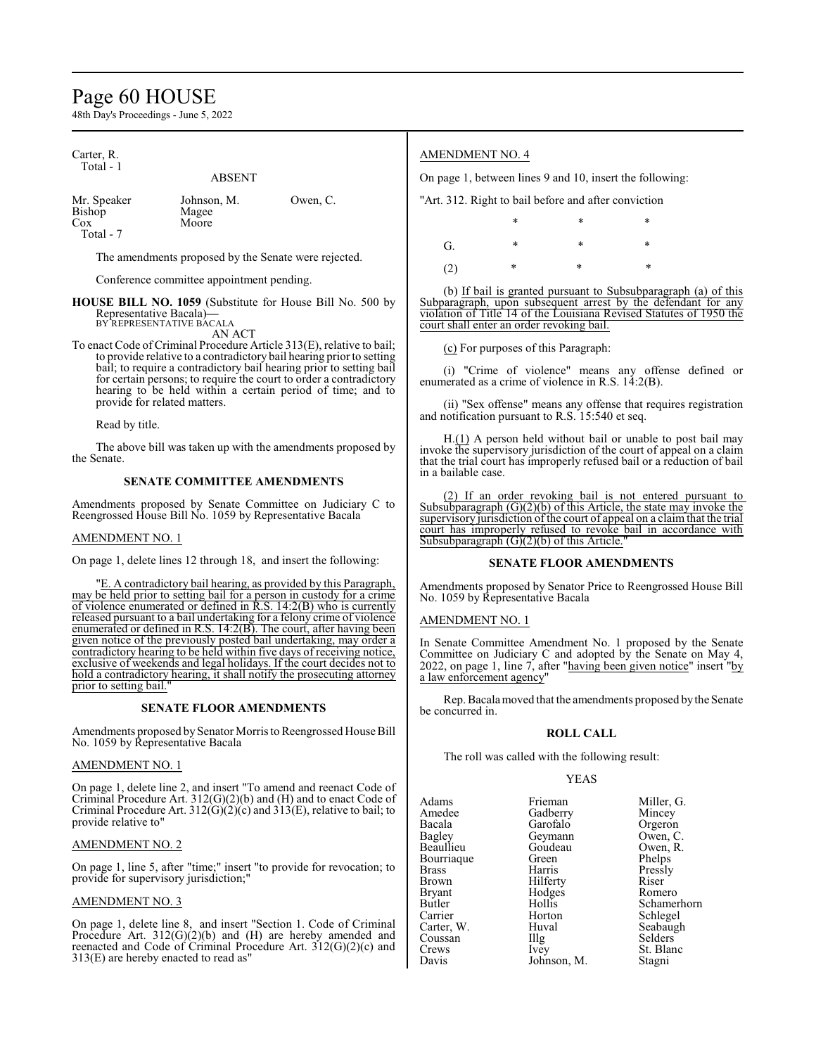Carter, R.
Total - 1

ABSENT

| | | |
|---|---|---|
| Mr. Speaker | Johnson, M. | Owen, C. |
| Bishop | Magee | |
| Cox | Moore | |

Total - 7

The amendments proposed by the Senate were rejected.

Conference committee appointment pending.

**HOUSE BILL NO. 1059** (Substitute for House Bill No. 500 by Representative Bacala)—
BY REPRESENTATIVE BACALA
AN ACT

To enact Code of Criminal Procedure Article 313(E), relative to bail; to provide relative to a contradictory bail hearing prior to setting bail; to require a contradictory bail hearing prior to setting bail for certain persons; to require the court to order a contradictory hearing to be held within a certain period of time; and to provide for related matters.

Read by title.

The above bill was taken up with the amendments proposed by the Senate.

## SENATE COMMITTEE AMENDMENTS

Amendments proposed by Senate Committee on Judiciary C to Reengrossed House Bill No. 1059 by Representative Bacala

AMENDMENT NO. 1

On page 1, delete lines 12 through 18, and insert the following:

"E. A contradictory bail hearing, as provided by this Paragraph, may be held prior to setting bail for a person in custody for a crime of violence enumerated or defined in R.S. 14:2(B) who is currently released pursuant to a bail undertaking for a felony crime of violence enumerated or defined in R.S. 14:2(B). The court, after having been given notice of the previously posted bail undertaking, may order a contradictory hearing to be held within five days of receiving notice, exclusive of weekends and legal holidays. If the court decides not to hold a contradictory hearing, it shall notify the prosecuting attorney prior to setting bail."

## SENATE FLOOR AMENDMENTS

Amendments proposed by Senator Morris to Reengrossed House Bill No. 1059 by Representative Bacala

AMENDMENT NO. 1

On page 1, delete line 2, and insert "To amend and reenact Code of Criminal Procedure Art. 312(G)(2)(b) and (H) and to enact Code of Criminal Procedure Art. 312(G)(2)(c) and 313(E), relative to bail; to provide relative to"

AMENDMENT NO. 2

On page 1, line 5, after "time;" insert "to provide for revocation; to provide for supervisory jurisdiction;"

AMENDMENT NO. 3

On page 1, delete line 8, and insert "Section 1. Code of Criminal Procedure Art. 312(G)(2)(b) and (H) are hereby amended and reenacted and Code of Criminal Procedure Art. 312(G)(2)(c) and 313(E) are hereby enacted to read as"

AMENDMENT NO. 4

On page 1, between lines 9 and 10, insert the following:

"Art. 312. Right to bail before and after conviction

\* \* \*

G. \* \* \*

(2) \* \* \*

(b) If bail is granted pursuant to Subsubparagraph (a) of this Subparagraph, upon subsequent arrest by the defendant for any violation of Title 14 of the Louisiana Revised Statutes of 1950 the court shall enter an order revoking bail.

(c) For purposes of this Paragraph:

(i) "Crime of violence" means any offense defined or enumerated as a crime of violence in R.S. 14:2(B).

(ii) "Sex offense" means any offense that requires registration and notification pursuant to R.S. 15:540 et seq.

H.(1) A person held without bail or unable to post bail may invoke the supervisory jurisdiction of the court of appeal on a claim that the trial court has improperly refused bail or a reduction of bail in a bailable case.

(2) If an order revoking bail is not entered pursuant to Subsubparagraph (G)(2)(b) of this Article, the state may invoke the supervisory jurisdiction of the court of appeal on a claim that the trial court has improperly refused to revoke bail in accordance with Subsubparagraph (G)(2)(b) of this Article."

## SENATE FLOOR AMENDMENTS

Amendments proposed by Senator Price to Reengrossed House Bill No. 1059 by Representative Bacala

AMENDMENT NO. 1

In Senate Committee Amendment No. 1 proposed by the Senate Committee on Judiciary C and adopted by the Senate on May 4, 2022, on page 1, line 7, after "having been given notice" insert "by a law enforcement agency"

Rep. Bacala moved that the amendments proposed by the Senate be concurred in.

## ROLL CALL

The roll was called with the following result:

YEAS

| | | |
|---|---|---|
| Adams | Frieman | Miller, G. |
| Amedee | Gadberry | Mincey |
| Bacala | Garofalo | Orgeron |
| Bagley | Geymann | Owen, C. |
| Beaullieu | Goudeau | Owen, R. |
| Bourriaque | Green | Phelps |
| Brass | Harris | Pressly |
| Brown | Hilferty | Riser |
| Bryant | Hodges | Romero |
| Butler | Hollis | Schamerhorn |
| Carrier | Horton | Schlegel |
| Carter, W. | Huval | Seabaugh |
| Coussan | Illg | Selders |
| Crews | Ivey | St. Blanc |
| Davis | Johnson, M. | Stagni |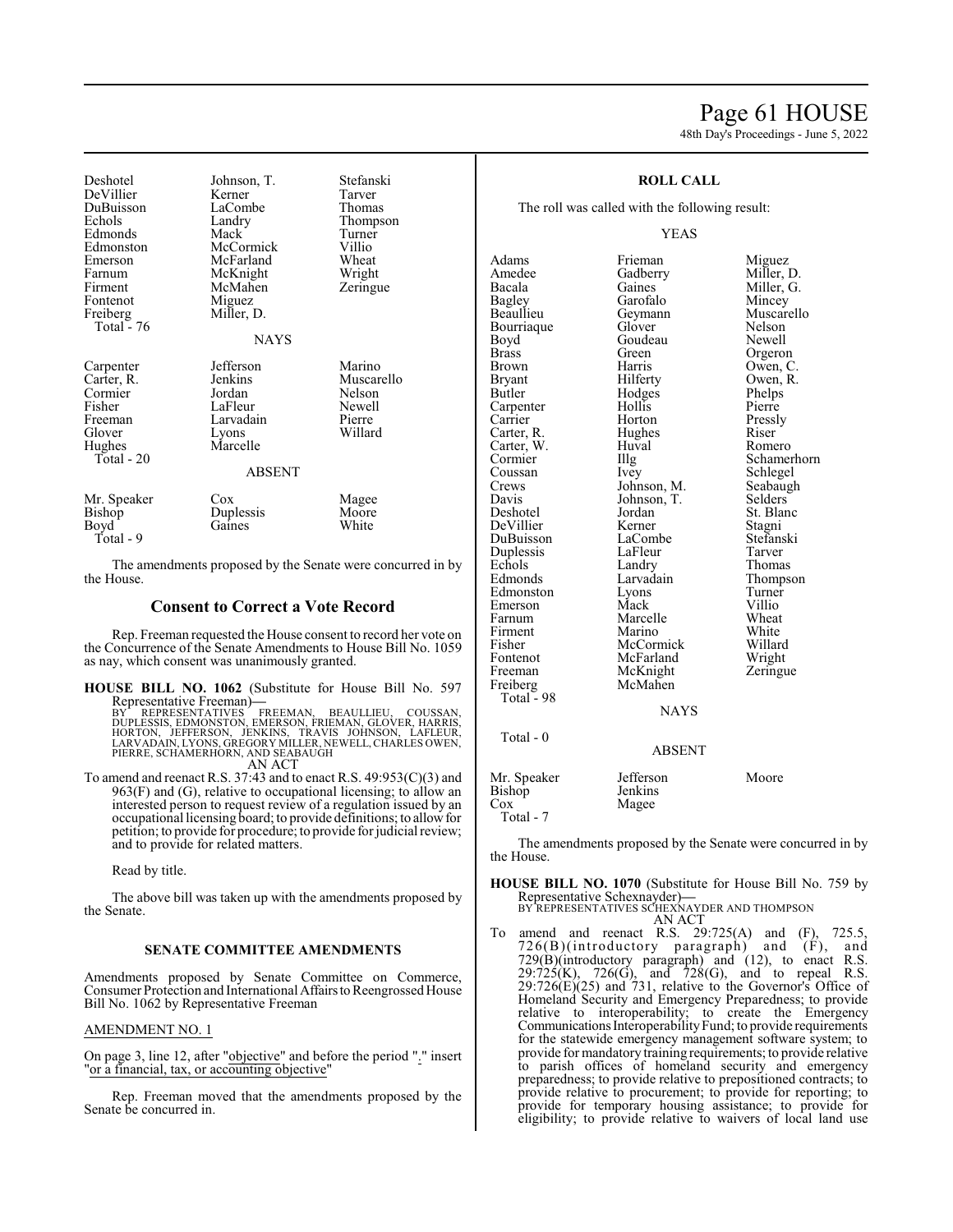| | | |
|---|---|---|
| Deshotel | Johnson, T. | Stefanski |
| DeVillier | Kerner | Tarver |
| DuBuisson | LaCombe | Thomas |
| Echols | Landry | Thompson |
| Edmonds | Mack | Turner |
| Edmonston | McCormick | Villio |
| Emerson | McFarland | Wheat |
| Farnum | McKnight | Wright |
| Firment | McMahen | Zeringue |
| Fontenot | Miguez | |
| Freiberg | Miller, D. | |
| Total - 76 | | |

NAYS

| | | |
|---|---|---|
| Carpenter | Jefferson | Marino |
| Carter, R. | Jenkins | Muscarello |
| Cormier | Jordan | Nelson |
| Fisher | LaFleur | Newell |
| Freeman | Larvadain | Pierre |
| Glover | Lyons | Willard |
| Hughes | Marcelle | |
| Total - 20 | | |

ABSENT

| | | |
|---|---|---|
| Mr. Speaker | Cox | Magee |
| Bishop | Duplessis | Moore |
| Boyd | Gaines | White |
| Total - 9 | | |

The amendments proposed by the Senate were concurred in by the House.

## Consent to Correct a Vote Record

Rep. Freeman requested the House consent to record her vote on the Concurrence of the Senate Amendments to House Bill No. 1059 as nay, which consent was unanimously granted.

**HOUSE BILL NO. 1062** (Substitute for House Bill No. 597 Representative Freeman)—

BY REPRESENTATIVES FREEMAN, BEAULLIEU, COUSSAN, DUPLESSIS, EDMONSTON, EMERSON, FRIEMAN, GLOVER, HARRIS, HORTON, JEFFERSON, JENKINS, TRAVIS JOHNSON, LAFLEUR, LARVADAIN, LYONS, GREGORY MILLER, NEWELL, CHARLES OWEN, PIERRE, SCHAMERHORN, AND SEABAUGH

AN ACT

To amend and reenact R.S. 37:43 and to enact R.S. 49:953(C)(3) and 963(F) and (G), relative to occupational licensing; to allow an interested person to request review of a regulation issued by an occupational licensing board; to provide definitions; to allow for petition; to provide for procedure; to provide for judicial review; and to provide for related matters.

Read by title.

The above bill was taken up with the amendments proposed by the Senate.

### SENATE COMMITTEE AMENDMENTS

Amendments proposed by Senate Committee on Commerce, Consumer Protection and International Affairs to Reengrossed House Bill No. 1062 by Representative Freeman

AMENDMENT NO. 1

On page 3, line 12, after "objective" and before the period "." insert "or a financial, tax, or accounting objective"

Rep. Freeman moved that the amendments proposed by the Senate be concurred in.

### ROLL CALL

The roll was called with the following result:

YEAS

| | | |
|---|---|---|
| Adams | Frieman | Miguez |
| Amedee | Gadberry | Miller, D. |
| Bacala | Gaines | Miller, G. |
| Bagley | Garofalo | Mincey |
| Beaullieu | Geymann | Muscarello |
| Bourriaque | Glover | Nelson |
| Boyd | Goudeau | Newell |
| Brass | Green | Orgeron |
| Brown | Harris | Owen, C. |
| Bryant | Hilferty | Owen, R. |
| Butler | Hodges | Phelps |
| Carpenter | Hollis | Pierre |
| Carrier | Horton | Pressly |
| Carter, R. | Hughes | Riser |
| Carter, W. | Huval | Romero |
| Cormier | Illg | Schamerhorn |
| Coussan | Ivey | Schlegel |
| Crews | Johnson, M. | Seabaugh |
| Davis | Johnson, T. | Selders |
| Deshotel | Jordan | St. Blanc |
| DeVillier | Kerner | Stagni |
| DuBuisson | LaCombe | Stefanski |
| Duplessis | LaFleur | Tarver |
| Echols | Landry | Thomas |
| Edmonds | Larvadain | Thompson |
| Edmonston | Lyons | Turner |
| Emerson | Mack | Villio |
| Farnum | Marcelle | Wheat |
| Firment | Marino | White |
| Fisher | McCormick | Willard |
| Fontenot | McFarland | Wright |
| Freeman | McKnight | Zeringue |
| Freiberg | McMahen | |
| Total - 98 | | |

NAYS

Total - 0

ABSENT

| | | |
|---|---|---|
| Mr. Speaker | Jefferson | Moore |
| Bishop | Jenkins | |
| Cox | Magee | |
| Total - 7 | | |

The amendments proposed by the Senate were concurred in by the House.

**HOUSE BILL NO. 1070** (Substitute for House Bill No. 759 by Representative Schexnayder)—

BY REPRESENTATIVES SCHEXNAYDER AND THOMPSON

AN ACT

To amend and reenact R.S. 29:725(A) and (F), 725.5, 726(B)(introductory paragraph) and (F), and 729(B)(introductory paragraph) and (12), to enact R.S. 29:725(K), 726(G), and 728(G), and to repeal R.S. 29:726(E)(25) and 731, relative to the Governor's Office of Homeland Security and Emergency Preparedness; to provide relative to interoperability; to create the Emergency Communications Interoperability Fund; to provide requirements for the statewide emergency management software system; to provide for mandatory training requirements; to provide relative to parish offices of homeland security and emergency preparedness; to provide relative to prepositioned contracts; to provide relative to procurement; to provide for reporting; to provide for temporary housing assistance; to provide for eligibility; to provide relative to waivers of local land use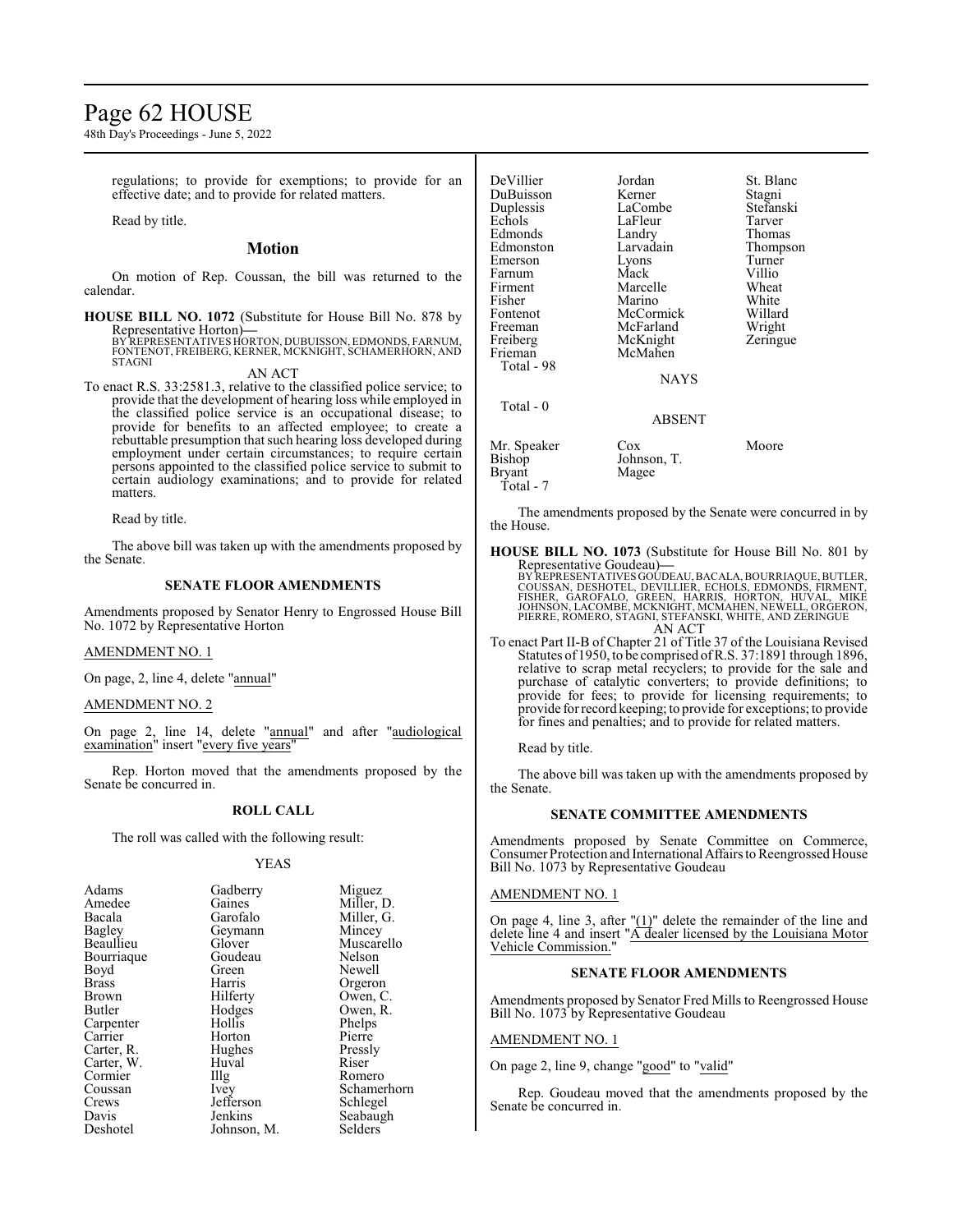regulations; to provide for exemptions; to provide for an effective date; and to provide for related matters.

Read by title.

## Motion

On motion of Rep. Coussan, the bill was returned to the calendar.

**HOUSE BILL NO. 1072** (Substitute for House Bill No. 878 by Representative Horton)**—**
BY REPRESENTATIVES HORTON, DUBUISSON, EDMONDS, FARNUM, FONTENOT, FREIBERG, KERNER, MCKNIGHT, SCHAMERHORN, AND STAGNI

AN ACT

To enact R.S. 33:2581.3, relative to the classified police service; to provide that the development of hearing loss while employed in the classified police service is an occupational disease; to provide for benefits to an affected employee; to create a rebuttable presumption that such hearing loss developed during employment under certain circumstances; to require certain persons appointed to the classified police service to submit to certain audiology examinations; and to provide for related matters.

Read by title.

The above bill was taken up with the amendments proposed by the Senate.

### SENATE FLOOR AMENDMENTS

Amendments proposed by Senator Henry to Engrossed House Bill No. 1072 by Representative Horton

AMENDMENT NO. 1

On page, 2, line 4, delete "annual"

AMENDMENT NO. 2

On page 2, line 14, delete "annual" and after "audiological examination" insert "every five years"

Rep. Horton moved that the amendments proposed by the Senate be concurred in.

### ROLL CALL

The roll was called with the following result:

YEAS

| | | |
|---|---|---|
| Adams | Gadberry | Miguez |
| Amedee | Gaines | Miller, D. |
| Bacala | Garofalo | Miller, G. |
| Bagley | Geymann | Mincey |
| Beaullieu | Glover | Muscarello |
| Bourriaque | Goudeau | Nelson |
| Boyd | Green | Newell |
| Brass | Harris | Orgeron |
| Brown | Hilferty | Owen, C. |
| Butler | Hodges | Owen, R. |
| Carpenter | Hollis | Phelps |
| Carrier | Horton | Pierre |
| Carter, R. | Hughes | Pressly |
| Carter, W. | Huval | Riser |
| Cormier | Illg | Romero |
| Coussan | Ivey | Schamerhorn |
| Crews | Jefferson | Schlegel |
| Davis | Jenkins | Seabaugh |
| Deshotel | Johnson, M. | Selders |
| DeVillier | Jordan | St. Blanc |
| DuBuisson | Kerner | Stagni |
| Duplessis | LaCombe | Stefanski |
| Echols | LaFleur | Tarver |
| Edmonds | Landry | Thomas |
| Edmonston | Larvadain | Thompson |
| Emerson | Lyons | Turner |
| Farnum | Mack | Villio |
| Firment | Marcelle | Wheat |
| Fisher | Marino | White |
| Fontenot | McCormick | Willard |
| Freeman | McFarland | Wright |
| Freiberg | McKnight | Zeringue |
| Frieman | McMahen | |

Total - 98

NAYS

Total - 0

ABSENT

| | | |
|---|---|---|
| Mr. Speaker | Cox | Moore |
| Bishop | Johnson, T. | |
| Bryant | Magee | |

Total - 7

The amendments proposed by the Senate were concurred in by the House.

**HOUSE BILL NO. 1073** (Substitute for House Bill No. 801 by Representative Goudeau)**—**
BY REPRESENTATIVES GOUDEAU, BACALA, BOURRIAQUE, BUTLER, COUSSAN, DESHOTEL, DEVILLIER, ECHOLS, EDMONDS, FIRMENT, FISHER, GAROFALO, GREEN, HARRIS, HORTON, HUVAL, MIKE JOHNSON, LACOMBE, MCKNIGHT, MCMAHEN, NEWELL, ORGERON, PIERRE, ROMERO, STAGNI, STEFANSKI, WHITE, AND ZERINGUE

AN ACT

To enact Part II-B of Chapter 21 of Title 37 of the Louisiana Revised Statutes of 1950, to be comprised of R.S. 37:1891 through 1896, relative to scrap metal recyclers; to provide for the sale and purchase of catalytic converters; to provide definitions; to provide for fees; to provide for licensing requirements; to provide for record keeping; to provide for exceptions; to provide for fines and penalties; and to provide for related matters.

Read by title.

The above bill was taken up with the amendments proposed by the Senate.

### SENATE COMMITTEE AMENDMENTS

Amendments proposed by Senate Committee on Commerce, Consumer Protection and International Affairs to Reengrossed House Bill No. 1073 by Representative Goudeau

AMENDMENT NO. 1

On page 4, line 3, after "(1)" delete the remainder of the line and delete line 4 and insert "A dealer licensed by the Louisiana Motor Vehicle Commission."

### SENATE FLOOR AMENDMENTS

Amendments proposed by Senator Fred Mills to Reengrossed House Bill No. 1073 by Representative Goudeau

AMENDMENT NO. 1

On page 2, line 9, change "good" to "valid"

Rep. Goudeau moved that the amendments proposed by the Senate be concurred in.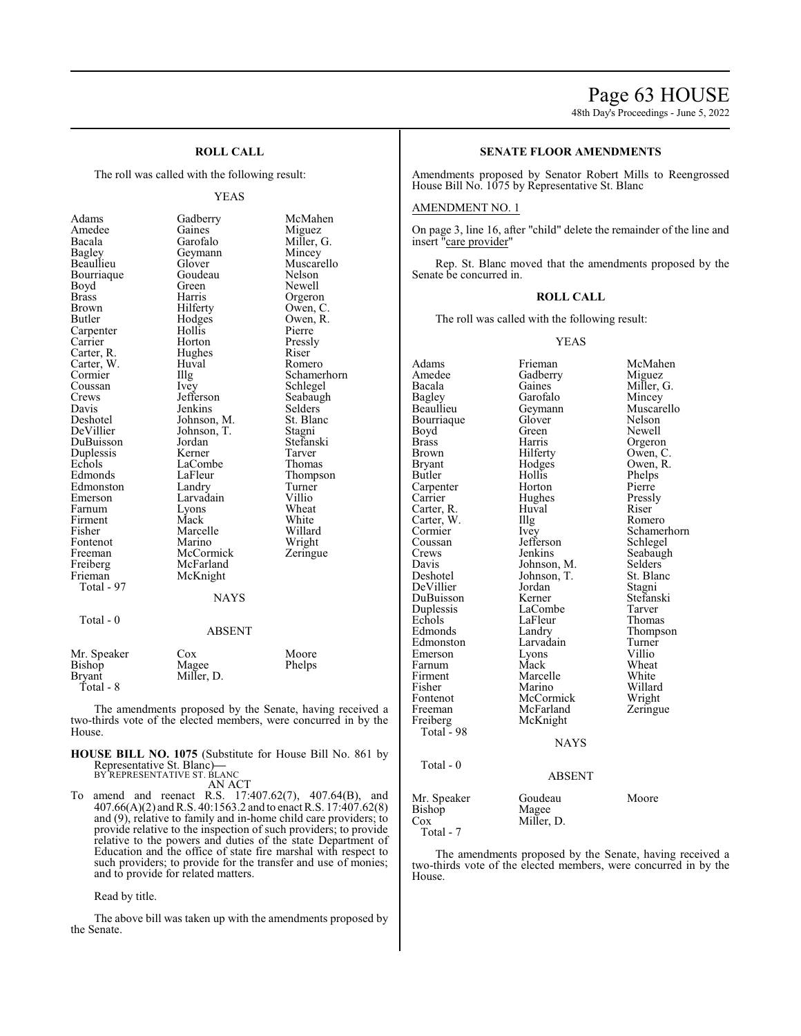### ROLL CALL

The roll was called with the following result:

YEAS

| | | |
|---|---|---|
| Adams | Gadberry | McMahen |
| Amedee | Gaines | Miguez |
| Bacala | Garofalo | Miller, G. |
| Bagley | Geymann | Mincey |
| Beaullieu | Glover | Muscarello |
| Bourriaque | Goudeau | Nelson |
| Boyd | Green | Newell |
| Brass | Harris | Orgeron |
| Brown | Hilferty | Owen, C. |
| Butler | Hodges | Owen, R. |
| Carpenter | Hollis | Pierre |
| Carrier | Horton | Pressly |
| Carter, R. | Hughes | Riser |
| Carter, W. | Huval | Romero |
| Cormier | Illg | Schamerhorn |
| Coussan | Ivey | Schlegel |
| Crews | Jefferson | Seabaugh |
| Davis | Jenkins | Selders |
| Deshotel | Johnson, M. | St. Blanc |
| DeVillier | Johnson, T. | Stagni |
| DuBuisson | Jordan | Stefanski |
| Duplessis | Kerner | Tarver |
| Echols | LaCombe | Thomas |
| Edmonds | LaFleur | Thompson |
| Edmonston | Landry | Turner |
| Emerson | Larvadain | Villio |
| Farnum | Lyons | Wheat |
| Firment | Mack | White |
| Fisher | Marcelle | Willard |
| Fontenot | Marino | Wright |
| Freeman | McCormick | Zeringue |
| Freiberg | McFarland | |
| Frieman | McKnight | |

Total - 97

NAYS

Total - 0

ABSENT

| | | |
|---|---|---|
| Mr. Speaker | Cox | Moore |
| Bishop | Magee | Phelps |
| Bryant | Miller, D. | |

Total - 8

The amendments proposed by the Senate, having received a two-thirds vote of the elected members, were concurred in by the House.

**HOUSE BILL NO. 1075** (Substitute for House Bill No. 861 by Representative St. Blanc)—
BY REPRESENTATIVE ST. BLANC
AN ACT

To amend and reenact R.S. 17:407.62(7), 407.64(B), and 407.66(A)(2) and R.S. 40:1563.2 and to enact R.S. 17:407.62(8) and (9), relative to family and in-home child care providers; to provide relative to the inspection of such providers; to provide relative to the powers and duties of the state Department of Education and the office of state fire marshal with respect to such providers; to provide for the transfer and use of monies; and to provide for related matters.

Read by title.

The above bill was taken up with the amendments proposed by the Senate.

### SENATE FLOOR AMENDMENTS

Amendments proposed by Senator Robert Mills to Reengrossed House Bill No. 1075 by Representative St. Blanc

AMENDMENT NO. 1

On page 3, line 16, after "child" delete the remainder of the line and insert "care provider"

Rep. St. Blanc moved that the amendments proposed by the Senate be concurred in.

### ROLL CALL

The roll was called with the following result:

YEAS

| | | |
|---|---|---|
| Adams | Frieman | McMahen |
| Amedee | Gadberry | Miguez |
| Bacala | Gaines | Miller, G. |
| Bagley | Garofalo | Mincey |
| Beaullieu | Geymann | Muscarello |
| Bourriaque | Glover | Nelson |
| Boyd | Green | Newell |
| Brass | Harris | Orgeron |
| Brown | Hilferty | Owen, C. |
| Bryant | Hodges | Owen, R. |
| Butler | Hollis | Phelps |
| Carpenter | Horton | Pierre |
| Carrier | Hughes | Pressly |
| Carter, R. | Huval | Riser |
| Carter, W. | Illg | Romero |
| Cormier | Ivey | Schamerhorn |
| Coussan | Jefferson | Schlegel |
| Crews | Jenkins | Seabaugh |
| Davis | Johnson, M. | Selders |
| Deshotel | Johnson, T. | St. Blanc |
| DeVillier | Jordan | Stagni |
| DuBuisson | Kerner | Stefanski |
| Duplessis | LaCombe | Tarver |
| Echols | LaFleur | Thomas |
| Edmonds | Landry | Thompson |
| Edmonston | Larvadain | Turner |
| Emerson | Lyons | Villio |
| Farnum | Mack | Wheat |
| Firment | Marcelle | White |
| Fisher | Marino | Willard |
| Fontenot | McCormick | Wright |
| Freeman | McFarland | Zeringue |
| Freiberg | McKnight | |

Total - 98

NAYS

Total - 0

ABSENT

| | | |
|---|---|---|
| Mr. Speaker | Goudeau | Moore |
| Bishop | Magee | |
| Cox | Miller, D. | |

Total - 7

The amendments proposed by the Senate, having received a two-thirds vote of the elected members, were concurred in by the House.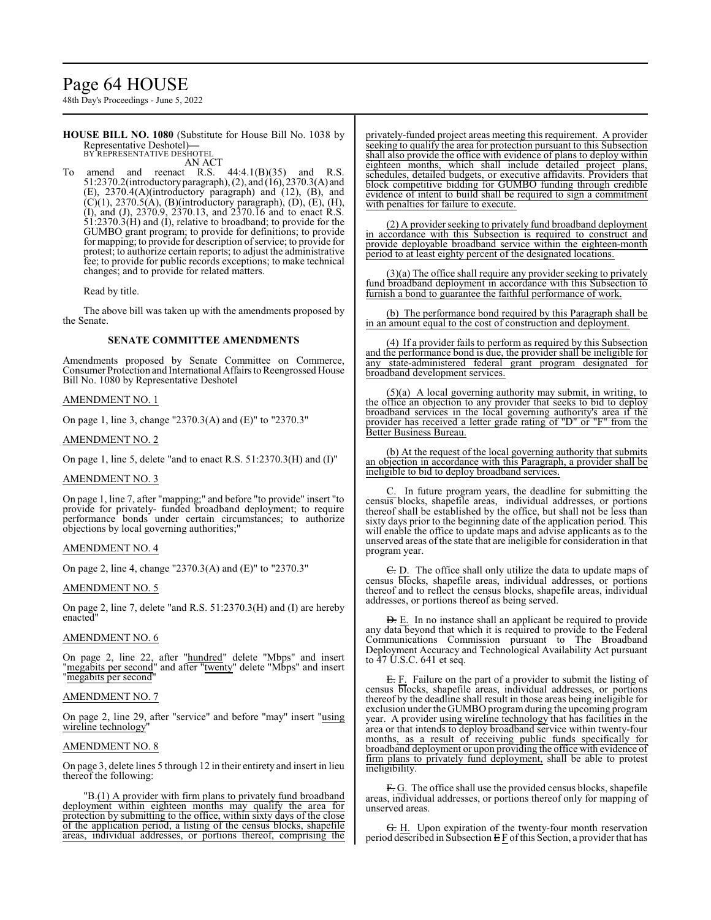**HOUSE BILL NO. 1080** (Substitute for House Bill No. 1038 by Representative Deshotel)—

BY REPRESENTATIVE DESHOTEL

AN ACT

To amend and reenact R.S. 44:4.1(B)(35) and R.S. 51:2370.2(introductory paragraph), (2), and (16), 2370.3(A) and (E), 2370.4(A)(introductory paragraph) and (12), (B), and (C)(1), 2370.5(A), (B)(introductory paragraph), (D), (E), (H), (I), and (J), 2370.9, 2370.13, and 2370.16 and to enact R.S. 51:2370.3(H) and (I), relative to broadband; to provide for the GUMBO grant program; to provide for definitions; to provide for mapping; to provide for description of service; to provide for protest; to authorize certain reports; to adjust the administrative fee; to provide for public records exceptions; to make technical changes; and to provide for related matters.

Read by title.

The above bill was taken up with the amendments proposed by the Senate.

## SENATE COMMITTEE AMENDMENTS

Amendments proposed by Senate Committee on Commerce, Consumer Protection and International Affairs to Reengrossed House Bill No. 1080 by Representative Deshotel

AMENDMENT NO. 1

On page 1, line 3, change "2370.3(A) and (E)" to "2370.3"

AMENDMENT NO. 2

On page 1, line 5, delete "and to enact R.S. 51:2370.3(H) and (I)"

AMENDMENT NO. 3

On page 1, line 7, after "mapping;" and before "to provide" insert "to provide for privately- funded broadband deployment; to require performance bonds under certain circumstances; to authorize objections by local governing authorities;"

AMENDMENT NO. 4

On page 2, line 4, change "2370.3(A) and (E)" to "2370.3"

AMENDMENT NO. 5

On page 2, line 7, delete "and R.S. 51:2370.3(H) and (I) are hereby enacted"

AMENDMENT NO. 6

On page 2, line 22, after "hundred" delete "Mbps" and insert "megabits per second" and after "twenty" delete "Mbps" and insert "megabits per second"

AMENDMENT NO. 7

On page 2, line 29, after "service" and before "may" insert "using wireline technology"

AMENDMENT NO. 8

On page 3, delete lines 5 through 12 in their entirety and insert in lieu thereof the following:

"B.(1) A provider with firm plans to privately fund broadband deployment within eighteen months may qualify the area for protection by submitting to the office, within sixty days of the close of the application period, a listing of the census blocks, shapefile areas, individual addresses, or portions thereof, comprising the privately-funded project areas meeting this requirement. A provider seeking to qualify the area for protection pursuant to this Subsection shall also provide the office with evidence of plans to deploy within eighteen months, which shall include detailed project plans, schedules, detailed budgets, or executive affidavits. Providers that block competitive bidding for GUMBO funding through credible evidence of intent to build shall be required to sign a commitment with penalties for failure to execute.

(2) A provider seeking to privately fund broadband deployment in accordance with this Subsection is required to construct and provide deployable broadband service within the eighteen-month period to at least eighty percent of the designated locations.

(3)(a) The office shall require any provider seeking to privately fund broadband deployment in accordance with this Subsection to furnish a bond to guarantee the faithful performance of work.

(b) The performance bond required by this Paragraph shall be in an amount equal to the cost of construction and deployment.

(4) If a provider fails to perform as required by this Subsection and the performance bond is due, the provider shall be ineligible for any state-administered federal grant program designated for broadband development services.

(5)(a) A local governing authority may submit, in writing, to the office an objection to any provider that seeks to bid to deploy broadband services in the local governing authority's area if the provider has received a letter grade rating of "D" or "F" from the Better Business Bureau.

(b) At the request of the local governing authority that submits an objection in accordance with this Paragraph, a provider shall be ineligible to bid to deploy broadband services.

C. In future program years, the deadline for submitting the census blocks, shapefile areas, individual addresses, or portions thereof shall be established by the office, but shall not be less than sixty days prior to the beginning date of the application period. This will enable the office to update maps and advise applicants as to the unserved areas of the state that are ineligible for consideration in that program year.

~~C.~~ D. The office shall only utilize the data to update maps of census blocks, shapefile areas, individual addresses, or portions thereof and to reflect the census blocks, shapefile areas, individual addresses, or portions thereof as being served.

~~D.~~ E. In no instance shall an applicant be required to provide any data beyond that which it is required to provide to the Federal Communications Commission pursuant to The Broadband Deployment Accuracy and Technological Availability Act pursuant to 47 U.S.C. 641 et seq.

~~E.~~ F. Failure on the part of a provider to submit the listing of census blocks, shapefile areas, individual addresses, or portions thereof by the deadline shall result in those areas being ineligible for exclusion under the GUMBO program during the upcoming program year. A provider using wireline technology that has facilities in the area or that intends to deploy broadband service within twenty-four months, as a result of receiving public funds specifically for broadband deployment or upon providing the office with evidence of firm plans to privately fund deployment, shall be able to protest ineligibility.

~~F.~~ G. The office shall use the provided census blocks, shapefile areas, individual addresses, or portions thereof only for mapping of unserved areas.

~~G.~~ H. Upon expiration of the twenty-four month reservation period described in Subsection ~~E~~ F of this Section, a provider that has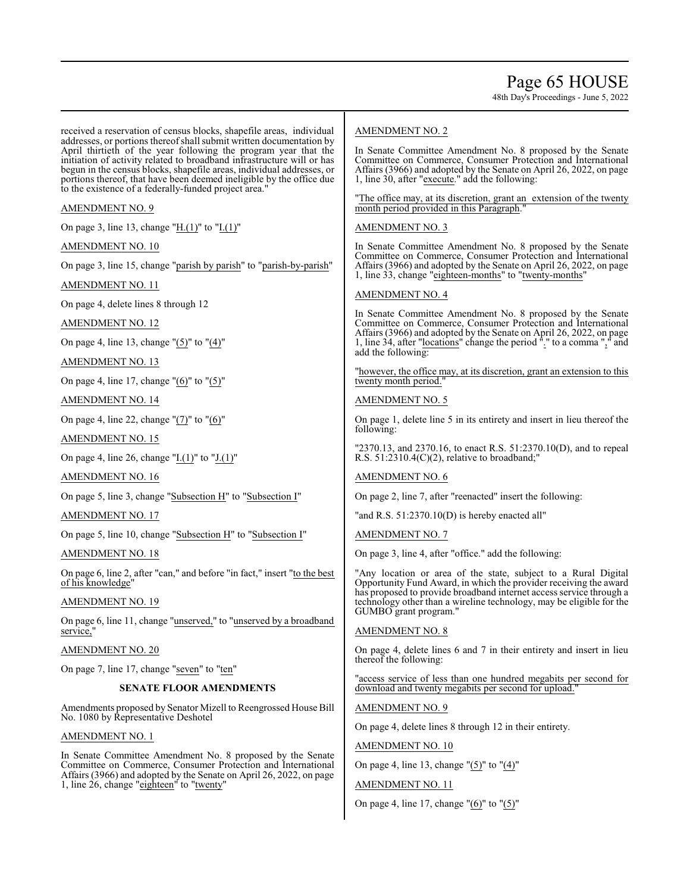received a reservation of census blocks, shapefile areas, individual addresses, or portions thereof shall submit written documentation by April thirtieth of the year following the program year that the initiation of activity related to broadband infrastructure will or has begun in the census blocks, shapefile areas, individual addresses, or portions thereof, that have been deemed ineligible by the office due to the existence of a federally-funded project area."

AMENDMENT NO. 9

On page 3, line 13, change "H.(1)" to "I.(1)"

AMENDMENT NO. 10

On page 3, line 15, change "parish by parish" to "parish-by-parish"

AMENDMENT NO. 11

On page 4, delete lines 8 through 12

AMENDMENT NO. 12

On page 4, line 13, change "(5)" to "(4)"

AMENDMENT NO. 13

On page 4, line 17, change "(6)" to "(5)"

AMENDMENT NO. 14

On page 4, line 22, change "(7)" to "(6)"

AMENDMENT NO. 15

On page 4, line 26, change "I.(1)" to "J.(1)"

AMENDMENT NO. 16

On page 5, line 3, change "Subsection H" to "Subsection I"

AMENDMENT NO. 17

On page 5, line 10, change "Subsection H" to "Subsection I"

AMENDMENT NO. 18

On page 6, line 2, after "can," and before "in fact," insert "to the best of his knowledge"

AMENDMENT NO. 19

On page 6, line 11, change "unserved," to "unserved by a broadband service,"

AMENDMENT NO. 20

On page 7, line 17, change "seven" to "ten"

## SENATE FLOOR AMENDMENTS

Amendments proposed by Senator Mizell to Reengrossed House Bill No. 1080 by Representative Deshotel

AMENDMENT NO. 1

In Senate Committee Amendment No. 8 proposed by the Senate Committee on Commerce, Consumer Protection and International Affairs (3966) and adopted by the Senate on April 26, 2022, on page 1, line 26, change "eighteen" to "twenty"

AMENDMENT NO. 2

In Senate Committee Amendment No. 8 proposed by the Senate Committee on Commerce, Consumer Protection and International Affairs (3966) and adopted by the Senate on April 26, 2022, on page 1, line 30, after "execute." add the following:

"The office may, at its discretion, grant an extension of the twenty month period provided in this Paragraph."

AMENDMENT NO. 3

In Senate Committee Amendment No. 8 proposed by the Senate Committee on Commerce, Consumer Protection and International Affairs (3966) and adopted by the Senate on April 26, 2022, on page 1, line 33, change "eighteen-months" to "twenty-months"

AMENDMENT NO. 4

In Senate Committee Amendment No. 8 proposed by the Senate Committee on Commerce, Consumer Protection and International Affairs (3966) and adopted by the Senate on April 26, 2022, on page 1, line 34, after "locations" change the period "." to a comma "," and add the following:

"however, the office may, at its discretion, grant an extension to this twenty month period."

AMENDMENT NO. 5

On page 1, delete line 5 in its entirety and insert in lieu thereof the following:

"2370.13, and 2370.16, to enact R.S. 51:2370.10(D), and to repeal R.S. 51:2310.4(C)(2), relative to broadband;"

AMENDMENT NO. 6

On page 2, line 7, after "reenacted" insert the following:

"and R.S. 51:2370.10(D) is hereby enacted all"

AMENDMENT NO. 7

On page 3, line 4, after "office." add the following:

"Any location or area of the state, subject to a Rural Digital Opportunity Fund Award, in which the provider receiving the award has proposed to provide broadband internet access service through a technology other than a wireline technology, may be eligible for the GUMBO grant program."

AMENDMENT NO. 8

On page 4, delete lines 6 and 7 in their entirety and insert in lieu thereof the following:

"access service of less than one hundred megabits per second for download and twenty megabits per second for upload."

AMENDMENT NO. 9

On page 4, delete lines 8 through 12 in their entirety.

AMENDMENT NO. 10

On page 4, line 13, change "(5)" to "(4)"

AMENDMENT NO. 11

On page 4, line 17, change "(6)" to "(5)"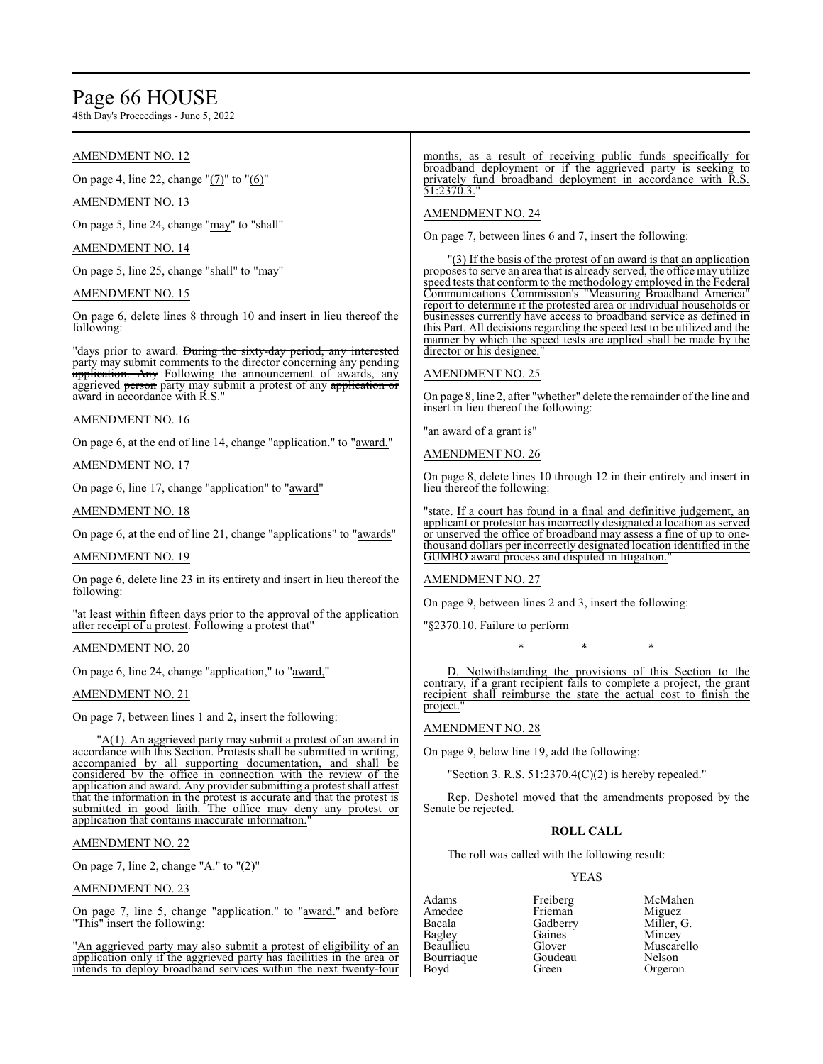AMENDMENT NO. 12

On page 4, line 22, change "(7)" to "(6)"

AMENDMENT NO. 13

On page 5, line 24, change "may" to "shall"

AMENDMENT NO. 14

On page 5, line 25, change "shall" to "may"

AMENDMENT NO. 15

On page 6, delete lines 8 through 10 and insert in lieu thereof the following:

"days prior to award. ~~During the sixty-day period, any interested party may submit comments to the director concerning any pending application. Any~~ Following the announcement of awards, any aggrieved ~~person~~ party may submit a protest of any ~~application or~~ award in accordance with R.S."

AMENDMENT NO. 16

On page 6, at the end of line 14, change "application." to "award."

AMENDMENT NO. 17

On page 6, line 17, change "application" to "award"

AMENDMENT NO. 18

On page 6, at the end of line 21, change "applications" to "awards"

AMENDMENT NO. 19

On page 6, delete line 23 in its entirety and insert in lieu thereof the following:

"~~at least~~ within fifteen days ~~prior to the approval of the application~~ after receipt of a protest. Following a protest that"

AMENDMENT NO. 20

On page 6, line 24, change "application," to "award,"

AMENDMENT NO. 21

On page 7, between lines 1 and 2, insert the following:

"A(1). An aggrieved party may submit a protest of an award in accordance with this Section. Protests shall be submitted in writing, accompanied by all supporting documentation, and shall be considered by the office in connection with the review of the application and award. Any provider submitting a protest shall attest that the information in the protest is accurate and that the protest is submitted in good faith. The office may deny any protest or application that contains inaccurate information."

AMENDMENT NO. 22

On page 7, line 2, change "A." to "(2)"

AMENDMENT NO. 23

On page 7, line 5, change "application." to "award." and before "This" insert the following:

"An aggrieved party may also submit a protest of eligibility of an application only if the aggrieved party has facilities in the area or intends to deploy broadband services within the next twenty-four months, as a result of receiving public funds specifically for broadband deployment or if the aggrieved party is seeking to privately fund broadband deployment in accordance with R.S. 51:2370.3."

AMENDMENT NO. 24

On page 7, between lines 6 and 7, insert the following:

"(3) If the basis of the protest of an award is that an application proposes to serve an area that is already served, the office may utilize speed tests that conform to the methodology employed in the Federal Communications Commission's "Measuring Broadband America" report to determine if the protested area or individual households or businesses currently have access to broadband service as defined in this Part. All decisions regarding the speed test to be utilized and the manner by which the speed tests are applied shall be made by the director or his designee."

AMENDMENT NO. 25

On page 8, line 2, after "whether" delete the remainder of the line and insert in lieu thereof the following:

"an award of a grant is"

AMENDMENT NO. 26

On page 8, delete lines 10 through 12 in their entirety and insert in lieu thereof the following:

"state. If a court has found in a final and definitive judgement, an applicant or protestor has incorrectly designated a location as served or unserved the office of broadband may assess a fine of up to one-thousand dollars per incorrectly designated location identified in the GUMBO award process and disputed in litigation."

AMENDMENT NO. 27

On page 9, between lines 2 and 3, insert the following:

"§2370.10. Failure to perform

\* \* \*

D. Notwithstanding the provisions of this Section to the contrary, if a grant recipient fails to complete a project, the grant recipient shall reimburse the state the actual cost to finish the project."

AMENDMENT NO. 28

On page 9, below line 19, add the following:

"Section 3. R.S. 51:2370.4(C)(2) is hereby repealed."

Rep. Deshotel moved that the amendments proposed by the Senate be rejected.

**ROLL CALL**

The roll was called with the following result:

YEAS

| | | |
|---|---|---|
| Adams | Freiberg | McMahen |
| Amedee | Frieman | Miguez |
| Bacala | Gadberry | Miller, G. |
| Bagley | Gaines | Mincey |
| Beaullieu | Glover | Muscarello |
| Bourriaque | Goudeau | Nelson |
| Boyd | Green | Orgeron |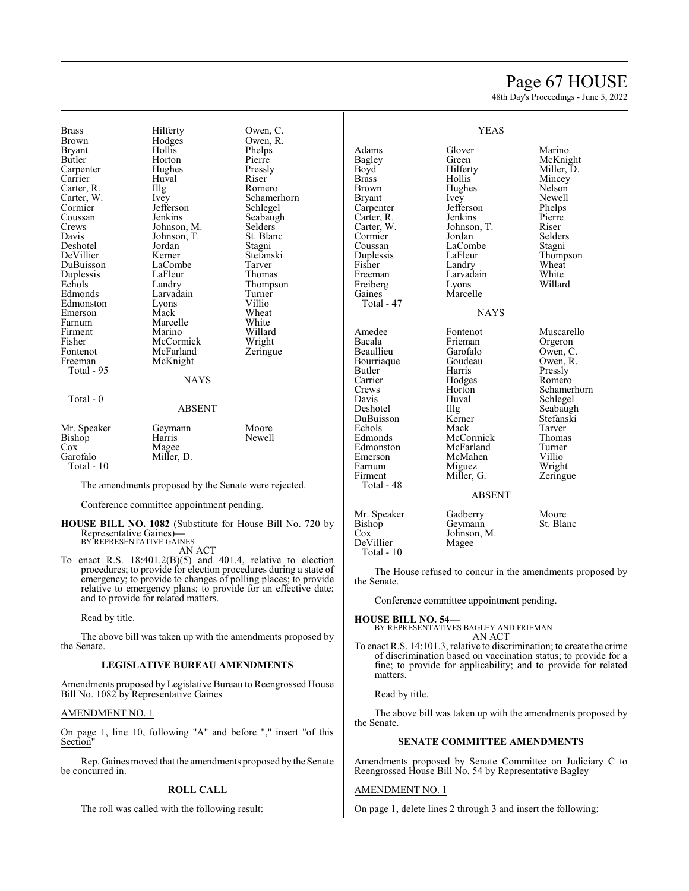| | | |
|---|---|---|
| Brass | Hilferty | Owen, C. |
| Brown | Hodges | Owen, R. |
| Bryant | Hollis | Phelps |
| Butler | Horton | Pierre |
| Carpenter | Hughes | Pressly |
| Carrier | Huval | Riser |
| Carter, R. | Illg | Romero |
| Carter, W. | Ivey | Schamerhorn |
| Cormier | Jefferson | Schlegel |
| Coussan | Jenkins | Seabaugh |
| Crews | Johnson, M. | Selders |
| Davis | Johnson, T. | St. Blanc |
| Deshotel | Jordan | Stagni |
| DeVillier | Kerner | Stefanski |
| DuBuisson | LaCombe | Tarver |
| Duplessis | LaFleur | Thomas |
| Echols | Landry | Thompson |
| Edmonds | Larvadain | Turner |
| Edmonston | Lyons | Villio |
| Emerson | Mack | Wheat |
| Farnum | Marcelle | White |
| Firment | Marino | Willard |
| Fisher | McCormick | Wright |
| Fontenot | McFarland | Zeringue |
| Freeman | McKnight | |
| Total - 95 | | |

NAYS

Total - 0

ABSENT

| | | |
|---|---|---|
| Mr. Speaker | Geymann | Moore |
| Bishop | Harris | Newell |
| Cox | Magee | |
| Garofalo | Miller, D. | |
| Total - 10 | | |

The amendments proposed by the Senate were rejected.

Conference committee appointment pending.

**HOUSE BILL NO. 1082** (Substitute for House Bill No. 720 by Representative Gaines)**—**
BY REPRESENTATIVE GAINES
AN ACT

To enact R.S. 18:401.2(B)(5) and 401.4, relative to election procedures; to provide for election procedures during a state of emergency; to provide to changes of polling places; to provide relative to emergency plans; to provide for an effective date; and to provide for related matters.

Read by title.

The above bill was taken up with the amendments proposed by the Senate.

**LEGISLATIVE BUREAU AMENDMENTS**

Amendments proposed by Legislative Bureau to Reengrossed House Bill No. 1082 by Representative Gaines

AMENDMENT NO. 1

On page 1, line 10, following "A" and before "," insert "of this Section"

Rep. Gaines moved that the amendments proposed by the Senate be concurred in.

**ROLL CALL**

The roll was called with the following result:

YEAS

| | | |
|---|---|---|
| Adams | Glover | Marino |
| Bagley | Green | McKnight |
| Boyd | Hilferty | Miller, D. |
| Brass | Hollis | Mincey |
| Brown | Hughes | Nelson |
| Bryant | Ivey | Newell |
| Carpenter | Jefferson | Phelps |
| Carter, R. | Jenkins | Pierre |
| Carter, W. | Johnson, T. | Riser |
| Cormier | Jordan | Selders |
| Coussan | LaCombe | Stagni |
| Duplessis | LaFleur | Thompson |
| Fisher | Landry | Wheat |
| Freeman | Larvadain | White |
| Freiberg | Lyons | Willard |
| Gaines | Marcelle | |
| Total - 47 | | |

NAYS

| | | |
|---|---|---|
| Amedee | Fontenot | Muscarello |
| Bacala | Frieman | Orgeron |
| Beaullieu | Garofalo | Owen, C. |
| Bourriaque | Goudeau | Owen, R. |
| Butler | Harris | Pressly |
| Carrier | Hodges | Romero |
| Crews | Horton | Schamerhorn |
| Davis | Huval | Schlegel |
| Deshotel | Illg | Seabaugh |
| DuBuisson | Kerner | Stefanski |
| Echols | Mack | Tarver |
| Edmonds | McCormick | Thomas |
| Edmonston | McFarland | Turner |
| Emerson | McMahen | Villio |
| Farnum | Miguez | Wright |
| Firment | Miller, G. | Zeringue |
| Total - 48 | | |

ABSENT

| | | |
|---|---|---|
| Mr. Speaker | Gadberry | Moore |
| Bishop | Geymann | St. Blanc |
| Cox | Johnson, M. | |
| DeVillier | Magee | |
| Total - 10 | | |

The House refused to concur in the amendments proposed by the Senate.

Conference committee appointment pending.

**HOUSE BILL NO. 54—**
BY REPRESENTATIVES BAGLEY AND FRIEMAN
AN ACT

To enact R.S. 14:101.3, relative to discrimination; to create the crime of discrimination based on vaccination status; to provide for a fine; to provide for applicability; and to provide for related matters.

Read by title.

The above bill was taken up with the amendments proposed by the Senate.

**SENATE COMMITTEE AMENDMENTS**

Amendments proposed by Senate Committee on Judiciary C to Reengrossed House Bill No. 54 by Representative Bagley

AMENDMENT NO. 1

On page 1, delete lines 2 through 3 and insert the following: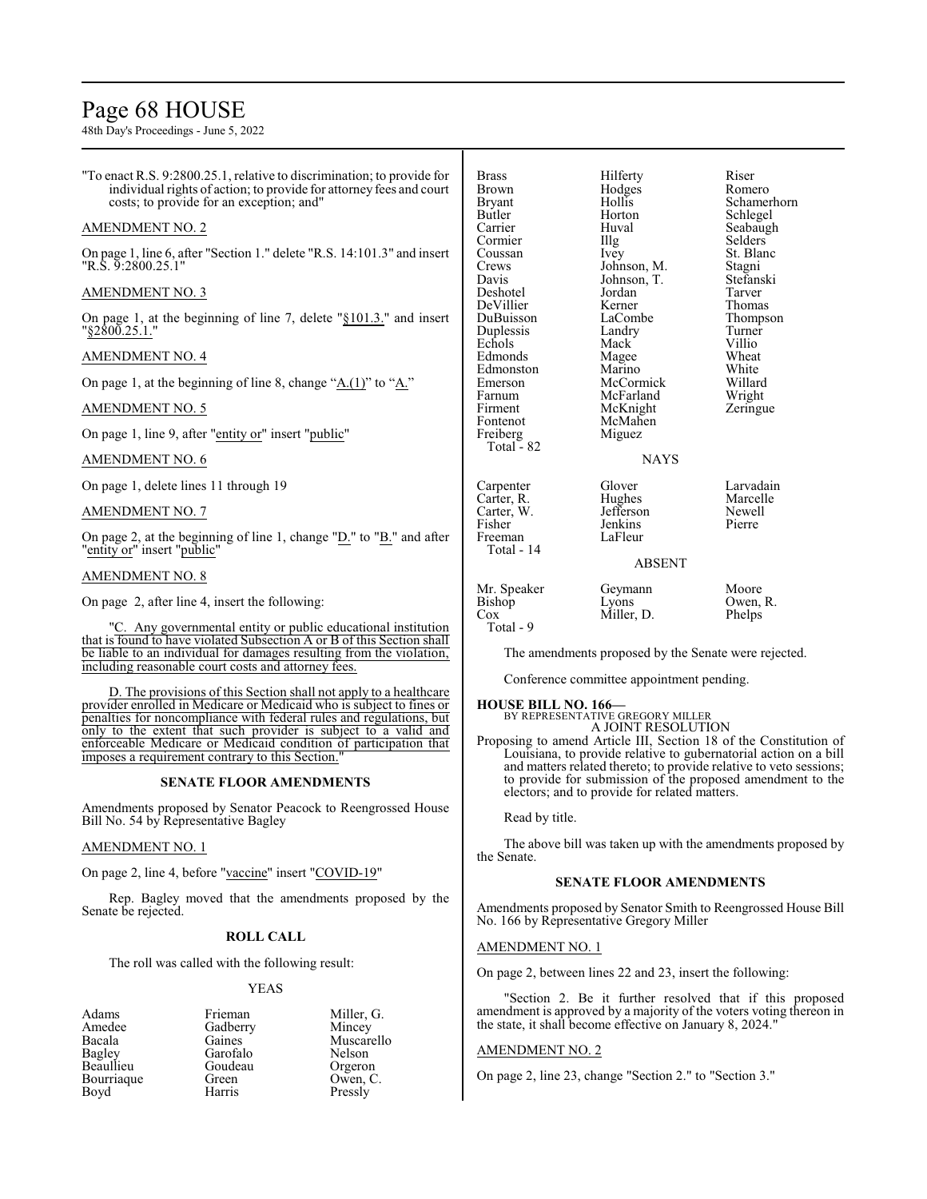"To enact R.S. 9:2800.25.1, relative to discrimination; to provide for individual rights of action; to provide for attorney fees and court costs; to provide for an exception; and"

AMENDMENT NO. 2

On page 1, line 6, after "Section 1." delete "R.S. 14:101.3" and insert "R.S. 9:2800.25.1"

AMENDMENT NO. 3

On page 1, at the beginning of line 7, delete "§101.3." and insert "§2800.25.1."

AMENDMENT NO. 4

On page 1, at the beginning of line 8, change "A.(1)" to "A."

AMENDMENT NO. 5

On page 1, line 9, after "entity or" insert "public"

AMENDMENT NO. 6

On page 1, delete lines 11 through 19

AMENDMENT NO. 7

On page 2, at the beginning of line 1, change "D." to "B." and after "entity or" insert "public"

AMENDMENT NO. 8

On page 2, after line 4, insert the following:

"C. Any governmental entity or public educational institution that is found to have violated Subsection A or B of this Section shall be liable to an individual for damages resulting from the violation, including reasonable court costs and attorney fees.

D. The provisions of this Section shall not apply to a healthcare provider enrolled in Medicare or Medicaid who is subject to fines or penalties for noncompliance with federal rules and regulations, but only to the extent that such provider is subject to a valid and enforceable Medicare or Medicaid condition of participation that imposes a requirement contrary to this Section."

## SENATE FLOOR AMENDMENTS

Amendments proposed by Senator Peacock to Reengrossed House Bill No. 54 by Representative Bagley

AMENDMENT NO. 1

On page 2, line 4, before "vaccine" insert "COVID-19"

Rep. Bagley moved that the amendments proposed by the Senate be rejected.

## ROLL CALL

The roll was called with the following result:

YEAS

| | | |
|---|---|---|
| Adams | Frieman | Miller, G. |
| Amedee | Gadberry | Mincey |
| Bacala | Gaines | Muscarello |
| Bagley | Garofalo | Nelson |
| Beaullieu | Goudeau | Orgeron |
| Bourriaque | Green | Owen, C. |
| Boyd | Harris | Pressly |
| Brass | Hilferty | Riser |
| Brown | Hodges | Romero |
| Bryant | Hollis | Schamerhorn |
| Butler | Horton | Schlegel |
| Carrier | Huval | Seabaugh |
| Cormier | Illg | Selders |
| Coussan | Ivey | St. Blanc |
| Crews | Johnson, M. | Stagni |
| Davis | Johnson, T. | Stefanski |
| Deshotel | Jordan | Tarver |
| DeVillier | Kerner | Thomas |
| DuBuisson | LaCombe | Thompson |
| Duplessis | Landry | Turner |
| Echols | Mack | Villio |
| Edmonds | Magee | Wheat |
| Edmonston | Marino | White |
| Emerson | McCormick | Willard |
| Farnum | McFarland | Wright |
| Firment | McKnight | Zeringue |
| Fontenot | McMahen | |
| Freiberg | Miguez | |

Total - 82

NAYS

| | | |
|---|---|---|
| Carpenter | Glover | Larvadain |
| Carter, R. | Hughes | Marcelle |
| Carter, W. | Jefferson | Newell |
| Fisher | Jenkins | Pierre |
| Freeman | LaFleur | |

Total - 14

ABSENT

| | | |
|---|---|---|
| Mr. Speaker | Geymann | Moore |
| Bishop | Lyons | Owen, R. |
| Cox | Miller, D. | Phelps |

Total - 9

The amendments proposed by the Senate were rejected.

Conference committee appointment pending.

**HOUSE BILL NO. 166—**
BY REPRESENTATIVE GREGORY MILLER
A JOINT RESOLUTION

Proposing to amend Article III, Section 18 of the Constitution of Louisiana, to provide relative to gubernatorial action on a bill and matters related thereto; to provide relative to veto sessions; to provide for submission of the proposed amendment to the electors; and to provide for related matters.

Read by title.

The above bill was taken up with the amendments proposed by the Senate.

## SENATE FLOOR AMENDMENTS

Amendments proposed by Senator Smith to Reengrossed House Bill No. 166 by Representative Gregory Miller

AMENDMENT NO. 1

On page 2, between lines 22 and 23, insert the following:

"Section 2. Be it further resolved that if this proposed amendment is approved by a majority of the voters voting thereon in the state, it shall become effective on January 8, 2024."

AMENDMENT NO. 2

On page 2, line 23, change "Section 2." to "Section 3."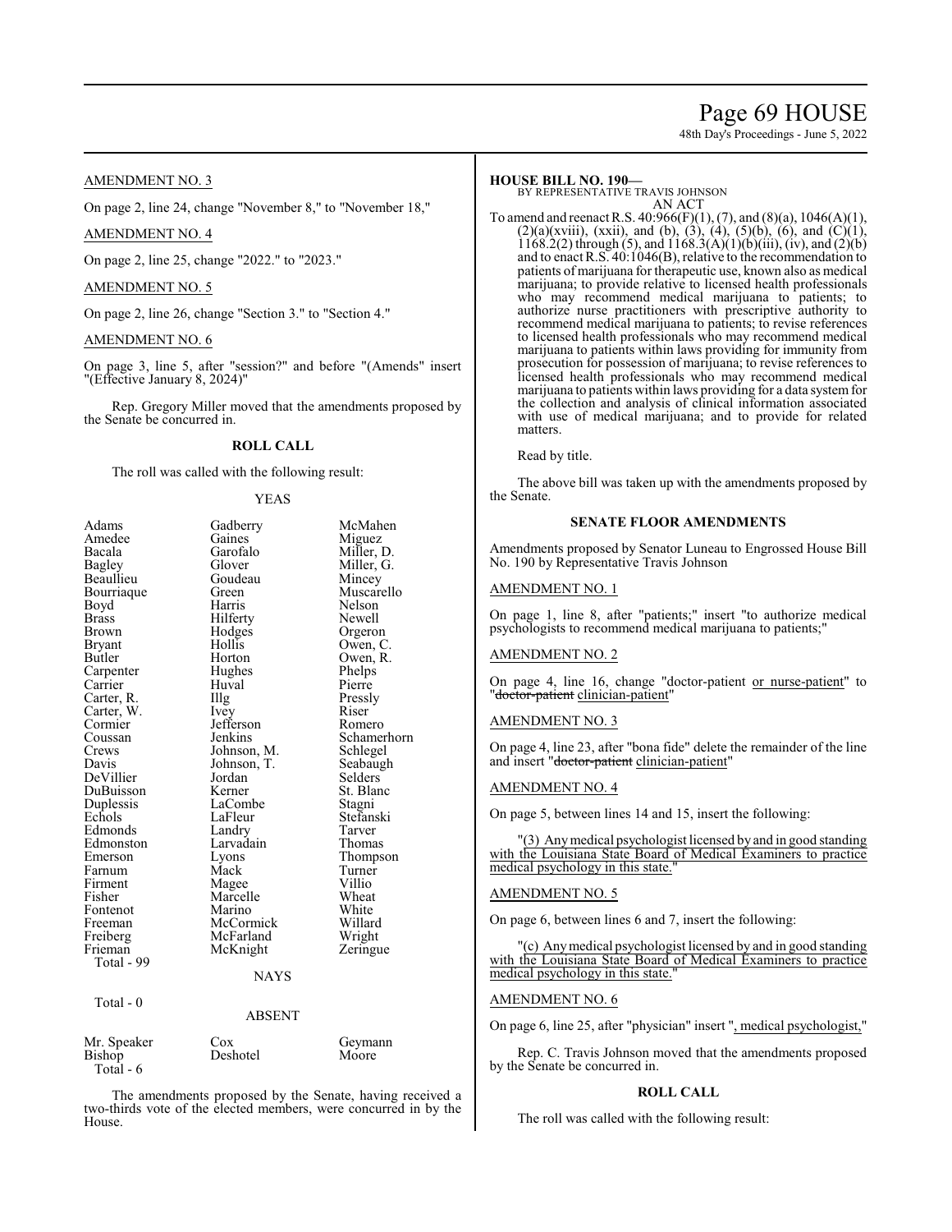AMENDMENT NO. 3

On page 2, line 24, change "November 8," to "November 18,"

AMENDMENT NO. 4

On page 2, line 25, change "2022." to "2023."

AMENDMENT NO. 5

On page 2, line 26, change "Section 3." to "Section 4."

AMENDMENT NO. 6

On page 3, line 5, after "session?" and before "(Amends" insert "(Effective January 8, 2024)"

Rep. Gregory Miller moved that the amendments proposed by the Senate be concurred in.

**ROLL CALL**

The roll was called with the following result:

YEAS

| | | |
|---|---|---|
| Adams | Gadberry | McMahen |
| Amedee | Gaines | Miguez |
| Bacala | Garofalo | Miller, D. |
| Bagley | Glover | Miller, G. |
| Beaullieu | Goudeau | Mincey |
| Bourriaque | Green | Muscarello |
| Boyd | Harris | Nelson |
| Brass | Hilferty | Newell |
| Brown | Hodges | Orgeron |
| Bryant | Hollis | Owen, C. |
| Butler | Horton | Owen, R. |
| Carpenter | Hughes | Phelps |
| Carrier | Huval | Pierre |
| Carter, R. | Illg | Pressly |
| Carter, W. | Ivey | Riser |
| Cormier | Jefferson | Romero |
| Coussan | Jenkins | Schamerhorn |
| Crews | Johnson, M. | Schlegel |
| Davis | Johnson, T. | Seabaugh |
| DeVillier | Jordan | Selders |
| DuBuisson | Kerner | St. Blanc |
| Duplessis | LaCombe | Stagni |
| Echols | LaFleur | Stefanski |
| Edmonds | Landry | Tarver |
| Edmonston | Larvadain | Thomas |
| Emerson | Lyons | Thompson |
| Farnum | Mack | Turner |
| Firment | Magee | Villio |
| Fisher | Marcelle | Wheat |
| Fontenot | Marino | White |
| Freeman | McCormick | Willard |
| Freiberg | McFarland | Wright |
| Frieman | McKnight | Zeringue |

Total - 99

NAYS

Total - 0

ABSENT

| | | |
|---|---|---|
| Mr. Speaker | Cox | Geymann |
| Bishop | Deshotel | Moore |

Total - 6

The amendments proposed by the Senate, having received a two-thirds vote of the elected members, were concurred in by the House.

**HOUSE BILL NO. 190—**
BY REPRESENTATIVE TRAVIS JOHNSON
AN ACT

To amend and reenact R.S. 40:966(F)(1), (7), and (8)(a), 1046(A)(1), (2)(a)(xviii), (xxii), and (b), (3), (4), (5)(b), (6), and (C)(1), 1168.2(2) through (5), and 1168.3(A)(1)(b)(iii), (iv), and (2)(b) and to enact R.S. 40:1046(B), relative to the recommendation to patients of marijuana for therapeutic use, known also as medical marijuana; to provide relative to licensed health professionals who may recommend medical marijuana to patients; to authorize nurse practitioners with prescriptive authority to recommend medical marijuana to patients; to revise references to licensed health professionals who may recommend medical marijuana to patients within laws providing for immunity from prosecution for possession of marijuana; to revise references to licensed health professionals who may recommend medical marijuana to patients within laws providing for a data system for the collection and analysis of clinical information associated with use of medical marijuana; and to provide for related matters.

Read by title.

The above bill was taken up with the amendments proposed by the Senate.

**SENATE FLOOR AMENDMENTS**

Amendments proposed by Senator Luneau to Engrossed House Bill No. 190 by Representative Travis Johnson

AMENDMENT NO. 1

On page 1, line 8, after "patients;" insert "to authorize medical psychologists to recommend medical marijuana to patients;"

AMENDMENT NO. 2

On page 4, line 16, change "doctor-patient or nurse-patient" to "~~doctor-patient~~ clinician-patient"

AMENDMENT NO. 3

On page 4, line 23, after "bona fide" delete the remainder of the line and insert "~~doctor-patient~~ clinician-patient"

AMENDMENT NO. 4

On page 5, between lines 14 and 15, insert the following:

"(3) Any medical psychologist licensed by and in good standing with the Louisiana State Board of Medical Examiners to practice medical psychology in this state."

AMENDMENT NO. 5

On page 6, between lines 6 and 7, insert the following:

"(c) Any medical psychologist licensed by and in good standing with the Louisiana State Board of Medical Examiners to practice medical psychology in this state."

AMENDMENT NO. 6

On page 6, line 25, after "physician" insert ", medical psychologist,"

Rep. C. Travis Johnson moved that the amendments proposed by the Senate be concurred in.

**ROLL CALL**

The roll was called with the following result: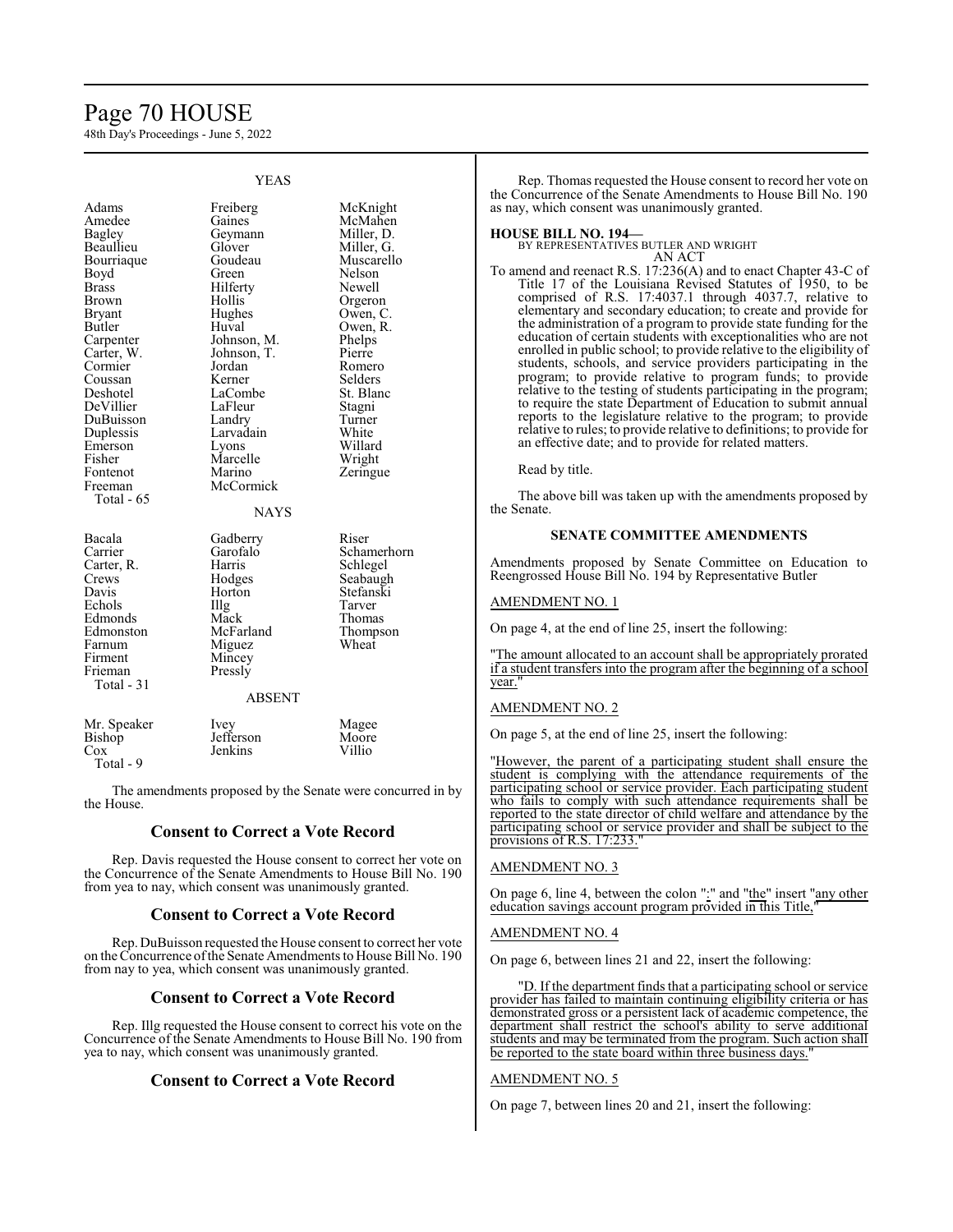YEAS

| | | |
|---|---|---|
| Adams | Freiberg | McKnight |
| Amedee | Gaines | McMahen |
| Bagley | Geymann | Miller, D. |
| Beaullieu | Glover | Miller, G. |
| Bourriaque | Goudeau | Muscarello |
| Boyd | Green | Nelson |
| Brass | Hilferty | Newell |
| Brown | Hollis | Orgeron |
| Bryant | Hughes | Owen, C. |
| Butler | Huval | Owen, R. |
| Carpenter | Johnson, M. | Phelps |
| Carter, W. | Johnson, T. | Pierre |
| Cormier | Jordan | Romero |
| Coussan | Kerner | Selders |
| Deshotel | LaCombe | St. Blanc |
| DeVillier | LaFleur | Stagni |
| DuBuisson | Landry | Turner |
| Duplessis | Larvadain | White |
| Emerson | Lyons | Willard |
| Fisher | Marcelle | Wright |
| Fontenot | Marino | Zeringue |
| Freeman | McCormick | |
| Total - 65 | | |

NAYS

| | | |
|---|---|---|
| Bacala | Gadberry | Riser |
| Carrier | Garofalo | Schamerhorn |
| Carter, R. | Harris | Schlegel |
| Crews | Hodges | Seabaugh |
| Davis | Horton | Stefanski |
| Echols | Illg | Tarver |
| Edmonds | Mack | Thomas |
| Edmonston | McFarland | Thompson |
| Farnum | Miguez | Wheat |
| Firment | Mincey | |
| Frieman | Pressly | |
| Total - 31 | | |

ABSENT

| | | |
|---|---|---|
| Mr. Speaker | Ivey | Magee |
| Bishop | Jefferson | Moore |
| Cox | Jenkins | Villio |
| Total - 9 | | |

The amendments proposed by the Senate were concurred in by the House.

## Consent to Correct a Vote Record

Rep. Davis requested the House consent to correct her vote on the Concurrence of the Senate Amendments to House Bill No. 190 from yea to nay, which consent was unanimously granted.

## Consent to Correct a Vote Record

Rep. DuBuisson requested the House consent to correct her vote on the Concurrence of the Senate Amendments to House Bill No. 190 from nay to yea, which consent was unanimously granted.

## Consent to Correct a Vote Record

Rep. Illg requested the House consent to correct his vote on the Concurrence of the Senate Amendments to House Bill No. 190 from yea to nay, which consent was unanimously granted.

## Consent to Correct a Vote Record

Rep. Thomas requested the House consent to record her vote on the Concurrence of the Senate Amendments to House Bill No. 190 as nay, which consent was unanimously granted.

**HOUSE BILL NO. 194—**
BY REPRESENTATIVES BUTLER AND WRIGHT
AN ACT

To amend and reenact R.S. 17:236(A) and to enact Chapter 43-C of Title 17 of the Louisiana Revised Statutes of 1950, to be comprised of R.S. 17:4037.1 through 4037.7, relative to elementary and secondary education; to create and provide for the administration of a program to provide state funding for the education of certain students with exceptionalities who are not enrolled in public school; to provide relative to the eligibility of students, schools, and service providers participating in the program; to provide relative to program funds; to provide relative to the testing of students participating in the program; to require the state Department of Education to submit annual reports to the legislature relative to the program; to provide relative to rules; to provide relative to definitions; to provide for an effective date; and to provide for related matters.

Read by title.

The above bill was taken up with the amendments proposed by the Senate.

### SENATE COMMITTEE AMENDMENTS

Amendments proposed by Senate Committee on Education to Reengrossed House Bill No. 194 by Representative Butler

AMENDMENT NO. 1

On page 4, at the end of line 25, insert the following:

"The amount allocated to an account shall be appropriately prorated if a student transfers into the program after the beginning of a school year."

AMENDMENT NO. 2

On page 5, at the end of line 25, insert the following:

"However, the parent of a participating student shall ensure the student is complying with the attendance requirements of the participating school or service provider. Each participating student who fails to comply with such attendance requirements shall be reported to the state director of child welfare and attendance by the participating school or service provider and shall be subject to the provisions of R.S. 17:233."

AMENDMENT NO. 3

On page 6, line 4, between the colon ":" and "the" insert "any other education savings account program provided in this Title,"

AMENDMENT NO. 4

On page 6, between lines 21 and 22, insert the following:

"D. If the department finds that a participating school or service provider has failed to maintain continuing eligibility criteria or has demonstrated gross or a persistent lack of academic competence, the department shall restrict the school's ability to serve additional students and may be terminated from the program. Such action shall be reported to the state board within three business days."

AMENDMENT NO. 5

On page 7, between lines 20 and 21, insert the following: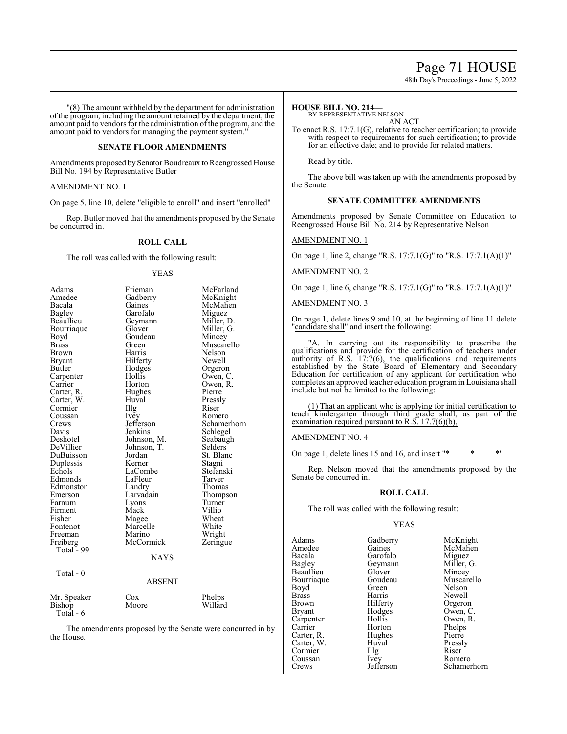"(8) The amount withheld by the department for administration of the program, including the amount retained by the department, the amount paid to vendors for the administration of the program, and the amount paid to vendors for managing the payment system."

### SENATE FLOOR AMENDMENTS

Amendments proposed by Senator Boudreaux to Reengrossed House Bill No. 194 by Representative Butler

AMENDMENT NO. 1

On page 5, line 10, delete "eligible to enroll" and insert "enrolled"

Rep. Butler moved that the amendments proposed by the Senate be concurred in.

### ROLL CALL

The roll was called with the following result:

YEAS

| | | |
|---|---|---|
| Adams | Frieman | McFarland |
| Amedee | Gadberry | McKnight |
| Bacala | Gaines | McMahen |
| Bagley | Garofalo | Miguez |
| Beaullieu | Geymann | Miller, D. |
| Bourriaque | Glover | Miller, G. |
| Boyd | Goudeau | Mincey |
| Brass | Green | Muscarello |
| Brown | Harris | Nelson |
| Bryant | Hilferty | Newell |
| Butler | Hodges | Orgeron |
| Carpenter | Hollis | Owen, C. |
| Carrier | Horton | Owen, R. |
| Carter, R. | Hughes | Pierre |
| Carter, W. | Huval | Pressly |
| Cormier | Illg | Riser |
| Coussan | Ivey | Romero |
| Crews | Jefferson | Schamerhorn |
| Davis | Jenkins | Schlegel |
| Deshotel | Johnson, M. | Seabaugh |
| DeVillier | Johnson, T. | Selders |
| DuBuisson | Jordan | St. Blanc |
| Duplessis | Kerner | Stagni |
| Echols | LaCombe | Stefanski |
| Edmonds | LaFleur | Tarver |
| Edmonston | Landry | Thomas |
| Emerson | Larvadain | Thompson |
| Farnum | Lyons | Turner |
| Firment | Mack | Villio |
| Fisher | Magee | Wheat |
| Fontenot | Marcelle | White |
| Freeman | Marino | Wright |
| Freiberg | McCormick | Zeringue |

Total - 99

NAYS

Total - 0

ABSENT

| | | |
|---|---|---|
| Mr. Speaker | Cox | Phelps |
| Bishop | Moore | Willard |

Total - 6

The amendments proposed by the Senate were concurred in by the House.

**HOUSE BILL NO. 214—**
BY REPRESENTATIVE NELSON
AN ACT

To enact R.S. 17:7.1(G), relative to teacher certification; to provide with respect to requirements for such certification; to provide for an effective date; and to provide for related matters.

Read by title.

The above bill was taken up with the amendments proposed by the Senate.

### SENATE COMMITTEE AMENDMENTS

Amendments proposed by Senate Committee on Education to Reengrossed House Bill No. 214 by Representative Nelson

AMENDMENT NO. 1

On page 1, line 2, change "R.S. 17:7.1(G)" to "R.S. 17:7.1(A)(1)"

AMENDMENT NO. 2

On page 1, line 6, change "R.S. 17:7.1(G)" to "R.S. 17:7.1(A)(1)"

AMENDMENT NO. 3

On page 1, delete lines 9 and 10, at the beginning of line 11 delete "candidate shall" and insert the following:

"A. In carrying out its responsibility to prescribe the qualifications and provide for the certification of teachers under authority of R.S. 17:7(6), the qualifications and requirements established by the State Board of Elementary and Secondary Education for certification of any applicant for certification who completes an approved teacher education program in Louisiana shall include but not be limited to the following:

(1) That an applicant who is applying for initial certification to teach kindergarten through third grade shall, as part of the examination required pursuant to R.S. 17.7(6)(b),

AMENDMENT NO. 4

On page 1, delete lines 15 and 16, and insert "* * *"

Rep. Nelson moved that the amendments proposed by the Senate be concurred in.

### ROLL CALL

The roll was called with the following result:

YEAS

| | | |
|---|---|---|
| Adams | Gadberry | McKnight |
| Amedee | Gaines | McMahen |
| Bacala | Garofalo | Miguez |
| Bagley | Geymann | Miller, G. |
| Beaullieu | Glover | Mincey |
| Bourriaque | Goudeau | Muscarello |
| Boyd | Green | Nelson |
| Brass | Harris | Newell |
| Brown | Hilferty | Orgeron |
| Bryant | Hodges | Owen, C. |
| Carpenter | Hollis | Owen, R. |
| Carrier | Horton | Phelps |
| Carter, R. | Hughes | Pierre |
| Carter, W. | Huval | Pressly |
| Cormier | Illg | Riser |
| Coussan | Ivey | Romero |
| Crews | Jefferson | Schamerhorn |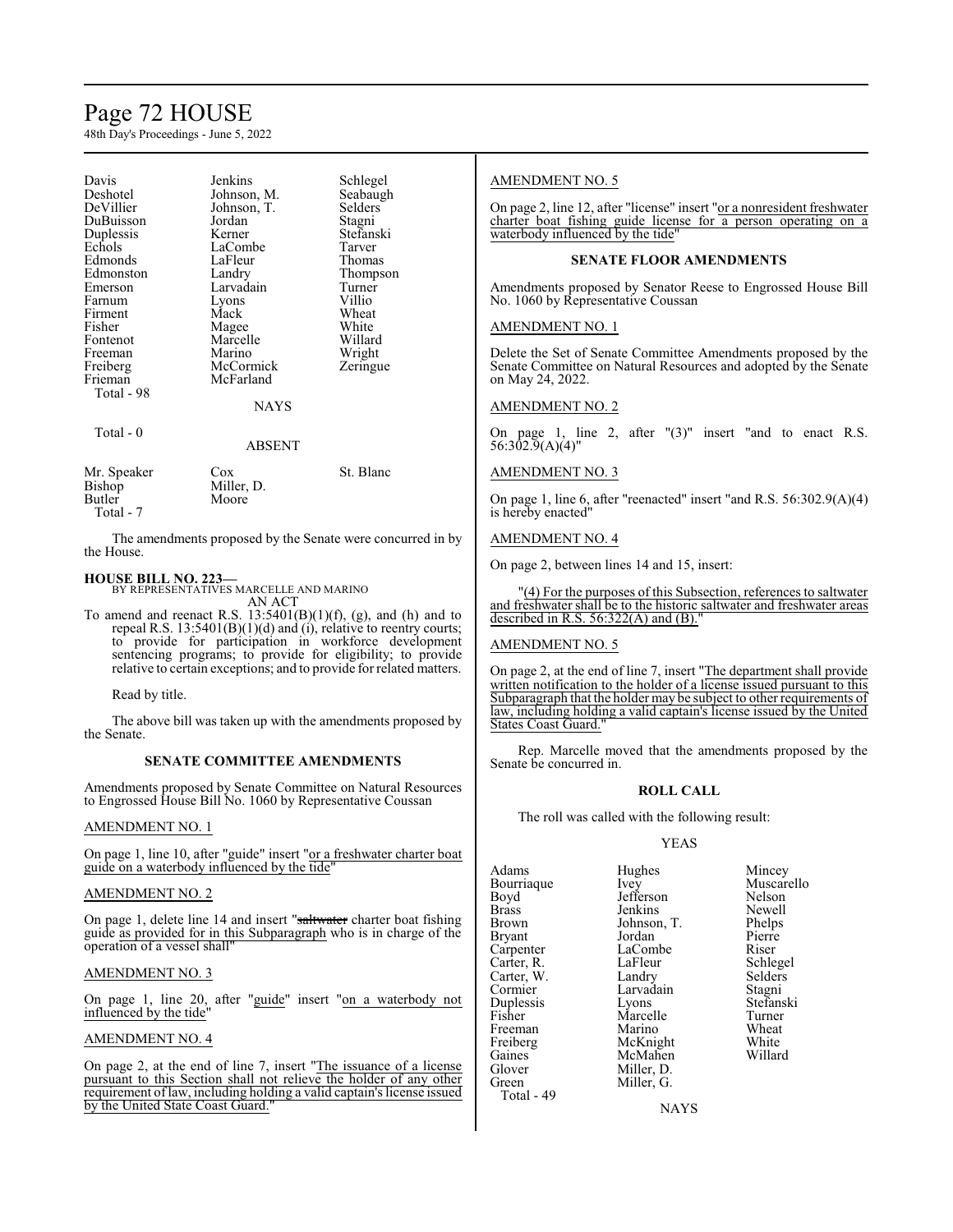| | | |
|---|---|---|
| Davis | Jenkins | Schlegel |
| Deshotel | Johnson, M. | Seabaugh |
| DeVillier | Johnson, T. | Selders |
| DuBuisson | Jordan | Stagni |
| Duplessis | Kerner | Stefanski |
| Echols | LaCombe | Tarver |
| Edmonds | LaFleur | Thomas |
| Edmonston | Landry | Thompson |
| Emerson | Larvadain | Turner |
| Farnum | Lyons | Villio |
| Firment | Mack | Wheat |
| Fisher | Magee | White |
| Fontenot | Marcelle | Willard |
| Freeman | Marino | Wright |
| Freiberg | McCormick | Zeringue |
| Frieman | McFarland | |

Total - 98

NAYS

Total - 0

ABSENT

| | | |
|---|---|---|
| Mr. Speaker | Cox | St. Blanc |
| Bishop | Miller, D. | |
| Butler | Moore | |

Total - 7

The amendments proposed by the Senate were concurred in by the House.

**HOUSE BILL NO. 223—**
BY REPRESENTATIVES MARCELLE AND MARINO
AN ACT

To amend and reenact R.S. 13:5401(B)(1)(f), (g), and (h) and to repeal R.S. 13:5401(B)(1)(d) and (i), relative to reentry courts; to provide for participation in workforce development sentencing programs; to provide for eligibility; to provide relative to certain exceptions; and to provide for related matters.

Read by title.

The above bill was taken up with the amendments proposed by the Senate.

### SENATE COMMITTEE AMENDMENTS

Amendments proposed by Senate Committee on Natural Resources to Engrossed House Bill No. 1060 by Representative Coussan

AMENDMENT NO. 1

On page 1, line 10, after "guide" insert "or a freshwater charter boat guide on a waterbody influenced by the tide"

AMENDMENT NO. 2

On page 1, delete line 14 and insert "~~saltwater~~ charter boat fishing guide as provided for in this Subparagraph who is in charge of the operation of a vessel shall"

AMENDMENT NO. 3

On page 1, line 20, after "guide" insert "on a waterbody not influenced by the tide"

AMENDMENT NO. 4

On page 2, at the end of line 7, insert "The issuance of a license pursuant to this Section shall not relieve the holder of any other requirement of law, including holding a valid captain's license issued by the United State Coast Guard."

AMENDMENT NO. 5

On page 2, line 12, after "license" insert "or a nonresident freshwater charter boat fishing guide license for a person operating on a waterbody influenced by the tide"

### SENATE FLOOR AMENDMENTS

Amendments proposed by Senator Reese to Engrossed House Bill No. 1060 by Representative Coussan

AMENDMENT NO. 1

Delete the Set of Senate Committee Amendments proposed by the Senate Committee on Natural Resources and adopted by the Senate on May 24, 2022.

AMENDMENT NO. 2

On page 1, line 2, after "(3)" insert "and to enact R.S. 56:302.9(A)(4)"

AMENDMENT NO. 3

On page 1, line 6, after "reenacted" insert "and R.S. 56:302.9(A)(4) is hereby enacted"

AMENDMENT NO. 4

On page 2, between lines 14 and 15, insert:

"(4) For the purposes of this Subsection, references to saltwater and freshwater shall be to the historic saltwater and freshwater areas described in R.S. 56:322(A) and (B)."

AMENDMENT NO. 5

On page 2, at the end of line 7, insert "The department shall provide written notification to the holder of a license issued pursuant to this Subparagraph that the holder may be subject to other requirements of law, including holding a valid captain's license issued by the United States Coast Guard."

Rep. Marcelle moved that the amendments proposed by the Senate be concurred in.

### ROLL CALL

The roll was called with the following result:

YEAS

| | | |
|---|---|---|
| Adams | Hughes | Mincey |
| Bourriaque | Ivey | Muscarello |
| Boyd | Jefferson | Nelson |
| Brass | Jenkins | Newell |
| Brown | Johnson, T. | Phelps |
| Bryant | Jordan | Pierre |
| Carpenter | LaCombe | Riser |
| Carter, R. | LaFleur | Schlegel |
| Carter, W. | Landry | Selders |
| Cormier | Larvadain | Stagni |
| Duplessis | Lyons | Stefanski |
| Fisher | Marcelle | Turner |
| Freeman | Marino | Wheat |
| Freiberg | McKnight | White |
| Gaines | McMahen | Willard |
| Glover | Miller, D. | |
| Green | Miller, G. | |

Total - 49

NAYS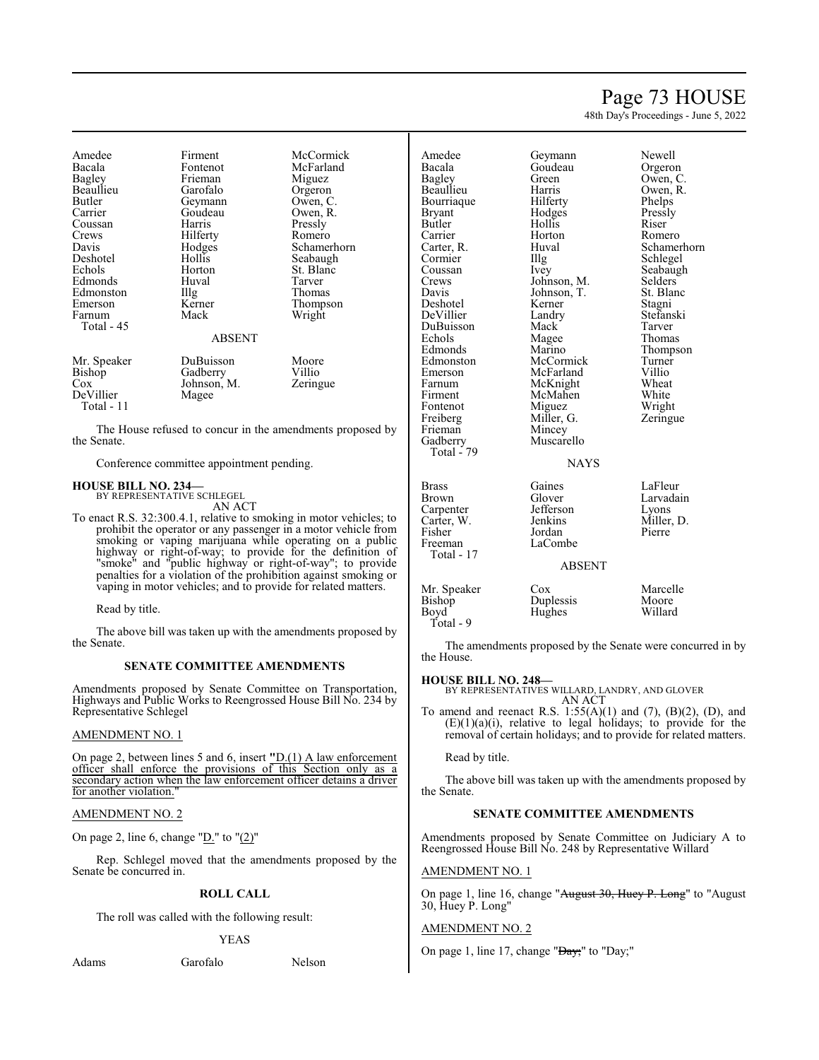| | | |
|---|---|---|
| Amedee | Firment | McCormick |
| Bacala | Fontenot | McFarland |
| Bagley | Frieman | Miguez |
| Beaullieu | Garofalo | Orgeron |
| Butler | Geymann | Owen, C. |
| Carrier | Goudeau | Owen, R. |
| Coussan | Harris | Pressly |
| Crews | Hilferty | Romero |
| Davis | Hodges | Schamerhorn |
| Deshotel | Hollis | Seabaugh |
| Echols | Horton | St. Blanc |
| Edmonds | Huval | Tarver |
| Edmonston | Illg | Thomas |
| Emerson | Kerner | Thompson |
| Farnum | Mack | Wright |
| Total - 45 | | |

ABSENT

| | | |
|---|---|---|
| Mr. Speaker | DuBuisson | Moore |
| Bishop | Gadberry | Villio |
| Cox | Johnson, M. | Zeringue |
| DeVillier | Magee | |
| Total - 11 | | |

The House refused to concur in the amendments proposed by the Senate.

Conference committee appointment pending.

**HOUSE BILL NO. 234—**
BY REPRESENTATIVE SCHLEGEL
AN ACT

To enact R.S. 32:300.4.1, relative to smoking in motor vehicles; to prohibit the operator or any passenger in a motor vehicle from smoking or vaping marijuana while operating on a public highway or right-of-way; to provide for the definition of "smoke" and "public highway or right-of-way"; to provide penalties for a violation of the prohibition against smoking or vaping in motor vehicles; and to provide for related matters.

Read by title.

The above bill was taken up with the amendments proposed by the Senate.

**SENATE COMMITTEE AMENDMENTS**

Amendments proposed by Senate Committee on Transportation, Highways and Public Works to Reengrossed House Bill No. 234 by Representative Schlegel

AMENDMENT NO. 1

On page 2, between lines 5 and 6, insert "D.(1) A law enforcement officer shall enforce the provisions of this Section only as a secondary action when the law enforcement officer detains a driver for another violation."

AMENDMENT NO. 2

On page 2, line 6, change "D." to "(2)"

Rep. Schlegel moved that the amendments proposed by the Senate be concurred in.

**ROLL CALL**

The roll was called with the following result:

YEAS

| | | |
|---|---|---|
| Adams | Garofalo | Nelson |
| Amedee | Geymann | Newell |
| Bacala | Goudeau | Orgeron |
| Bagley | Green | Owen, C. |
| Beaullieu | Harris | Owen, R. |
| Bourriaque | Hilferty | Phelps |
| Bryant | Hodges | Pressly |
| Butler | Hollis | Riser |
| Carrier | Horton | Romero |
| Carter, R. | Huval | Schamerhorn |
| Cormier | Illg | Schlegel |
| Coussan | Ivey | Seabaugh |
| Crews | Johnson, M. | Selders |
| Davis | Johnson, T. | St. Blanc |
| Deshotel | Kerner | Stagni |
| DeVillier | Landry | Stefanski |
| DuBuisson | Mack | Tarver |
| Echols | Magee | Thomas |
| Edmonds | Marino | Thompson |
| Edmonston | McCormick | Turner |
| Emerson | McFarland | Villio |
| Farnum | McKnight | Wheat |
| Firment | McMahen | White |
| Fontenot | Miguez | Wright |
| Freiberg | Miller, G. | Zeringue |
| Frieman | Mincey | |
| Gadberry | Muscarello | |
| Total - 79 | | |

NAYS

| | | |
|---|---|---|
| Brass | Gaines | LaFleur |
| Brown | Glover | Larvadain |
| Carpenter | Jefferson | Lyons |
| Carter, W. | Jenkins | Miller, D. |
| Fisher | Jordan | Pierre |
| Freeman | LaCombe | |
| Total - 17 | | |

ABSENT

| | | |
|---|---|---|
| Mr. Speaker | Cox | Marcelle |
| Bishop | Duplessis | Moore |
| Boyd | Hughes | Willard |
| Total - 9 | | |

The amendments proposed by the Senate were concurred in by the House.

**HOUSE BILL NO. 248—**
BY REPRESENTATIVES WILLARD, LANDRY, AND GLOVER
AN ACT

To amend and reenact R.S. 1:55(A)(1) and (7), (B)(2), (D), and (E)(1)(a)(i), relative to legal holidays; to provide for the removal of certain holidays; and to provide for related matters.

Read by title.

The above bill was taken up with the amendments proposed by the Senate.

**SENATE COMMITTEE AMENDMENTS**

Amendments proposed by Senate Committee on Judiciary A to Reengrossed House Bill No. 248 by Representative Willard

AMENDMENT NO. 1

On page 1, line 16, change "~~August 30, Huey P. Long~~" to "August 30, Huey P. Long"

AMENDMENT NO. 2

On page 1, line 17, change "~~Day;~~" to "Day;"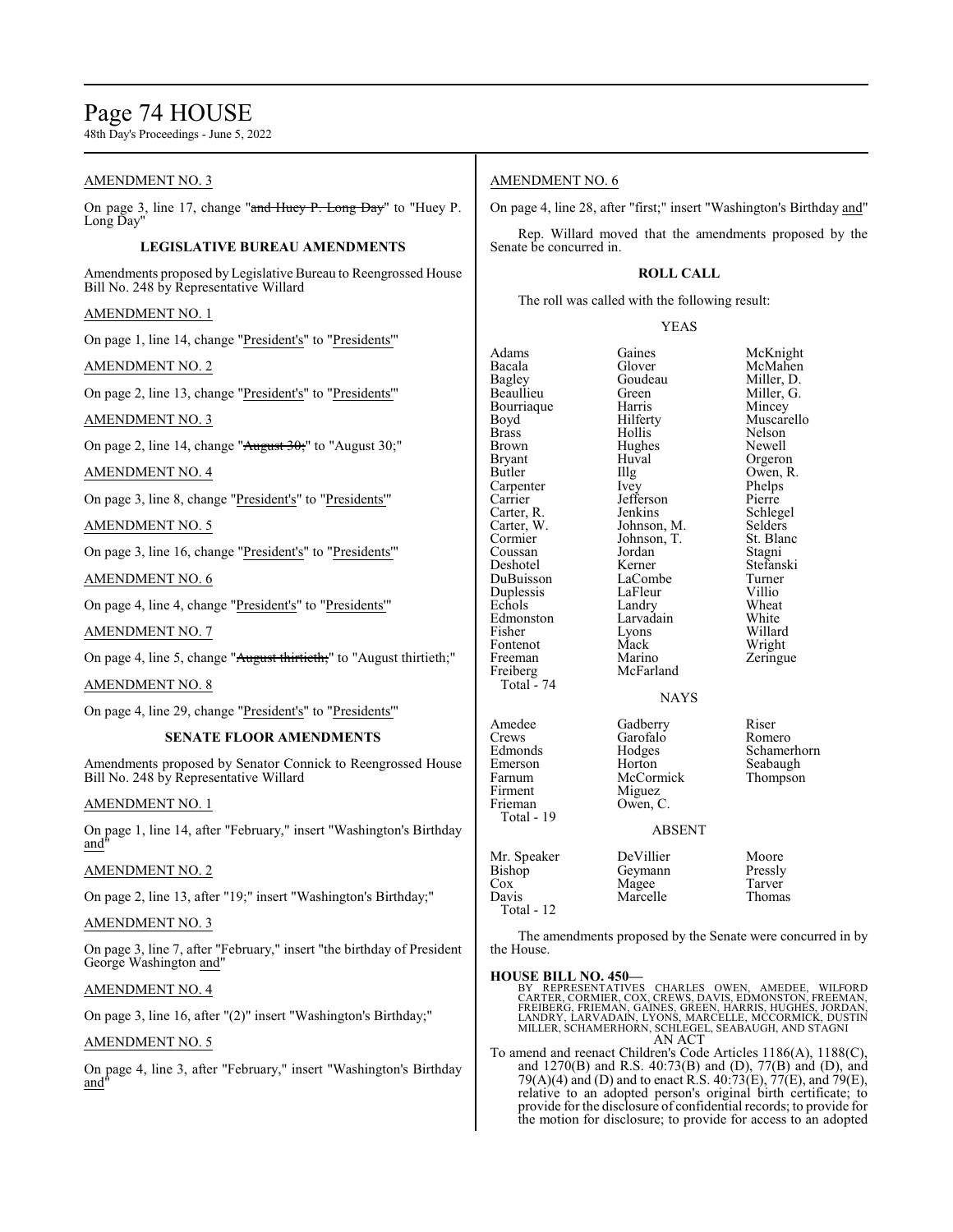AMENDMENT NO. 3

On page 3, line 17, change "~~and Huey P. Long Day~~" to "Huey P. Long Day"

**LEGISLATIVE BUREAU AMENDMENTS**

Amendments proposed by Legislative Bureau to Reengrossed House Bill No. 248 by Representative Willard

AMENDMENT NO. 1

On page 1, line 14, change "President's" to "Presidents'"

AMENDMENT NO. 2

On page 2, line 13, change "President's" to "Presidents'"

AMENDMENT NO. 3

On page 2, line 14, change "~~August 30;~~" to "August 30;"

AMENDMENT NO. 4

On page 3, line 8, change "President's" to "Presidents'"

AMENDMENT NO. 5

On page 3, line 16, change "President's" to "Presidents'"

AMENDMENT NO. 6

On page 4, line 4, change "President's" to "Presidents'"

AMENDMENT NO. 7

On page 4, line 5, change "~~August thirtieth;~~" to "August thirtieth;"

AMENDMENT NO. 8

On page 4, line 29, change "President's" to "Presidents'"

**SENATE FLOOR AMENDMENTS**

Amendments proposed by Senator Connick to Reengrossed House Bill No. 248 by Representative Willard

AMENDMENT NO. 1

On page 1, line 14, after "February," insert "Washington's Birthday and"

AMENDMENT NO. 2

On page 2, line 13, after "19;" insert "Washington's Birthday;"

AMENDMENT NO. 3

On page 3, line 7, after "February," insert "the birthday of President George Washington and"

AMENDMENT NO. 4

On page 3, line 16, after "(2)" insert "Washington's Birthday;"

AMENDMENT NO. 5

On page 4, line 3, after "February," insert "Washington's Birthday and"

AMENDMENT NO. 6

On page 4, line 28, after "first;" insert "Washington's Birthday and"

Rep. Willard moved that the amendments proposed by the Senate be concurred in.

**ROLL CALL**

The roll was called with the following result:

YEAS

| | | |
|---|---|---|
| Adams | Gaines | McKnight |
| Bacala | Glover | McMahen |
| Bagley | Goudeau | Miller, D. |
| Beaullieu | Green | Miller, G. |
| Bourriaque | Harris | Mincey |
| Boyd | Hilferty | Muscarello |
| Brass | Hollis | Nelson |
| Brown | Hughes | Newell |
| Bryant | Huval | Orgeron |
| Butler | Illg | Owen, R. |
| Carpenter | Ivey | Phelps |
| Carrier | Jefferson | Pierre |
| Carter, R. | Jenkins | Schlegel |
| Carter, W. | Johnson, M. | Selders |
| Cormier | Johnson, T. | St. Blanc |
| Coussan | Jordan | Stagni |
| Deshotel | Kerner | Stefanski |
| DuBuisson | LaCombe | Turner |
| Duplessis | LaFleur | Villio |
| Echols | Landry | Wheat |
| Edmonston | Larvadain | White |
| Fisher | Lyons | Willard |
| Fontenot | Mack | Wright |
| Freeman | Marino | Zeringue |
| Freiberg | McFarland | |

Total - 74

NAYS

| | | |
|---|---|---|
| Amedee | Gadberry | Riser |
| Crews | Garofalo | Romero |
| Edmonds | Hodges | Schamerhorn |
| Emerson | Horton | Seabaugh |
| Farnum | McCormick | Thompson |
| Firment | Miguez | |
| Frieman | Owen, C. | |

Total - 19

ABSENT

| | | |
|---|---|---|
| Mr. Speaker | DeVillier | Moore |
| Bishop | Geymann | Pressly |
| Cox | Magee | Tarver |
| Davis | Marcelle | Thomas |

Total - 12

The amendments proposed by the Senate were concurred in by the House.

**HOUSE BILL NO. 450—**

BY REPRESENTATIVES CHARLES OWEN, AMEDEE, WILFORD CARTER, CORMIER, COX, CREWS, DAVIS, EDMONSTON, FREEMAN, FREIBERG, FRIEMAN, GAINES, GREEN, HARRIS, HUGHES, JORDAN, LANDRY, LARVADAIN, LYONS, MARCELLE, MCCORMICK, DUSTIN MILLER, SCHAMERHORN, SCHLEGEL, SEABAUGH, AND STAGNI

AN ACT

To amend and reenact Children's Code Articles 1186(A), 1188(C), and 1270(B) and R.S. 40:73(B) and (D), 77(B) and (D), and 79(A)(4) and (D) and to enact R.S. 40:73(E), 77(E), and 79(E), relative to an adopted person's original birth certificate; to provide for the disclosure of confidential records; to provide for the motion for disclosure; to provide for access to an adopted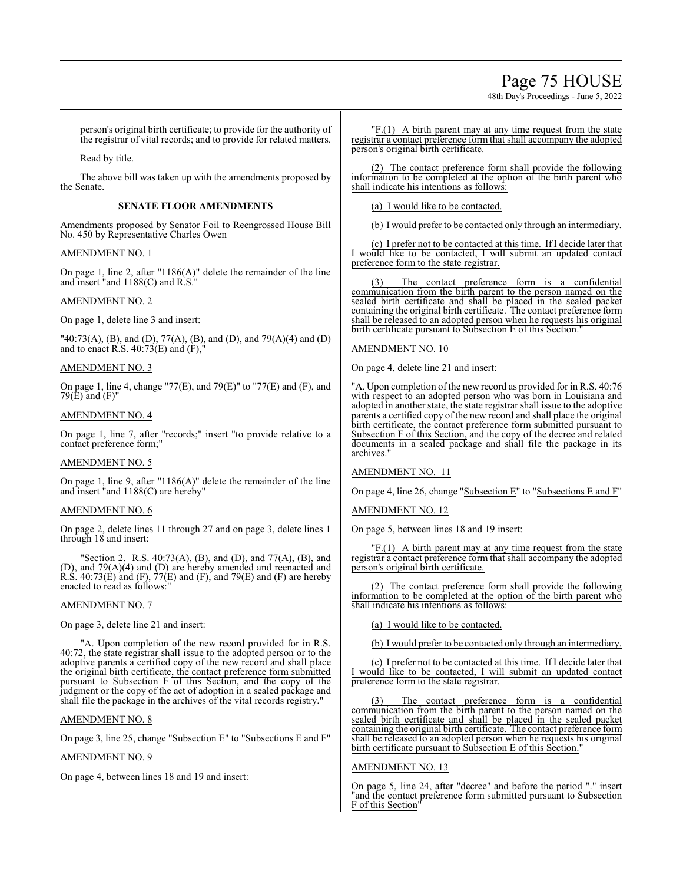person's original birth certificate; to provide for the authority of the registrar of vital records; and to provide for related matters.

Read by title.

The above bill was taken up with the amendments proposed by the Senate.

## SENATE FLOOR AMENDMENTS

Amendments proposed by Senator Foil to Reengrossed House Bill No. 450 by Representative Charles Owen

AMENDMENT NO. 1

On page 1, line 2, after "1186(A)" delete the remainder of the line and insert "and 1188(C) and R.S."

AMENDMENT NO. 2

On page 1, delete line 3 and insert:

"40:73(A), (B), and (D), 77(A), (B), and (D), and 79(A)(4) and (D) and to enact R.S. 40:73(E) and (F),"

AMENDMENT NO. 3

On page 1, line 4, change "77(E), and 79(E)" to "77(E) and (F), and 79(E) and (F)"

AMENDMENT NO. 4

On page 1, line 7, after "records;" insert "to provide relative to a contact preference form;"

AMENDMENT NO. 5

On page 1, line 9, after "1186(A)" delete the remainder of the line and insert "and 1188(C) are hereby"

AMENDMENT NO. 6

On page 2, delete lines 11 through 27 and on page 3, delete lines 1 through 18 and insert:

"Section 2. R.S. 40:73(A), (B), and (D), and 77(A), (B), and (D), and 79(A)(4) and (D) are hereby amended and reenacted and R.S. 40:73(E) and (F), 77(E) and (F), and 79(E) and (F) are hereby enacted to read as follows:"

AMENDMENT NO. 7

On page 3, delete line 21 and insert:

"A. Upon completion of the new record provided for in R.S. 40:72, the state registrar shall issue to the adopted person or to the adoptive parents a certified copy of the new record and shall place the original birth certificate, the contact preference form submitted pursuant to Subsection F of this Section, and the copy of the judgment or the copy of the act of adoption in a sealed package and shall file the package in the archives of the vital records registry."

AMENDMENT NO. 8

On page 3, line 25, change "Subsection E" to "Subsections E and F"

AMENDMENT NO. 9

On page 4, between lines 18 and 19 and insert:

"F.(1) A birth parent may at any time request from the state registrar a contact preference form that shall accompany the adopted person's original birth certificate.

(2) The contact preference form shall provide the following information to be completed at the option of the birth parent who shall indicate his intentions as follows:

(a) I would like to be contacted.

(b) I would prefer to be contacted only through an intermediary.

(c) I prefer not to be contacted at this time. If I decide later that I would like to be contacted, I will submit an updated contact preference form to the state registrar.

(3) The contact preference form is a confidential communication from the birth parent to the person named on the sealed birth certificate and shall be placed in the sealed packet containing the original birth certificate. The contact preference form shall be released to an adopted person when he requests his original birth certificate pursuant to Subsection E of this Section."

AMENDMENT NO. 10

On page 4, delete line 21 and insert:

"A. Upon completion of the new record as provided for in R.S. 40:76 with respect to an adopted person who was born in Louisiana and adopted in another state, the state registrar shall issue to the adoptive parents a certified copy of the new record and shall place the original birth certificate, the contact preference form submitted pursuant to Subsection F of this Section, and the copy of the decree and related documents in a sealed package and shall file the package in its archives."

AMENDMENT NO. 11

On page 4, line 26, change "Subsection E" to "Subsections E and F"

AMENDMENT NO. 12

On page 5, between lines 18 and 19 insert:

"F.(1) A birth parent may at any time request from the state registrar a contact preference form that shall accompany the adopted person's original birth certificate.

(2) The contact preference form shall provide the following information to be completed at the option of the birth parent who shall indicate his intentions as follows:

(a) I would like to be contacted.

(b) I would prefer to be contacted only through an intermediary.

(c) I prefer not to be contacted at this time. If I decide later that I would like to be contacted, I will submit an updated contact preference form to the state registrar.

(3) The contact preference form is a confidential communication from the birth parent to the person named on the sealed birth certificate and shall be placed in the sealed packet containing the original birth certificate. The contact preference form shall be released to an adopted person when he requests his original birth certificate pursuant to Subsection E of this Section."

AMENDMENT NO. 13

On page 5, line 24, after "decree" and before the period "." insert "and the contact preference form submitted pursuant to Subsection F of this Section"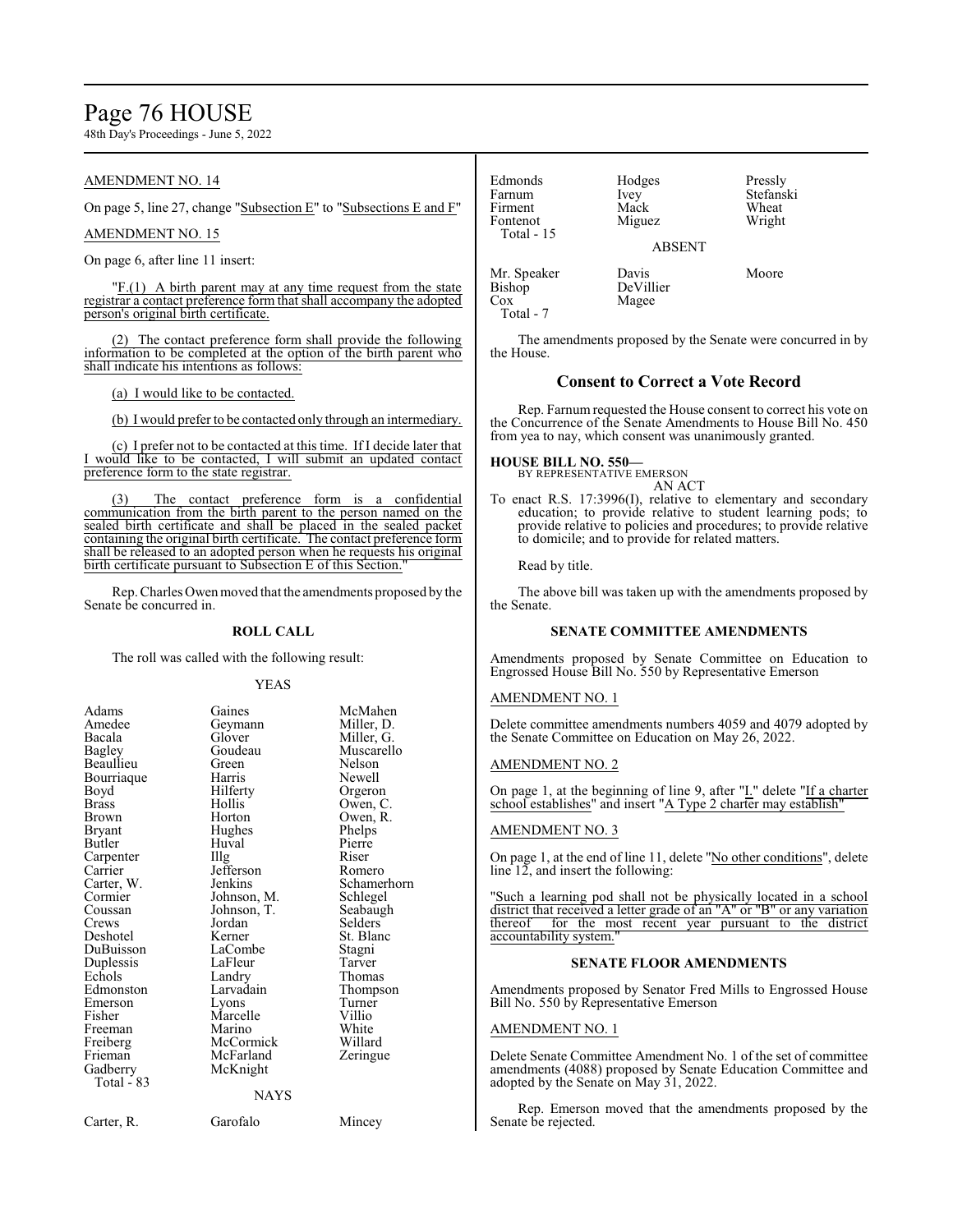AMENDMENT NO. 14

On page 5, line 27, change "Subsection E" to "Subsections E and F"

AMENDMENT NO. 15

On page 6, after line 11 insert:

"F.(1) A birth parent may at any time request from the state registrar a contact preference form that shall accompany the adopted person's original birth certificate.

(2) The contact preference form shall provide the following information to be completed at the option of the birth parent who shall indicate his intentions as follows:

(a) I would like to be contacted.

(b) I would prefer to be contacted only through an intermediary.

(c) I prefer not to be contacted at this time. If I decide later that I would like to be contacted, I will submit an updated contact preference form to the state registrar.

(3) The contact preference form is a confidential communication from the birth parent to the person named on the sealed birth certificate and shall be placed in the sealed packet containing the original birth certificate. The contact preference form shall be released to an adopted person when he requests his original birth certificate pursuant to Subsection E of this Section."

Rep. Charles Owen moved that the amendments proposed by the Senate be concurred in.

**ROLL CALL**

The roll was called with the following result:

YEAS

| | | |
|---|---|---|
| Adams | Gaines | McMahen |
| Amedee | Geymann | Miller, D. |
| Bacala | Glover | Miller, G. |
| Bagley | Goudeau | Muscarello |
| Beaullieu | Green | Nelson |
| Bourriaque | Harris | Newell |
| Boyd | Hilferty | Orgeron |
| Brass | Hollis | Owen, C. |
| Brown | Horton | Owen, R. |
| Bryant | Hughes | Phelps |
| Butler | Huval | Pierre |
| Carpenter | Illg | Riser |
| Carrier | Jefferson | Romero |
| Carter, W. | Jenkins | Schamerhorn |
| Cormier | Johnson, M. | Schlegel |
| Coussan | Johnson, T. | Seabaugh |
| Crews | Jordan | Selders |
| Deshotel | Kerner | St. Blanc |
| DuBuisson | LaCombe | Stagni |
| Duplessis | LaFleur | Tarver |
| Echols | Landry | Thomas |
| Edmonston | Larvadain | Thompson |
| Emerson | Lyons | Turner |
| Fisher | Marcelle | Villio |
| Freeman | Marino | White |
| Freiberg | McCormick | Willard |
| Frieman | McFarland | Zeringue |
| Gadberry | McKnight | |
| Total - 83 | | |

NAYS

| | | |
|---|---|---|
| Carter, R. | Garofalo | Mincey |
| Edmonds | Hodges | Pressly |
| Farnum | Ivey | Stefanski |
| Firment | Mack | Wheat |
| Fontenot | Miguez | Wright |
| Total - 15 | | |

ABSENT

| | | |
|---|---|---|
| Mr. Speaker | Davis | Moore |
| Bishop | DeVillier | |
| Cox | Magee | |
| Total - 7 | | |

The amendments proposed by the Senate were concurred in by the House.

## Consent to Correct a Vote Record

Rep. Farnum requested the House consent to correct his vote on the Concurrence of the Senate Amendments to House Bill No. 450 from yea to nay, which consent was unanimously granted.

**HOUSE BILL NO. 550—**
BY REPRESENTATIVE EMERSON
AN ACT

To enact R.S. 17:3996(I), relative to elementary and secondary education; to provide relative to student learning pods; to provide relative to policies and procedures; to provide relative to domicile; and to provide for related matters.

Read by title.

The above bill was taken up with the amendments proposed by the Senate.

**SENATE COMMITTEE AMENDMENTS**

Amendments proposed by Senate Committee on Education to Engrossed House Bill No. 550 by Representative Emerson

AMENDMENT NO. 1

Delete committee amendments numbers 4059 and 4079 adopted by the Senate Committee on Education on May 26, 2022.

AMENDMENT NO. 2

On page 1, at the beginning of line 9, after "I." delete "If a charter school establishes" and insert "A Type 2 charter may establish"

AMENDMENT NO. 3

On page 1, at the end of line 11, delete "No other conditions", delete line 12, and insert the following:

"Such a learning pod shall not be physically located in a school district that received a letter grade of an "A" or "B" or any variation thereof for the most recent year pursuant to the district accountability system."

**SENATE FLOOR AMENDMENTS**

Amendments proposed by Senator Fred Mills to Engrossed House Bill No. 550 by Representative Emerson

AMENDMENT NO. 1

Delete Senate Committee Amendment No. 1 of the set of committee amendments (4088) proposed by Senate Education Committee and adopted by the Senate on May 31, 2022.

Rep. Emerson moved that the amendments proposed by the Senate be rejected.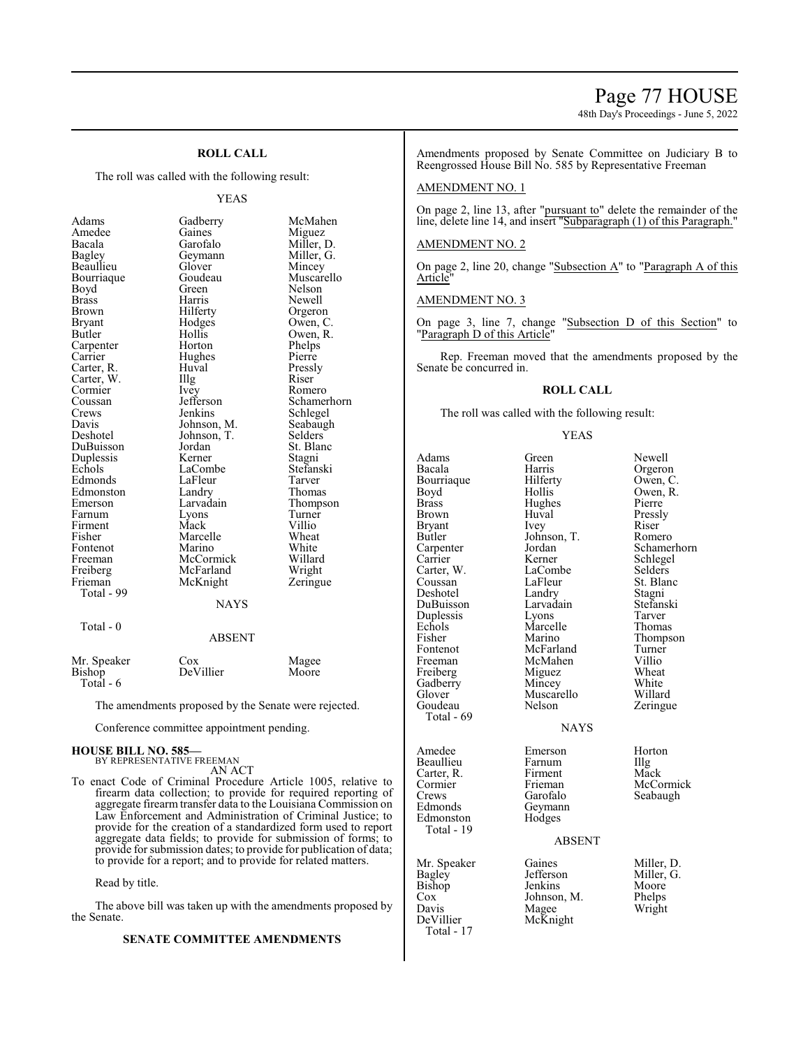### ROLL CALL

The roll was called with the following result:

YEAS

| | | |
|---|---|---|
| Adams | Gadberry | McMahen |
| Amedee | Gaines | Miguez |
| Bacala | Garofalo | Miller, D. |
| Bagley | Geymann | Miller, G. |
| Beaullieu | Glover | Mincey |
| Bourriaque | Goudeau | Muscarello |
| Boyd | Green | Nelson |
| Brass | Harris | Newell |
| Brown | Hilferty | Orgeron |
| Bryant | Hodges | Owen, C. |
| Butler | Hollis | Owen, R. |
| Carpenter | Horton | Phelps |
| Carrier | Hughes | Pierre |
| Carter, R. | Huval | Pressly |
| Carter, W. | Illg | Riser |
| Cormier | Ivey | Romero |
| Coussan | Jefferson | Schamerhorn |
| Crews | Jenkins | Schlegel |
| Davis | Johnson, M. | Seabaugh |
| Deshotel | Johnson, T. | Selders |
| DuBuisson | Jordan | St. Blanc |
| Duplessis | Kerner | Stagni |
| Echols | LaCombe | Stefanski |
| Edmonds | LaFleur | Tarver |
| Edmonston | Landry | Thomas |
| Emerson | Larvadain | Thompson |
| Farnum | Lyons | Turner |
| Firment | Mack | Villio |
| Fisher | Marcelle | Wheat |
| Fontenot | Marino | White |
| Freeman | McCormick | Willard |
| Freiberg | McFarland | Wright |
| Frieman | McKnight | Zeringue |

Total - 99

NAYS

Total - 0

ABSENT

| | | |
|---|---|---|
| Mr. Speaker | Cox | Magee |
| Bishop | DeVillier | Moore |

Total - 6

The amendments proposed by the Senate were rejected.

Conference committee appointment pending.

**HOUSE BILL NO. 585—**
BY REPRESENTATIVE FREEMAN
AN ACT

To enact Code of Criminal Procedure Article 1005, relative to firearm data collection; to provide for required reporting of aggregate firearm transfer data to the Louisiana Commission on Law Enforcement and Administration of Criminal Justice; to provide for the creation of a standardized form used to report aggregate data fields; to provide for submission of forms; to provide for submission dates; to provide for publication of data; to provide for a report; and to provide for related matters.

Read by title.

The above bill was taken up with the amendments proposed by the Senate.

### SENATE COMMITTEE AMENDMENTS

Amendments proposed by Senate Committee on Judiciary B to Reengrossed House Bill No. 585 by Representative Freeman

AMENDMENT NO. 1

On page 2, line 13, after "pursuant to" delete the remainder of the line, delete line 14, and insert "Subparagraph (1) of this Paragraph."

AMENDMENT NO. 2

On page 2, line 20, change "Subsection A" to "Paragraph A of this Article"

AMENDMENT NO. 3

On page 3, line 7, change "Subsection D of this Section" to "Paragraph D of this Article"

Rep. Freeman moved that the amendments proposed by the Senate be concurred in.

### ROLL CALL

The roll was called with the following result:

YEAS

| | | |
|---|---|---|
| Adams | Green | Newell |
| Bacala | Harris | Orgeron |
| Bourriaque | Hilferty | Owen, C. |
| Boyd | Hollis | Owen, R. |
| Brass | Hughes | Pierre |
| Brown | Huval | Pressly |
| Bryant | Ivey | Riser |
| Butler | Johnson, T. | Romero |
| Carpenter | Jordan | Schamerhorn |
| Carrier | Kerner | Schlegel |
| Carter, W. | LaCombe | Selders |
| Coussan | LaFleur | St. Blanc |
| Deshotel | Landry | Stagni |
| DuBuisson | Larvadain | Stefanski |
| Duplessis | Lyons | Tarver |
| Echols | Marcelle | Thomas |
| Fisher | Marino | Thompson |
| Fontenot | McFarland | Turner |
| Freeman | McMahen | Villio |
| Freiberg | Miguez | Wheat |
| Gadberry | Mincey | White |
| Glover | Muscarello | Willard |
| Goudeau | Nelson | Zeringue |

Total - 69

NAYS

| | | |
|---|---|---|
| Amedee | Emerson | Horton |
| Beaullieu | Farnum | Illg |
| Carter, R. | Firment | Mack |
| Cormier | Frieman | McCormick |
| Crews | Garofalo | Seabaugh |
| Edmonds | Geymann | |
| Edmonston | Hodges | |

Total - 19

ABSENT

| | | |
|---|---|---|
| Mr. Speaker | Gaines | Miller, D. |
| Bagley | Jefferson | Miller, G. |
| Bishop | Jenkins | Moore |
| Cox | Johnson, M. | Phelps |
| Davis | Magee | Wright |
| DeVillier | McKnight | |

Total - 17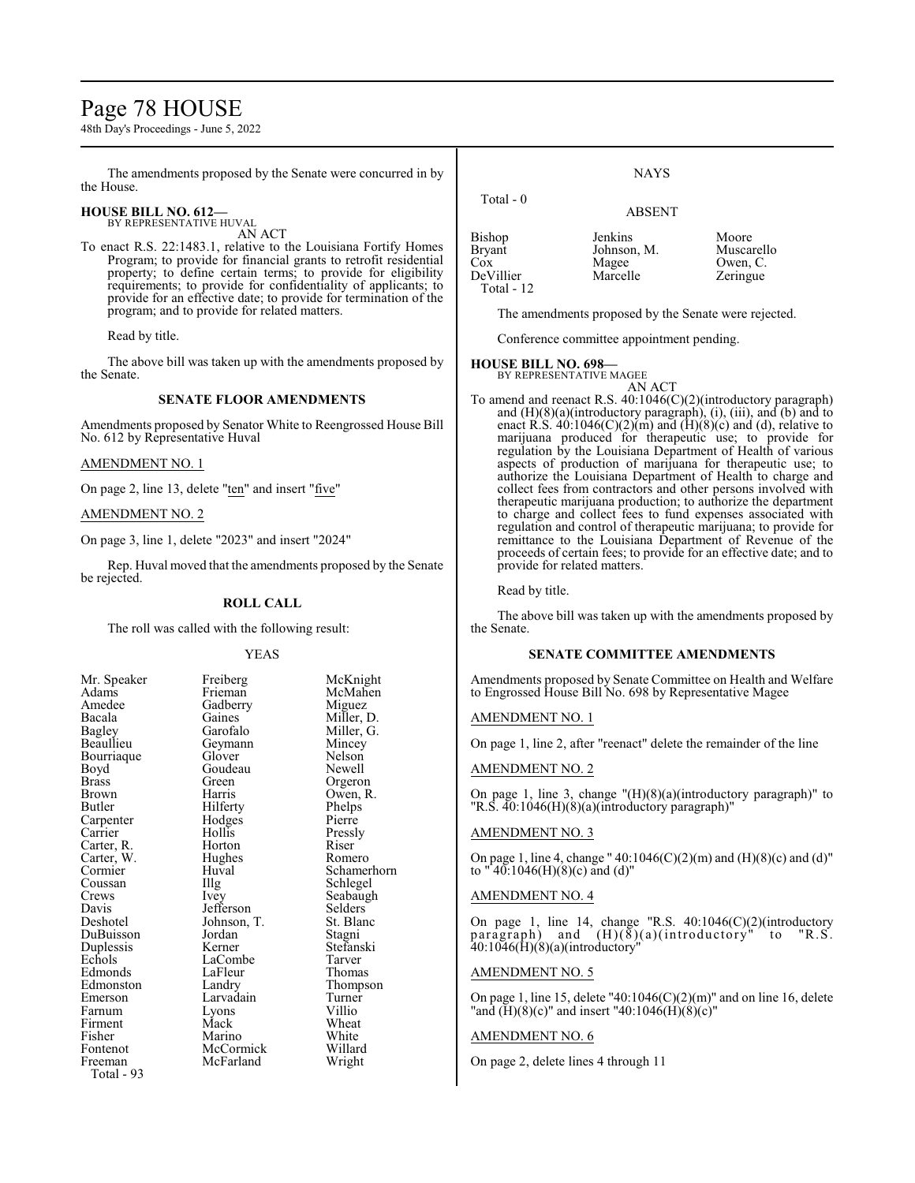The amendments proposed by the Senate were concurred in by the House.

**HOUSE BILL NO. 612—**
BY REPRESENTATIVE HUVAL

AN ACT

To enact R.S. 22:1483.1, relative to the Louisiana Fortify Homes Program; to provide for financial grants to retrofit residential property; to define certain terms; to provide for eligibility requirements; to provide for confidentiality of applicants; to provide for an effective date; to provide for termination of the program; and to provide for related matters.

Read by title.

The above bill was taken up with the amendments proposed by the Senate.

**SENATE FLOOR AMENDMENTS**

Amendments proposed by Senator White to Reengrossed House Bill No. 612 by Representative Huval

AMENDMENT NO. 1

On page 2, line 13, delete "ten" and insert "five"

AMENDMENT NO. 2

On page 3, line 1, delete "2023" and insert "2024"

Rep. Huval moved that the amendments proposed by the Senate be rejected.

**ROLL CALL**

The roll was called with the following result:

YEAS

| | | |
|---|---|---|
| Mr. Speaker | Freiberg | McKnight |
| Adams | Frieman | McMahen |
| Amedee | Gadberry | Miguez |
| Bacala | Gaines | Miller, D. |
| Bagley | Garofalo | Miller, G. |
| Beaullieu | Geymann | Mincey |
| Bourriaque | Glover | Nelson |
| Boyd | Goudeau | Newell |
| Brass | Green | Orgeron |
| Brown | Harris | Owen, R. |
| Butler | Hilferty | Phelps |
| Carpenter | Hodges | Pierre |
| Carrier | Hollis | Pressly |
| Carter, R. | Horton | Riser |
| Carter, W. | Hughes | Romero |
| Cormier | Huval | Schamerhorn |
| Coussan | Illg | Schlegel |
| Crews | Ivey | Seabaugh |
| Davis | Jefferson | Selders |
| Deshotel | Johnson, T. | St. Blanc |
| DuBuisson | Jordan | Stagni |
| Duplessis | Kerner | Stefanski |
| Echols | LaCombe | Tarver |
| Edmonds | LaFleur | Thomas |
| Edmonston | Landry | Thompson |
| Emerson | Larvadain | Turner |
| Farnum | Lyons | Villio |
| Firment | Mack | Wheat |
| Fisher | Marino | White |
| Fontenot | McCormick | Willard |
| Freeman | McFarland | Wright |

Total - 93

NAYS

Total - 0

ABSENT

| | | |
|---|---|---|
| Bishop | Jenkins | Moore |
| Bryant | Johnson, M. | Muscarello |
| Cox | Magee | Owen, C. |
| DeVillier | Marcelle | Zeringue |

Total - 12

The amendments proposed by the Senate were rejected.

Conference committee appointment pending.

**HOUSE BILL NO. 698—**
BY REPRESENTATIVE MAGEE

AN ACT

To amend and reenact R.S. 40:1046(C)(2)(introductory paragraph) and (H)(8)(a)(introductory paragraph), (i), (iii), and (b) and to enact R.S. 40:1046(C)(2)(m) and (H)(8)(c) and (d), relative to marijuana produced for therapeutic use; to provide for regulation by the Louisiana Department of Health of various aspects of production of marijuana for therapeutic use; to authorize the Louisiana Department of Health to charge and collect fees from contractors and other persons involved with therapeutic marijuana production; to authorize the department to charge and collect fees to fund expenses associated with regulation and control of therapeutic marijuana; to provide for remittance to the Louisiana Department of Revenue of the proceeds of certain fees; to provide for an effective date; and to provide for related matters.

Read by title.

The above bill was taken up with the amendments proposed by the Senate.

**SENATE COMMITTEE AMENDMENTS**

Amendments proposed by Senate Committee on Health and Welfare to Engrossed House Bill No. 698 by Representative Magee

AMENDMENT NO. 1

On page 1, line 2, after "reenact" delete the remainder of the line

AMENDMENT NO. 2

On page 1, line 3, change "(H)(8)(a)(introductory paragraph)" to "R.S. 40:1046(H)(8)(a)(introductory paragraph)"

AMENDMENT NO. 3

On page 1, line 4, change " 40:1046(C)(2)(m) and (H)(8)(c) and (d)" to " 40:1046(H)(8)(c) and (d)"

AMENDMENT NO. 4

On page 1, line 14, change "R.S. 40:1046(C)(2)(introductory paragraph) and (H)(8)(a)(introductory" to "R.S. 40:1046(H)(8)(a)(introductory"

AMENDMENT NO. 5

On page 1, line 15, delete "40:1046(C)(2)(m)" and on line 16, delete "and (H)(8)(c)" and insert "40:1046(H)(8)(c)"

AMENDMENT NO. 6

On page 2, delete lines 4 through 11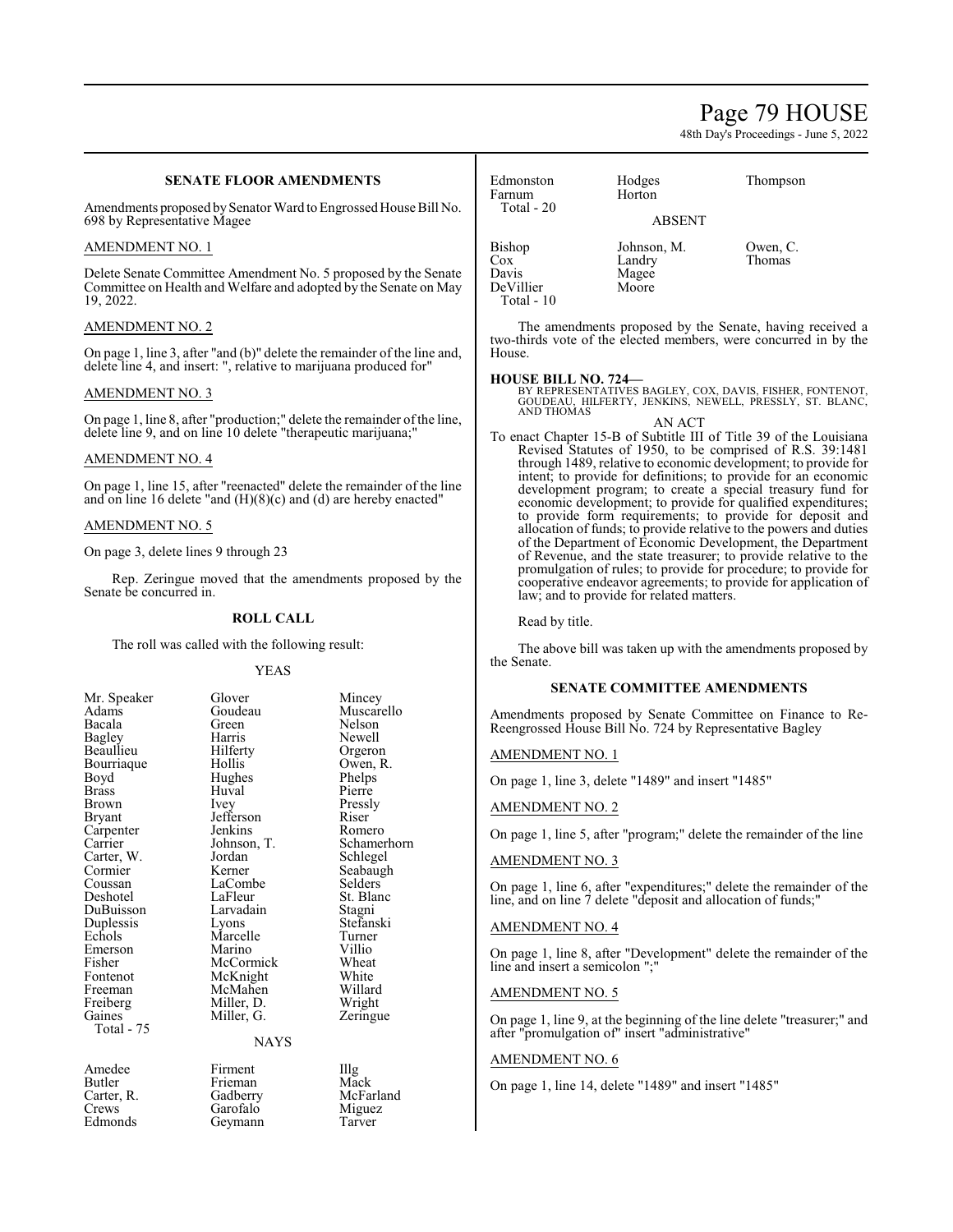### SENATE FLOOR AMENDMENTS

Amendments proposed by Senator Ward to Engrossed House Bill No. 698 by Representative Magee

AMENDMENT NO. 1

Delete Senate Committee Amendment No. 5 proposed by the Senate Committee on Health and Welfare and adopted by the Senate on May 19, 2022.

AMENDMENT NO. 2

On page 1, line 3, after "and (b)" delete the remainder of the line and, delete line 4, and insert: ", relative to marijuana produced for"

AMENDMENT NO. 3

On page 1, line 8, after "production;" delete the remainder of the line, delete line 9, and on line 10 delete "therapeutic marijuana;"

AMENDMENT NO. 4

On page 1, line 15, after "reenacted" delete the remainder of the line and on line 16 delete "and (H)(8)(c) and (d) are hereby enacted"

AMENDMENT NO. 5

On page 3, delete lines 9 through 23

Rep. Zeringue moved that the amendments proposed by the Senate be concurred in.

### ROLL CALL

The roll was called with the following result:

YEAS

| | | |
|---|---|---|
| Mr. Speaker | Glover | Mincey |
| Adams | Goudeau | Muscarello |
| Bacala | Green | Nelson |
| Bagley | Harris | Newell |
| Beaullieu | Hilferty | Orgeron |
| Bourriaque | Hollis | Owen, R. |
| Boyd | Hughes | Phelps |
| Brass | Huval | Pierre |
| Brown | Ivey | Pressly |
| Bryant | Jefferson | Riser |
| Carpenter | Jenkins | Romero |
| Carrier | Johnson, T. | Schamerhorn |
| Carter, W. | Jordan | Schlegel |
| Cormier | Kerner | Seabaugh |
| Coussan | LaCombe | Selders |
| Deshotel | LaFleur | St. Blanc |
| DuBuisson | Larvadain | Stagni |
| Duplessis | Lyons | Stefanski |
| Echols | Marcelle | Turner |
| Emerson | Marino | Villio |
| Fisher | McCormick | Wheat |
| Fontenot | McKnight | White |
| Freeman | McMahen | Willard |
| Freiberg | Miller, D. | Wright |
| Gaines | Miller, G. | Zeringue |
| Total - 75 | | |

NAYS

| | | |
|---|---|---|
| Amedee | Firment | Illg |
| Butler | Frieman | Mack |
| Carter, R. | Gadberry | McFarland |
| Crews | Garofalo | Miguez |
| Edmonds | Geymann | Tarver |
| Edmonston | Hodges | Thompson |
| Farnum | Horton | |
| Total - 20 | | |

ABSENT

| | | |
|---|---|---|
| Bishop | Johnson, M. | Owen, C. |
| Cox | Landry | Thomas |
| Davis | Magee | |
| DeVillier | Moore | |
| Total - 10 | | |

The amendments proposed by the Senate, having received a two-thirds vote of the elected members, were concurred in by the House.

**HOUSE BILL NO. 724—**
BY REPRESENTATIVES BAGLEY, COX, DAVIS, FISHER, FONTENOT, GOUDEAU, HILFERTY, JENKINS, NEWELL, PRESSLY, ST. BLANC, AND THOMAS

AN ACT

To enact Chapter 15-B of Subtitle III of Title 39 of the Louisiana Revised Statutes of 1950, to be comprised of R.S. 39:1481 through 1489, relative to economic development; to provide for intent; to provide for definitions; to provide for an economic development program; to create a special treasury fund for economic development; to provide for qualified expenditures; to provide form requirements; to provide for deposit and allocation of funds; to provide relative to the powers and duties of the Department of Economic Development, the Department of Revenue, and the state treasurer; to provide relative to the promulgation of rules; to provide for procedure; to provide for cooperative endeavor agreements; to provide for application of law; and to provide for related matters.

Read by title.

The above bill was taken up with the amendments proposed by the Senate.

### SENATE COMMITTEE AMENDMENTS

Amendments proposed by Senate Committee on Finance to Re-Reengrossed House Bill No. 724 by Representative Bagley

AMENDMENT NO. 1

On page 1, line 3, delete "1489" and insert "1485"

AMENDMENT NO. 2

On page 1, line 5, after "program;" delete the remainder of the line

AMENDMENT NO. 3

On page 1, line 6, after "expenditures;" delete the remainder of the line, and on line 7 delete "deposit and allocation of funds;"

AMENDMENT NO. 4

On page 1, line 8, after "Development" delete the remainder of the line and insert a semicolon ";"

AMENDMENT NO. 5

On page 1, line 9, at the beginning of the line delete "treasurer;" and after "promulgation of" insert "administrative"

AMENDMENT NO. 6

On page 1, line 14, delete "1489" and insert "1485"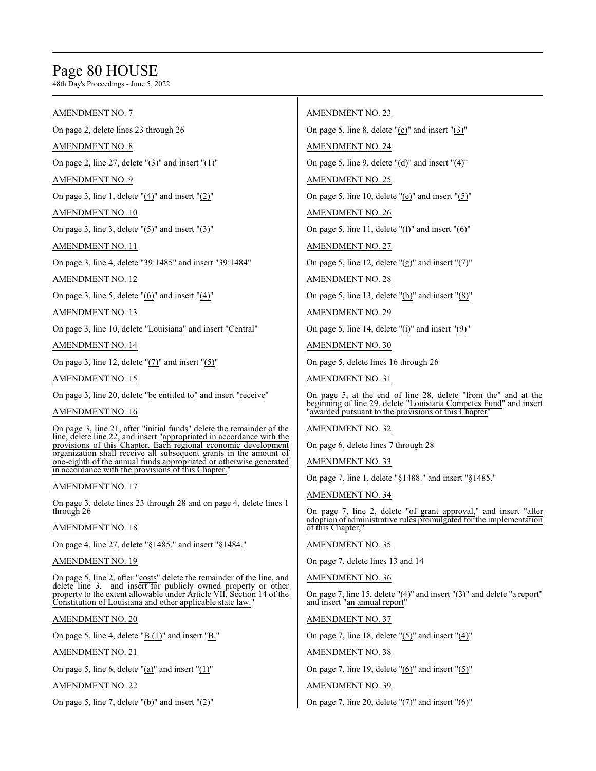AMENDMENT NO. 7

On page 2, delete lines 23 through 26

AMENDMENT NO. 8

On page 2, line 27, delete "(3)" and insert "(1)"

AMENDMENT NO. 9

On page 3, line 1, delete "(4)" and insert "(2)"

AMENDMENT NO. 10

On page 3, line 3, delete "(5)" and insert "(3)"

AMENDMENT NO. 11

On page 3, line 4, delete "39:1485" and insert "39:1484"

AMENDMENT NO. 12

On page 3, line 5, delete "(6)" and insert "(4)"

AMENDMENT NO. 13

On page 3, line 10, delete "Louisiana" and insert "Central"

AMENDMENT NO. 14

On page 3, line 12, delete "(7)" and insert "(5)"

AMENDMENT NO. 15

On page 3, line 20, delete "be entitled to" and insert "receive"

AMENDMENT NO. 16

On page 3, line 21, after "initial funds" delete the remainder of the line, delete line 22, and insert "appropriated in accordance with the provisions of this Chapter. Each regional economic development organization shall receive all subsequent grants in the amount of one-eighth of the annual funds appropriated or otherwise generated in accordance with the provisions of this Chapter."

AMENDMENT NO. 17

On page 3, delete lines 23 through 28 and on page 4, delete lines 1 through 26

AMENDMENT NO. 18

On page 4, line 27, delete "§1485." and insert "§1484."

AMENDMENT NO. 19

On page 5, line 2, after "costs" delete the remainder of the line, and delete line 3, and insert "for publicly owned property or other property to the extent allowable under Article VII, Section 14 of the Constitution of Louisiana and other applicable state law."

AMENDMENT NO. 20

On page 5, line 4, delete "B.(1)" and insert "B."

AMENDMENT NO. 21

On page 5, line 6, delete "(a)" and insert "(1)"

AMENDMENT NO. 22

On page 5, line 7, delete "(b)" and insert "(2)"

AMENDMENT NO. 23

On page 5, line 8, delete "(c)" and insert "(3)"

AMENDMENT NO. 24

On page 5, line 9, delete "(d)" and insert "(4)"

AMENDMENT NO. 25

On page 5, line 10, delete "(e)" and insert "(5)"

AMENDMENT NO. 26

On page 5, line 11, delete "(f)" and insert "(6)"

AMENDMENT NO. 27

On page 5, line 12, delete "(g)" and insert "(7)"

AMENDMENT NO. 28

On page 5, line 13, delete "(h)" and insert "(8)"

AMENDMENT NO. 29

On page 5, line 14, delete "(i)" and insert "(9)"

AMENDMENT NO. 30

On page 5, delete lines 16 through 26

AMENDMENT NO. 31

On page 5, at the end of line 28, delete "from the" and at the beginning of line 29, delete "Louisiana Competes Fund" and insert "awarded pursuant to the provisions of this Chapter"

AMENDMENT NO. 32

On page 6, delete lines 7 through 28

AMENDMENT NO. 33

On page 7, line 1, delete "§1488." and insert "§1485."

AMENDMENT NO. 34

On page 7, line 2, delete "of grant approval," and insert "after adoption of administrative rules promulgated for the implementation of this Chapter,"

AMENDMENT NO. 35

On page 7, delete lines 13 and 14

AMENDMENT NO. 36

On page 7, line 15, delete "(4)" and insert "(3)" and delete "a report" and insert "an annual report"

AMENDMENT NO. 37

On page 7, line 18, delete "(5)" and insert "(4)"

AMENDMENT NO. 38

On page 7, line 19, delete "(6)" and insert "(5)"

AMENDMENT NO. 39

On page 7, line 20, delete "(7)" and insert "(6)"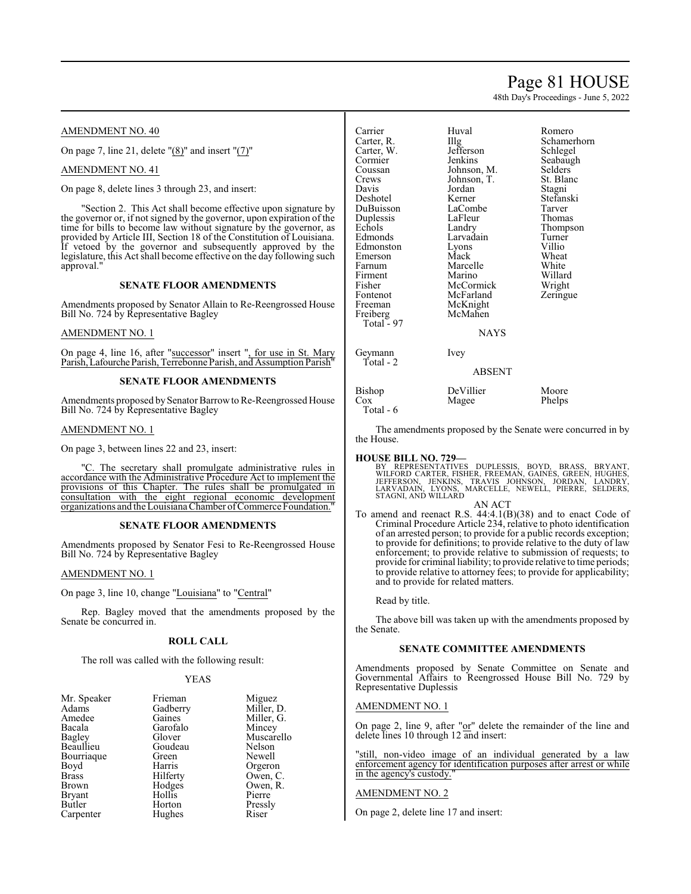AMENDMENT NO. 40

On page 7, line 21, delete "(8)" and insert "(7)"

AMENDMENT NO. 41

On page 8, delete lines 3 through 23, and insert:

"Section 2. This Act shall become effective upon signature by the governor or, if not signed by the governor, upon expiration of the time for bills to become law without signature by the governor, as provided by Article III, Section 18 of the Constitution of Louisiana. If vetoed by the governor and subsequently approved by the legislature, this Act shall become effective on the day following such approval."

**SENATE FLOOR AMENDMENTS**

Amendments proposed by Senator Allain to Re-Reengrossed House Bill No. 724 by Representative Bagley

AMENDMENT NO. 1

On page 4, line 16, after "successor" insert ", for use in St. Mary Parish, Lafourche Parish, Terrebonne Parish, and Assumption Parish"

**SENATE FLOOR AMENDMENTS**

Amendments proposed by Senator Barrow to Re-Reengrossed House Bill No. 724 by Representative Bagley

AMENDMENT NO. 1

On page 3, between lines 22 and 23, insert:

"C. The secretary shall promulgate administrative rules in accordance with the Administrative Procedure Act to implement the provisions of this Chapter. The rules shall be promulgated in consultation with the eight regional economic development organizations and the Louisiana Chamber of Commerce Foundation."

**SENATE FLOOR AMENDMENTS**

Amendments proposed by Senator Fesi to Re-Reengrossed House Bill No. 724 by Representative Bagley

AMENDMENT NO. 1

On page 3, line 10, change "Louisiana" to "Central"

Rep. Bagley moved that the amendments proposed by the Senate be concurred in.

**ROLL CALL**

The roll was called with the following result:

YEAS

| | | |
|---|---|---|
| Mr. Speaker | Frieman | Miguez |
| Adams | Gadberry | Miller, D. |
| Amedee | Gaines | Miller, G. |
| Bacala | Garofalo | Mincey |
| Bagley | Glover | Muscarello |
| Beaullieu | Goudeau | Nelson |
| Bourriaque | Green | Newell |
| Boyd | Harris | Orgeron |
| Brass | Hilferty | Owen, C. |
| Brown | Hodges | Owen, R. |
| Bryant | Hollis | Pierre |
| Butler | Horton | Pressly |
| Carpenter | Hughes | Riser |
| Carrier | Huval | Romero |
| Carter, R. | Illg | Schamerhorn |
| Carter, W. | Jefferson | Schlegel |
| Cormier | Jenkins | Seabaugh |
| Coussan | Johnson, M. | Selders |
| Crews | Johnson, T. | St. Blanc |
| Davis | Jordan | Stagni |
| Deshotel | Kerner | Stefanski |
| DuBuisson | LaCombe | Tarver |
| Duplessis | LaFleur | Thomas |
| Echols | Landry | Thompson |
| Edmonds | Larvadain | Turner |
| Edmonston | Lyons | Villio |
| Emerson | Mack | Wheat |
| Farnum | Marcelle | White |
| Firment | Marino | Willard |
| Fisher | McCormick | Wright |
| Fontenot | McFarland | Zeringue |
| Freeman | McKnight | |
| Freiberg | McMahen | |

Total - 97

NAYS

| | |
|---|---|
| Geymann | Ivey |

Total - 2

ABSENT

| | | |
|---|---|---|
| Bishop | DeVillier | Moore |
| Cox | Magee | Phelps |

Total - 6

The amendments proposed by the Senate were concurred in by the House.

**HOUSE BILL NO. 729—**

BY REPRESENTATIVES DUPLESSIS, BOYD, BRASS, BRYANT, WILFORD CARTER, FISHER, FREEMAN, GAINES, GREEN, HUGHES, JEFFERSON, JENKINS, TRAVIS JOHNSON, JORDAN, LANDRY, LARVADAIN, LYONS, MARCELLE, NEWELL, PIERRE, SELDERS, STAGNI, AND WILLARD

AN ACT

To amend and reenact R.S. 44:4.1(B)(38) and to enact Code of Criminal Procedure Article 234, relative to photo identification of an arrested person; to provide for a public records exception; to provide for definitions; to provide relative to the duty of law enforcement; to provide relative to submission of requests; to provide for criminal liability; to provide relative to time periods; to provide relative to attorney fees; to provide for applicability; and to provide for related matters.

Read by title.

The above bill was taken up with the amendments proposed by the Senate.

**SENATE COMMITTEE AMENDMENTS**

Amendments proposed by Senate Committee on Senate and Governmental Affairs to Reengrossed House Bill No. 729 by Representative Duplessis

AMENDMENT NO. 1

On page 2, line 9, after "or" delete the remainder of the line and delete lines 10 through 12 and insert:

"still, non-video image of an individual generated by a law enforcement agency for identification purposes after arrest or while in the agency's custody."

AMENDMENT NO. 2

On page 2, delete line 17 and insert: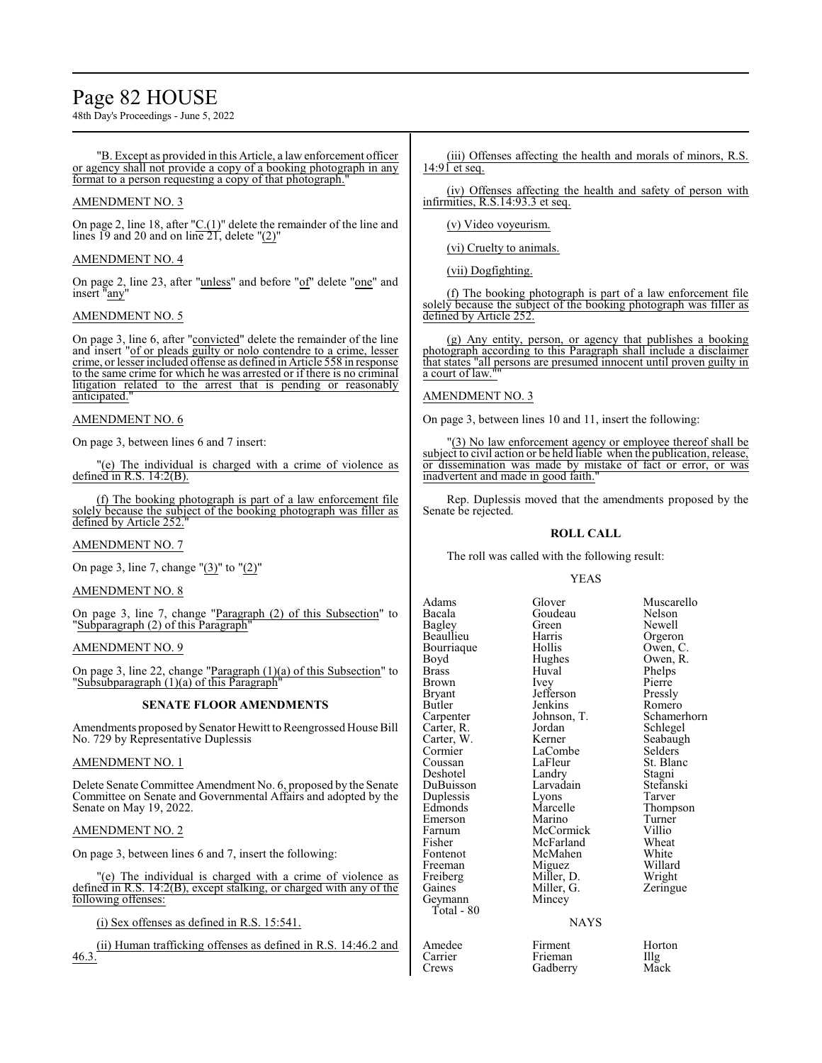"B. Except as provided in this Article, a law enforcement officer or agency shall not provide a copy of a booking photograph in any format to a person requesting a copy of that photograph."

AMENDMENT NO. 3

On page 2, line 18, after "C.(1)" delete the remainder of the line and lines 19 and 20 and on line 21, delete "(2)"

AMENDMENT NO. 4

On page 2, line 23, after "unless" and before "of" delete "one" and insert "any"

AMENDMENT NO. 5

On page 3, line 6, after "convicted" delete the remainder of the line and insert "of or pleads guilty or nolo contendre to a crime, lesser crime, or lesser included offense as defined in Article 558 in response to the same crime for which he was arrested or if there is no criminal litigation related to the arrest that is pending or reasonably anticipated."

AMENDMENT NO. 6

On page 3, between lines 6 and 7 insert:

"(e) The individual is charged with a crime of violence as defined in R.S. 14:2(B).

(f) The booking photograph is part of a law enforcement file solely because the subject of the booking photograph was filler as defined by Article 252."

AMENDMENT NO. 7

On page 3, line 7, change "(3)" to "(2)"

AMENDMENT NO. 8

On page 3, line 7, change "Paragraph (2) of this Subsection" to "Subparagraph (2) of this Paragraph"

AMENDMENT NO. 9

On page 3, line 22, change "Paragraph (1)(a) of this Subsection" to "Subsubparagraph (1)(a) of this Paragraph"

## SENATE FLOOR AMENDMENTS

Amendments proposed by Senator Hewitt to Reengrossed House Bill No. 729 by Representative Duplessis

AMENDMENT NO. 1

Delete Senate Committee Amendment No. 6, proposed by the Senate Committee on Senate and Governmental Affairs and adopted by the Senate on May 19, 2022.

AMENDMENT NO. 2

On page 3, between lines 6 and 7, insert the following:

"(e) The individual is charged with a crime of violence as defined in R.S. 14:2(B), except stalking, or charged with any of the following offenses:

(i) Sex offenses as defined in R.S. 15:541.

(ii) Human trafficking offenses as defined in R.S. 14:46.2 and 46.3.

(iii) Offenses affecting the health and morals of minors, R.S. 14:91 et seq.

(iv) Offenses affecting the health and safety of person with infirmities, R.S.14:93.3 et seq.

(v) Video voyeurism.

(vi) Cruelty to animals.

(vii) Dogfighting.

(f) The booking photograph is part of a law enforcement file solely because the subject of the booking photograph was filler as defined by Article 252.

(g) Any entity, person, or agency that publishes a booking photograph according to this Paragraph shall include a disclaimer that states "all persons are presumed innocent until proven guilty in a court of law.""

AMENDMENT NO. 3

On page 3, between lines 10 and 11, insert the following:

"(3) No law enforcement agency or employee thereof shall be subject to civil action or be held liable when the publication, release, or dissemination was made by mistake of fact or error, or was inadvertent and made in good faith."

Rep. Duplessis moved that the amendments proposed by the Senate be rejected.

## ROLL CALL

The roll was called with the following result:

YEAS

| | | |
|---|---|---|
| Adams | Glover | Muscarello |
| Bacala | Goudeau | Nelson |
| Bagley | Green | Newell |
| Beaullieu | Harris | Orgeron |
| Bourriaque | Hollis | Owen, C. |
| Boyd | Hughes | Owen, R. |
| Brass | Huval | Phelps |
| Brown | Ivey | Pierre |
| Bryant | Jefferson | Pressly |
| Butler | Jenkins | Romero |
| Carpenter | Johnson, T. | Schamerhorn |
| Carter, R. | Jordan | Schlegel |
| Carter, W. | Kerner | Seabaugh |
| Cormier | LaCombe | Selders |
| Coussan | LaFleur | St. Blanc |
| Deshotel | Landry | Stagni |
| DuBuisson | Larvadain | Stefanski |
| Duplessis | Lyons | Tarver |
| Edmonds | Marcelle | Thompson |
| Emerson | Marino | Turner |
| Farnum | McCormick | Villio |
| Fisher | McFarland | Wheat |
| Fontenot | McMahen | White |
| Freeman | Miguez | Willard |
| Freiberg | Miller, D. | Wright |
| Gaines | Miller, G. | Zeringue |
| Geymann | Mincey | |

Total - 80

NAYS

| | | |
|---|---|---|
| Amedee | Firment | Horton |
| Carrier | Frieman | Illg |
| Crews | Gadberry | Mack |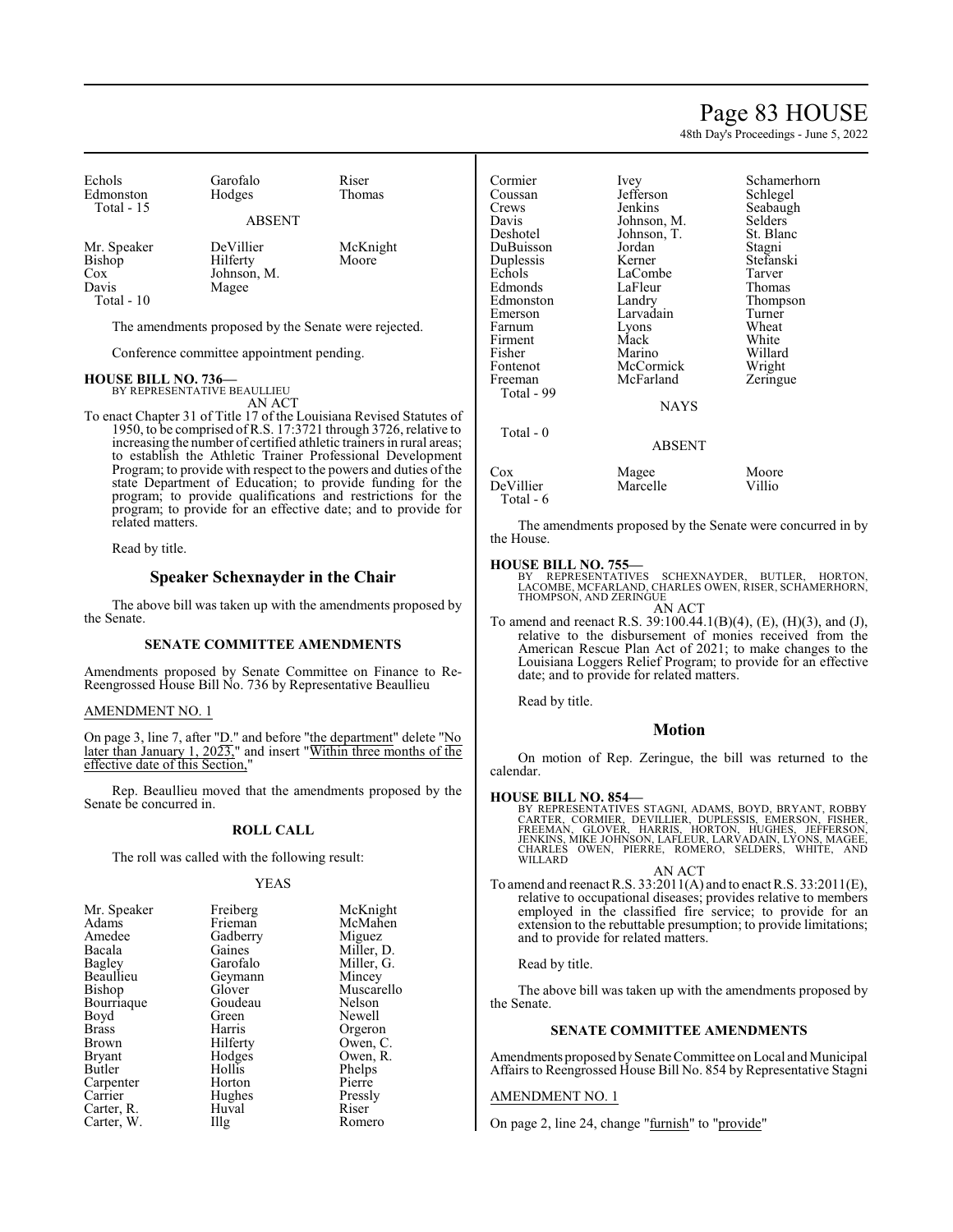| Echols | Garofalo | Riser |
|---|---|---|
| Edmonston | Hodges | Thomas |
| Total - 15 | | |

ABSENT

| Mr. Speaker | DeVillier | McKnight |
|---|---|---|
| Bishop | Hilferty | Moore |
| Cox | Johnson, M. | |
| Davis | Magee | |
| Total - 10 | | |

The amendments proposed by the Senate were rejected.

Conference committee appointment pending.

**HOUSE BILL NO. 736—**
BY REPRESENTATIVE BEAULLIEU
AN ACT
To enact Chapter 31 of Title 17 of the Louisiana Revised Statutes of 1950, to be comprised of R.S. 17:3721 through 3726, relative to increasing the number of certified athletic trainers in rural areas; to establish the Athletic Trainer Professional Development Program; to provide with respect to the powers and duties of the state Department of Education; to provide funding for the program; to provide qualifications and restrictions for the program; to provide for an effective date; and to provide for related matters.

Read by title.

## Speaker Schexnayder in the Chair

The above bill was taken up with the amendments proposed by the Senate.

### SENATE COMMITTEE AMENDMENTS

Amendments proposed by Senate Committee on Finance to Re-Reengrossed House Bill No. 736 by Representative Beaullieu

AMENDMENT NO. 1

On page 3, line 7, after "D." and before "the department" delete "No later than January 1, 2023," and insert "Within three months of the effective date of this Section,"

Rep. Beaullieu moved that the amendments proposed by the Senate be concurred in.

### ROLL CALL

The roll was called with the following result:

YEAS

| Mr. Speaker | Freiberg | McKnight |
|---|---|---|
| Adams | Frieman | McMahen |
| Amedee | Gadberry | Miguez |
| Bacala | Gaines | Miller, D. |
| Bagley | Garofalo | Miller, G. |
| Beaullieu | Geymann | Mincey |
| Bishop | Glover | Muscarello |
| Bourriaque | Goudeau | Nelson |
| Boyd | Green | Newell |
| Brass | Harris | Orgeron |
| Brown | Hilferty | Owen, C. |
| Bryant | Hodges | Owen, R. |
| Butler | Hollis | Phelps |
| Carpenter | Horton | Pierre |
| Carrier | Hughes | Pressly |
| Carter, R. | Huval | Riser |
| Carter, W. | Illg | Romero |
| Cormier | Ivey | Schamerhorn |
| Coussan | Jefferson | Schlegel |
| Crews | Jenkins | Seabaugh |
| Davis | Johnson, M. | Selders |
| Deshotel | Johnson, T. | St. Blanc |
| DuBuisson | Jordan | Stagni |
| Duplessis | Kerner | Stefanski |
| Echols | LaCombe | Tarver |
| Edmonds | LaFleur | Thomas |
| Edmonston | Landry | Thompson |
| Emerson | Larvadain | Turner |
| Farnum | Lyons | Wheat |
| Firment | Mack | White |
| Fisher | Marino | Willard |
| Fontenot | McCormick | Wright |
| Freeman | McFarland | Zeringue |
| Total - 99 | | |

NAYS

Total - 0

ABSENT

| Cox | Magee | Moore |
|---|---|---|
| DeVillier | Marcelle | Villio |
| Total - 6 | | |

The amendments proposed by the Senate were concurred in by the House.

**HOUSE BILL NO. 755—**
BY REPRESENTATIVES SCHEXNAYDER, BUTLER, HORTON, LACOMBE, MCFARLAND, CHARLES OWEN, RISER, SCHAMERHORN, THOMPSON, AND ZERINGUE
AN ACT
To amend and reenact R.S. 39:100.44.1(B)(4), (E), (H)(3), and (J), relative to the disbursement of monies received from the American Rescue Plan Act of 2021; to make changes to the Louisiana Loggers Relief Program; to provide for an effective date; and to provide for related matters.

Read by title.

## Motion

On motion of Rep. Zeringue, the bill was returned to the calendar.

**HOUSE BILL NO. 854—**
BY REPRESENTATIVES STAGNI, ADAMS, BOYD, BRYANT, ROBBY CARTER, CORMIER, DEVILLIER, DUPLESSIS, EMERSON, FISHER, FREEMAN, GLOVER, HARRIS, HORTON, HUGHES, JEFFERSON, JENKINS, MIKE JOHNSON, LAFLEUR, LARVADAIN, LYONS, MAGEE, CHARLES OWEN, PIERRE, ROMERO, SELDERS, WHITE, AND WILLARD
AN ACT
To amend and reenact R.S. 33:2011(A) and to enact R.S. 33:2011(E), relative to occupational diseases; provides relative to members employed in the classified fire service; to provide for an extension to the rebuttable presumption; to provide limitations; and to provide for related matters.

Read by title.

The above bill was taken up with the amendments proposed by the Senate.

### SENATE COMMITTEE AMENDMENTS

Amendments proposed by Senate Committee on Local and Municipal Affairs to Reengrossed House Bill No. 854 by Representative Stagni

AMENDMENT NO. 1

On page 2, line 24, change "furnish" to "provide"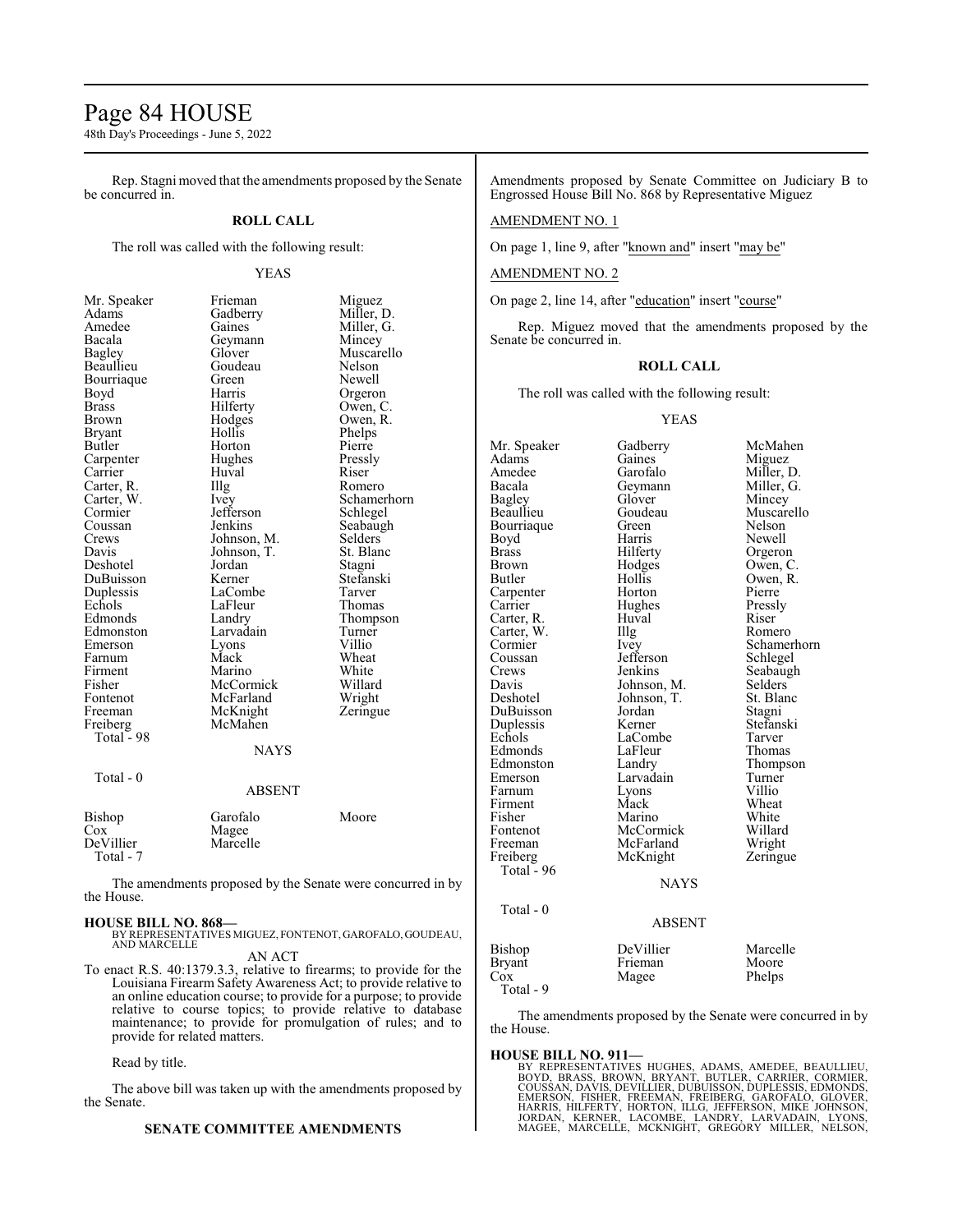Rep. Stagni moved that the amendments proposed by the Senate be concurred in.

**ROLL CALL**

The roll was called with the following result:

YEAS

| | | |
|---|---|---|
| Mr. Speaker | Frieman | Miguez |
| Adams | Gadberry | Miller, D. |
| Amedee | Gaines | Miller, G. |
| Bacala | Geymann | Mincey |
| Bagley | Glover | Muscarello |
| Beaullieu | Goudeau | Nelson |
| Bourriaque | Green | Newell |
| Boyd | Harris | Orgeron |
| Brass | Hilferty | Owen, C. |
| Brown | Hodges | Owen, R. |
| Bryant | Hollis | Phelps |
| Butler | Horton | Pierre |
| Carpenter | Hughes | Pressly |
| Carrier | Huval | Riser |
| Carter, R. | Illg | Romero |
| Carter, W. | Ivey | Schamerhorn |
| Cormier | Jefferson | Schlegel |
| Coussan | Jenkins | Seabaugh |
| Crews | Johnson, M. | Selders |
| Davis | Johnson, T. | St. Blanc |
| Deshotel | Jordan | Stagni |
| DuBuisson | Kerner | Stefanski |
| Duplessis | LaCombe | Tarver |
| Echols | LaFleur | Thomas |
| Edmonds | Landry | Thompson |
| Edmonston | Larvadain | Turner |
| Emerson | Lyons | Villio |
| Farnum | Mack | Wheat |
| Firment | Marino | White |
| Fisher | McCormick | Willard |
| Fontenot | McFarland | Wright |
| Freeman | McKnight | Zeringue |
| Freiberg | McMahen | |
| Total - 98 | | |

NAYS

Total - 0

ABSENT

| | | |
|---|---|---|
| Bishop | Garofalo | Moore |
| Cox | Magee | |
| DeVillier | Marcelle | |
| Total - 7 | | |

The amendments proposed by the Senate were concurred in by the House.

**HOUSE BILL NO. 868—**
BY REPRESENTATIVES MIGUEZ, FONTENOT, GAROFALO, GOUDEAU, AND MARCELLE

AN ACT

To enact R.S. 40:1379.3.3, relative to firearms; to provide for the Louisiana Firearm Safety Awareness Act; to provide relative to an online education course; to provide for a purpose; to provide relative to course topics; to provide relative to database maintenance; to provide for promulgation of rules; and to provide for related matters.

Read by title.

The above bill was taken up with the amendments proposed by the Senate.

**SENATE COMMITTEE AMENDMENTS**

Amendments proposed by Senate Committee on Judiciary B to Engrossed House Bill No. 868 by Representative Miguez

AMENDMENT NO. 1

On page 1, line 9, after "known and" insert "may be"

AMENDMENT NO. 2

On page 2, line 14, after "education" insert "course"

Rep. Miguez moved that the amendments proposed by the Senate be concurred in.

**ROLL CALL**

The roll was called with the following result:

YEAS

| | | |
|---|---|---|
| Mr. Speaker | Gadberry | McMahen |
| Adams | Gaines | Miguez |
| Amedee | Garofalo | Miller, D. |
| Bacala | Geymann | Miller, G. |
| Bagley | Glover | Mincey |
| Beaullieu | Goudeau | Muscarello |
| Bourriaque | Green | Nelson |
| Boyd | Harris | Newell |
| Brass | Hilferty | Orgeron |
| Brown | Hodges | Owen, C. |
| Butler | Hollis | Owen, R. |
| Carpenter | Horton | Pierre |
| Carrier | Hughes | Pressly |
| Carter, R. | Huval | Riser |
| Carter, W. | Illg | Romero |
| Cormier | Ivey | Schamerhorn |
| Coussan | Jefferson | Schlegel |
| Crews | Jenkins | Seabaugh |
| Davis | Johnson, M. | Selders |
| Deshotel | Johnson, T. | St. Blanc |
| DuBuisson | Jordan | Stagni |
| Duplessis | Kerner | Stefanski |
| Echols | LaCombe | Tarver |
| Edmonds | LaFleur | Thomas |
| Edmonston | Landry | Thompson |
| Emerson | Larvadain | Turner |
| Farnum | Lyons | Villio |
| Firment | Mack | Wheat |
| Fisher | Marino | White |
| Fontenot | McCormick | Willard |
| Freeman | McFarland | Wright |
| Freiberg | McKnight | Zeringue |
| Total - 96 | | |

NAYS

Total - 0

ABSENT

| | | |
|---|---|---|
| Bishop | DeVillier | Marcelle |
| Bryant | Frieman | Moore |
| Cox | Magee | Phelps |
| Total - 9 | | |

The amendments proposed by the Senate were concurred in by the House.

**HOUSE BILL NO. 911—**
BY REPRESENTATIVES HUGHES, ADAMS, AMEDEE, BEAULLIEU, BOYD, BRASS, BROWN, BRYANT, BUTLER, CARRIER, CORMIER, COUSSAN, DAVIS, DEVILLIER, DUBUISSON, DUPLESSIS, EDMONDS, EMERSON, FISHER, FREEMAN, FREIBERG, GAROFALO, GLOVER, HARRIS, HILFERTY, HORTON, ILLG, JEFFERSON, MIKE JOHNSON, JORDAN, KERNER, LACOMBE, LANDRY, LARVADAIN, LYONS, MAGEE, MARCELLE, MCKNIGHT, GREGORY MILLER, NELSON,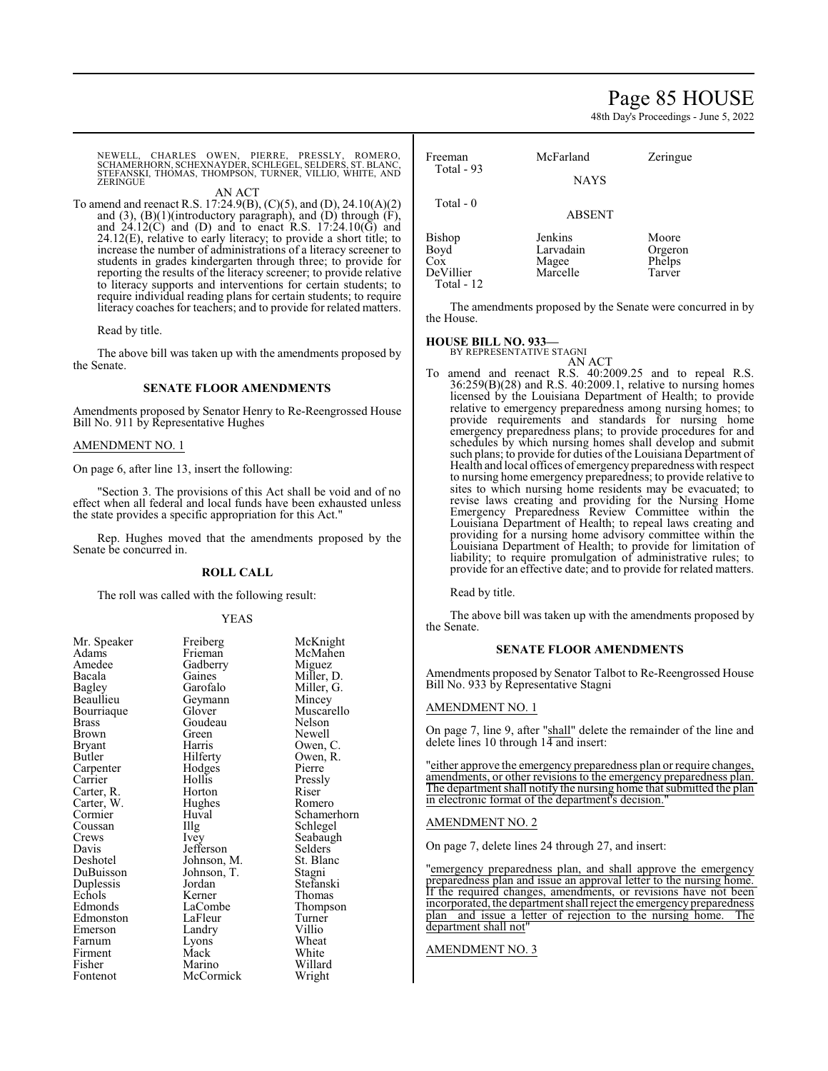NEWELL, CHARLES OWEN, PIERRE, PRESSLY, ROMERO, SCHAMERHORN, SCHEXNAYDER, SCHLEGEL, SELDERS, ST. BLANC, STEFANSKI, THOMAS, THOMPSON, TURNER, VILLIO, WHITE, AND ZERINGUE

AN ACT

To amend and reenact R.S. 17:24.9(B), (C)(5), and (D), 24.10(A)(2) and (3), (B)(1)(introductory paragraph), and (D) through (F), and 24.12(C) and (D) and to enact R.S. 17:24.10(G) and 24.12(E), relative to early literacy; to provide a short title; to increase the number of administrations of a literacy screener to students in grades kindergarten through three; to provide for reporting the results of the literacy screener; to provide relative to literacy supports and interventions for certain students; to require individual reading plans for certain students; to require literacy coaches for teachers; and to provide for related matters.

Read by title.

The above bill was taken up with the amendments proposed by the Senate.

### SENATE FLOOR AMENDMENTS

Amendments proposed by Senator Henry to Re-Reengrossed House Bill No. 911 by Representative Hughes

AMENDMENT NO. 1

On page 6, after line 13, insert the following:

"Section 3. The provisions of this Act shall be void and of no effect when all federal and local funds have been exhausted unless the state provides a specific appropriation for this Act."

Rep. Hughes moved that the amendments proposed by the Senate be concurred in.

### ROLL CALL

The roll was called with the following result:

YEAS

| | | |
|---|---|---|
| Mr. Speaker | Freiberg | McKnight |
| Adams | Frieman | McMahen |
| Amedee | Gadberry | Miguez |
| Bacala | Gaines | Miller, D. |
| Bagley | Garofalo | Miller, G. |
| Beaullieu | Geymann | Mincey |
| Bourriaque | Glover | Muscarello |
| Brass | Goudeau | Nelson |
| Brown | Green | Newell |
| Bryant | Harris | Owen, C. |
| Butler | Hilferty | Owen, R. |
| Carpenter | Hodges | Pierre |
| Carrier | Hollis | Pressly |
| Carter, R. | Horton | Riser |
| Carter, W. | Hughes | Romero |
| Cormier | Huval | Schamerhorn |
| Coussan | Illg | Schlegel |
| Crews | Ivey | Seabaugh |
| Davis | Jefferson | Selders |
| Deshotel | Johnson, M. | St. Blanc |
| DuBuisson | Johnson, T. | Stagni |
| Duplessis | Jordan | Stefanski |
| Echols | Kerner | Thomas |
| Edmonds | LaCombe | Thompson |
| Edmonston | LaFleur | Turner |
| Emerson | Landry | Villio |
| Farnum | Lyons | Wheat |
| Firment | Mack | White |
| Fisher | Marino | Willard |
| Fontenot | McCormick | Wright |
| Freeman | McFarland | Zeringue |

Total - 93

NAYS

Total - 0

ABSENT

| | | |
|---|---|---|
| Bishop | Jenkins | Moore |
| Boyd | Larvadain | Orgeron |
| Cox | Magee | Phelps |
| DeVillier | Marcelle | Tarver |

Total - 12

The amendments proposed by the Senate were concurred in by the House.

**HOUSE BILL NO. 933—**
BY REPRESENTATIVE STAGNI

AN ACT

To amend and reenact R.S. 40:2009.25 and to repeal R.S. 36:259(B)(28) and R.S. 40:2009.1, relative to nursing homes licensed by the Louisiana Department of Health; to provide relative to emergency preparedness among nursing homes; to provide requirements and standards for nursing home emergency preparedness plans; to provide procedures for and schedules by which nursing homes shall develop and submit such plans; to provide for duties of the Louisiana Department of Health and local offices of emergency preparedness with respect to nursing home emergency preparedness; to provide relative to sites to which nursing home residents may be evacuated; to revise laws creating and providing for the Nursing Home Emergency Preparedness Review Committee within the Louisiana Department of Health; to repeal laws creating and providing for a nursing home advisory committee within the Louisiana Department of Health; to provide for limitation of liability; to require promulgation of administrative rules; to provide for an effective date; and to provide for related matters.

Read by title.

The above bill was taken up with the amendments proposed by the Senate.

### SENATE FLOOR AMENDMENTS

Amendments proposed by Senator Talbot to Re-Reengrossed House Bill No. 933 by Representative Stagni

AMENDMENT NO. 1

On page 7, line 9, after "shall" delete the remainder of the line and delete lines 10 through 14 and insert:

"either approve the emergency preparedness plan or require changes, amendments, or other revisions to the emergency preparedness plan. The department shall notify the nursing home that submitted the plan in electronic format of the department's decision."

AMENDMENT NO. 2

On page 7, delete lines 24 through 27, and insert:

"emergency preparedness plan, and shall approve the emergency preparedness plan and issue an approval letter to the nursing home. If the required changes, amendments, or revisions have not been incorporated, the department shall reject the emergency preparedness plan and issue a letter of rejection to the nursing home. The department shall not"

AMENDMENT NO. 3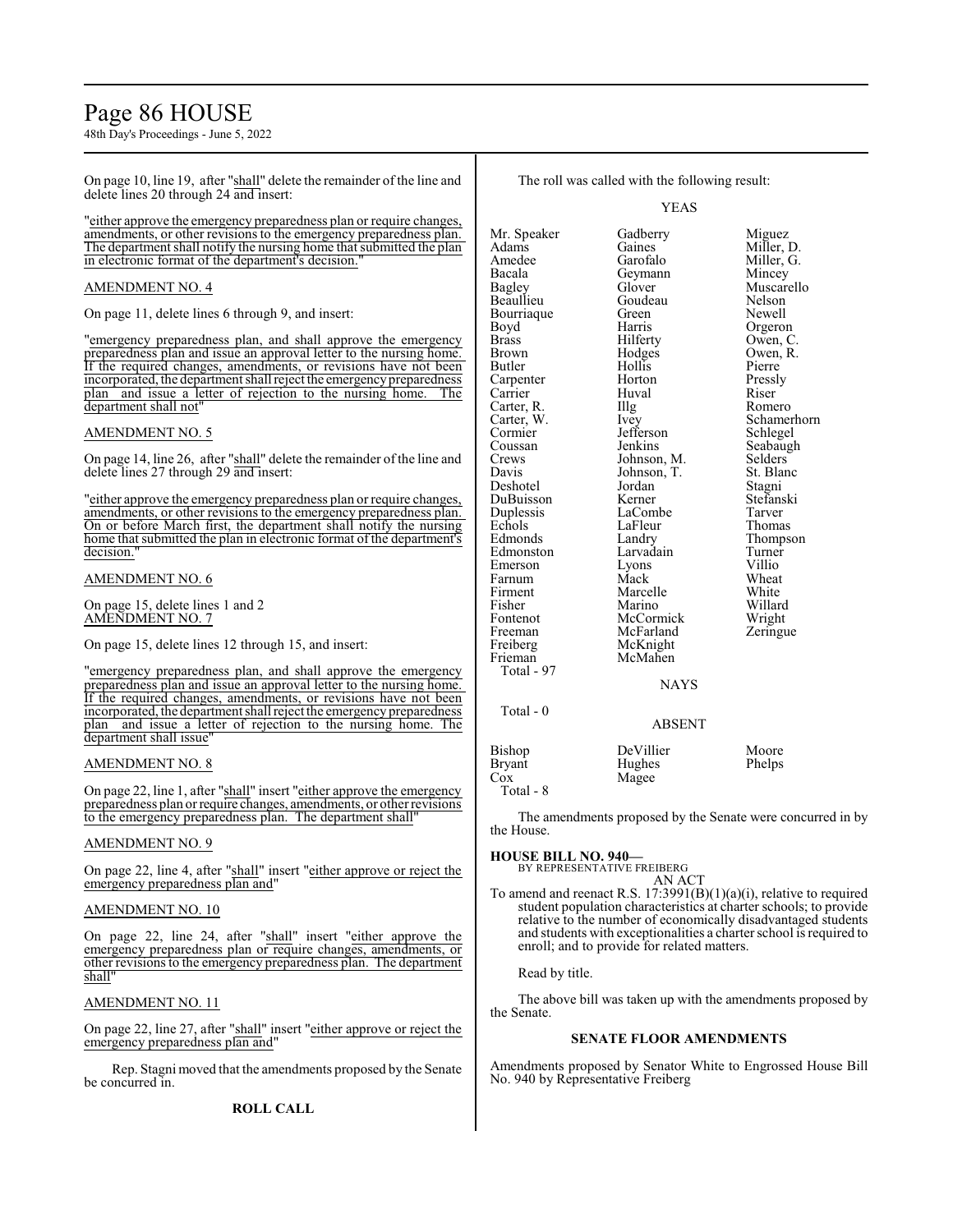On page 10, line 19, after "shall" delete the remainder of the line and delete lines 20 through 24 and insert:

"either approve the emergency preparedness plan or require changes, amendments, or other revisions to the emergency preparedness plan. The department shall notify the nursing home that submitted the plan in electronic format of the department's decision."

AMENDMENT NO. 4

On page 11, delete lines 6 through 9, and insert:

"emergency preparedness plan, and shall approve the emergency preparedness plan and issue an approval letter to the nursing home. If the required changes, amendments, or revisions have not been incorporated, the department shall reject the emergency preparedness plan and issue a letter of rejection to the nursing home. The department shall not"

AMENDMENT NO. 5

On page 14, line 26, after "shall" delete the remainder of the line and delete lines 27 through 29 and insert:

"either approve the emergency preparedness plan or require changes, amendments, or other revisions to the emergency preparedness plan. On or before March first, the department shall notify the nursing home that submitted the plan in electronic format of the department's decision."

AMENDMENT NO. 6

On page 15, delete lines 1 and 2

AMENDMENT NO. 7

On page 15, delete lines 12 through 15, and insert:

"emergency preparedness plan, and shall approve the emergency preparedness plan and issue an approval letter to the nursing home. If the required changes, amendments, or revisions have not been incorporated, the department shall reject the emergency preparedness plan and issue a letter of rejection to the nursing home. The department shall issue"

AMENDMENT NO. 8

On page 22, line 1, after "shall" insert "either approve the emergency preparedness plan or require changes, amendments, or other revisions to the emergency preparedness plan. The department shall"

AMENDMENT NO. 9

On page 22, line 4, after "shall" insert "either approve or reject the emergency preparedness plan and"

AMENDMENT NO. 10

On page 22, line 24, after "shall" insert "either approve the emergency preparedness plan or require changes, amendments, or other revisions to the emergency preparedness plan. The department shall"

AMENDMENT NO. 11

On page 22, line 27, after "shall" insert "either approve or reject the emergency preparedness plan and"

Rep. Stagni moved that the amendments proposed by the Senate be concurred in.

**ROLL CALL**

The roll was called with the following result:

YEAS

| | | |
|---|---|---|
| Mr. Speaker | Gadberry | Miguez |
| Adams | Gaines | Miller, D. |
| Amedee | Garofalo | Miller, G. |
| Bacala | Geymann | Mincey |
| Bagley | Glover | Muscarello |
| Beaullieu | Goudeau | Nelson |
| Bourriaque | Green | Newell |
| Boyd | Harris | Orgeron |
| Brass | Hilferty | Owen, C. |
| Brown | Hodges | Owen, R. |
| Butler | Hollis | Pierre |
| Carpenter | Horton | Pressly |
| Carrier | Huval | Riser |
| Carter, R. | Illg | Romero |
| Carter, W. | Ivey | Schamerhorn |
| Cormier | Jefferson | Schlegel |
| Coussan | Jenkins | Seabaugh |
| Crews | Johnson, M. | Selders |
| Davis | Johnson, T. | St. Blanc |
| Deshotel | Jordan | Stagni |
| DuBuisson | Kerner | Stefanski |
| Duplessis | LaCombe | Tarver |
| Echols | LaFleur | Thomas |
| Edmonds | Landry | Thompson |
| Edmonston | Larvadain | Turner |
| Emerson | Lyons | Villio |
| Farnum | Mack | Wheat |
| Firment | Marcelle | White |
| Fisher | Marino | Willard |
| Fontenot | McCormick | Wright |
| Freeman | McFarland | Zeringue |
| Freiberg | McKnight | |
| Frieman | McMahen | |

Total - 97

NAYS

Total - 0

ABSENT

| | | |
|---|---|---|
| Bishop | DeVillier | Moore |
| Bryant | Hughes | Phelps |
| Cox | Magee | |

Total - 8

The amendments proposed by the Senate were concurred in by the House.

**HOUSE BILL NO. 940—**
BY REPRESENTATIVE FREIBERG
AN ACT

To amend and reenact R.S. 17:3991(B)(1)(a)(i), relative to required student population characteristics at charter schools; to provide relative to the number of economically disadvantaged students and students with exceptionalities a charter school is required to enroll; and to provide for related matters.

Read by title.

The above bill was taken up with the amendments proposed by the Senate.

**SENATE FLOOR AMENDMENTS**

Amendments proposed by Senator White to Engrossed House Bill No. 940 by Representative Freiberg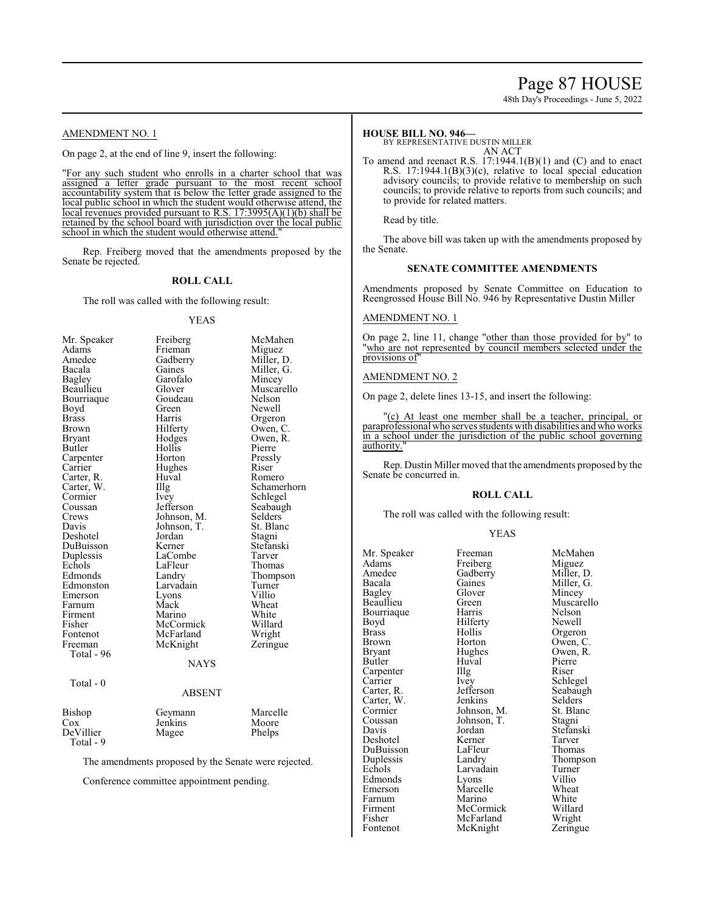AMENDMENT NO. 1

On page 2, at the end of line 9, insert the following:

"For any such student who enrolls in a charter school that was assigned a letter grade pursuant to the most recent school accountability system that is below the letter grade assigned to the local public school in which the student would otherwise attend, the local revenues provided pursuant to R.S. 17:3995(A)(1)(b) shall be retained by the school board with jurisdiction over the local public school in which the student would otherwise attend."

Rep. Freiberg moved that the amendments proposed by the Senate be rejected.

**ROLL CALL**

The roll was called with the following result:

YEAS

| | | |
|---|---|---|
| Mr. Speaker | Freiberg | McMahen |
| Adams | Frieman | Miguez |
| Amedee | Gadberry | Miller, D. |
| Bacala | Gaines | Miller, G. |
| Bagley | Garofalo | Mincey |
| Beaullieu | Glover | Muscarello |
| Bourriaque | Goudeau | Nelson |
| Boyd | Green | Newell |
| Brass | Harris | Orgeron |
| Brown | Hilferty | Owen, C. |
| Bryant | Hodges | Owen, R. |
| Butler | Hollis | Pierre |
| Carpenter | Horton | Pressly |
| Carrier | Hughes | Riser |
| Carter, R. | Huval | Romero |
| Carter, W. | Illg | Schamerhorn |
| Cormier | Ivey | Schlegel |
| Coussan | Jefferson | Seabaugh |
| Crews | Johnson, M. | Selders |
| Davis | Johnson, T. | St. Blanc |
| Deshotel | Jordan | Stagni |
| DuBuisson | Kerner | Stefanski |
| Duplessis | LaCombe | Tarver |
| Echols | LaFleur | Thomas |
| Edmonds | Landry | Thompson |
| Edmonston | Larvadain | Turner |
| Emerson | Lyons | Villio |
| Farnum | Mack | Wheat |
| Firment | Marino | White |
| Fisher | McCormick | Willard |
| Fontenot | McFarland | Wright |
| Freeman | McKnight | Zeringue |

Total - 96

NAYS

Total - 0

ABSENT

| | | |
|---|---|---|
| Bishop | Geymann | Marcelle |
| Cox | Jenkins | Moore |
| DeVillier | Magee | Phelps |

Total - 9

The amendments proposed by the Senate were rejected.

Conference committee appointment pending.

**HOUSE BILL NO. 946—**
BY REPRESENTATIVE DUSTIN MILLER
AN ACT

To amend and reenact R.S. 17:1944.1(B)(1) and (C) and to enact R.S. 17:1944.1(B)(3)(c), relative to local special education advisory councils; to provide relative to membership on such councils; to provide relative to reports from such councils; and to provide for related matters.

Read by title.

The above bill was taken up with the amendments proposed by the Senate.

**SENATE COMMITTEE AMENDMENTS**

Amendments proposed by Senate Committee on Education to Reengrossed House Bill No. 946 by Representative Dustin Miller

AMENDMENT NO. 1

On page 2, line 11, change "other than those provided for by" to "who are not represented by council members selected under the provisions of"

AMENDMENT NO. 2

On page 2, delete lines 13-15, and insert the following:

"(c) At least one member shall be a teacher, principal, or paraprofessional who serves students with disabilities and who works in a school under the jurisdiction of the public school governing authority."

Rep. Dustin Miller moved that the amendments proposed by the Senate be concurred in.

**ROLL CALL**

The roll was called with the following result:

YEAS

| | | |
|---|---|---|
| Mr. Speaker | Freeman | McMahen |
| Adams | Freiberg | Miguez |
| Amedee | Gadberry | Miller, D. |
| Bacala | Gaines | Miller, G. |
| Bagley | Glover | Mincey |
| Beaullieu | Green | Muscarello |
| Bourriaque | Harris | Nelson |
| Boyd | Hilferty | Newell |
| Brass | Hollis | Orgeron |
| Brown | Horton | Owen, C. |
| Bryant | Hughes | Owen, R. |
| Butler | Huval | Pierre |
| Carpenter | Illg | Riser |
| Carrier | Ivey | Schlegel |
| Carter, R. | Jefferson | Seabaugh |
| Carter, W. | Jenkins | Selders |
| Cormier | Johnson, M. | St. Blanc |
| Coussan | Johnson, T. | Stagni |
| Davis | Jordan | Stefanski |
| Deshotel | Kerner | Tarver |
| DuBuisson | LaFleur | Thomas |
| Duplessis | Landry | Thompson |
| Echols | Larvadain | Turner |
| Edmonds | Lyons | Villio |
| Emerson | Marcelle | Wheat |
| Farnum | Marino | White |
| Firment | McCormick | Willard |
| Fisher | McFarland | Wright |
| Fontenot | McKnight | Zeringue |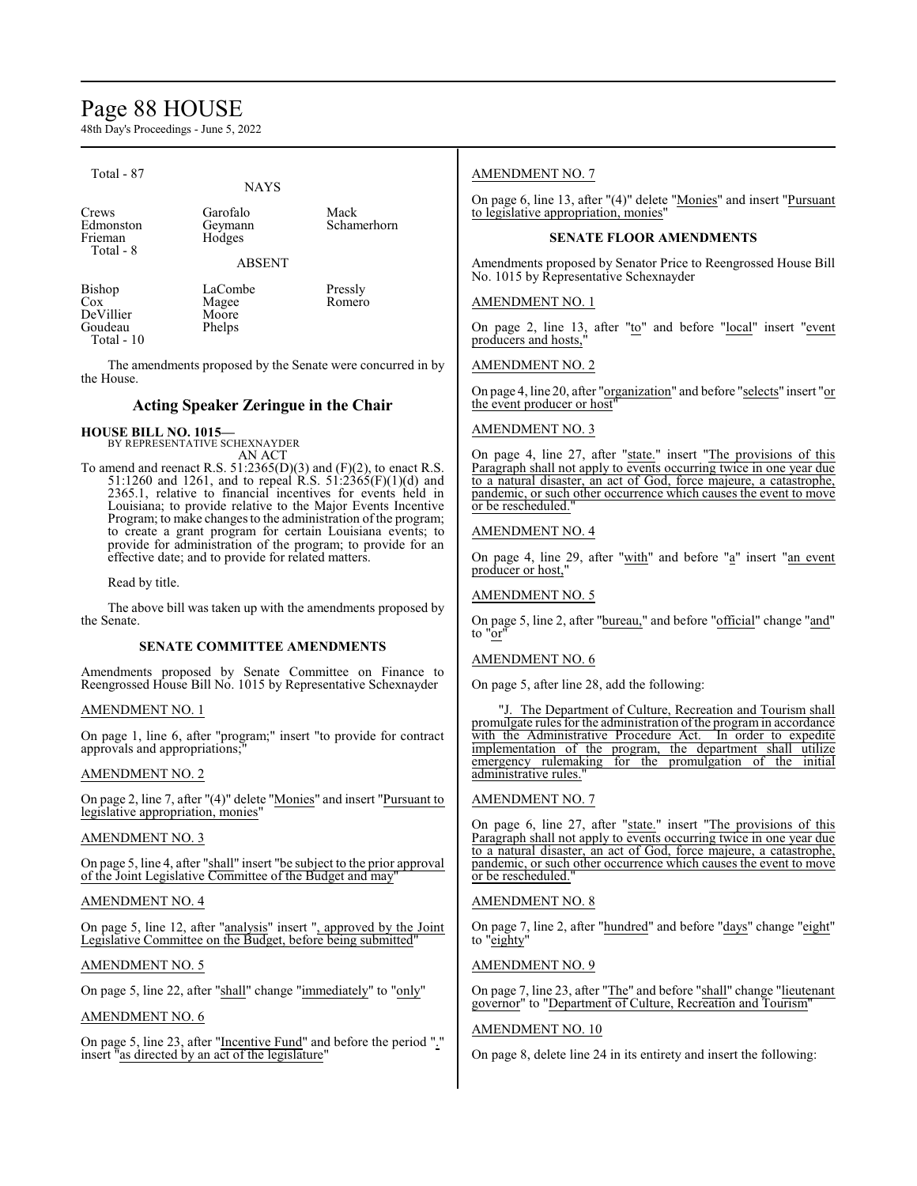Total - 87

NAYS

| | | |
|---|---|---|
| Crews | Garofalo | Mack |
| Edmonston | Geymann | Schamerhorn |
| Frieman | Hodges | |

Total - 8

ABSENT

| | | |
|---|---|---|
| Bishop | LaCombe | Pressly |
| Cox | Magee | Romero |
| DeVillier | Moore | |
| Goudeau | Phelps | |

Total - 10

The amendments proposed by the Senate were concurred in by the House.

## Acting Speaker Zeringue in the Chair

**HOUSE BILL NO. 1015—**
BY REPRESENTATIVE SCHEXNAYDER
AN ACT

To amend and reenact R.S. 51:2365(D)(3) and (F)(2), to enact R.S. 51:1260 and 1261, and to repeal R.S. 51:2365(F)(1)(d) and 2365.1, relative to financial incentives for events held in Louisiana; to provide relative to the Major Events Incentive Program; to make changes to the administration of the program; to create a grant program for certain Louisiana events; to provide for administration of the program; to provide for an effective date; and to provide for related matters.

Read by title.

The above bill was taken up with the amendments proposed by the Senate.

**SENATE COMMITTEE AMENDMENTS**

Amendments proposed by Senate Committee on Finance to Reengrossed House Bill No. 1015 by Representative Schexnayder

AMENDMENT NO. 1

On page 1, line 6, after "program;" insert "to provide for contract approvals and appropriations;"

AMENDMENT NO. 2

On page 2, line 7, after "(4)" delete "Monies" and insert "Pursuant to legislative appropriation, monies"

AMENDMENT NO. 3

On page 5, line 4, after "shall" insert "be subject to the prior approval of the Joint Legislative Committee of the Budget and may"

AMENDMENT NO. 4

On page 5, line 12, after "analysis" insert ", approved by the Joint Legislative Committee on the Budget, before being submitted"

AMENDMENT NO. 5

On page 5, line 22, after "shall" change "immediately" to "only"

AMENDMENT NO. 6

On page 5, line 23, after "Incentive Fund" and before the period "." insert "as directed by an act of the legislature"

AMENDMENT NO. 7

On page 6, line 13, after "(4)" delete "Monies" and insert "Pursuant to legislative appropriation, monies"

**SENATE FLOOR AMENDMENTS**

Amendments proposed by Senator Price to Reengrossed House Bill No. 1015 by Representative Schexnayder

AMENDMENT NO. 1

On page 2, line 13, after "to" and before "local" insert "event producers and hosts,"

AMENDMENT NO. 2

On page 4, line 20, after "organization" and before "selects" insert "or the event producer or host"

AMENDMENT NO. 3

On page 4, line 27, after "state." insert "The provisions of this Paragraph shall not apply to events occurring twice in one year due to a natural disaster, an act of God, force majeure, a catastrophe, pandemic, or such other occurrence which causes the event to move or be rescheduled."

AMENDMENT NO. 4

On page 4, line 29, after "with" and before "a" insert "an event producer or host,"

AMENDMENT NO. 5

On page 5, line 2, after "bureau," and before "official" change "and" to "or"

AMENDMENT NO. 6

On page 5, after line 28, add the following:

"J. The Department of Culture, Recreation and Tourism shall promulgate rules for the administration of the program in accordance with the Administrative Procedure Act. In order to expedite implementation of the program, the department shall utilize emergency rulemaking for the promulgation of the initial administrative rules."

AMENDMENT NO. 7

On page 6, line 27, after "state." insert "The provisions of this Paragraph shall not apply to events occurring twice in one year due to a natural disaster, an act of God, force majeure, a catastrophe, pandemic, or such other occurrence which causes the event to move or be rescheduled."

AMENDMENT NO. 8

On page 7, line 2, after "hundred" and before "days" change "eight" to "eighty"

AMENDMENT NO. 9

On page 7, line 23, after "The" and before "shall" change "lieutenant governor" to "Department of Culture, Recreation and Tourism"

AMENDMENT NO. 10

On page 8, delete line 24 in its entirety and insert the following: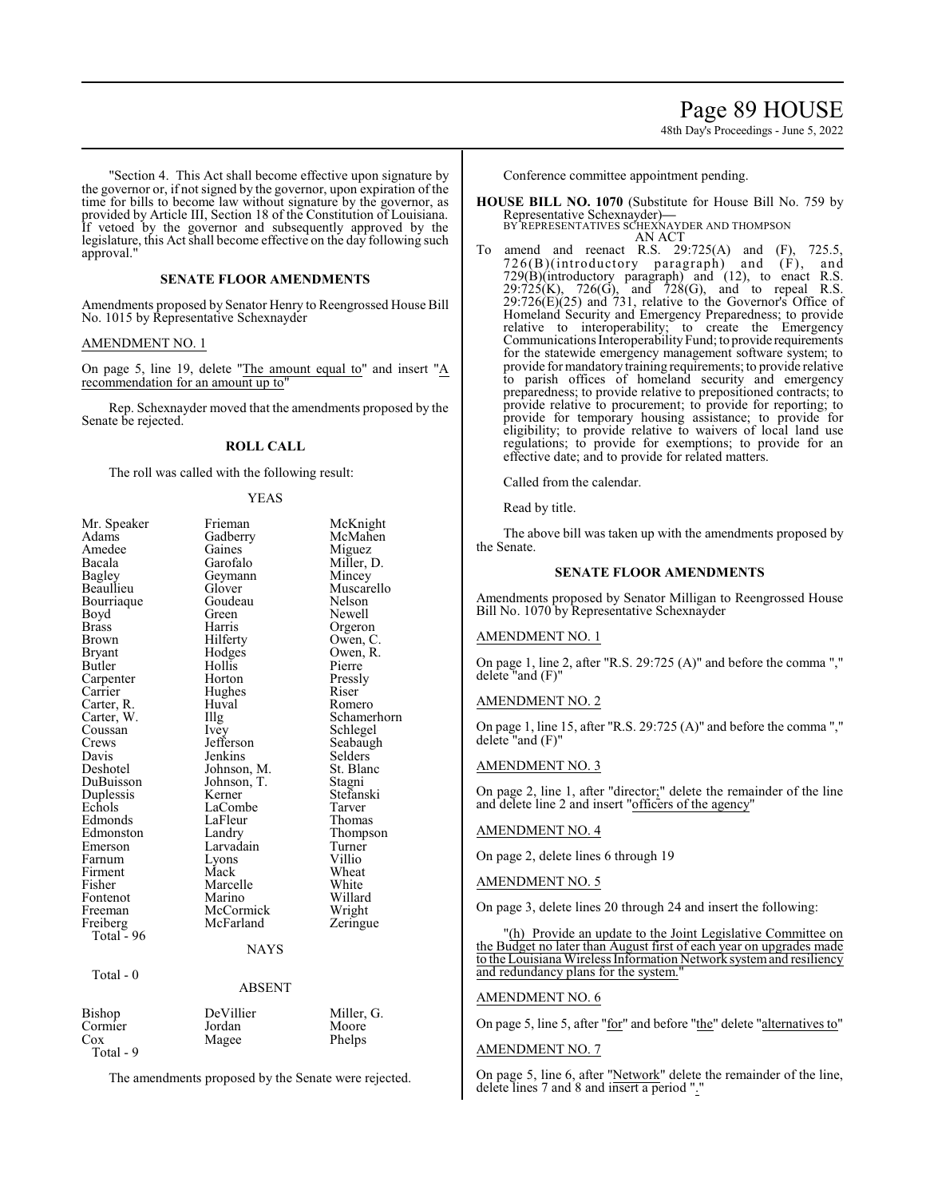"Section 4. This Act shall become effective upon signature by the governor or, if not signed by the governor, upon expiration of the time for bills to become law without signature by the governor, as provided by Article III, Section 18 of the Constitution of Louisiana. If vetoed by the governor and subsequently approved by the legislature, this Act shall become effective on the day following such approval."

### SENATE FLOOR AMENDMENTS

Amendments proposed by Senator Henry to Reengrossed House Bill No. 1015 by Representative Schexnayder

AMENDMENT NO. 1

On page 5, line 19, delete "The amount equal to" and insert "A recommendation for an amount up to"

Rep. Schexnayder moved that the amendments proposed by the Senate be rejected.

### ROLL CALL

The roll was called with the following result:

YEAS

| | | |
|---|---|---|
| Mr. Speaker | Frieman | McKnight |
| Adams | Gadberry | McMahen |
| Amedee | Gaines | Miguez |
| Bacala | Garofalo | Miller, D. |
| Bagley | Geymann | Mincey |
| Beaullieu | Glover | Muscarello |
| Bourriaque | Goudeau | Nelson |
| Boyd | Green | Newell |
| Brass | Harris | Orgeron |
| Brown | Hilferty | Owen, C. |
| Bryant | Hodges | Owen, R. |
| Butler | Hollis | Pierre |
| Carpenter | Horton | Pressly |
| Carrier | Hughes | Riser |
| Carter, R. | Huval | Romero |
| Carter, W. | Illg | Schamerhorn |
| Coussan | Ivey | Schlegel |
| Crews | Jefferson | Seabaugh |
| Davis | Jenkins | Selders |
| Deshotel | Johnson, M. | St. Blanc |
| DuBuisson | Johnson, T. | Stagni |
| Duplessis | Kerner | Stefanski |
| Echols | LaCombe | Tarver |
| Edmonds | LaFleur | Thomas |
| Edmonston | Landry | Thompson |
| Emerson | Larvadain | Turner |
| Farnum | Lyons | Villio |
| Firment | Mack | Wheat |
| Fisher | Marcelle | White |
| Fontenot | Marino | Willard |
| Freeman | McCormick | Wright |
| Freiberg | McFarland | Zeringue |

Total - 96

NAYS

Total - 0

ABSENT

| | | |
|---|---|---|
| Bishop | DeVillier | Miller, G. |
| Cormier | Jordan | Moore |
| Cox | Magee | Phelps |

Total - 9

The amendments proposed by the Senate were rejected.

Conference committee appointment pending.

**HOUSE BILL NO. 1070** (Substitute for House Bill No. 759 by Representative Schexnayder)—
BY REPRESENTATIVES SCHEXNAYDER AND THOMPSON
AN ACT

To amend and reenact R.S. 29:725(A) and (F), 725.5, 726(B)(introductory paragraph) and (F), and 729(B)(introductory paragraph) and (12), to enact R.S. 29:725(K), 726(G), and 728(G), and to repeal R.S. 29:726(E)(25) and 731, relative to the Governor's Office of Homeland Security and Emergency Preparedness; to provide relative to interoperability; to create the Emergency Communications Interoperability Fund; to provide requirements for the statewide emergency management software system; to provide for mandatory training requirements; to provide relative to parish offices of homeland security and emergency preparedness; to provide relative to prepositioned contracts; to provide relative to procurement; to provide for reporting; to provide for temporary housing assistance; to provide for eligibility; to provide relative to waivers of local land use regulations; to provide for exemptions; to provide for an effective date; and to provide for related matters.

Called from the calendar.

Read by title.

The above bill was taken up with the amendments proposed by the Senate.

### SENATE FLOOR AMENDMENTS

Amendments proposed by Senator Milligan to Reengrossed House Bill No. 1070 by Representative Schexnayder

AMENDMENT NO. 1

On page 1, line 2, after "R.S. 29:725 (A)" and before the comma "," delete "and (F)"

AMENDMENT NO. 2

On page 1, line 15, after "R.S. 29:725 (A)" and before the comma "," delete "and (F)"

AMENDMENT NO. 3

On page 2, line 1, after "director;" delete the remainder of the line and delete line 2 and insert "officers of the agency"

AMENDMENT NO. 4

On page 2, delete lines 6 through 19

AMENDMENT NO. 5

On page 3, delete lines 20 through 24 and insert the following:

"(h) Provide an update to the Joint Legislative Committee on the Budget no later than August first of each year on upgrades made to the Louisiana Wireless Information Network system and resiliency and redundancy plans for the system."

AMENDMENT NO. 6

On page 5, line 5, after "for" and before "the" delete "alternatives to"

AMENDMENT NO. 7

On page 5, line 6, after "Network" delete the remainder of the line, delete lines 7 and 8 and insert a period "."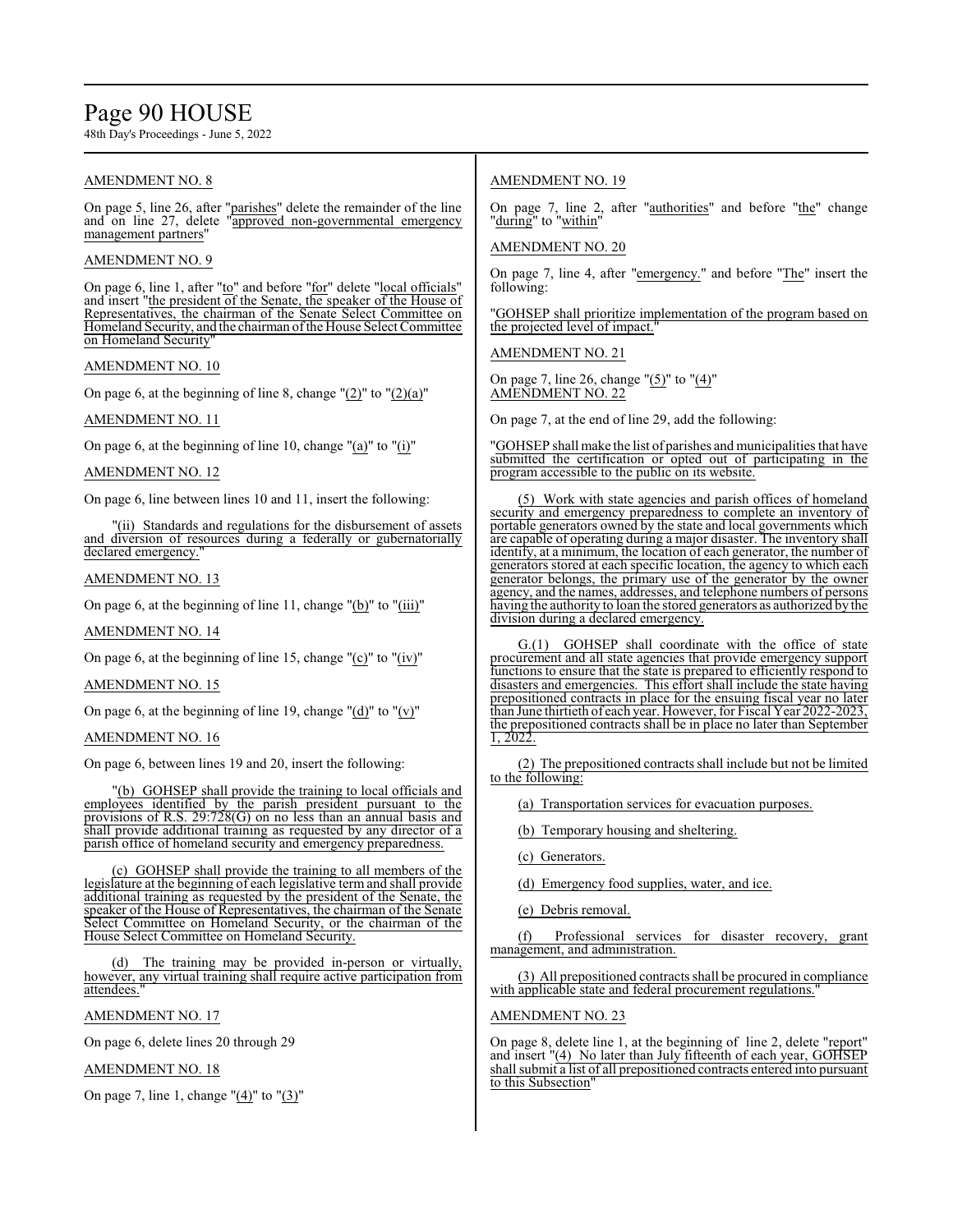AMENDMENT NO. 8

On page 5, line 26, after "parishes" delete the remainder of the line and on line 27, delete "approved non-governmental emergency management partners"

AMENDMENT NO. 9

On page 6, line 1, after "to" and before "for" delete "local officials" and insert "the president of the Senate, the speaker of the House of Representatives, the chairman of the Senate Select Committee on Homeland Security, and the chairman of the House Select Committee on Homeland Security"

AMENDMENT NO. 10

On page 6, at the beginning of line 8, change "(2)" to "(2)(a)"

AMENDMENT NO. 11

On page 6, at the beginning of line 10, change "(a)" to "(i)"

AMENDMENT NO. 12

On page 6, line between lines 10 and 11, insert the following:

"(ii) Standards and regulations for the disbursement of assets and diversion of resources during a federally or gubernatorially declared emergency."

AMENDMENT NO. 13

On page 6, at the beginning of line 11, change "(b)" to "(iii)"

AMENDMENT NO. 14

On page 6, at the beginning of line 15, change "(c)" to "(iv)"

AMENDMENT NO. 15

On page 6, at the beginning of line 19, change "(d)" to "(v)"

AMENDMENT NO. 16

On page 6, between lines 19 and 20, insert the following:

"(b) GOHSEP shall provide the training to local officials and employees identified by the parish president pursuant to the provisions of R.S. 29:728(G) on no less than an annual basis and shall provide additional training as requested by any director of a parish office of homeland security and emergency preparedness.

(c) GOHSEP shall provide the training to all members of the legislature at the beginning of each legislative term and shall provide additional training as requested by the president of the Senate, the speaker of the House of Representatives, the chairman of the Senate Select Committee on Homeland Security, or the chairman of the House Select Committee on Homeland Security.

(d) The training may be provided in-person or virtually, however, any virtual training shall require active participation from attendees."

AMENDMENT NO. 17

On page 6, delete lines 20 through 29

AMENDMENT NO. 18

On page 7, line 1, change "(4)" to "(3)"

AMENDMENT NO. 19

On page 7, line 2, after "authorities" and before "the" change "during" to "within"

AMENDMENT NO. 20

On page 7, line 4, after "emergency." and before "The" insert the following:

"GOHSEP shall prioritize implementation of the program based on the projected level of impact."

AMENDMENT NO. 21

On page 7, line 26, change "(5)" to "(4)"

AMENDMENT NO. 22

On page 7, at the end of line 29, add the following:

"GOHSEP shall make the list of parishes and municipalities that have submitted the certification or opted out of participating in the program accessible to the public on its website.

(5) Work with state agencies and parish offices of homeland security and emergency preparedness to complete an inventory of portable generators owned by the state and local governments which are capable of operating during a major disaster. The inventory shall identify, at a minimum, the location of each generator, the number of generators stored at each specific location, the agency to which each generator belongs, the primary use of the generator by the owner agency, and the names, addresses, and telephone numbers of persons having the authority to loan the stored generators as authorized by the division during a declared emergency.

G.(1) GOHSEP shall coordinate with the office of state procurement and all state agencies that provide emergency support functions to ensure that the state is prepared to efficiently respond to disasters and emergencies. This effort shall include the state having prepositioned contracts in place for the ensuing fiscal year no later than June thirtieth of each year. However, for Fiscal Year 2022-2023, the prepositioned contracts shall be in place no later than September 1, 2022.

(2) The prepositioned contracts shall include but not be limited to the following:

(a) Transportation services for evacuation purposes.

(b) Temporary housing and sheltering.

(c) Generators.

(d) Emergency food supplies, water, and ice.

(e) Debris removal.

(f) Professional services for disaster recovery, grant management, and administration.

(3) All prepositioned contracts shall be procured in compliance with applicable state and federal procurement regulations."

AMENDMENT NO. 23

On page 8, delete line 1, at the beginning of line 2, delete "report" and insert "(4) No later than July fifteenth of each year, GOHSEP shall submit a list of all prepositioned contracts entered into pursuant to this Subsection"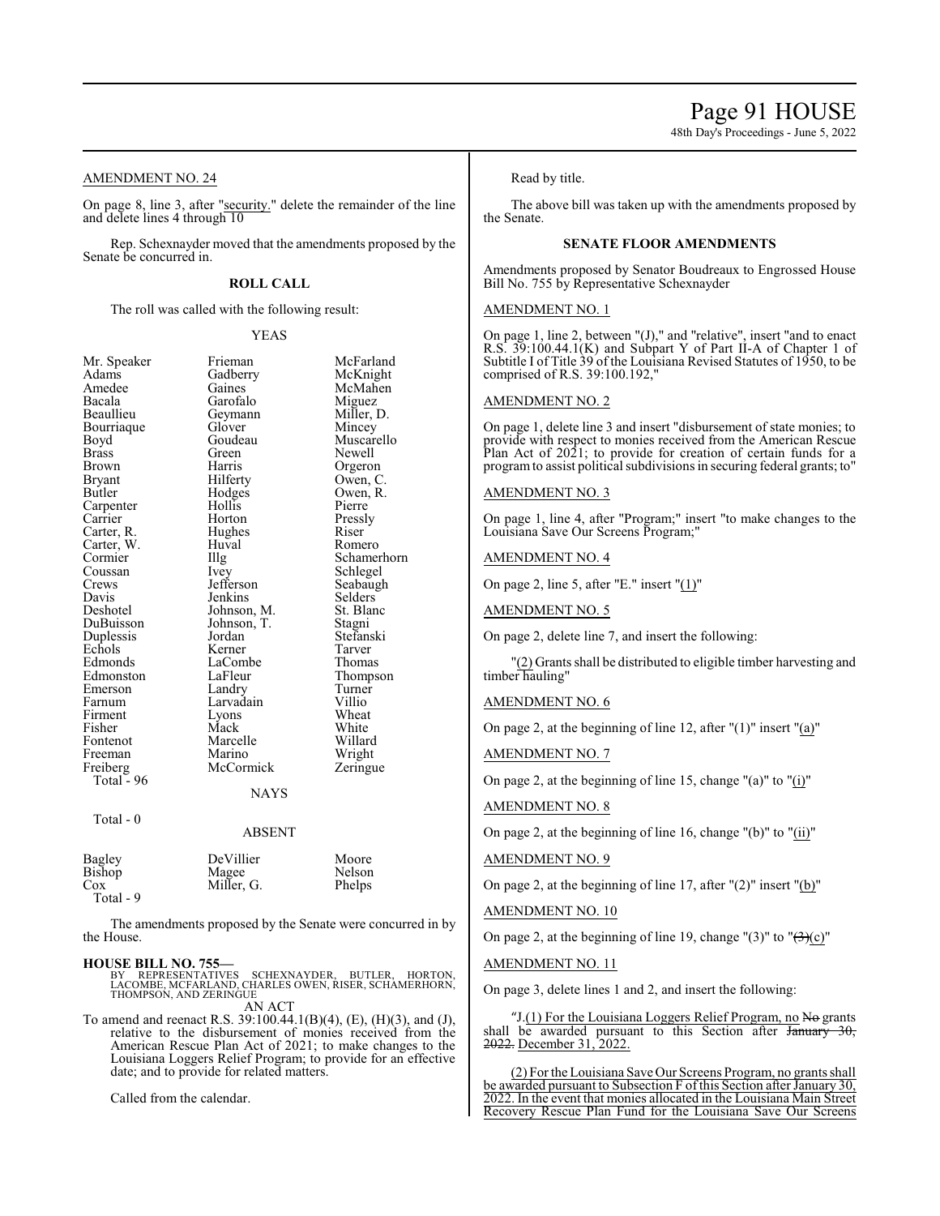AMENDMENT NO. 24

On page 8, line 3, after "security." delete the remainder of the line and delete lines 4 through 10

Rep. Schexnayder moved that the amendments proposed by the Senate be concurred in.

**ROLL CALL**

The roll was called with the following result:

YEAS

| | | |
|---|---|---|
| Mr. Speaker | Frieman | McFarland |
| Adams | Gadberry | McKnight |
| Amedee | Gaines | McMahen |
| Bacala | Garofalo | Miguez |
| Beaullieu | Geymann | Miller, D. |
| Bourriaque | Glover | Mincey |
| Boyd | Goudeau | Muscarello |
| Brass | Green | Newell |
| Brown | Harris | Orgeron |
| Bryant | Hilferty | Owen, C. |
| Butler | Hodges | Owen, R. |
| Carpenter | Hollis | Pierre |
| Carrier | Horton | Pressly |
| Carter, R. | Hughes | Riser |
| Carter, W. | Huval | Romero |
| Cormier | Illg | Schamerhorn |
| Coussan | Ivey | Schlegel |
| Crews | Jefferson | Seabaugh |
| Davis | Jenkins | Selders |
| Deshotel | Johnson, M. | St. Blanc |
| DuBuisson | Johnson, T. | Stagni |
| Duplessis | Jordan | Stefanski |
| Echols | Kerner | Tarver |
| Edmonds | LaCombe | Thomas |
| Edmonston | LaFleur | Thompson |
| Emerson | Landry | Turner |
| Farnum | Larvadain | Villio |
| Firment | Lyons | Wheat |
| Fisher | Mack | White |
| Fontenot | Marcelle | Willard |
| Freeman | Marino | Wright |
| Freiberg | McCormick | Zeringue |

Total - 96

NAYS

Total - 0

ABSENT

| | | |
|---|---|---|
| Bagley | DeVillier | Moore |
| Bishop | Magee | Nelson |
| Cox | Miller, G. | Phelps |

Total - 9

The amendments proposed by the Senate were concurred in by the House.

**HOUSE BILL NO. 755—**
BY REPRESENTATIVES SCHEXNAYDER, BUTLER, HORTON, LACOMBE, MCFARLAND, CHARLES OWEN, RISER, SCHAMERHORN, THOMPSON, AND ZERINGUE
AN ACT

To amend and reenact R.S. 39:100.44.1(B)(4), (E), (H)(3), and (J), relative to the disbursement of monies received from the American Rescue Plan Act of 2021; to make changes to the Louisiana Loggers Relief Program; to provide for an effective date; and to provide for related matters.

Called from the calendar.

Read by title.

The above bill was taken up with the amendments proposed by the Senate.

**SENATE FLOOR AMENDMENTS**

Amendments proposed by Senator Boudreaux to Engrossed House Bill No. 755 by Representative Schexnayder

AMENDMENT NO. 1

On page 1, line 2, between "(J)," and "relative", insert "and to enact R.S. 39:100.44.1(K) and Subpart Y of Part II-A of Chapter 1 of Subtitle I of Title 39 of the Louisiana Revised Statutes of 1950, to be comprised of R.S. 39:100.192,"

AMENDMENT NO. 2

On page 1, delete line 3 and insert "disbursement of state monies; to provide with respect to monies received from the American Rescue Plan Act of 2021; to provide for creation of certain funds for a program to assist political subdivisions in securing federal grants; to"

AMENDMENT NO. 3

On page 1, line 4, after "Program;" insert "to make changes to the Louisiana Save Our Screens Program;"

AMENDMENT NO. 4

On page 2, line 5, after "E." insert "(1)"

AMENDMENT NO. 5

On page 2, delete line 7, and insert the following:

"(2) Grants shall be distributed to eligible timber harvesting and timber hauling"

AMENDMENT NO. 6

On page 2, at the beginning of line 12, after "(1)" insert "(a)"

AMENDMENT NO. 7

On page 2, at the beginning of line 15, change "(a)" to "(i)"

AMENDMENT NO. 8

On page 2, at the beginning of line 16, change "(b)" to "(ii)"

AMENDMENT NO. 9

On page 2, at the beginning of line 17, after "(2)" insert "(b)"

AMENDMENT NO. 10

On page 2, at the beginning of line 19, change "(3)" to "~~(3)~~(c)"

AMENDMENT NO. 11

On page 3, delete lines 1 and 2, and insert the following:

"J.(1) For the Louisiana Loggers Relief Program, no ~~No~~ grants shall be awarded pursuant to this Section after ~~January 30, 2022.~~ December 31, 2022.

(2) For the Louisiana Save Our Screens Program, no grants shall be awarded pursuant to Subsection F of this Section after January 30, 2022. In the event that monies allocated in the Louisiana Main Street Recovery Rescue Plan Fund for the Louisiana Save Our Screens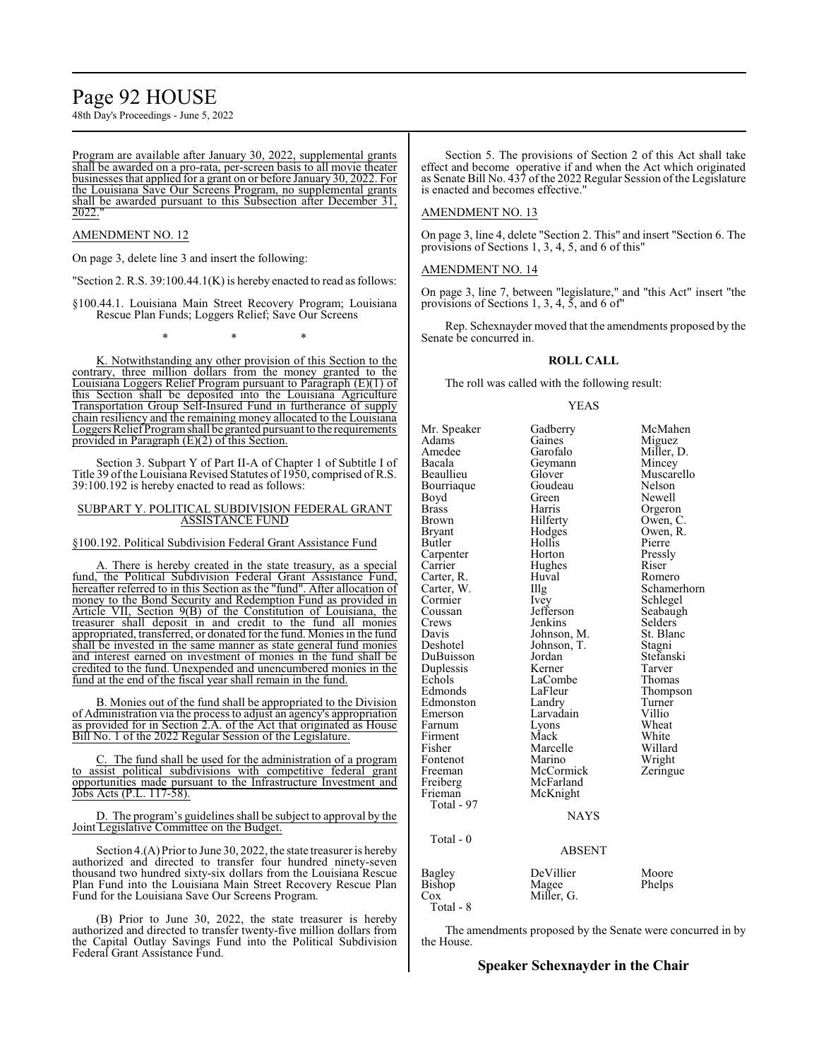Program are available after January 30, 2022, supplemental grants shall be awarded on a pro-rata, per-screen basis to all movie theater businesses that applied for a grant on or before January 30, 2022. For the Louisiana Save Our Screens Program, no supplemental grants shall be awarded pursuant to this Subsection after December 31, 2022."

AMENDMENT NO. 12

On page 3, delete line 3 and insert the following:

"Section 2. R.S. 39:100.44.1(K) is hereby enacted to read as follows:

§100.44.1. Louisiana Main Street Recovery Program; Louisiana Rescue Plan Funds; Loggers Relief; Save Our Screens

\* \* \*

K. Notwithstanding any other provision of this Section to the contrary, three million dollars from the money granted to the Louisiana Loggers Relief Program pursuant to Paragraph (E)(1) of this Section shall be deposited into the Louisiana Agriculture Transportation Group Self-Insured Fund in furtherance of supply chain resiliency and the remaining money allocated to the Louisiana Loggers Relief Program shall be granted pursuant to the requirements provided in Paragraph (E)(2) of this Section.

Section 3. Subpart Y of Part II-A of Chapter 1 of Subtitle I of Title 39 of the Louisiana Revised Statutes of 1950, comprised of R.S. 39:100.192 is hereby enacted to read as follows:

SUBPART Y. POLITICAL SUBDIVISION FEDERAL GRANT ASSISTANCE FUND

§100.192. Political Subdivision Federal Grant Assistance Fund

A. There is hereby created in the state treasury, as a special fund, the Political Subdivision Federal Grant Assistance Fund, hereafter referred to in this Section as the "fund". After allocation of money to the Bond Security and Redemption Fund as provided in Article VII, Section 9(B) of the Constitution of Louisiana, the treasurer shall deposit in and credit to the fund all monies appropriated, transferred, or donated for the fund. Monies in the fund shall be invested in the same manner as state general fund monies and interest earned on investment of monies in the fund shall be credited to the fund. Unexpended and unencumbered monies in the fund at the end of the fiscal year shall remain in the fund.

B. Monies out of the fund shall be appropriated to the Division of Administration via the process to adjust an agency's appropriation as provided for in Section 2.A. of the Act that originated as House Bill No. 1 of the 2022 Regular Session of the Legislature.

C. The fund shall be used for the administration of a program to assist political subdivisions with competitive federal grant opportunities made pursuant to the Infrastructure Investment and Jobs Acts (P.L. 117-58).

D. The program's guidelines shall be subject to approval by the Joint Legislative Committee on the Budget.

Section 4.(A) Prior to June 30, 2022, the state treasurer is hereby authorized and directed to transfer four hundred ninety-seven thousand two hundred sixty-six dollars from the Louisiana Rescue Plan Fund into the Louisiana Main Street Recovery Rescue Plan Fund for the Louisiana Save Our Screens Program.

(B) Prior to June 30, 2022, the state treasurer is hereby authorized and directed to transfer twenty-five million dollars from the Capital Outlay Savings Fund into the Political Subdivision Federal Grant Assistance Fund.

Section 5. The provisions of Section 2 of this Act shall take effect and become operative if and when the Act which originated as Senate Bill No. 437 of the 2022 Regular Session of the Legislature is enacted and becomes effective."

AMENDMENT NO. 13

On page 3, line 4, delete "Section 2. This" and insert "Section 6. The provisions of Sections 1, 3, 4, 5, and 6 of this"

AMENDMENT NO. 14

On page 3, line 7, between "legislature," and "this Act" insert "the provisions of Sections 1, 3, 4, 5, and 6 of"

Rep. Schexnayder moved that the amendments proposed by the Senate be concurred in.

**ROLL CALL**

The roll was called with the following result:

YEAS

| | | |
|---|---|---|
| Mr. Speaker | Gadberry | McMahen |
| Adams | Gaines | Miguez |
| Amedee | Garofalo | Miller, D. |
| Bacala | Geymann | Mincey |
| Beaullieu | Glover | Muscarello |
| Bourriaque | Goudeau | Nelson |
| Boyd | Green | Newell |
| Brass | Harris | Orgeron |
| Brown | Hilferty | Owen, C. |
| Bryant | Hodges | Owen, R. |
| Butler | Hollis | Pierre |
| Carpenter | Horton | Pressly |
| Carrier | Hughes | Riser |
| Carter, R. | Huval | Romero |
| Carter, W. | Illg | Schamerhorn |
| Cormier | Ivey | Schlegel |
| Coussan | Jefferson | Seabaugh |
| Crews | Jenkins | Selders |
| Davis | Johnson, M. | St. Blanc |
| Deshotel | Johnson, T. | Stagni |
| DuBuisson | Jordan | Stefanski |
| Duplessis | Kerner | Tarver |
| Echols | LaCombe | Thomas |
| Edmonds | LaFleur | Thompson |
| Edmonston | Landry | Turner |
| Emerson | Larvadain | Villio |
| Farnum | Lyons | Wheat |
| Firment | Mack | White |
| Fisher | Marcelle | Willard |
| Fontenot | Marino | Wright |
| Freeman | McCormick | Zeringue |
| Freiberg | McFarland | |
| Frieman | McKnight | |

Total - 97

NAYS

Total - 0

ABSENT

| | | |
|---|---|---|
| Bagley | DeVillier | Moore |
| Bishop | Magee | Phelps |
| Cox | Miller, G. | |

Total - 8

The amendments proposed by the Senate were concurred in by the House.

**Speaker Schexnayder in the Chair**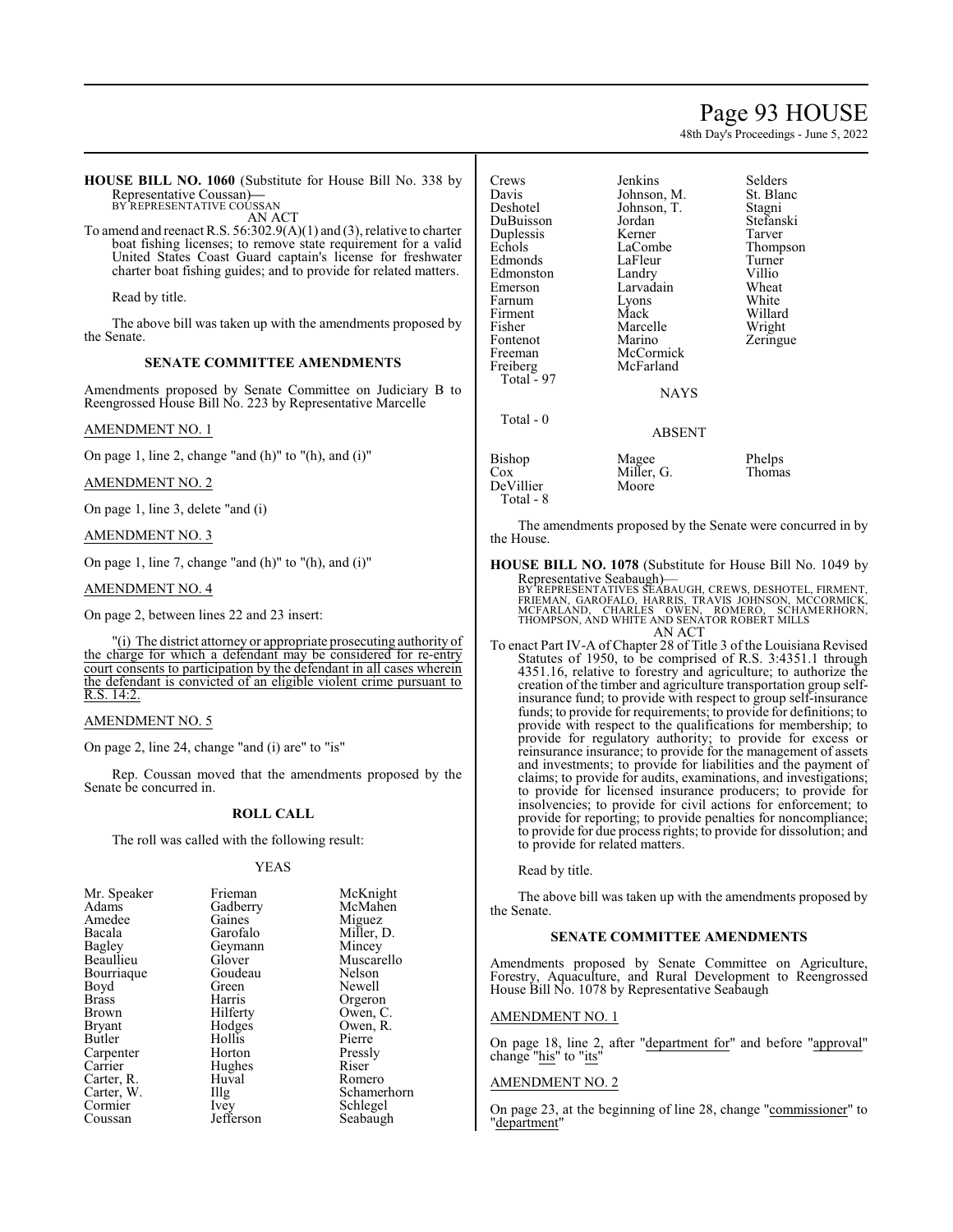**HOUSE BILL NO. 1060** (Substitute for House Bill No. 338 by Representative Coussan)**—**
BY REPRESENTATIVE COUSSAN
AN ACT

To amend and reenact R.S. 56:302.9(A)(1) and (3), relative to charter boat fishing licenses; to remove state requirement for a valid United States Coast Guard captain's license for freshwater charter boat fishing guides; and to provide for related matters.

Read by title.

The above bill was taken up with the amendments proposed by the Senate.

## SENATE COMMITTEE AMENDMENTS

Amendments proposed by Senate Committee on Judiciary B to Reengrossed House Bill No. 223 by Representative Marcelle

AMENDMENT NO. 1

On page 1, line 2, change "and (h)" to "(h), and (i)"

AMENDMENT NO. 2

On page 1, line 3, delete "and (i)

AMENDMENT NO. 3

On page 1, line 7, change "and (h)" to "(h), and (i)"

AMENDMENT NO. 4

On page 2, between lines 22 and 23 insert:

"(i) The district attorney or appropriate prosecuting authority of the charge for which a defendant may be considered for re-entry court consents to participation by the defendant in all cases wherein the defendant is convicted of an eligible violent crime pursuant to R.S. 14:2.

AMENDMENT NO. 5

On page 2, line 24, change "and (i) are" to "is"

Rep. Coussan moved that the amendments proposed by the Senate be concurred in.

## ROLL CALL

The roll was called with the following result:

YEAS

| | | |
|---|---|---|
| Mr. Speaker | Frieman | McKnight |
| Adams | Gadberry | McMahen |
| Amedee | Gaines | Miguez |
| Bacala | Garofalo | Miller, D. |
| Bagley | Geymann | Mincey |
| Beaullieu | Glover | Muscarello |
| Bourriaque | Goudeau | Nelson |
| Boyd | Green | Newell |
| Brass | Harris | Orgeron |
| Brown | Hilferty | Owen, C. |
| Bryant | Hodges | Owen, R. |
| Butler | Hollis | Pierre |
| Carpenter | Horton | Pressly |
| Carrier | Hughes | Riser |
| Carter, R. | Huval | Romero |
| Carter, W. | Illg | Schamerhorn |
| Cormier | Ivey | Schlegel |
| Coussan | Jefferson | Seabaugh |
| Crews | Jenkins | Selders |
| Davis | Johnson, M. | St. Blanc |
| Deshotel | Johnson, T. | Stagni |
| DuBuisson | Jordan | Stefanski |
| Duplessis | Kerner | Tarver |
| Echols | LaCombe | Thompson |
| Edmonds | LaFleur | Turner |
| Edmonston | Landry | Villio |
| Emerson | Larvadain | Wheat |
| Farnum | Lyons | White |
| Firment | Mack | Willard |
| Fisher | Marcelle | Wright |
| Fontenot | Marino | Zeringue |
| Freeman | McCormick | |
| Freiberg | McFarland | |
| Total - 97 | | |

NAYS

Total - 0

ABSENT

| | | |
|---|---|---|
| Bishop | Magee | Phelps |
| Cox | Miller, G. | Thomas |
| DeVillier | Moore | |
| Total - 8 | | |

The amendments proposed by the Senate were concurred in by the House.

**HOUSE BILL NO. 1078** (Substitute for House Bill No. 1049 by Representative Seabaugh)—
BY REPRESENTATIVES SEABAUGH, CREWS, DESHOTEL, FIRMENT, FRIEMAN, GAROFALO, HARRIS, TRAVIS JOHNSON, MCCORMICK, MCFARLAND, CHARLES OWEN, ROMERO, SCHAMERHORN, THOMPSON, AND WHITE AND SENATOR ROBERT MILLS
AN ACT

To enact Part IV-A of Chapter 28 of Title 3 of the Louisiana Revised Statutes of 1950, to be comprised of R.S. 3:4351.1 through 4351.16, relative to forestry and agriculture; to authorize the creation of the timber and agriculture transportation group self-insurance fund; to provide with respect to group self-insurance funds; to provide for requirements; to provide for definitions; to provide with respect to the qualifications for membership; to provide for regulatory authority; to provide for excess or reinsurance insurance; to provide for the management of assets and investments; to provide for liabilities and the payment of claims; to provide for audits, examinations, and investigations; to provide for licensed insurance producers; to provide for insolvencies; to provide for civil actions for enforcement; to provide for reporting; to provide penalties for noncompliance; to provide for due process rights; to provide for dissolution; and to provide for related matters.

Read by title.

The above bill was taken up with the amendments proposed by the Senate.

## SENATE COMMITTEE AMENDMENTS

Amendments proposed by Senate Committee on Agriculture, Forestry, Aquaculture, and Rural Development to Reengrossed House Bill No. 1078 by Representative Seabaugh

AMENDMENT NO. 1

On page 18, line 2, after "department for" and before "approval" change "his" to "its"

AMENDMENT NO. 2

On page 23, at the beginning of line 28, change "commissioner" to "department"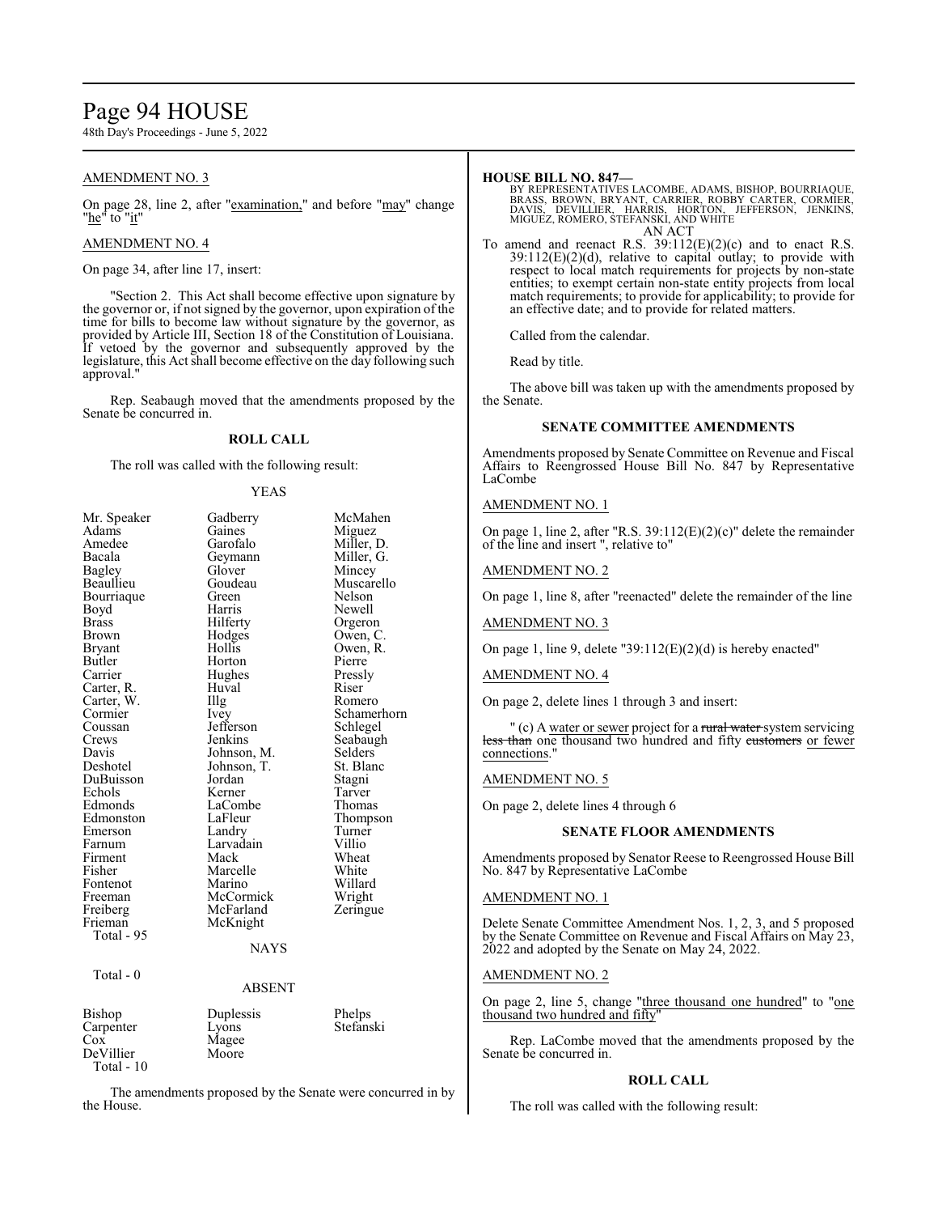AMENDMENT NO. 3

On page 28, line 2, after "examination," and before "may" change "he" to "it"

AMENDMENT NO. 4

On page 34, after line 17, insert:

"Section 2. This Act shall become effective upon signature by the governor or, if not signed by the governor, upon expiration of the time for bills to become law without signature by the governor, as provided by Article III, Section 18 of the Constitution of Louisiana. If vetoed by the governor and subsequently approved by the legislature, this Act shall become effective on the day following such approval."

Rep. Seabaugh moved that the amendments proposed by the Senate be concurred in.

**ROLL CALL**

The roll was called with the following result:

YEAS

| | | |
|---|---|---|
| Mr. Speaker | Gadberry | McMahen |
| Adams | Gaines | Miguez |
| Amedee | Garofalo | Miller, D. |
| Bacala | Geymann | Miller, G. |
| Bagley | Glover | Mincey |
| Beaullieu | Goudeau | Muscarello |
| Bourriaque | Green | Nelson |
| Boyd | Harris | Newell |
| Brass | Hilferty | Orgeron |
| Brown | Hodges | Owen, C. |
| Bryant | Hollis | Owen, R. |
| Butler | Horton | Pierre |
| Carrier | Hughes | Pressly |
| Carter, R. | Huval | Riser |
| Carter, W. | Illg | Romero |
| Cormier | Ivey | Schamerhorn |
| Coussan | Jefferson | Schlegel |
| Crews | Jenkins | Seabaugh |
| Davis | Johnson, M. | Selders |
| Deshotel | Johnson, T. | St. Blanc |
| DuBuisson | Jordan | Stagni |
| Echols | Kerner | Tarver |
| Edmonds | LaCombe | Thomas |
| Edmonston | LaFleur | Thompson |
| Emerson | Landry | Turner |
| Farnum | Larvadain | Villio |
| Firment | Mack | Wheat |
| Fisher | Marcelle | White |
| Fontenot | Marino | Willard |
| Freeman | McCormick | Wright |
| Freiberg | McFarland | Zeringue |
| Frieman | McKnight | |

Total - 95

NAYS

Total - 0

ABSENT

| | | |
|---|---|---|
| Bishop | Duplessis | Phelps |
| Carpenter | Lyons | Stefanski |
| Cox | Magee | |
| DeVillier | Moore | |

Total - 10

The amendments proposed by the Senate were concurred in by the House.

**HOUSE BILL NO. 847—**

BY REPRESENTATIVES LACOMBE, ADAMS, BISHOP, BOURRIAQUE, BRASS, BROWN, BRYANT, CARRIER, ROBBY CARTER, CORMIER, DAVIS, DEVILLIER, HARRIS, HORTON, JEFFERSON, JENKINS, MIGUEZ, ROMERO, STEFANSKI, AND WHITE

AN ACT

To amend and reenact R.S. 39:112(E)(2)(c) and to enact R.S. 39:112(E)(2)(d), relative to capital outlay; to provide with respect to local match requirements for projects by non-state entities; to exempt certain non-state entity projects from local match requirements; to provide for applicability; to provide for an effective date; and to provide for related matters.

Called from the calendar.

Read by title.

The above bill was taken up with the amendments proposed by the Senate.

**SENATE COMMITTEE AMENDMENTS**

Amendments proposed by Senate Committee on Revenue and Fiscal Affairs to Reengrossed House Bill No. 847 by Representative LaCombe

AMENDMENT NO. 1

On page 1, line 2, after "R.S. 39:112(E)(2)(c)" delete the remainder of the line and insert ", relative to"

AMENDMENT NO. 2

On page 1, line 8, after "reenacted" delete the remainder of the line

AMENDMENT NO. 3

On page 1, line 9, delete "39:112(E)(2)(d) is hereby enacted"

AMENDMENT NO. 4

On page 2, delete lines 1 through 3 and insert:

" (c) A water or sewer project for a ~~rural water~~ system servicing ~~less than~~ one thousand two hundred and fifty ~~customers~~ or fewer connections."

AMENDMENT NO. 5

On page 2, delete lines 4 through 6

**SENATE FLOOR AMENDMENTS**

Amendments proposed by Senator Reese to Reengrossed House Bill No. 847 by Representative LaCombe

AMENDMENT NO. 1

Delete Senate Committee Amendment Nos. 1, 2, 3, and 5 proposed by the Senate Committee on Revenue and Fiscal Affairs on May 23, 2022 and adopted by the Senate on May 24, 2022.

AMENDMENT NO. 2

On page 2, line 5, change "three thousand one hundred" to "one thousand two hundred and fifty"

Rep. LaCombe moved that the amendments proposed by the Senate be concurred in.

**ROLL CALL**

The roll was called with the following result: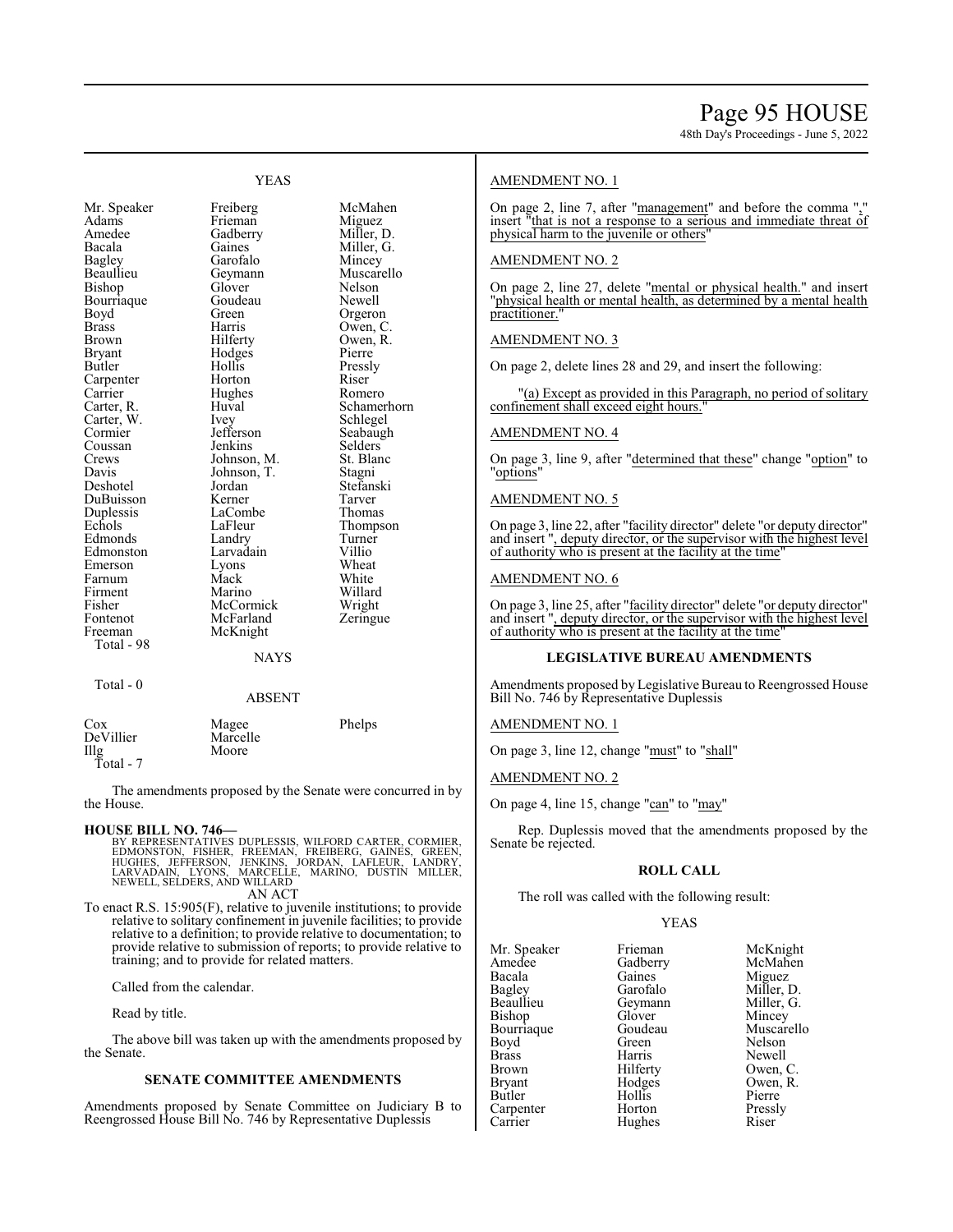YEAS

| | | |
|---|---|---|
| Mr. Speaker | Freiberg | McMahen |
| Adams | Frieman | Miguez |
| Amedee | Gadberry | Miller, D. |
| Bacala | Gaines | Miller, G. |
| Bagley | Garofalo | Mincey |
| Beaullieu | Geymann | Muscarello |
| Bishop | Glover | Nelson |
| Bourriaque | Goudeau | Newell |
| Boyd | Green | Orgeron |
| Brass | Harris | Owen, C. |
| Brown | Hilferty | Owen, R. |
| Bryant | Hodges | Pierre |
| Butler | Hollis | Pressly |
| Carpenter | Horton | Riser |
| Carrier | Hughes | Romero |
| Carter, R. | Huval | Schamerhorn |
| Carter, W. | Ivey | Schlegel |
| Cormier | Jefferson | Seabaugh |
| Coussan | Jenkins | Selders |
| Crews | Johnson, M. | St. Blanc |
| Davis | Johnson, T. | Stagni |
| Deshotel | Jordan | Stefanski |
| DuBuisson | Kerner | Tarver |
| Duplessis | LaCombe | Thomas |
| Echols | LaFleur | Thompson |
| Edmonds | Landry | Turner |
| Edmonston | Larvadain | Villio |
| Emerson | Lyons | Wheat |
| Farnum | Mack | White |
| Firment | Marino | Willard |
| Fisher | McCormick | Wright |
| Fontenot | McFarland | Zeringue |
| Freeman | McKnight | |

Total - 98

NAYS

Total - 0

ABSENT

| | | |
|---|---|---|
| Cox | Magee | Phelps |
| DeVillier | Marcelle | |
| Illg | Moore | |

Total - 7

The amendments proposed by the Senate were concurred in by the House.

**HOUSE BILL NO. 746—**
BY REPRESENTATIVES DUPLESSIS, WILFORD CARTER, CORMIER, EDMONSTON, FISHER, FREEMAN, FREIBERG, GAINES, GREEN, HUGHES, JEFFERSON, JENKINS, JORDAN, LAFLEUR, LANDRY, LARVADAIN, LYONS, MARCELLE, MARINO, DUSTIN MILLER, NEWELL, SELDERS, AND WILLARD

AN ACT

To enact R.S. 15:905(F), relative to juvenile institutions; to provide relative to solitary confinement in juvenile facilities; to provide relative to a definition; to provide relative to documentation; to provide relative to submission of reports; to provide relative to training; and to provide for related matters.

Called from the calendar.

Read by title.

The above bill was taken up with the amendments proposed by the Senate.

### SENATE COMMITTEE AMENDMENTS

Amendments proposed by Senate Committee on Judiciary B to Reengrossed House Bill No. 746 by Representative Duplessis

AMENDMENT NO. 1

On page 2, line 7, after "management" and before the comma "," insert "that is not a response to a serious and immediate threat of physical harm to the juvenile or others"

AMENDMENT NO. 2

On page 2, line 27, delete "mental or physical health." and insert "physical health or mental health, as determined by a mental health practitioner."

AMENDMENT NO. 3

On page 2, delete lines 28 and 29, and insert the following:

"(a) Except as provided in this Paragraph, no period of solitary confinement shall exceed eight hours."

AMENDMENT NO. 4

On page 3, line 9, after "determined that these" change "option" to "options"

AMENDMENT NO. 5

On page 3, line 22, after "facility director" delete "or deputy director" and insert ", deputy director, or the supervisor with the highest level of authority who is present at the facility at the time"

AMENDMENT NO. 6

On page 3, line 25, after "facility director" delete "or deputy director" and insert ", deputy director, or the supervisor with the highest level of authority who is present at the facility at the time"

### LEGISLATIVE BUREAU AMENDMENTS

Amendments proposed by Legislative Bureau to Reengrossed House Bill No. 746 by Representative Duplessis

AMENDMENT NO. 1

On page 3, line 12, change "must" to "shall"

AMENDMENT NO. 2

On page 4, line 15, change "can" to "may"

Rep. Duplessis moved that the amendments proposed by the Senate be rejected.

### ROLL CALL

The roll was called with the following result:

YEAS

| | | |
|---|---|---|
| Mr. Speaker | Frieman | McKnight |
| Amedee | Gadberry | McMahen |
| Bacala | Gaines | Miguez |
| Bagley | Garofalo | Miller, D. |
| Beaullieu | Geymann | Miller, G. |
| Bishop | Glover | Mincey |
| Bourriaque | Goudeau | Muscarello |
| Boyd | Green | Nelson |
| Brass | Harris | Newell |
| Brown | Hilferty | Owen, C. |
| Bryant | Hodges | Owen, R. |
| Butler | Hollis | Pierre |
| Carpenter | Horton | Pressly |
| Carrier | Hughes | Riser |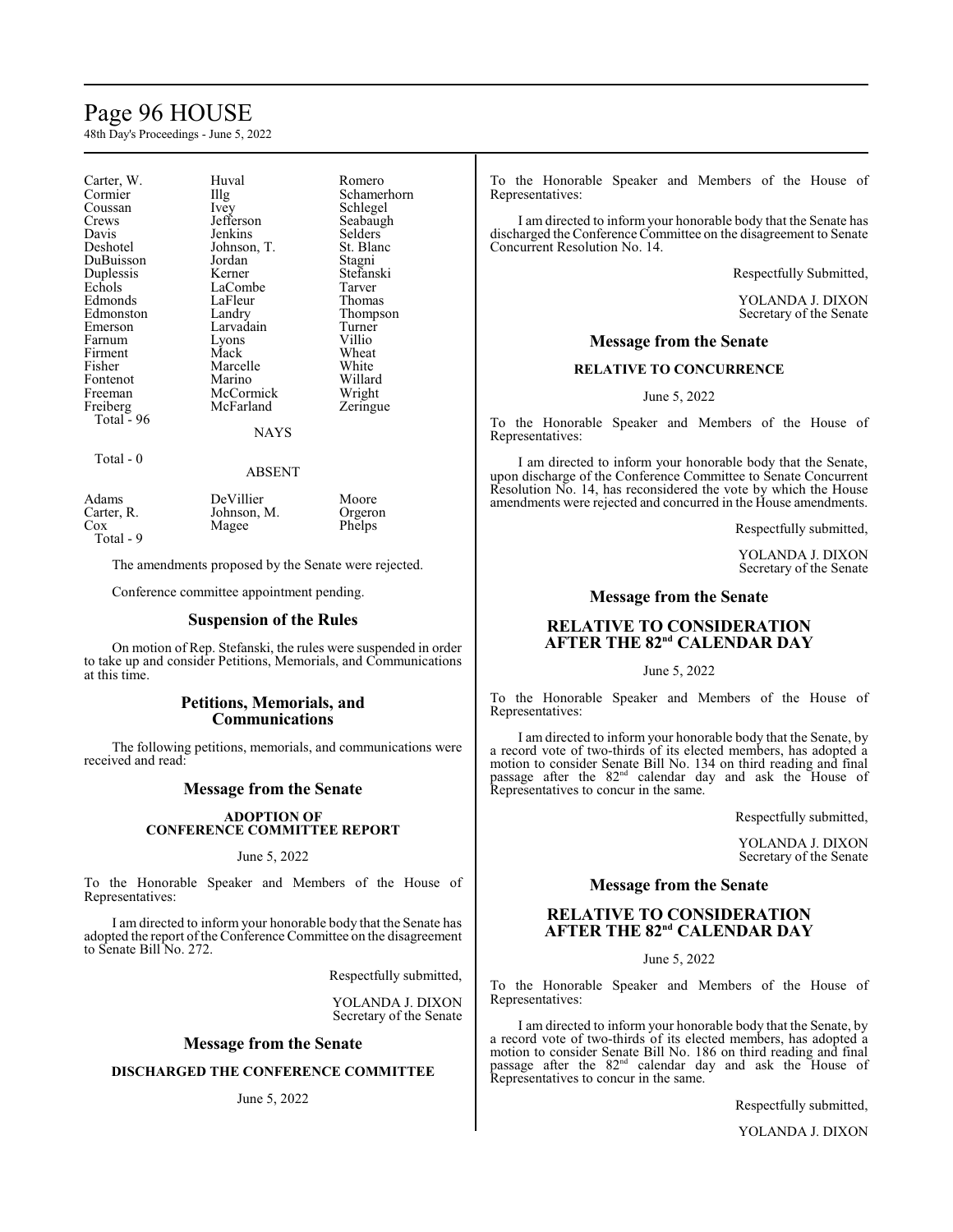| | | |
|---|---|---|
| Carter, W. | Huval | Romero |
| Cormier | Illg | Schamerhorn |
| Coussan | Ivey | Schlegel |
| Crews | Jefferson | Seabaugh |
| Davis | Jenkins | Selders |
| Deshotel | Johnson, T. | St. Blanc |
| DuBuisson | Jordan | Stagni |
| Duplessis | Kerner | Stefanski |
| Echols | LaCombe | Tarver |
| Edmonds | LaFleur | Thomas |
| Edmonston | Landry | Thompson |
| Emerson | Larvadain | Turner |
| Farnum | Lyons | Villio |
| Firment | Mack | Wheat |
| Fisher | Marcelle | White |
| Fontenot | Marino | Willard |
| Freeman | McCormick | Wright |
| Freiberg | McFarland | Zeringue |

Total - 96

NAYS

Total - 0

ABSENT

| | | |
|---|---|---|
| Adams | DeVillier | Moore |
| Carter, R. | Johnson, M. | Orgeron |
| Cox | Magee | Phelps |

Total - 9

The amendments proposed by the Senate were rejected.

Conference committee appointment pending.

## Suspension of the Rules

On motion of Rep. Stefanski, the rules were suspended in order to take up and consider Petitions, Memorials, and Communications at this time.

## Petitions, Memorials, and Communications

The following petitions, memorials, and communications were received and read:

## Message from the Senate

**ADOPTION OF CONFERENCE COMMITTEE REPORT**

June 5, 2022

To the Honorable Speaker and Members of the House of Representatives:

I am directed to inform your honorable body that the Senate has adopted the report of the Conference Committee on the disagreement to Senate Bill No. 272.

Respectfully submitted,

YOLANDA J. DIXON
Secretary of the Senate

## Message from the Senate

**DISCHARGED THE CONFERENCE COMMITTEE**

June 5, 2022

To the Honorable Speaker and Members of the House of Representatives:

I am directed to inform your honorable body that the Senate has discharged the Conference Committee on the disagreement to Senate Concurrent Resolution No. 14.

Respectfully Submitted,

YOLANDA J. DIXON
Secretary of the Senate

## Message from the Senate

**RELATIVE TO CONCURRENCE**

June 5, 2022

To the Honorable Speaker and Members of the House of Representatives:

I am directed to inform your honorable body that the Senate, upon discharge of the Conference Committee to Senate Concurrent Resolution No. 14, has reconsidered the vote by which the House amendments were rejected and concurred in the House amendments.

Respectfully submitted,

YOLANDA J. DIXON
Secretary of the Senate

## Message from the Senate

**RELATIVE TO CONSIDERATION AFTER THE 82nd CALENDAR DAY**

June 5, 2022

To the Honorable Speaker and Members of the House of Representatives:

I am directed to inform your honorable body that the Senate, by a record vote of two-thirds of its elected members, has adopted a motion to consider Senate Bill No. 134 on third reading and final passage after the 82nd calendar day and ask the House of Representatives to concur in the same.

Respectfully submitted,

YOLANDA J. DIXON
Secretary of the Senate

## Message from the Senate

**RELATIVE TO CONSIDERATION AFTER THE 82nd CALENDAR DAY**

June 5, 2022

To the Honorable Speaker and Members of the House of Representatives:

I am directed to inform your honorable body that the Senate, by a record vote of two-thirds of its elected members, has adopted a motion to consider Senate Bill No. 186 on third reading and final passage after the 82nd calendar day and ask the House of Representatives to concur in the same.

Respectfully submitted,

YOLANDA J. DIXON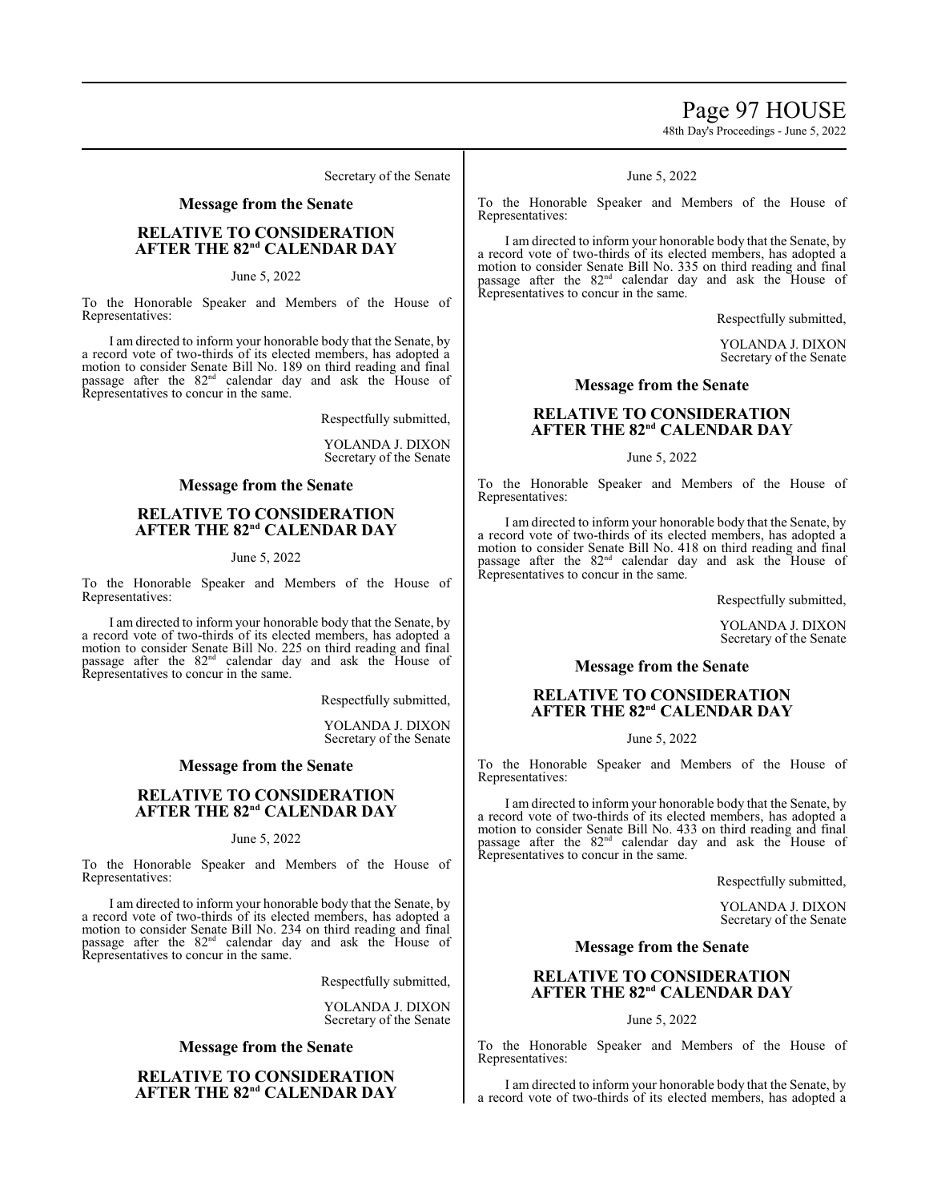Secretary of the Senate

### Message from the Senate

### RELATIVE TO CONSIDERATION AFTER THE 82nd CALENDAR DAY

June 5, 2022

To the Honorable Speaker and Members of the House of Representatives:

I am directed to inform your honorable body that the Senate, by a record vote of two-thirds of its elected members, has adopted a motion to consider Senate Bill No. 189 on third reading and final passage after the 82nd calendar day and ask the House of Representatives to concur in the same.

Respectfully submitted,

YOLANDA J. DIXON
Secretary of the Senate

### Message from the Senate

### RELATIVE TO CONSIDERATION AFTER THE 82nd CALENDAR DAY

June 5, 2022

To the Honorable Speaker and Members of the House of Representatives:

I am directed to inform your honorable body that the Senate, by a record vote of two-thirds of its elected members, has adopted a motion to consider Senate Bill No. 225 on third reading and final passage after the 82nd calendar day and ask the House of Representatives to concur in the same.

Respectfully submitted,

YOLANDA J. DIXON
Secretary of the Senate

### Message from the Senate

### RELATIVE TO CONSIDERATION AFTER THE 82nd CALENDAR DAY

June 5, 2022

To the Honorable Speaker and Members of the House of Representatives:

I am directed to inform your honorable body that the Senate, by a record vote of two-thirds of its elected members, has adopted a motion to consider Senate Bill No. 234 on third reading and final passage after the 82nd calendar day and ask the House of Representatives to concur in the same.

Respectfully submitted,

YOLANDA J. DIXON
Secretary of the Senate

### Message from the Senate

### RELATIVE TO CONSIDERATION AFTER THE 82nd CALENDAR DAY

June 5, 2022

To the Honorable Speaker and Members of the House of Representatives:

I am directed to inform your honorable body that the Senate, by a record vote of two-thirds of its elected members, has adopted a motion to consider Senate Bill No. 335 on third reading and final passage after the 82nd calendar day and ask the House of Representatives to concur in the same.

Respectfully submitted,

YOLANDA J. DIXON
Secretary of the Senate

### Message from the Senate

### RELATIVE TO CONSIDERATION AFTER THE 82nd CALENDAR DAY

June 5, 2022

To the Honorable Speaker and Members of the House of Representatives:

I am directed to inform your honorable body that the Senate, by a record vote of two-thirds of its elected members, has adopted a motion to consider Senate Bill No. 418 on third reading and final passage after the 82nd calendar day and ask the House of Representatives to concur in the same.

Respectfully submitted,

YOLANDA J. DIXON
Secretary of the Senate

### Message from the Senate

### RELATIVE TO CONSIDERATION AFTER THE 82nd CALENDAR DAY

June 5, 2022

To the Honorable Speaker and Members of the House of Representatives:

I am directed to inform your honorable body that the Senate, by a record vote of two-thirds of its elected members, has adopted a motion to consider Senate Bill No. 433 on third reading and final passage after the 82nd calendar day and ask the House of Representatives to concur in the same.

Respectfully submitted,

YOLANDA J. DIXON
Secretary of the Senate

### Message from the Senate

### RELATIVE TO CONSIDERATION AFTER THE 82nd CALENDAR DAY

June 5, 2022

To the Honorable Speaker and Members of the House of Representatives:

I am directed to inform your honorable body that the Senate, by a record vote of two-thirds of its elected members, has adopted a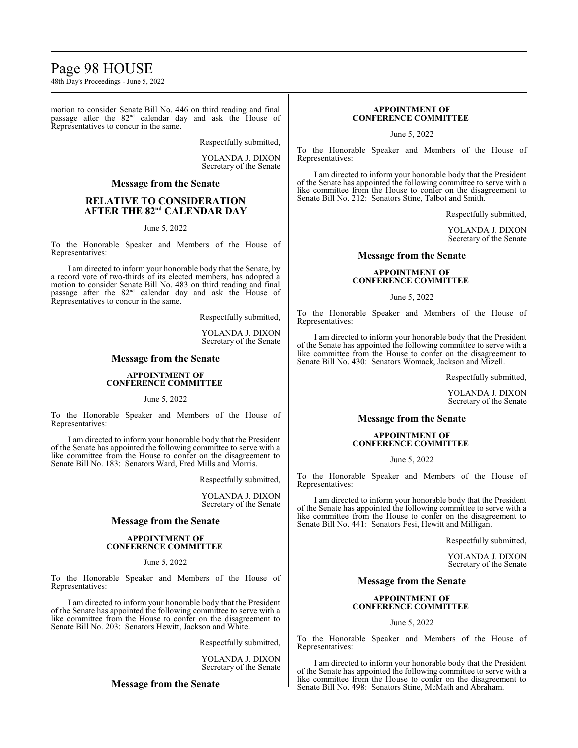motion to consider Senate Bill No. 446 on third reading and final passage after the 82nd calendar day and ask the House of Representatives to concur in the same.

Respectfully submitted,

YOLANDA J. DIXON
Secretary of the Senate

## Message from the Senate

### RELATIVE TO CONSIDERATION AFTER THE 82nd CALENDAR DAY

June 5, 2022

To the Honorable Speaker and Members of the House of Representatives:

I am directed to inform your honorable body that the Senate, by a record vote of two-thirds of its elected members, has adopted a motion to consider Senate Bill No. 483 on third reading and final passage after the 82nd calendar day and ask the House of Representatives to concur in the same.

Respectfully submitted,

YOLANDA J. DIXON
Secretary of the Senate

## Message from the Senate

### APPOINTMENT OF CONFERENCE COMMITTEE

June 5, 2022

To the Honorable Speaker and Members of the House of Representatives:

I am directed to inform your honorable body that the President of the Senate has appointed the following committee to serve with a like committee from the House to confer on the disagreement to Senate Bill No. 183: Senators Ward, Fred Mills and Morris.

Respectfully submitted,

YOLANDA J. DIXON
Secretary of the Senate

## Message from the Senate

### APPOINTMENT OF CONFERENCE COMMITTEE

June 5, 2022

To the Honorable Speaker and Members of the House of Representatives:

I am directed to inform your honorable body that the President of the Senate has appointed the following committee to serve with a like committee from the House to confer on the disagreement to Senate Bill No. 203: Senators Hewitt, Jackson and White.

Respectfully submitted,

YOLANDA J. DIXON
Secretary of the Senate

## Message from the Senate

### APPOINTMENT OF CONFERENCE COMMITTEE

June 5, 2022

To the Honorable Speaker and Members of the House of Representatives:

I am directed to inform your honorable body that the President of the Senate has appointed the following committee to serve with a like committee from the House to confer on the disagreement to Senate Bill No. 212: Senators Stine, Talbot and Smith.

Respectfully submitted,

YOLANDA J. DIXON
Secretary of the Senate

## Message from the Senate

### APPOINTMENT OF CONFERENCE COMMITTEE

June 5, 2022

To the Honorable Speaker and Members of the House of Representatives:

I am directed to inform your honorable body that the President of the Senate has appointed the following committee to serve with a like committee from the House to confer on the disagreement to Senate Bill No. 430: Senators Womack, Jackson and Mizell.

Respectfully submitted,

YOLANDA J. DIXON
Secretary of the Senate

## Message from the Senate

### APPOINTMENT OF CONFERENCE COMMITTEE

June 5, 2022

To the Honorable Speaker and Members of the House of Representatives:

I am directed to inform your honorable body that the President of the Senate has appointed the following committee to serve with a like committee from the House to confer on the disagreement to Senate Bill No. 441: Senators Fesi, Hewitt and Milligan.

Respectfully submitted,

YOLANDA J. DIXON
Secretary of the Senate

## Message from the Senate

### APPOINTMENT OF CONFERENCE COMMITTEE

June 5, 2022

To the Honorable Speaker and Members of the House of Representatives:

I am directed to inform your honorable body that the President of the Senate has appointed the following committee to serve with a like committee from the House to confer on the disagreement to Senate Bill No. 498: Senators Stine, McMath and Abraham.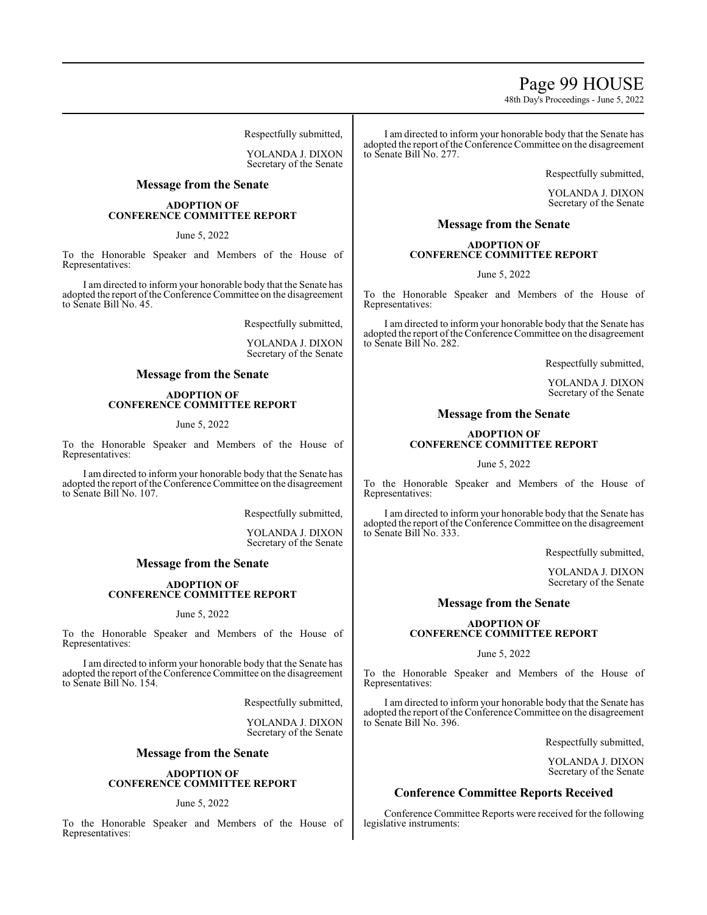Respectfully submitted,

YOLANDA J. DIXON
Secretary of the Senate

## Message from the Senate

**ADOPTION OF CONFERENCE COMMITTEE REPORT**

June 5, 2022

To the Honorable Speaker and Members of the House of Representatives:

I am directed to inform your honorable body that the Senate has adopted the report of the Conference Committee on the disagreement to Senate Bill No. 45.

Respectfully submitted,

YOLANDA J. DIXON
Secretary of the Senate

## Message from the Senate

**ADOPTION OF CONFERENCE COMMITTEE REPORT**

June 5, 2022

To the Honorable Speaker and Members of the House of Representatives:

I am directed to inform your honorable body that the Senate has adopted the report of the Conference Committee on the disagreement to Senate Bill No. 107.

Respectfully submitted,

YOLANDA J. DIXON
Secretary of the Senate

## Message from the Senate

**ADOPTION OF CONFERENCE COMMITTEE REPORT**

June 5, 2022

To the Honorable Speaker and Members of the House of Representatives:

I am directed to inform your honorable body that the Senate has adopted the report of the Conference Committee on the disagreement to Senate Bill No. 154.

Respectfully submitted,

YOLANDA J. DIXON
Secretary of the Senate

## Message from the Senate

**ADOPTION OF CONFERENCE COMMITTEE REPORT**

June 5, 2022

To the Honorable Speaker and Members of the House of Representatives:

I am directed to inform your honorable body that the Senate has adopted the report of the Conference Committee on the disagreement to Senate Bill No. 277.

Respectfully submitted,

YOLANDA J. DIXON
Secretary of the Senate

## Message from the Senate

**ADOPTION OF CONFERENCE COMMITTEE REPORT**

June 5, 2022

To the Honorable Speaker and Members of the House of Representatives:

I am directed to inform your honorable body that the Senate has adopted the report of the Conference Committee on the disagreement to Senate Bill No. 282.

Respectfully submitted,

YOLANDA J. DIXON
Secretary of the Senate

## Message from the Senate

**ADOPTION OF CONFERENCE COMMITTEE REPORT**

June 5, 2022

To the Honorable Speaker and Members of the House of Representatives:

I am directed to inform your honorable body that the Senate has adopted the report of the Conference Committee on the disagreement to Senate Bill No. 333.

Respectfully submitted,

YOLANDA J. DIXON
Secretary of the Senate

## Message from the Senate

**ADOPTION OF CONFERENCE COMMITTEE REPORT**

June 5, 2022

To the Honorable Speaker and Members of the House of Representatives:

I am directed to inform your honorable body that the Senate has adopted the report of the Conference Committee on the disagreement to Senate Bill No. 396.

Respectfully submitted,

YOLANDA J. DIXON
Secretary of the Senate

## Conference Committee Reports Received

Conference Committee Reports were received for the following legislative instruments: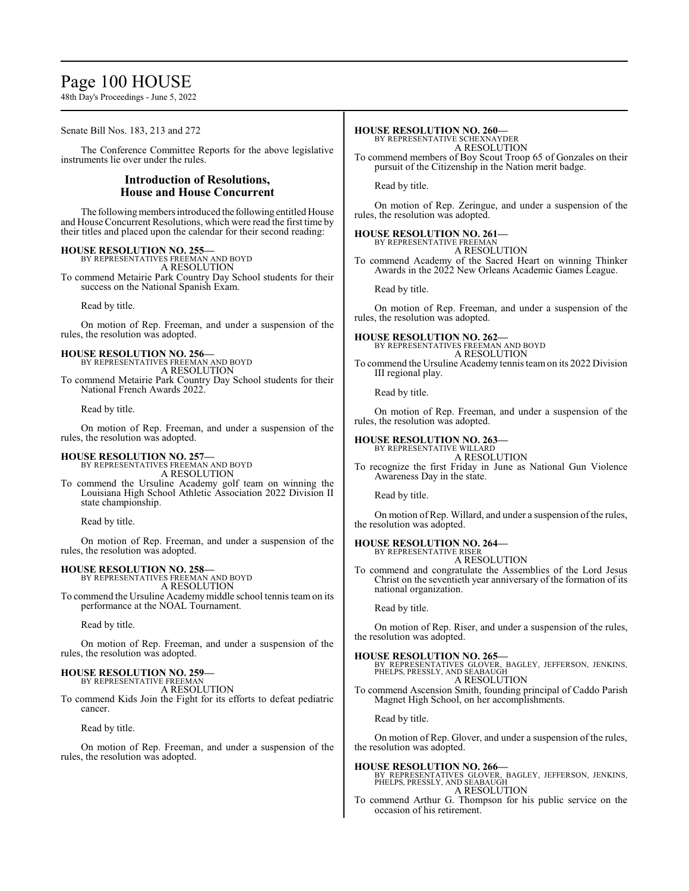Senate Bill Nos. 183, 213 and 272

The Conference Committee Reports for the above legislative instruments lie over under the rules.

## Introduction of Resolutions, House and House Concurrent

The following members introduced the following entitled House and House Concurrent Resolutions, which were read the first time by their titles and placed upon the calendar for their second reading:

**HOUSE RESOLUTION NO. 255—**
BY REPRESENTATIVES FREEMAN AND BOYD
A RESOLUTION
To commend Metairie Park Country Day School students for their success on the National Spanish Exam.

Read by title.

On motion of Rep. Freeman, and under a suspension of the rules, the resolution was adopted.

**HOUSE RESOLUTION NO. 256—**
BY REPRESENTATIVES FREEMAN AND BOYD
A RESOLUTION
To commend Metairie Park Country Day School students for their National French Awards 2022.

Read by title.

On motion of Rep. Freeman, and under a suspension of the rules, the resolution was adopted.

**HOUSE RESOLUTION NO. 257—**
BY REPRESENTATIVES FREEMAN AND BOYD
A RESOLUTION
To commend the Ursuline Academy golf team on winning the Louisiana High School Athletic Association 2022 Division II state championship.

Read by title.

On motion of Rep. Freeman, and under a suspension of the rules, the resolution was adopted.

**HOUSE RESOLUTION NO. 258—**
BY REPRESENTATIVES FREEMAN AND BOYD
A RESOLUTION
To commend the Ursuline Academy middle school tennis team on its performance at the NOAL Tournament.

Read by title.

On motion of Rep. Freeman, and under a suspension of the rules, the resolution was adopted.

**HOUSE RESOLUTION NO. 259—**
BY REPRESENTATIVE FREEMAN
A RESOLUTION
To commend Kids Join the Fight for its efforts to defeat pediatric cancer.

Read by title.

On motion of Rep. Freeman, and under a suspension of the rules, the resolution was adopted.

**HOUSE RESOLUTION NO. 260—**
BY REPRESENTATIVE SCHEXNAYDER
A RESOLUTION
To commend members of Boy Scout Troop 65 of Gonzales on their pursuit of the Citizenship in the Nation merit badge.

Read by title.

On motion of Rep. Zeringue, and under a suspension of the rules, the resolution was adopted.

**HOUSE RESOLUTION NO. 261—**
BY REPRESENTATIVE FREEMAN
A RESOLUTION
To commend Academy of the Sacred Heart on winning Thinker Awards in the 2022 New Orleans Academic Games League.

Read by title.

On motion of Rep. Freeman, and under a suspension of the rules, the resolution was adopted.

**HOUSE RESOLUTION NO. 262—**
BY REPRESENTATIVES FREEMAN AND BOYD
A RESOLUTION
To commend the Ursuline Academy tennis team on its 2022 Division III regional play.

Read by title.

On motion of Rep. Freeman, and under a suspension of the rules, the resolution was adopted.

**HOUSE RESOLUTION NO. 263—**
BY REPRESENTATIVE WILLARD
A RESOLUTION
To recognize the first Friday in June as National Gun Violence Awareness Day in the state.

Read by title.

On motion of Rep. Willard, and under a suspension of the rules, the resolution was adopted.

**HOUSE RESOLUTION NO. 264—**
BY REPRESENTATIVE RISER
A RESOLUTION
To commend and congratulate the Assemblies of the Lord Jesus Christ on the seventieth year anniversary of the formation of its national organization.

Read by title.

On motion of Rep. Riser, and under a suspension of the rules, the resolution was adopted.

**HOUSE RESOLUTION NO. 265—**
BY REPRESENTATIVES GLOVER, BAGLEY, JEFFERSON, JENKINS, PHELPS, PRESSLY, AND SEABAUGH
A RESOLUTION
To commend Ascension Smith, founding principal of Caddo Parish Magnet High School, on her accomplishments.

Read by title.

On motion of Rep. Glover, and under a suspension of the rules, the resolution was adopted.

**HOUSE RESOLUTION NO. 266—**
BY REPRESENTATIVES GLOVER, BAGLEY, JEFFERSON, JENKINS, PHELPS, PRESSLY, AND SEABAUGH
A RESOLUTION
To commend Arthur G. Thompson for his public service on the occasion of his retirement.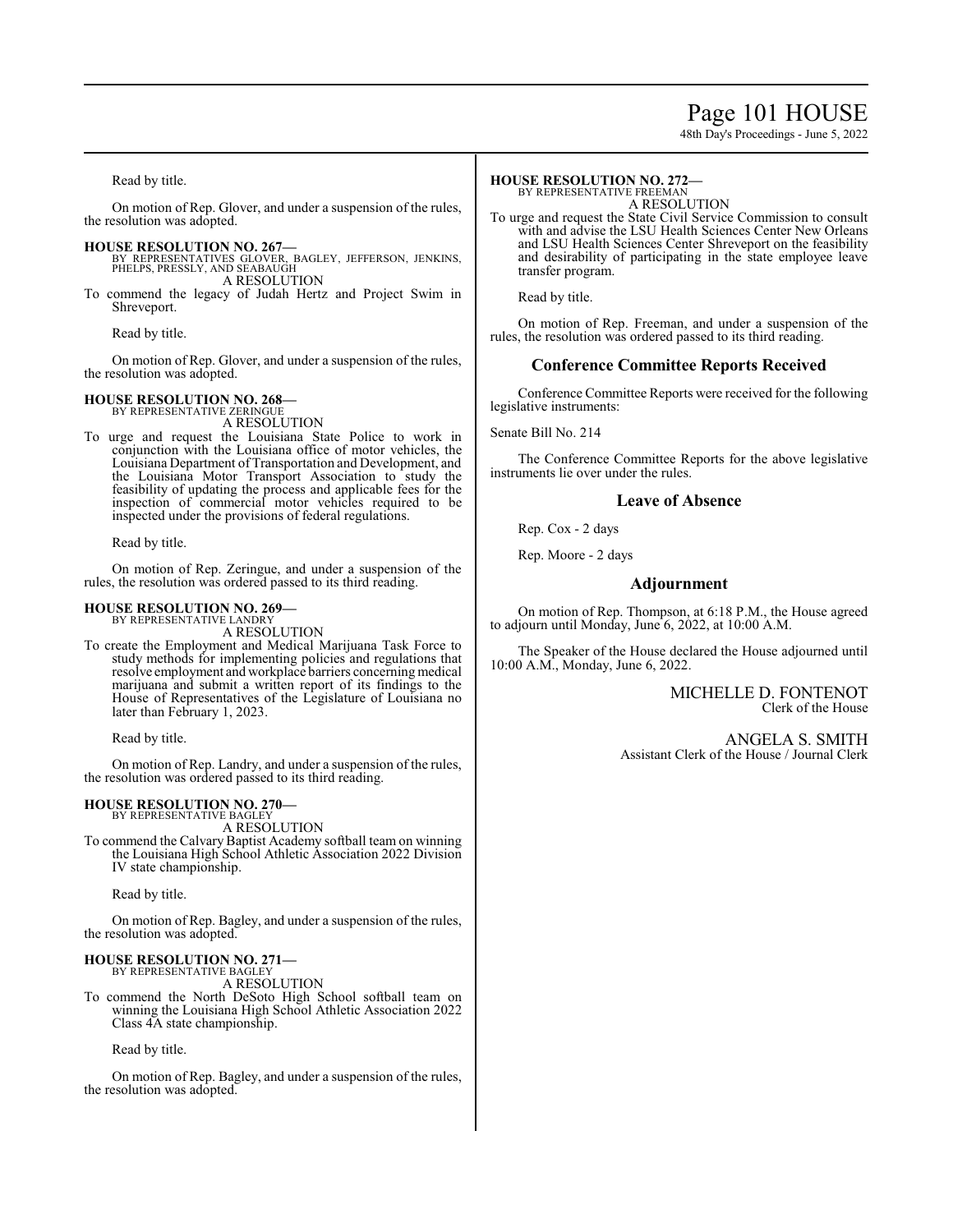Read by title.

On motion of Rep. Glover, and under a suspension of the rules, the resolution was adopted.

**HOUSE RESOLUTION NO. 267—**
BY REPRESENTATIVES GLOVER, BAGLEY, JEFFERSON, JENKINS, PHELPS, PRESSLY, AND SEABAUGH
A RESOLUTION
To commend the legacy of Judah Hertz and Project Swim in Shreveport.

Read by title.

On motion of Rep. Glover, and under a suspension of the rules, the resolution was adopted.

**HOUSE RESOLUTION NO. 268—**
BY REPRESENTATIVE ZERINGUE
A RESOLUTION
To urge and request the Louisiana State Police to work in conjunction with the Louisiana office of motor vehicles, the Louisiana Department of Transportation and Development, and the Louisiana Motor Transport Association to study the feasibility of updating the process and applicable fees for the inspection of commercial motor vehicles required to be inspected under the provisions of federal regulations.

Read by title.

On motion of Rep. Zeringue, and under a suspension of the rules, the resolution was ordered passed to its third reading.

**HOUSE RESOLUTION NO. 269—**
BY REPRESENTATIVE LANDRY
A RESOLUTION
To create the Employment and Medical Marijuana Task Force to study methods for implementing policies and regulations that resolve employment and workplace barriers concerning medical marijuana and submit a written report of its findings to the House of Representatives of the Legislature of Louisiana no later than February 1, 2023.

Read by title.

On motion of Rep. Landry, and under a suspension of the rules, the resolution was ordered passed to its third reading.

**HOUSE RESOLUTION NO. 270—**
BY REPRESENTATIVE BAGLEY
A RESOLUTION
To commend the Calvary Baptist Academy softball team on winning the Louisiana High School Athletic Association 2022 Division IV state championship.

Read by title.

On motion of Rep. Bagley, and under a suspension of the rules, the resolution was adopted.

**HOUSE RESOLUTION NO. 271—**
BY REPRESENTATIVE BAGLEY
A RESOLUTION
To commend the North DeSoto High School softball team on winning the Louisiana High School Athletic Association 2022 Class 4A state championship.

Read by title.

On motion of Rep. Bagley, and under a suspension of the rules, the resolution was adopted.

**HOUSE RESOLUTION NO. 272—**
BY REPRESENTATIVE FREEMAN
A RESOLUTION
To urge and request the State Civil Service Commission to consult with and advise the LSU Health Sciences Center New Orleans and LSU Health Sciences Center Shreveport on the feasibility and desirability of participating in the state employee leave transfer program.

Read by title.

On motion of Rep. Freeman, and under a suspension of the rules, the resolution was ordered passed to its third reading.

## Conference Committee Reports Received

Conference Committee Reports were received for the following legislative instruments:

Senate Bill No. 214

The Conference Committee Reports for the above legislative instruments lie over under the rules.

## Leave of Absence

Rep. Cox - 2 days

Rep. Moore - 2 days

## Adjournment

On motion of Rep. Thompson, at 6:18 P.M., the House agreed to adjourn until Monday, June 6, 2022, at 10:00 A.M.

The Speaker of the House declared the House adjourned until 10:00 A.M., Monday, June 6, 2022.

MICHELLE D. FONTENOT
Clerk of the House

ANGELA S. SMITH
Assistant Clerk of the House / Journal Clerk